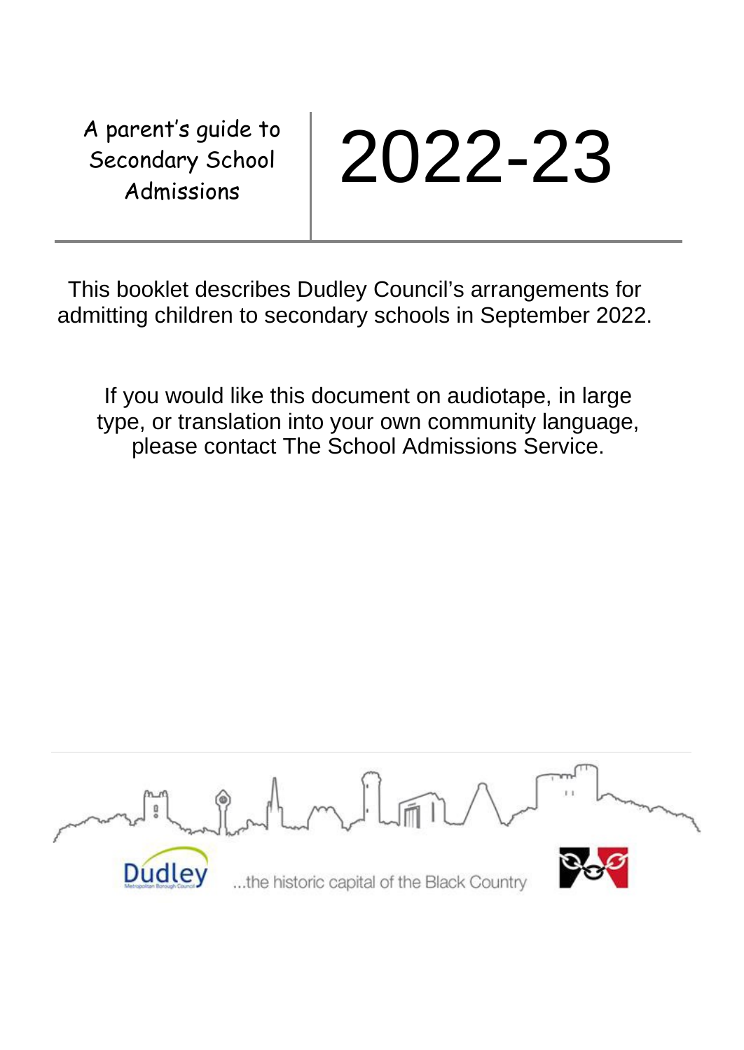# A parent's guide to Secondary School Admissions

# 2022-23

This booklet describes Dudley Council's arrangements for admitting children to secondary schools in September 2022.

If you would like this document on audiotape, in large type, or translation into your own community language, please contact The School Admissions Service.

Dudley

...the historic capital of the Black Country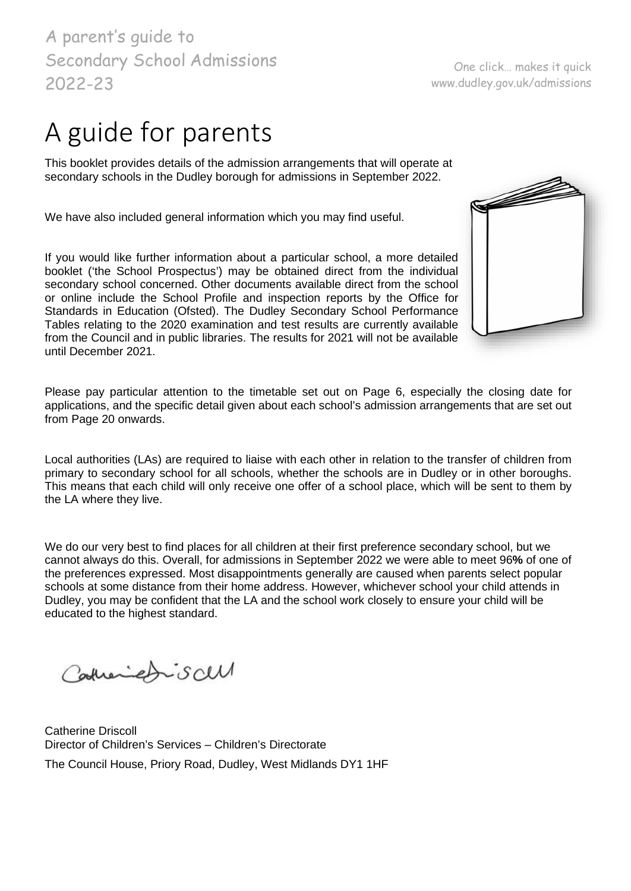A parent's guide to Secondary School Admissions 2022-23

One click… makes it quick
www.dudley.gov.uk/admissions

# A guide for parents

This booklet provides details of the admission arrangements that will operate at secondary schools in the Dudley borough for admissions in September 2022.

We have also included general information which you may find useful.

If you would like further information about a particular school, a more detailed booklet ('the School Prospectus') may be obtained direct from the individual secondary school concerned. Other documents available direct from the school or online include the School Profile and inspection reports by the Office for Standards in Education (Ofsted). The Dudley Secondary School Performance Tables relating to the 2020 examination and test results are currently available from the Council and in public libraries. The results for 2021 will not be available until December 2021.

Please pay particular attention to the timetable set out on Page 6, especially the closing date for applications, and the specific detail given about each school's admission arrangements that are set out from Page 20 onwards.

Local authorities (LAs) are required to liaise with each other in relation to the transfer of children from primary to secondary school for all schools, whether the schools are in Dudley or in other boroughs. This means that each child will only receive one offer of a school place, which will be sent to them by the LA where they live.

We do our very best to find places for all children at their first preference secondary school, but we cannot always do this. Overall, for admissions in September 2022 we were able to meet 96**%** of one of the preferences expressed. Most disappointments generally are caused when parents select popular schools at some distance from their home address. However, whichever school your child attends in Dudley, you may be confident that the LA and the school work closely to ensure your child will be educated to the highest standard.

Catherine Driscoll
Director of Children's Services – Children's Directorate

The Council House, Priory Road, Dudley, West Midlands DY1 1HF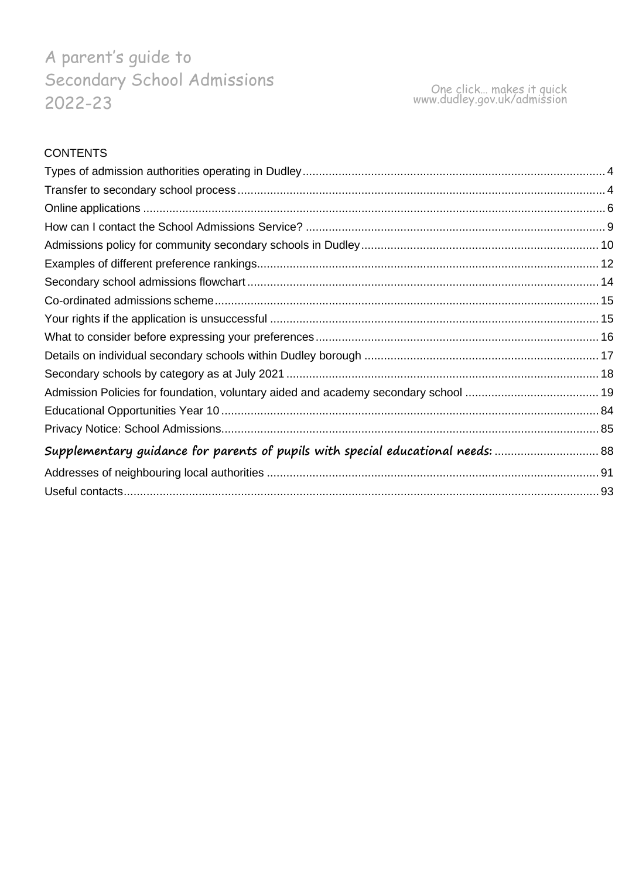# A parent's guide to Secondary School Admissions 2022-23

One click… makes it quick
www.dudley.gov.uk/admission

## CONTENTS

| | |
|---|---|
| Types of admission authorities operating in Dudley | 4 |
| Transfer to secondary school process | 4 |
| Online applications | 6 |
| How can I contact the School Admissions Service? | 9 |
| Admissions policy for community secondary schools in Dudley | 10 |
| Examples of different preference rankings | 12 |
| Secondary school admissions flowchart | 14 |
| Co-ordinated admissions scheme | 15 |
| Your rights if the application is unsuccessful | 15 |
| What to consider before expressing your preferences | 16 |
| Details on individual secondary schools within Dudley borough | 17 |
| Secondary schools by category as at July 2021 | 18 |
| Admission Policies for foundation, voluntary aided and academy secondary school | 19 |
| Educational Opportunities Year 10 | 84 |
| Privacy Notice: School Admissions | 85 |
| *Supplementary guidance for parents of pupils with special educational needs:* | 88 |
| Addresses of neighbouring local authorities | 91 |
| Useful contacts | 93 |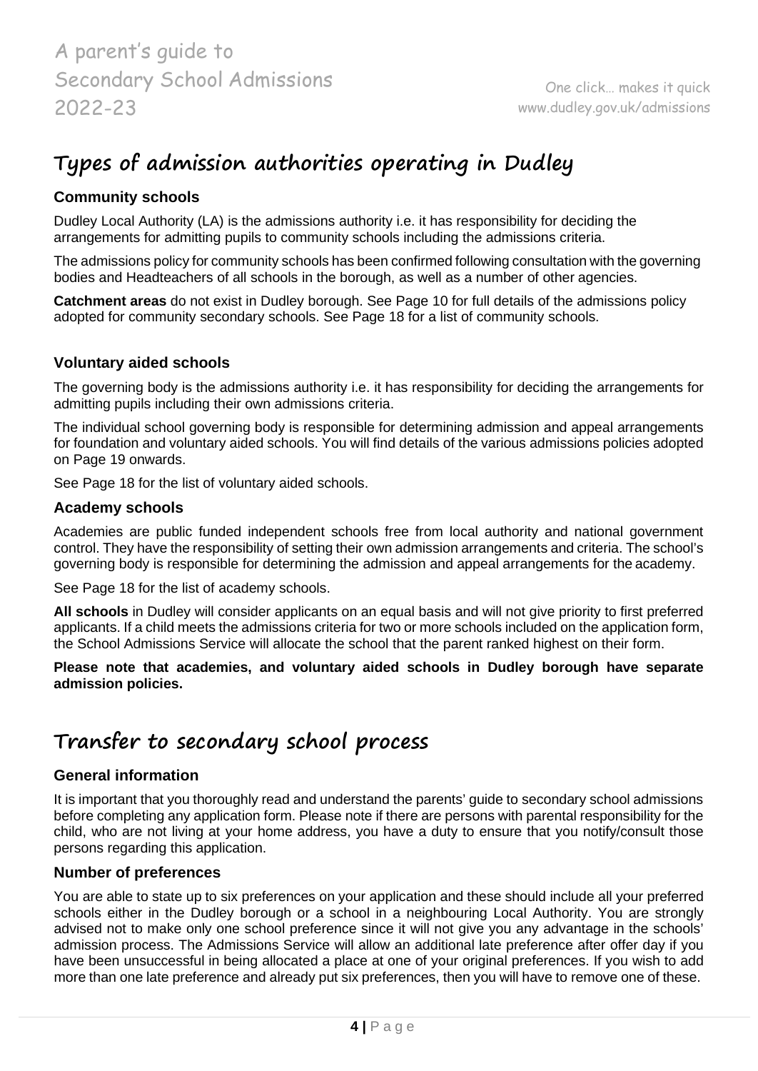# Types of admission authorities operating in Dudley

### Community schools

Dudley Local Authority (LA) is the admissions authority i.e. it has responsibility for deciding the arrangements for admitting pupils to community schools including the admissions criteria.

The admissions policy for community schools has been confirmed following consultation with the governing bodies and Headteachers of all schools in the borough, as well as a number of other agencies.

**Catchment areas** do not exist in Dudley borough. See Page 10 for full details of the admissions policy adopted for community secondary schools. See Page 18 for a list of community schools.

### Voluntary aided schools

The governing body is the admissions authority i.e. it has responsibility for deciding the arrangements for admitting pupils including their own admissions criteria.

The individual school governing body is responsible for determining admission and appeal arrangements for foundation and voluntary aided schools. You will find details of the various admissions policies adopted on Page 19 onwards.

See Page 18 for the list of voluntary aided schools.

### Academy schools

Academies are public funded independent schools free from local authority and national government control. They have the responsibility of setting their own admission arrangements and criteria. The school's governing body is responsible for determining the admission and appeal arrangements for the academy.

See Page 18 for the list of academy schools.

**All schools** in Dudley will consider applicants on an equal basis and will not give priority to first preferred applicants. If a child meets the admissions criteria for two or more schools included on the application form, the School Admissions Service will allocate the school that the parent ranked highest on their form.

**Please note that academies, and voluntary aided schools in Dudley borough have separate admission policies.**

# Transfer to secondary school process

### General information

It is important that you thoroughly read and understand the parents' guide to secondary school admissions before completing any application form. Please note if there are persons with parental responsibility for the child, who are not living at your home address, you have a duty to ensure that you notify/consult those persons regarding this application.

### Number of preferences

You are able to state up to six preferences on your application and these should include all your preferred schools either in the Dudley borough or a school in a neighbouring Local Authority. You are strongly advised not to make only one school preference since it will not give you any advantage in the schools' admission process. The Admissions Service will allow an additional late preference after offer day if you have been unsuccessful in being allocated a place at one of your original preferences. If you wish to add more than one late preference and already put six preferences, then you will have to remove one of these.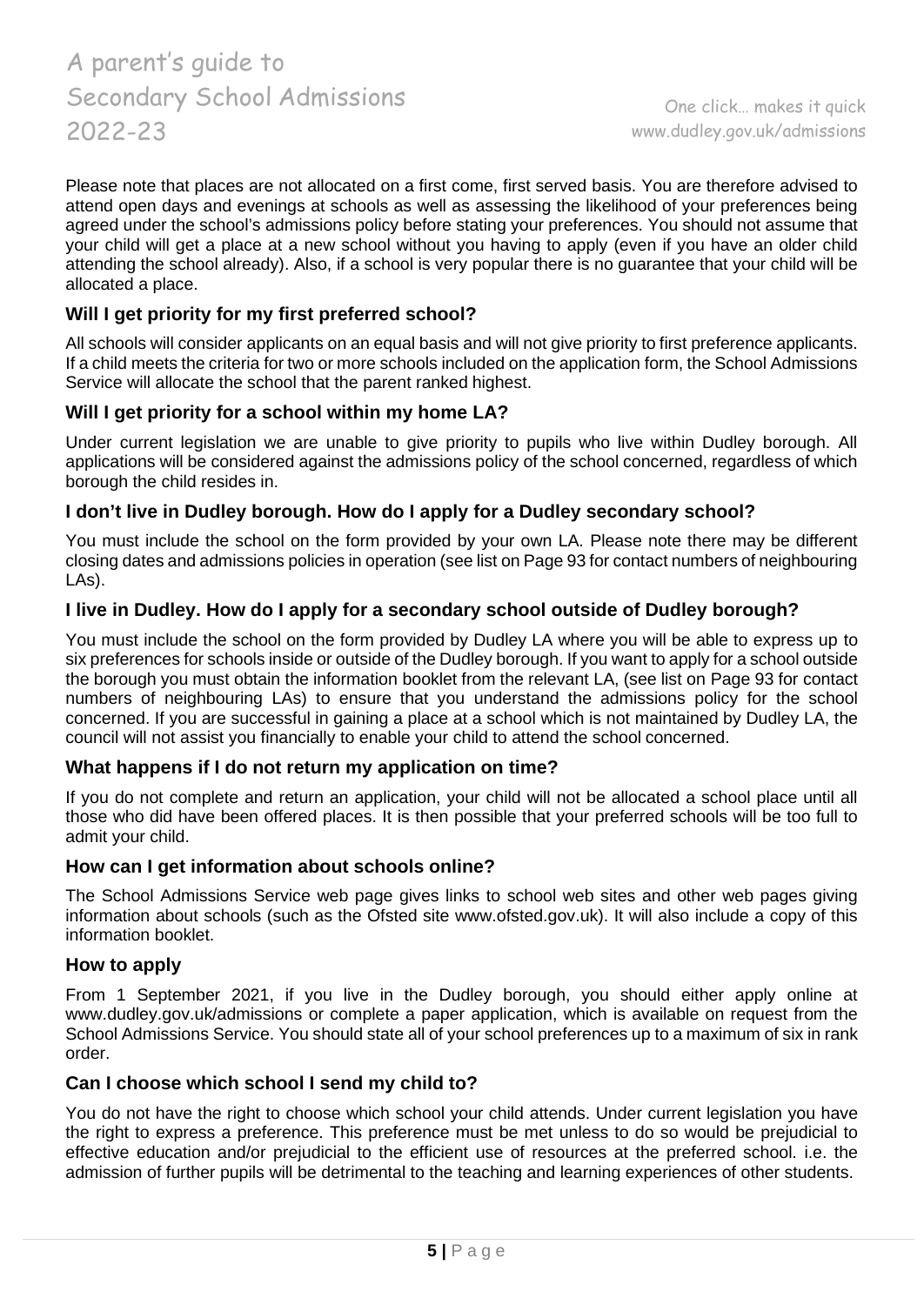Please note that places are not allocated on a first come, first served basis. You are therefore advised to attend open days and evenings at schools as well as assessing the likelihood of your preferences being agreed under the school's admissions policy before stating your preferences. You should not assume that your child will get a place at a new school without you having to apply (even if you have an older child attending the school already). Also, if a school is very popular there is no guarantee that your child will be allocated a place.

### Will I get priority for my first preferred school?

All schools will consider applicants on an equal basis and will not give priority to first preference applicants. If a child meets the criteria for two or more schools included on the application form, the School Admissions Service will allocate the school that the parent ranked highest.

### Will I get priority for a school within my home LA?

Under current legislation we are unable to give priority to pupils who live within Dudley borough. All applications will be considered against the admissions policy of the school concerned, regardless of which borough the child resides in.

### I don't live in Dudley borough. How do I apply for a Dudley secondary school?

You must include the school on the form provided by your own LA. Please note there may be different closing dates and admissions policies in operation (see list on Page 93 for contact numbers of neighbouring LAs).

### I live in Dudley. How do I apply for a secondary school outside of Dudley borough?

You must include the school on the form provided by Dudley LA where you will be able to express up to six preferences for schools inside or outside of the Dudley borough. If you want to apply for a school outside the borough you must obtain the information booklet from the relevant LA, (see list on Page 93 for contact numbers of neighbouring LAs) to ensure that you understand the admissions policy for the school concerned. If you are successful in gaining a place at a school which is not maintained by Dudley LA, the council will not assist you financially to enable your child to attend the school concerned.

### What happens if I do not return my application on time?

If you do not complete and return an application, your child will not be allocated a school place until all those who did have been offered places. It is then possible that your preferred schools will be too full to admit your child.

### How can I get information about schools online?

The School Admissions Service web page gives links to school web sites and other web pages giving information about schools (such as the Ofsted site www.ofsted.gov.uk). It will also include a copy of this information booklet.

### How to apply

From 1 September 2021, if you live in the Dudley borough, you should either apply online at www.dudley.gov.uk/admissions or complete a paper application, which is available on request from the School Admissions Service. You should state all of your school preferences up to a maximum of six in rank order.

### Can I choose which school I send my child to?

You do not have the right to choose which school your child attends. Under current legislation you have the right to express a preference. This preference must be met unless to do so would be prejudicial to effective education and/or prejudicial to the efficient use of resources at the preferred school. i.e. the admission of further pupils will be detrimental to the teaching and learning experiences of other students.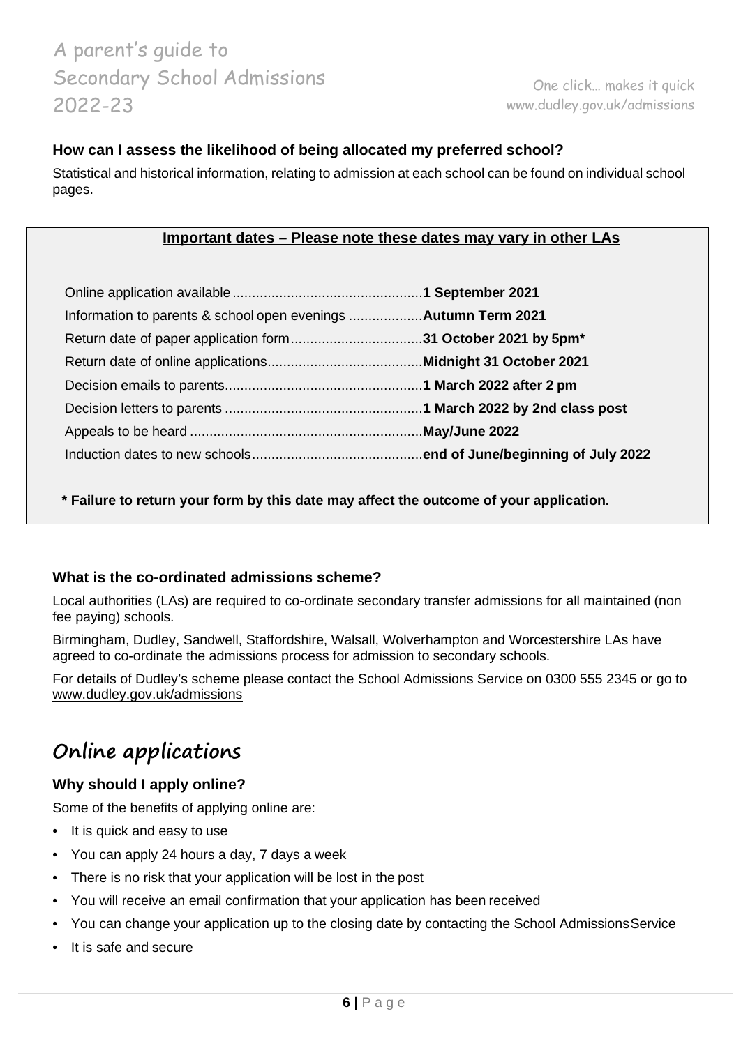### How can I assess the likelihood of being allocated my preferred school?

Statistical and historical information, relating to admission at each school can be found on individual school pages.

**Important dates – Please note these dates may vary in other LAs**

| | |
|---|---|
| Online application available | **1 September 2021** |
| Information to parents & school open evenings | **Autumn Term 2021** |
| Return date of paper application form | **31 October 2021 by 5pm*** |
| Return date of online applications | **Midnight 31 October 2021** |
| Decision emails to parents | **1 March 2022 after 2 pm** |
| Decision letters to parents | **1 March 2022 by 2nd class post** |
| Appeals to be heard | **May/June 2022** |
| Induction dates to new schools | **end of June/beginning of July 2022** |

**\* Failure to return your form by this date may affect the outcome of your application.**

### What is the co-ordinated admissions scheme?

Local authorities (LAs) are required to co-ordinate secondary transfer admissions for all maintained (non fee paying) schools.

Birmingham, Dudley, Sandwell, Staffordshire, Walsall, Wolverhampton and Worcestershire LAs have agreed to co-ordinate the admissions process for admission to secondary schools.

For details of Dudley's scheme please contact the School Admissions Service on 0300 555 2345 or go to www.dudley.gov.uk/admissions

## Online applications

### Why should I apply online?

Some of the benefits of applying online are:

- It is quick and easy to use
- You can apply 24 hours a day, 7 days a week
- There is no risk that your application will be lost in the post
- You will receive an email confirmation that your application has been received
- You can change your application up to the closing date by contacting the School Admissions Service
- It is safe and secure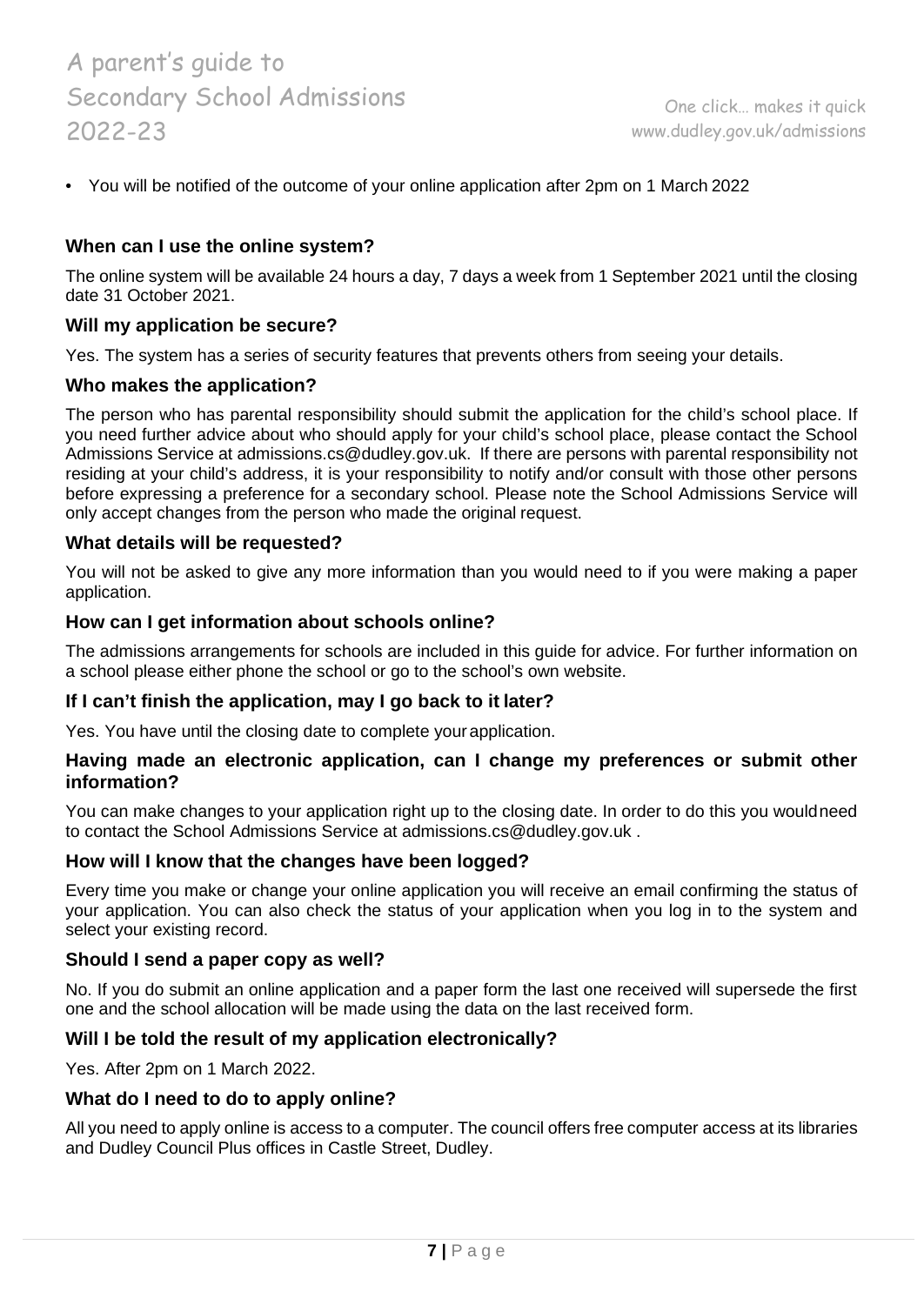- You will be notified of the outcome of your online application after 2pm on 1 March 2022

### When can I use the online system?

The online system will be available 24 hours a day, 7 days a week from 1 September 2021 until the closing date 31 October 2021.

### Will my application be secure?

Yes. The system has a series of security features that prevents others from seeing your details.

### Who makes the application?

The person who has parental responsibility should submit the application for the child's school place. If you need further advice about who should apply for your child's school place, please contact the School Admissions Service at admissions.cs@dudley.gov.uk. If there are persons with parental responsibility not residing at your child's address, it is your responsibility to notify and/or consult with those other persons before expressing a preference for a secondary school. Please note the School Admissions Service will only accept changes from the person who made the original request.

### What details will be requested?

You will not be asked to give any more information than you would need to if you were making a paper application.

### How can I get information about schools online?

The admissions arrangements for schools are included in this guide for advice. For further information on a school please either phone the school or go to the school's own website.

### If I can't finish the application, may I go back to it later?

Yes. You have until the closing date to complete your application.

### Having made an electronic application, can I change my preferences or submit other information?

You can make changes to your application right up to the closing date. In order to do this you would need to contact the School Admissions Service at admissions.cs@dudley.gov.uk .

### How will I know that the changes have been logged?

Every time you make or change your online application you will receive an email confirming the status of your application. You can also check the status of your application when you log in to the system and select your existing record.

### Should I send a paper copy as well?

No. If you do submit an online application and a paper form the last one received will supersede the first one and the school allocation will be made using the data on the last received form.

### Will I be told the result of my application electronically?

Yes. After 2pm on 1 March 2022.

### What do I need to do to apply online?

All you need to apply online is access to a computer. The council offers free computer access at its libraries and Dudley Council Plus offices in Castle Street, Dudley.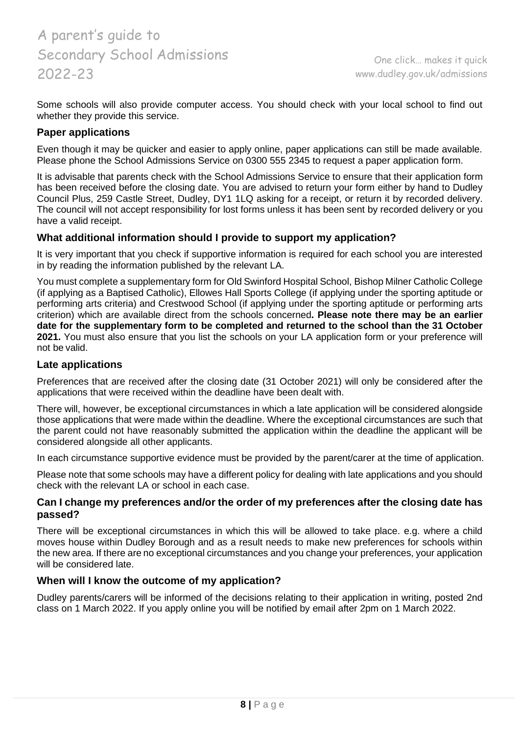Some schools will also provide computer access. You should check with your local school to find out whether they provide this service.

## Paper applications

Even though it may be quicker and easier to apply online, paper applications can still be made available. Please phone the School Admissions Service on 0300 555 2345 to request a paper application form.

It is advisable that parents check with the School Admissions Service to ensure that their application form has been received before the closing date. You are advised to return your form either by hand to Dudley Council Plus, 259 Castle Street, Dudley, DY1 1LQ asking for a receipt, or return it by recorded delivery. The council will not accept responsibility for lost forms unless it has been sent by recorded delivery or you have a valid receipt.

## What additional information should I provide to support my application?

It is very important that you check if supportive information is required for each school you are interested in by reading the information published by the relevant LA.

You must complete a supplementary form for Old Swinford Hospital School, Bishop Milner Catholic College (if applying as a Baptised Catholic), Ellowes Hall Sports College (if applying under the sporting aptitude or performing arts criteria) and Crestwood School (if applying under the sporting aptitude or performing arts criterion) which are available direct from the schools concerned**. Please note there may be an earlier date for the supplementary form to be completed and returned to the school than the 31 October 2021.** You must also ensure that you list the schools on your LA application form or your preference will not be valid.

## Late applications

Preferences that are received after the closing date (31 October 2021) will only be considered after the applications that were received within the deadline have been dealt with.

There will, however, be exceptional circumstances in which a late application will be considered alongside those applications that were made within the deadline. Where the exceptional circumstances are such that the parent could not have reasonably submitted the application within the deadline the applicant will be considered alongside all other applicants.

In each circumstance supportive evidence must be provided by the parent/carer at the time of application.

Please note that some schools may have a different policy for dealing with late applications and you should check with the relevant LA or school in each case.

## Can I change my preferences and/or the order of my preferences after the closing date has passed?

There will be exceptional circumstances in which this will be allowed to take place. e.g. where a child moves house within Dudley Borough and as a result needs to make new preferences for schools within the new area. If there are no exceptional circumstances and you change your preferences, your application will be considered late.

## When will I know the outcome of my application?

Dudley parents/carers will be informed of the decisions relating to their application in writing, posted 2nd class on 1 March 2022. If you apply online you will be notified by email after 2pm on 1 March 2022.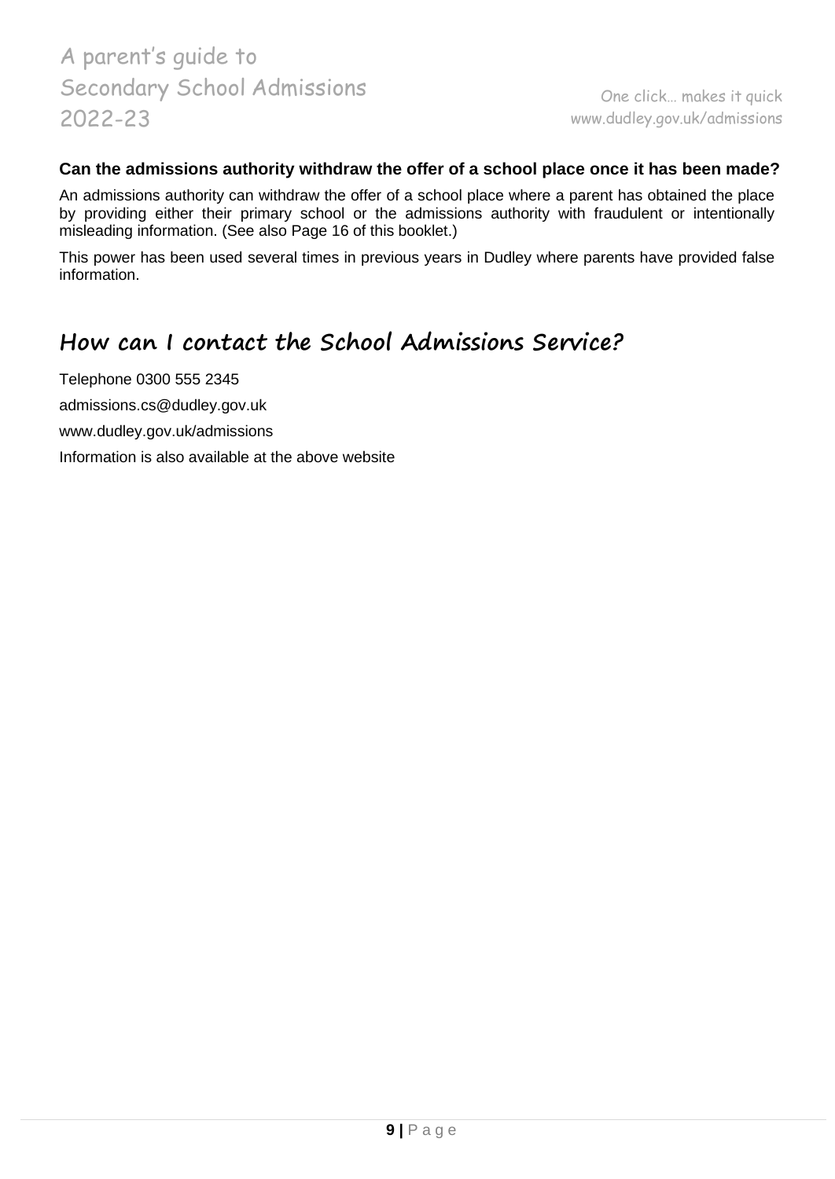**Can the admissions authority withdraw the offer of a school place once it has been made?**

An admissions authority can withdraw the offer of a school place where a parent has obtained the place by providing either their primary school or the admissions authority with fraudulent or intentionally misleading information. (See also Page 16 of this booklet.)

This power has been used several times in previous years in Dudley where parents have provided false information.

## How can I contact the School Admissions Service?

Telephone 0300 555 2345

admissions.cs@dudley.gov.uk

www.dudley.gov.uk/admissions

Information is also available at the above website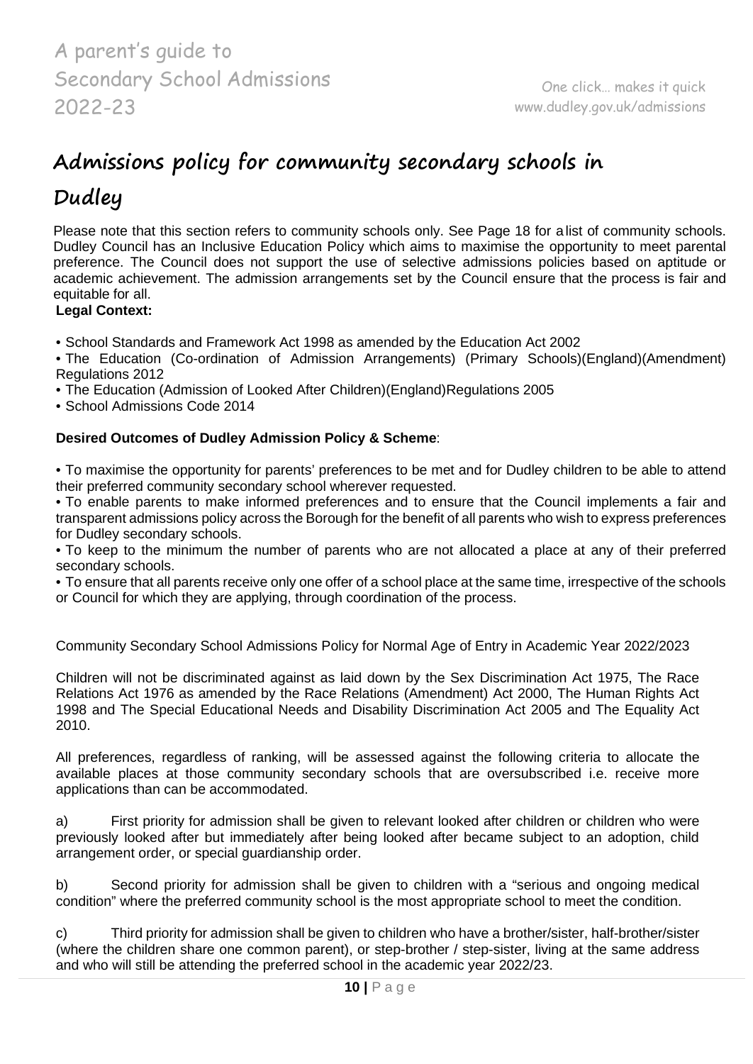# Admissions policy for community secondary schools in Dudley

Please note that this section refers to community schools only. See Page 18 for a list of community schools. Dudley Council has an Inclusive Education Policy which aims to maximise the opportunity to meet parental preference. The Council does not support the use of selective admissions policies based on aptitude or academic achievement. The admission arrangements set by the Council ensure that the process is fair and equitable for all.

**Legal Context:**

- School Standards and Framework Act 1998 as amended by the Education Act 2002
- The Education (Co-ordination of Admission Arrangements) (Primary Schools)(England)(Amendment) Regulations 2012
- The Education (Admission of Looked After Children)(England)Regulations 2005
- School Admissions Code 2014

**Desired Outcomes of Dudley Admission Policy & Scheme**:

- To maximise the opportunity for parents' preferences to be met and for Dudley children to be able to attend their preferred community secondary school wherever requested.
- To enable parents to make informed preferences and to ensure that the Council implements a fair and transparent admissions policy across the Borough for the benefit of all parents who wish to express preferences for Dudley secondary schools.
- To keep to the minimum the number of parents who are not allocated a place at any of their preferred secondary schools.
- To ensure that all parents receive only one offer of a school place at the same time, irrespective of the schools or Council for which they are applying, through coordination of the process.

Community Secondary School Admissions Policy for Normal Age of Entry in Academic Year 2022/2023

Children will not be discriminated against as laid down by the Sex Discrimination Act 1975, The Race Relations Act 1976 as amended by the Race Relations (Amendment) Act 2000, The Human Rights Act 1998 and The Special Educational Needs and Disability Discrimination Act 2005 and The Equality Act 2010.

All preferences, regardless of ranking, will be assessed against the following criteria to allocate the available places at those community secondary schools that are oversubscribed i.e. receive more applications than can be accommodated.

a) First priority for admission shall be given to relevant looked after children or children who were previously looked after but immediately after being looked after became subject to an adoption, child arrangement order, or special guardianship order.

b) Second priority for admission shall be given to children with a "serious and ongoing medical condition" where the preferred community school is the most appropriate school to meet the condition.

c) Third priority for admission shall be given to children who have a brother/sister, half-brother/sister (where the children share one common parent), or step-brother / step-sister, living at the same address and who will still be attending the preferred school in the academic year 2022/23.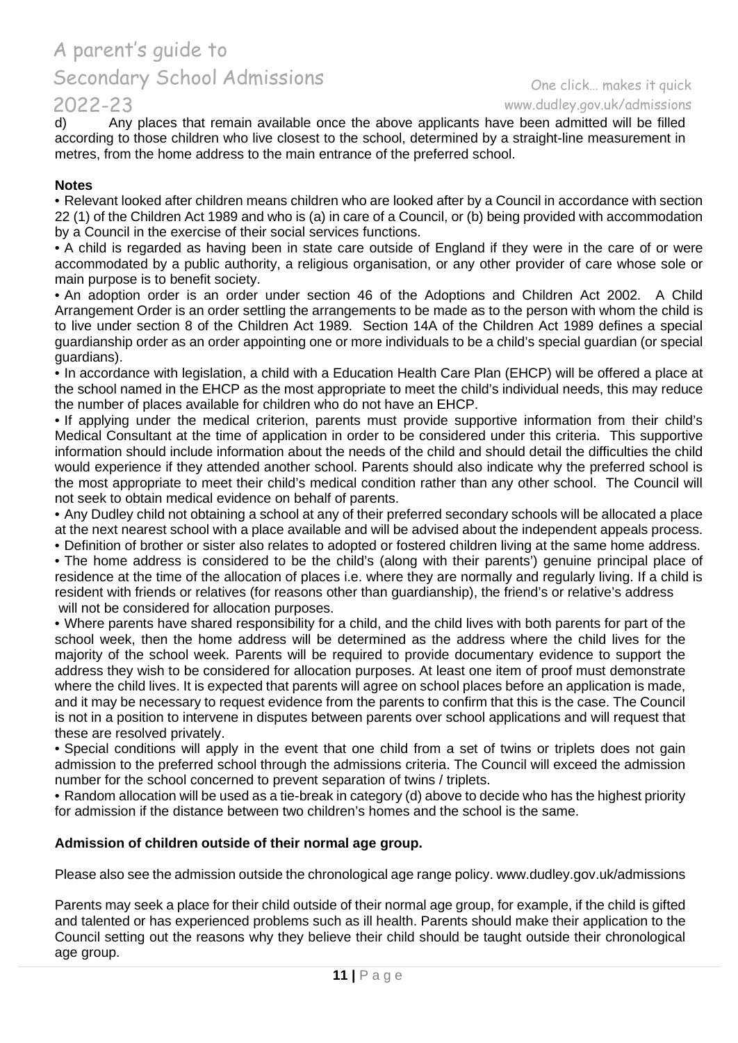d) Any places that remain available once the above applicants have been admitted will be filled according to those children who live closest to the school, determined by a straight-line measurement in metres, from the home address to the main entrance of the preferred school.

**Notes**

- Relevant looked after children means children who are looked after by a Council in accordance with section 22 (1) of the Children Act 1989 and who is (a) in care of a Council, or (b) being provided with accommodation by a Council in the exercise of their social services functions.
- A child is regarded as having been in state care outside of England if they were in the care of or were accommodated by a public authority, a religious organisation, or any other provider of care whose sole or main purpose is to benefit society.
- An adoption order is an order under section 46 of the Adoptions and Children Act 2002. A Child Arrangement Order is an order settling the arrangements to be made as to the person with whom the child is to live under section 8 of the Children Act 1989. Section 14A of the Children Act 1989 defines a special guardianship order as an order appointing one or more individuals to be a child's special guardian (or special guardians).
- In accordance with legislation, a child with a Education Health Care Plan (EHCP) will be offered a place at the school named in the EHCP as the most appropriate to meet the child's individual needs, this may reduce the number of places available for children who do not have an EHCP.
- If applying under the medical criterion, parents must provide supportive information from their child's Medical Consultant at the time of application in order to be considered under this criteria. This supportive information should include information about the needs of the child and should detail the difficulties the child would experience if they attended another school. Parents should also indicate why the preferred school is the most appropriate to meet their child's medical condition rather than any other school. The Council will not seek to obtain medical evidence on behalf of parents.
- Any Dudley child not obtaining a school at any of their preferred secondary schools will be allocated a place at the next nearest school with a place available and will be advised about the independent appeals process.
- Definition of brother or sister also relates to adopted or fostered children living at the same home address.
- The home address is considered to be the child's (along with their parents') genuine principal place of residence at the time of the allocation of places i.e. where they are normally and regularly living. If a child is resident with friends or relatives (for reasons other than guardianship), the friend's or relative's address will not be considered for allocation purposes.
- Where parents have shared responsibility for a child, and the child lives with both parents for part of the school week, then the home address will be determined as the address where the child lives for the majority of the school week. Parents will be required to provide documentary evidence to support the address they wish to be considered for allocation purposes. At least one item of proof must demonstrate where the child lives. It is expected that parents will agree on school places before an application is made, and it may be necessary to request evidence from the parents to confirm that this is the case. The Council is not in a position to intervene in disputes between parents over school applications and will request that these are resolved privately.
- Special conditions will apply in the event that one child from a set of twins or triplets does not gain admission to the preferred school through the admissions criteria. The Council will exceed the admission number for the school concerned to prevent separation of twins / triplets.
- Random allocation will be used as a tie-break in category (d) above to decide who has the highest priority for admission if the distance between two children's homes and the school is the same.

**Admission of children outside of their normal age group.**

Please also see the admission outside the chronological age range policy. www.dudley.gov.uk/admissions

Parents may seek a place for their child outside of their normal age group, for example, if the child is gifted and talented or has experienced problems such as ill health. Parents should make their application to the Council setting out the reasons why they believe their child should be taught outside their chronological age group.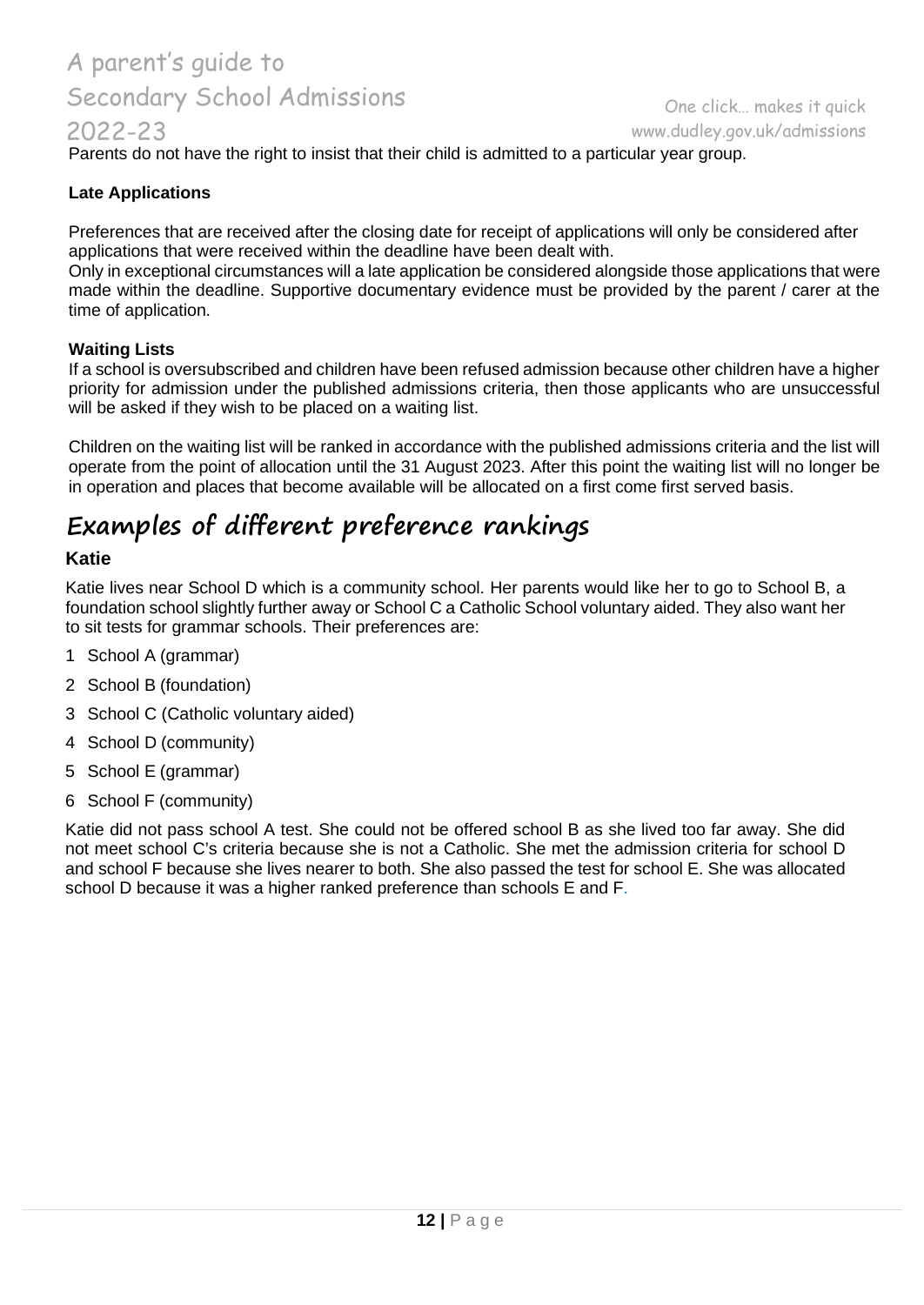Parents do not have the right to insist that their child is admitted to a particular year group.

**Late Applications**

Preferences that are received after the closing date for receipt of applications will only be considered after applications that were received within the deadline have been dealt with.
Only in exceptional circumstances will a late application be considered alongside those applications that were made within the deadline. Supportive documentary evidence must be provided by the parent / carer at the time of application.

**Waiting Lists**

If a school is oversubscribed and children have been refused admission because other children have a higher priority for admission under the published admissions criteria, then those applicants who are unsuccessful will be asked if they wish to be placed on a waiting list.

Children on the waiting list will be ranked in accordance with the published admissions criteria and the list will operate from the point of allocation until the 31 August 2023. After this point the waiting list will no longer be in operation and places that become available will be allocated on a first come first served basis.

# Examples of different preference rankings

### Katie

Katie lives near School D which is a community school. Her parents would like her to go to School B, a foundation school slightly further away or School C a Catholic School voluntary aided. They also want her to sit tests for grammar schools. Their preferences are:

1 School A (grammar)
2 School B (foundation)
3 School C (Catholic voluntary aided)
4 School D (community)
5 School E (grammar)
6 School F (community)

Katie did not pass school A test. She could not be offered school B as she lived too far away. She did not meet school C's criteria because she is not a Catholic. She met the admission criteria for school D and school F because she lives nearer to both. She also passed the test for school E. She was allocated school D because it was a higher ranked preference than schools E and F.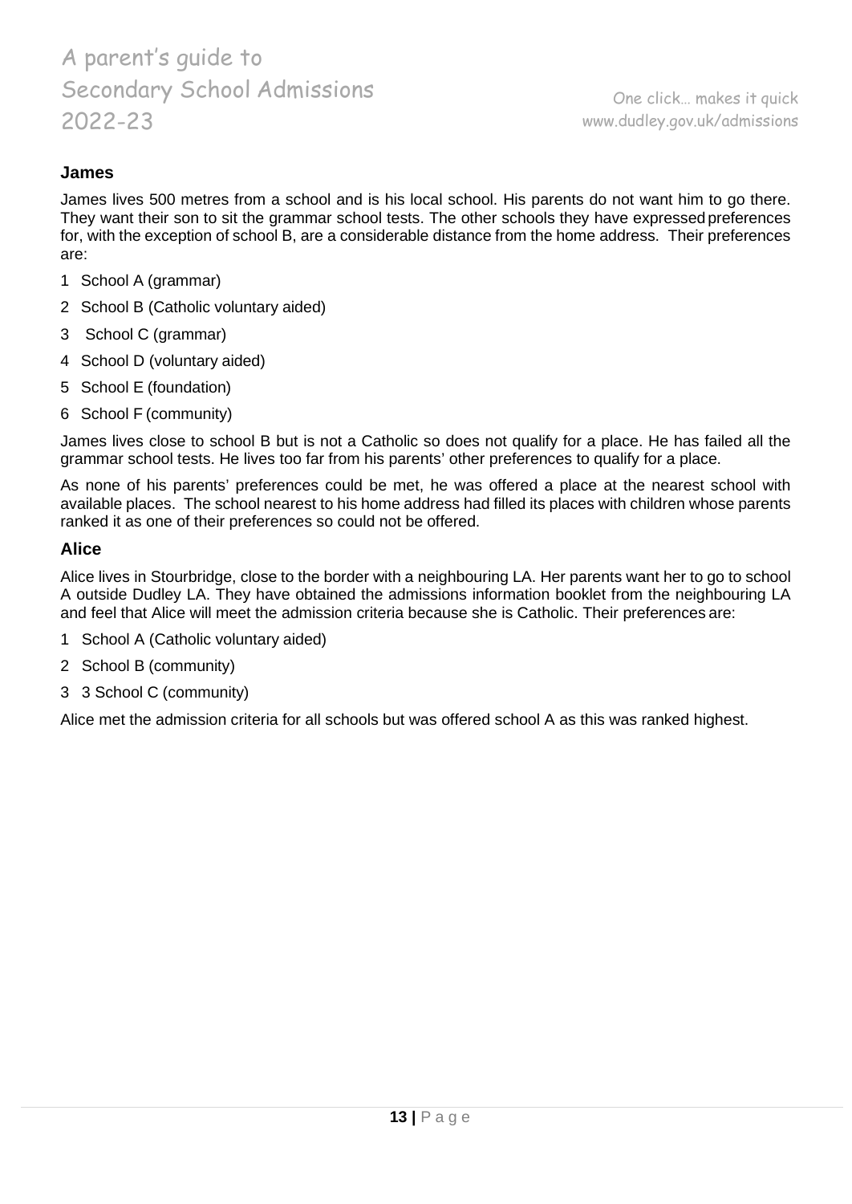### James

James lives 500 metres from a school and is his local school. His parents do not want him to go there. They want their son to sit the grammar school tests. The other schools they have expressed preferences for, with the exception of school B, are a considerable distance from the home address. Their preferences are:

1 School A (grammar)
2 School B (Catholic voluntary aided)
3 School C (grammar)
4 School D (voluntary aided)
5 School E (foundation)
6 School F (community)

James lives close to school B but is not a Catholic so does not qualify for a place. He has failed all the grammar school tests. He lives too far from his parents' other preferences to qualify for a place.

As none of his parents' preferences could be met, he was offered a place at the nearest school with available places. The school nearest to his home address had filled its places with children whose parents ranked it as one of their preferences so could not be offered.

### Alice

Alice lives in Stourbridge, close to the border with a neighbouring LA. Her parents want her to go to school A outside Dudley LA. They have obtained the admissions information booklet from the neighbouring LA and feel that Alice will meet the admission criteria because she is Catholic. Their preferences are:

1 School A (Catholic voluntary aided)
2 School B (community)
3 3 School C (community)

Alice met the admission criteria for all schools but was offered school A as this was ranked highest.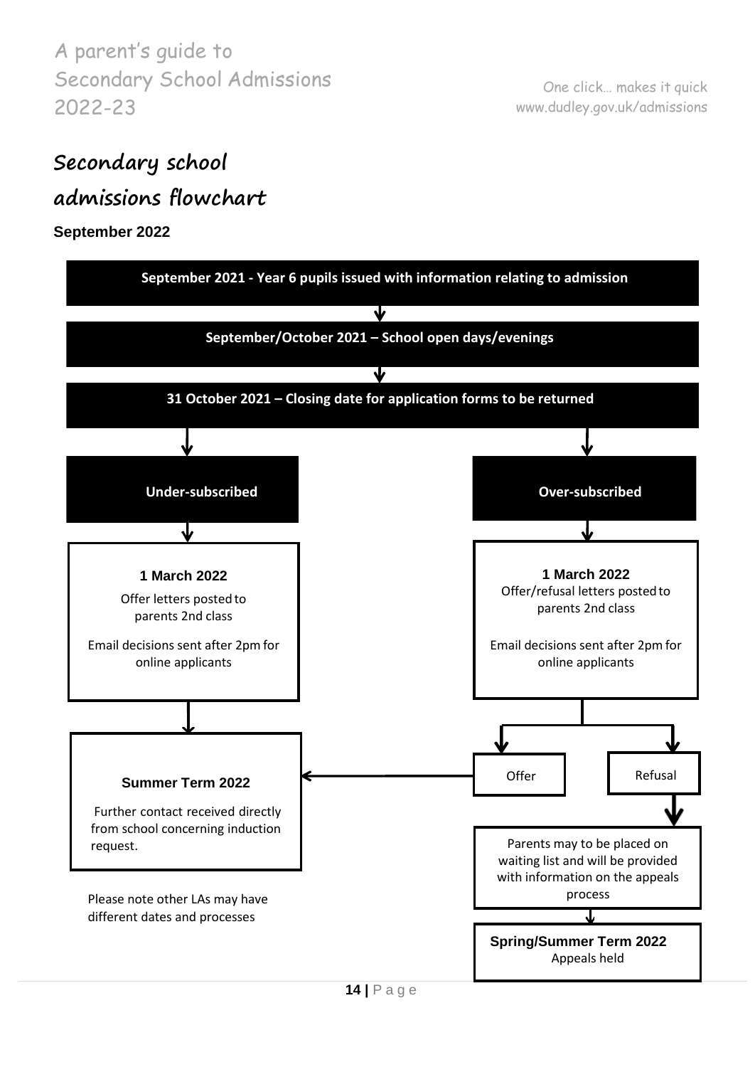# Secondary school admissions flowchart

**September 2022**

**September 2021 - Year 6 pupils issued with information relating to admission**

↓

**September/October 2021 – School open days/evenings**

↓

**31 October 2021 – Closing date for application forms to be returned**

↓

**Under-subscribed**

↓

**1 March 2022**

Offer letters posted to parents 2nd class

Email decisions sent after 2pm for online applicants

↓

**Summer Term 2022**

Further contact received directly from school concerning induction request.

**Over-subscribed**

↓

**1 March 2022**

Offer/refusal letters posted to parents 2nd class

Email decisions sent after 2pm for online applicants

↓

Offer → Summer Term 2022

Refusal

↓

Parents may to be placed on waiting list and will be provided with information on the appeals process

↓

**Spring/Summer Term 2022**

Appeals held

Please note other LAs may have different dates and processes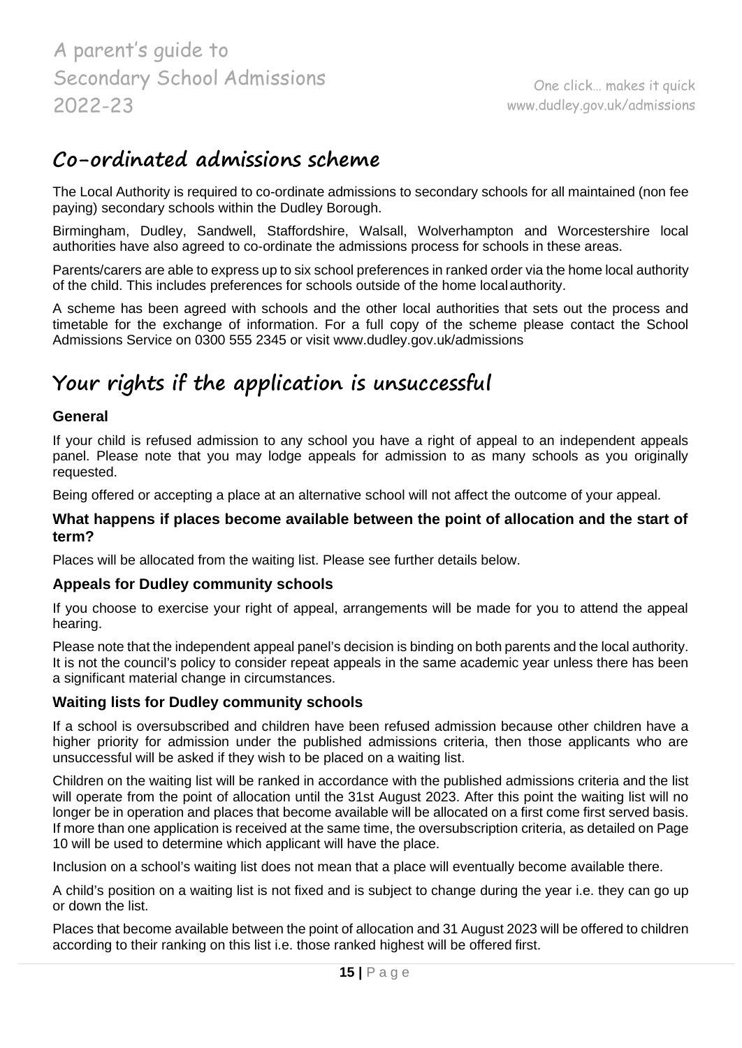## Co-ordinated admissions scheme

The Local Authority is required to co-ordinate admissions to secondary schools for all maintained (non fee paying) secondary schools within the Dudley Borough.

Birmingham, Dudley, Sandwell, Staffordshire, Walsall, Wolverhampton and Worcestershire local authorities have also agreed to co-ordinate the admissions process for schools in these areas.

Parents/carers are able to express up to six school preferences in ranked order via the home local authority of the child. This includes preferences for schools outside of the home local authority.

A scheme has been agreed with schools and the other local authorities that sets out the process and timetable for the exchange of information. For a full copy of the scheme please contact the School Admissions Service on 0300 555 2345 or visit www.dudley.gov.uk/admissions

## Your rights if the application is unsuccessful

### General

If your child is refused admission to any school you have a right of appeal to an independent appeals panel. Please note that you may lodge appeals for admission to as many schools as you originally requested.

Being offered or accepting a place at an alternative school will not affect the outcome of your appeal.

### What happens if places become available between the point of allocation and the start of term?

Places will be allocated from the waiting list. Please see further details below.

### Appeals for Dudley community schools

If you choose to exercise your right of appeal, arrangements will be made for you to attend the appeal hearing.

Please note that the independent appeal panel's decision is binding on both parents and the local authority. It is not the council's policy to consider repeat appeals in the same academic year unless there has been a significant material change in circumstances.

### Waiting lists for Dudley community schools

If a school is oversubscribed and children have been refused admission because other children have a higher priority for admission under the published admissions criteria, then those applicants who are unsuccessful will be asked if they wish to be placed on a waiting list.

Children on the waiting list will be ranked in accordance with the published admissions criteria and the list will operate from the point of allocation until the 31st August 2023. After this point the waiting list will no longer be in operation and places that become available will be allocated on a first come first served basis. If more than one application is received at the same time, the oversubscription criteria, as detailed on Page 10 will be used to determine which applicant will have the place.

Inclusion on a school's waiting list does not mean that a place will eventually become available there.

A child's position on a waiting list is not fixed and is subject to change during the year i.e. they can go up or down the list.

Places that become available between the point of allocation and 31 August 2023 will be offered to children according to their ranking on this list i.e. those ranked highest will be offered first.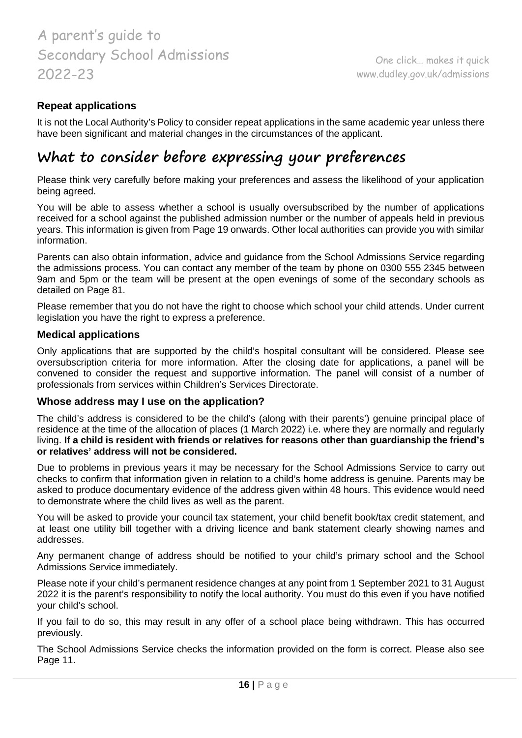### Repeat applications

It is not the Local Authority's Policy to consider repeat applications in the same academic year unless there have been significant and material changes in the circumstances of the applicant.

## What to consider before expressing your preferences

Please think very carefully before making your preferences and assess the likelihood of your application being agreed.

You will be able to assess whether a school is usually oversubscribed by the number of applications received for a school against the published admission number or the number of appeals held in previous years. This information is given from Page 19 onwards. Other local authorities can provide you with similar information.

Parents can also obtain information, advice and guidance from the School Admissions Service regarding the admissions process. You can contact any member of the team by phone on 0300 555 2345 between 9am and 5pm or the team will be present at the open evenings of some of the secondary schools as detailed on Page 81.

Please remember that you do not have the right to choose which school your child attends. Under current legislation you have the right to express a preference.

### Medical applications

Only applications that are supported by the child's hospital consultant will be considered. Please see oversubscription criteria for more information. After the closing date for applications, a panel will be convened to consider the request and supportive information. The panel will consist of a number of professionals from services within Children's Services Directorate.

### Whose address may I use on the application?

The child's address is considered to be the child's (along with their parents') genuine principal place of residence at the time of the allocation of places (1 March 2022) i.e. where they are normally and regularly living. **If a child is resident with friends or relatives for reasons other than guardianship the friend's or relatives' address will not be considered.**

Due to problems in previous years it may be necessary for the School Admissions Service to carry out checks to confirm that information given in relation to a child's home address is genuine. Parents may be asked to produce documentary evidence of the address given within 48 hours. This evidence would need to demonstrate where the child lives as well as the parent.

You will be asked to provide your council tax statement, your child benefit book/tax credit statement, and at least one utility bill together with a driving licence and bank statement clearly showing names and addresses.

Any permanent change of address should be notified to your child's primary school and the School Admissions Service immediately.

Please note if your child's permanent residence changes at any point from 1 September 2021 to 31 August 2022 it is the parent's responsibility to notify the local authority. You must do this even if you have notified your child's school.

If you fail to do so, this may result in any offer of a school place being withdrawn. This has occurred previously.

The School Admissions Service checks the information provided on the form is correct. Please also see Page 11.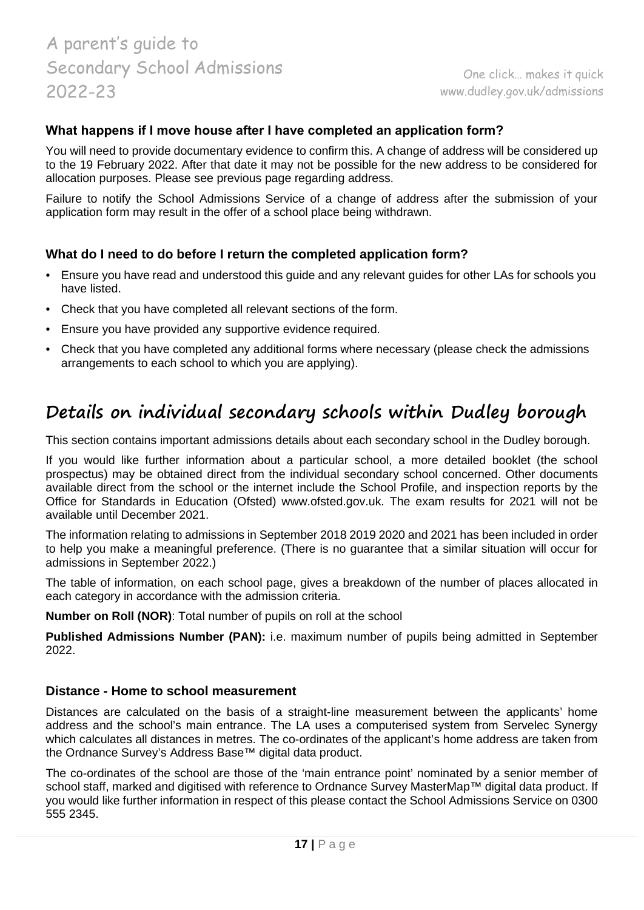### What happens if I move house after I have completed an application form?

You will need to provide documentary evidence to confirm this. A change of address will be considered up to the 19 February 2022. After that date it may not be possible for the new address to be considered for allocation purposes. Please see previous page regarding address.

Failure to notify the School Admissions Service of a change of address after the submission of your application form may result in the offer of a school place being withdrawn.

### What do I need to do before I return the completed application form?

- Ensure you have read and understood this guide and any relevant guides for other LAs for schools you have listed.
- Check that you have completed all relevant sections of the form.
- Ensure you have provided any supportive evidence required.
- Check that you have completed any additional forms where necessary (please check the admissions arrangements to each school to which you are applying).

## Details on individual secondary schools within Dudley borough

This section contains important admissions details about each secondary school in the Dudley borough.

If you would like further information about a particular school, a more detailed booklet (the school prospectus) may be obtained direct from the individual secondary school concerned. Other documents available direct from the school or the internet include the School Profile, and inspection reports by the Office for Standards in Education (Ofsted) www.ofsted.gov.uk. The exam results for 2021 will not be available until December 2021.

The information relating to admissions in September 2018 2019 2020 and 2021 has been included in order to help you make a meaningful preference. (There is no guarantee that a similar situation will occur for admissions in September 2022.)

The table of information, on each school page, gives a breakdown of the number of places allocated in each category in accordance with the admission criteria.

**Number on Roll (NOR)**: Total number of pupils on roll at the school

**Published Admissions Number (PAN):** i.e. maximum number of pupils being admitted in September 2022.

### Distance - Home to school measurement

Distances are calculated on the basis of a straight-line measurement between the applicants' home address and the school's main entrance. The LA uses a computerised system from Servelec Synergy which calculates all distances in metres. The co-ordinates of the applicant's home address are taken from the Ordnance Survey's Address Base™ digital data product.

The co-ordinates of the school are those of the 'main entrance point' nominated by a senior member of school staff, marked and digitised with reference to Ordnance Survey MasterMap™ digital data product. If you would like further information in respect of this please contact the School Admissions Service on 0300 555 2345.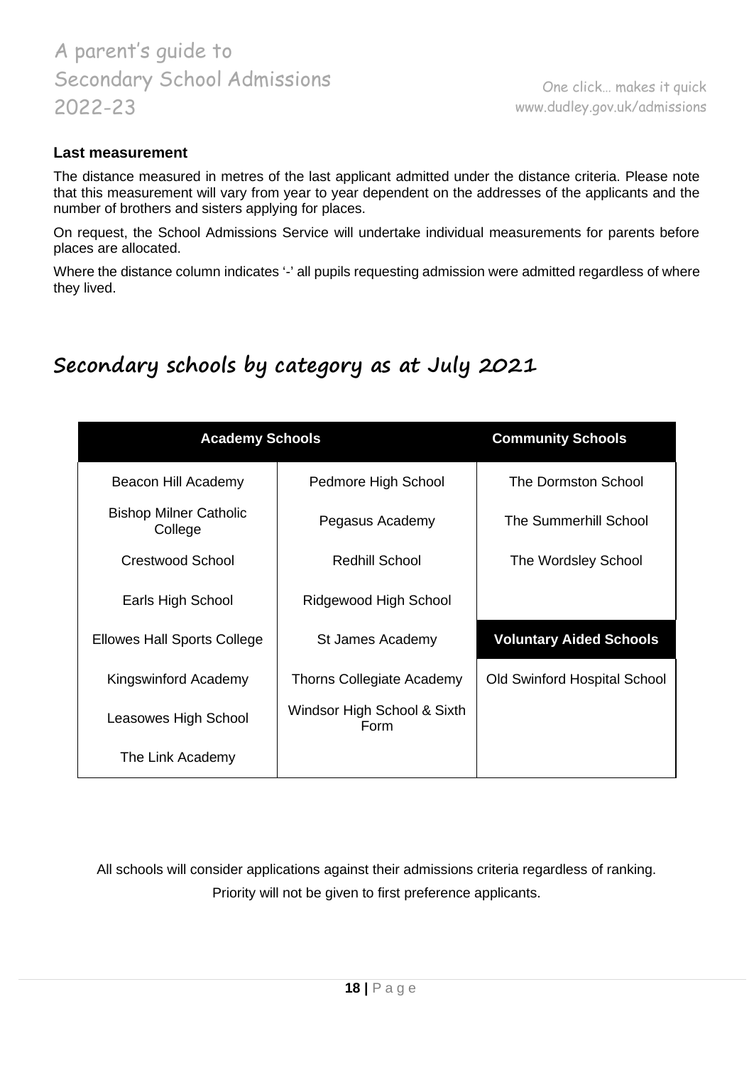### Last measurement

The distance measured in metres of the last applicant admitted under the distance criteria. Please note that this measurement will vary from year to year dependent on the addresses of the applicants and the number of brothers and sisters applying for places.

On request, the School Admissions Service will undertake individual measurements for parents before places are allocated.

Where the distance column indicates '-' all pupils requesting admission were admitted regardless of where they lived.

## Secondary schools by category as at July 2021

| Academy Schools | | Community Schools |
|---|---|---|
| Beacon Hill Academy | Pedmore High School | The Dormston School |
| Bishop Milner Catholic College | Pegasus Academy | The Summerhill School |
| Crestwood School | Redhill School | The Wordsley School |
| Earls High School | Ridgewood High School | |
| Ellowes Hall Sports College | St James Academy | **Voluntary Aided Schools** |
| Kingswinford Academy | Thorns Collegiate Academy | Old Swinford Hospital School |
| Leasowes High School | Windsor High School & Sixth Form | |
| The Link Academy | | |

All schools will consider applications against their admissions criteria regardless of ranking.
Priority will not be given to first preference applicants.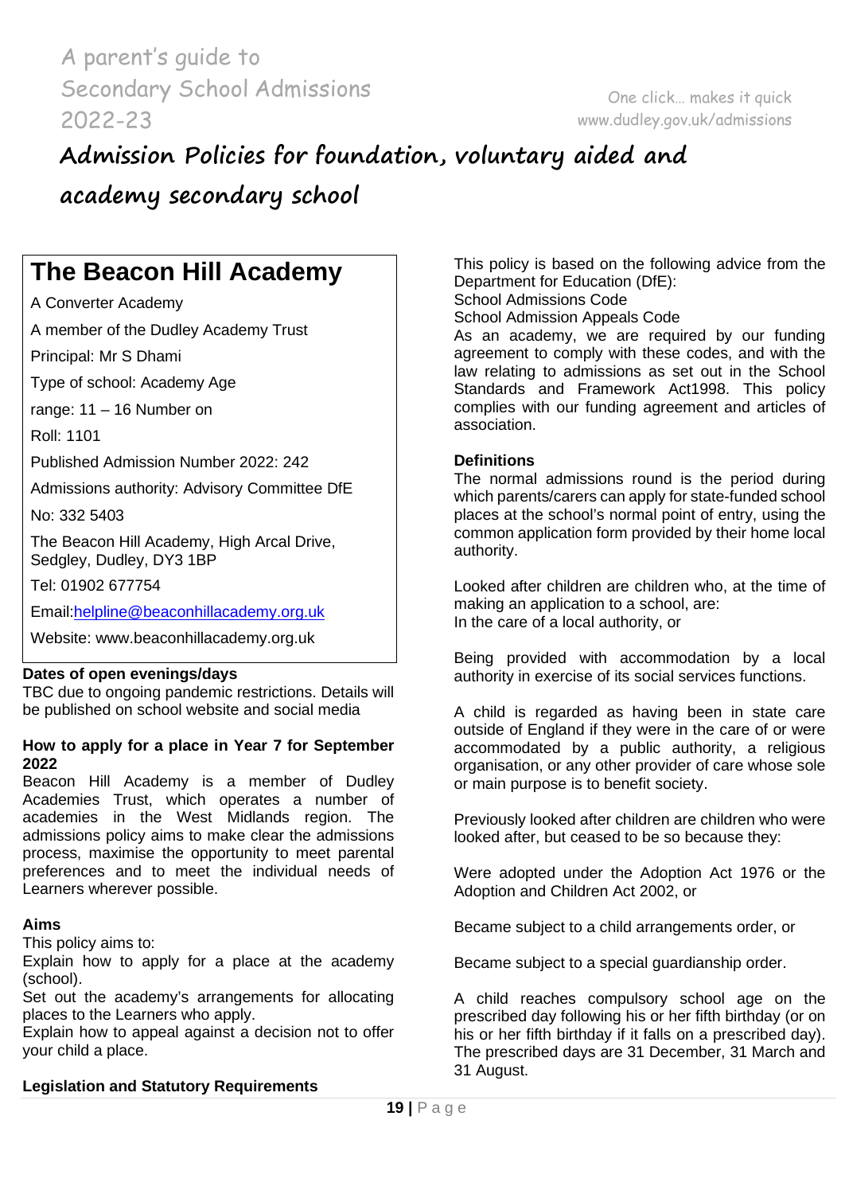# Admission Policies for foundation, voluntary aided and academy secondary school

## The Beacon Hill Academy

A Converter Academy

A member of the Dudley Academy Trust

Principal: Mr S Dhami

Type of school: Academy Age

range: 11 – 16 Number on

Roll: 1101

Published Admission Number 2022: 242

Admissions authority: Advisory Committee DfE

No: 332 5403

The Beacon Hill Academy, High Arcal Drive, Sedgley, Dudley, DY3 1BP

Tel: 01902 677754

Email:helpline@beaconhillacademy.org.uk

Website: www.beaconhillacademy.org.uk

**Dates of open evenings/days**

TBC due to ongoing pandemic restrictions. Details will be published on school website and social media

**How to apply for a place in Year 7 for September 2022**

Beacon Hill Academy is a member of Dudley Academies Trust, which operates a number of academies in the West Midlands region. The admissions policy aims to make clear the admissions process, maximise the opportunity to meet parental preferences and to meet the individual needs of Learners wherever possible.

**Aims**

This policy aims to:

Explain how to apply for a place at the academy (school).

Set out the academy's arrangements for allocating places to the Learners who apply.

Explain how to appeal against a decision not to offer your child a place.

**Legislation and Statutory Requirements**

This policy is based on the following advice from the Department for Education (DfE):

School Admissions Code

School Admission Appeals Code

As an academy, we are required by our funding agreement to comply with these codes, and with the law relating to admissions as set out in the School Standards and Framework Act1998. This policy complies with our funding agreement and articles of association.

**Definitions**

The normal admissions round is the period during which parents/carers can apply for state-funded school places at the school's normal point of entry, using the common application form provided by their home local authority.

Looked after children are children who, at the time of making an application to a school, are:

In the care of a local authority, or

Being provided with accommodation by a local authority in exercise of its social services functions.

A child is regarded as having been in state care outside of England if they were in the care of or were accommodated by a public authority, a religious organisation, or any other provider of care whose sole or main purpose is to benefit society.

Previously looked after children are children who were looked after, but ceased to be so because they:

Were adopted under the Adoption Act 1976 or the Adoption and Children Act 2002, or

Became subject to a child arrangements order, or

Became subject to a special guardianship order.

A child reaches compulsory school age on the prescribed day following his or her fifth birthday (or on his or her fifth birthday if it falls on a prescribed day). The prescribed days are 31 December, 31 March and 31 August.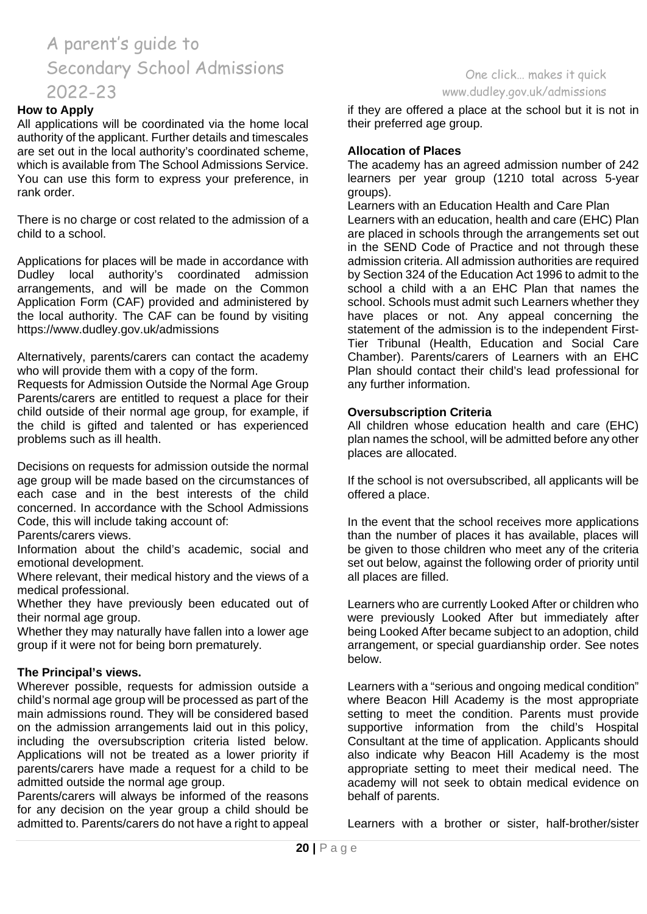### How to Apply

All applications will be coordinated via the home local authority of the applicant. Further details and timescales are set out in the local authority's coordinated scheme, which is available from The School Admissions Service. You can use this form to express your preference, in rank order.

There is no charge or cost related to the admission of a child to a school.

Applications for places will be made in accordance with Dudley local authority's coordinated admission arrangements, and will be made on the Common Application Form (CAF) provided and administered by the local authority. The CAF can be found by visiting https://www.dudley.gov.uk/admissions

Alternatively, parents/carers can contact the academy who will provide them with a copy of the form.

Requests for Admission Outside the Normal Age Group

Parents/carers are entitled to request a place for their child outside of their normal age group, for example, if the child is gifted and talented or has experienced problems such as ill health.

Decisions on requests for admission outside the normal age group will be made based on the circumstances of each case and in the best interests of the child concerned. In accordance with the School Admissions Code, this will include taking account of:

Parents/carers views.

Information about the child's academic, social and emotional development.

Where relevant, their medical history and the views of a medical professional.

Whether they have previously been educated out of their normal age group.

Whether they may naturally have fallen into a lower age group if it were not for being born prematurely.

### The Principal's views.

Wherever possible, requests for admission outside a child's normal age group will be processed as part of the main admissions round. They will be considered based on the admission arrangements laid out in this policy, including the oversubscription criteria listed below. Applications will not be treated as a lower priority if parents/carers have made a request for a child to be admitted outside the normal age group.

Parents/carers will always be informed of the reasons for any decision on the year group a child should be admitted to. Parents/carers do not have a right to appeal if they are offered a place at the school but it is not in their preferred age group.

### Allocation of Places

The academy has an agreed admission number of 242 learners per year group (1210 total across 5-year groups).

Learners with an Education Health and Care Plan

Learners with an education, health and care (EHC) Plan are placed in schools through the arrangements set out in the SEND Code of Practice and not through these admission criteria. All admission authorities are required by Section 324 of the Education Act 1996 to admit to the school a child with a an EHC Plan that names the school. Schools must admit such Learners whether they have places or not. Any appeal concerning the statement of the admission is to the independent First-Tier Tribunal (Health, Education and Social Care Chamber). Parents/carers of Learners with an EHC Plan should contact their child's lead professional for any further information.

### Oversubscription Criteria

All children whose education health and care (EHC) plan names the school, will be admitted before any other places are allocated.

If the school is not oversubscribed, all applicants will be offered a place.

In the event that the school receives more applications than the number of places it has available, places will be given to those children who meet any of the criteria set out below, against the following order of priority until all places are filled.

Learners who are currently Looked After or children who were previously Looked After but immediately after being Looked After became subject to an adoption, child arrangement, or special guardianship order. See notes below.

Learners with a "serious and ongoing medical condition" where Beacon Hill Academy is the most appropriate setting to meet the condition. Parents must provide supportive information from the child's Hospital Consultant at the time of application. Applicants should also indicate why Beacon Hill Academy is the most appropriate setting to meet their medical need. The academy will not seek to obtain medical evidence on behalf of parents.

Learners with a brother or sister, half-brother/sister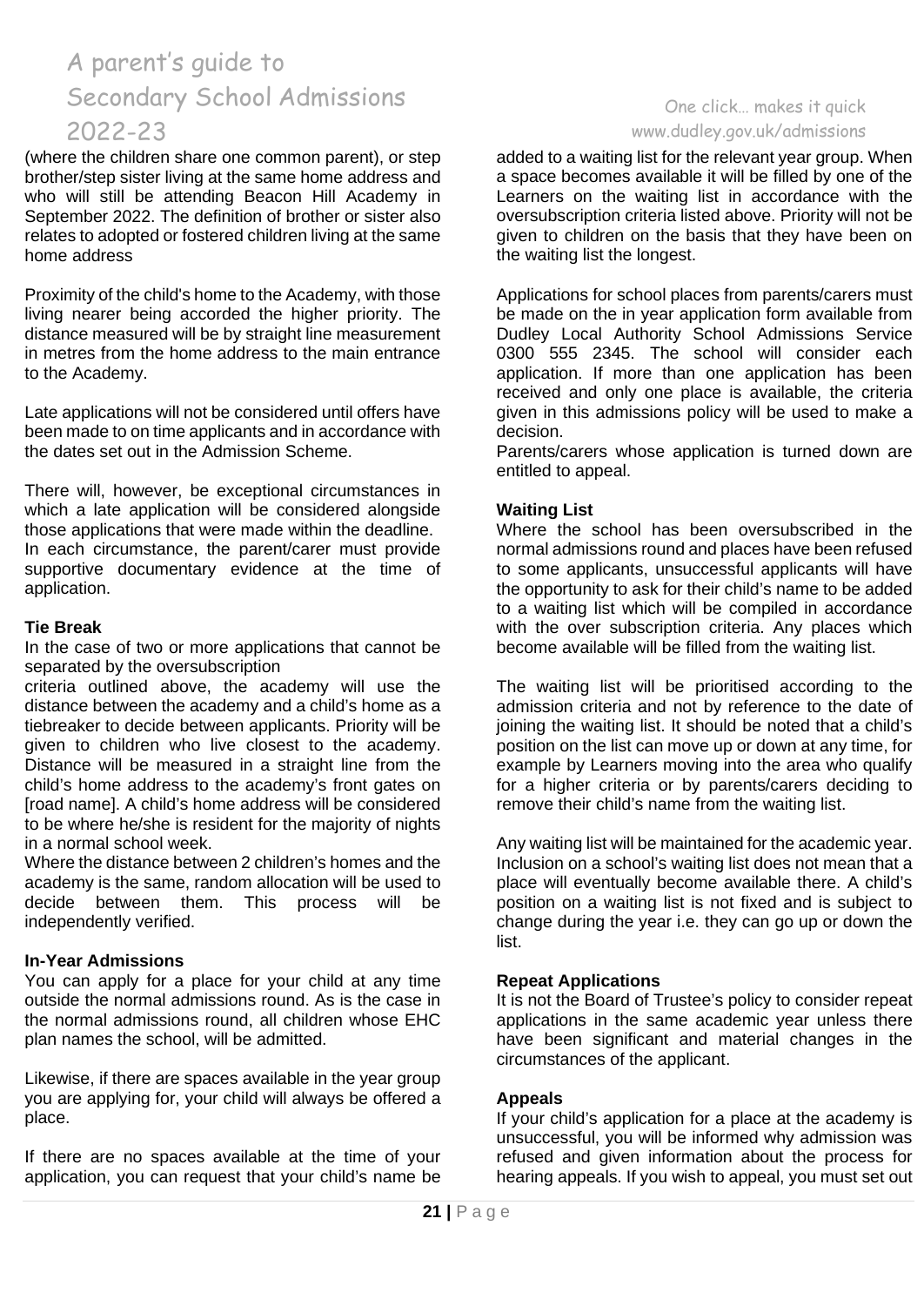(where the children share one common parent), or step brother/step sister living at the same home address and who will still be attending Beacon Hill Academy in September 2022. The definition of brother or sister also relates to adopted or fostered children living at the same home address

Proximity of the child's home to the Academy, with those living nearer being accorded the higher priority. The distance measured will be by straight line measurement in metres from the home address to the main entrance to the Academy.

Late applications will not be considered until offers have been made to on time applicants and in accordance with the dates set out in the Admission Scheme.

There will, however, be exceptional circumstances in which a late application will be considered alongside those applications that were made within the deadline. In each circumstance, the parent/carer must provide supportive documentary evidence at the time of application.

**Tie Break**

In the case of two or more applications that cannot be separated by the oversubscription criteria outlined above, the academy will use the distance between the academy and a child's home as a tiebreaker to decide between applicants. Priority will be given to children who live closest to the academy. Distance will be measured in a straight line from the child's home address to the academy's front gates on [road name]. A child's home address will be considered to be where he/she is resident for the majority of nights in a normal school week.

Where the distance between 2 children's homes and the academy is the same, random allocation will be used to decide between them. This process will be independently verified.

**In-Year Admissions**

You can apply for a place for your child at any time outside the normal admissions round. As is the case in the normal admissions round, all children whose EHC plan names the school, will be admitted.

Likewise, if there are spaces available in the year group you are applying for, your child will always be offered a place.

If there are no spaces available at the time of your application, you can request that your child's name be added to a waiting list for the relevant year group. When a space becomes available it will be filled by one of the Learners on the waiting list in accordance with the oversubscription criteria listed above. Priority will not be given to children on the basis that they have been on the waiting list the longest.

Applications for school places from parents/carers must be made on the in year application form available from Dudley Local Authority School Admissions Service 0300 555 2345. The school will consider each application. If more than one application has been received and only one place is available, the criteria given in this admissions policy will be used to make a decision.

Parents/carers whose application is turned down are entitled to appeal.

**Waiting List**

Where the school has been oversubscribed in the normal admissions round and places have been refused to some applicants, unsuccessful applicants will have the opportunity to ask for their child's name to be added to a waiting list which will be compiled in accordance with the over subscription criteria. Any places which become available will be filled from the waiting list.

The waiting list will be prioritised according to the admission criteria and not by reference to the date of joining the waiting list. It should be noted that a child's position on the list can move up or down at any time, for example by Learners moving into the area who qualify for a higher criteria or by parents/carers deciding to remove their child's name from the waiting list.

Any waiting list will be maintained for the academic year. Inclusion on a school's waiting list does not mean that a place will eventually become available there. A child's position on a waiting list is not fixed and is subject to change during the year i.e. they can go up or down the list.

**Repeat Applications**

It is not the Board of Trustee's policy to consider repeat applications in the same academic year unless there have been significant and material changes in the circumstances of the applicant.

**Appeals**

If your child's application for a place at the academy is unsuccessful, you will be informed why admission was refused and given information about the process for hearing appeals. If you wish to appeal, you must set out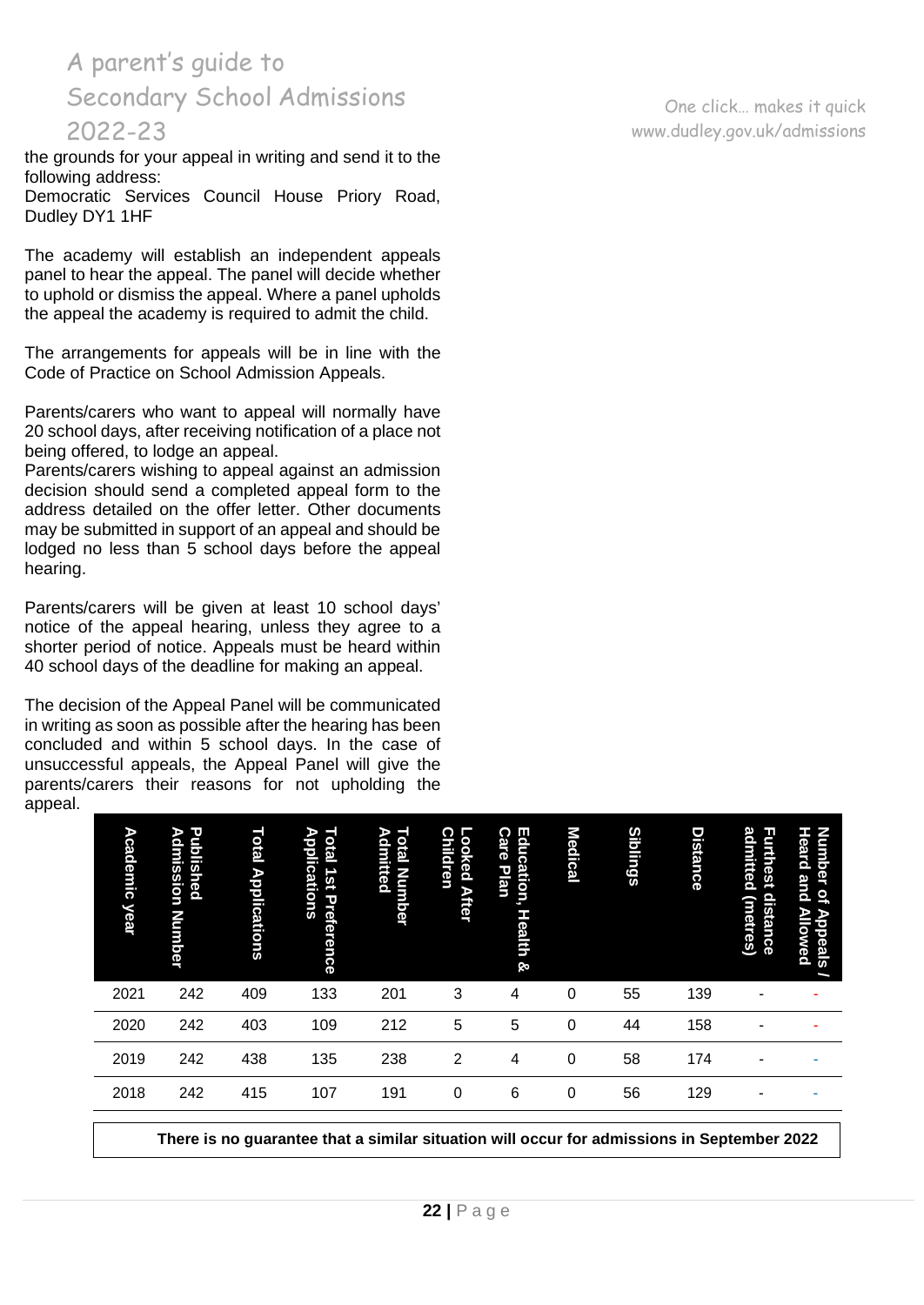the grounds for your appeal in writing and send it to the following address:

Democratic Services Council House Priory Road, Dudley DY1 1HF

The academy will establish an independent appeals panel to hear the appeal. The panel will decide whether to uphold or dismiss the appeal. Where a panel upholds the appeal the academy is required to admit the child.

The arrangements for appeals will be in line with the Code of Practice on School Admission Appeals.

Parents/carers who want to appeal will normally have 20 school days, after receiving notification of a place not being offered, to lodge an appeal.

Parents/carers wishing to appeal against an admission decision should send a completed appeal form to the address detailed on the offer letter. Other documents may be submitted in support of an appeal and should be lodged no less than 5 school days before the appeal hearing.

Parents/carers will be given at least 10 school days' notice of the appeal hearing, unless they agree to a shorter period of notice. Appeals must be heard within 40 school days of the deadline for making an appeal.

The decision of the Appeal Panel will be communicated in writing as soon as possible after the hearing has been concluded and within 5 school days. In the case of unsuccessful appeals, the Appeal Panel will give the parents/carers their reasons for not upholding the appeal.

| Academic year | Published Admission Number | Total Applications | Total 1st Preference Applications | Total Number Admitted | Looked After Children | Education, Health & Care Plan | Medical | Siblings | Distance | Furthest distance admitted (metres) | Number of Appeals / Heard and Allowed |
|---|---|---|---|---|---|---|---|---|---|---|---|
| 2021 | 242 | 409 | 133 | 201 | 3 | 4 | 0 | 55 | 139 | - | - |
| 2020 | 242 | 403 | 109 | 212 | 5 | 5 | 0 | 44 | 158 | - | - |
| 2019 | 242 | 438 | 135 | 238 | 2 | 4 | 0 | 58 | 174 | - | - |
| 2018 | 242 | 415 | 107 | 191 | 0 | 6 | 0 | 56 | 129 | - | - |

**There is no guarantee that a similar situation will occur for admissions in September 2022**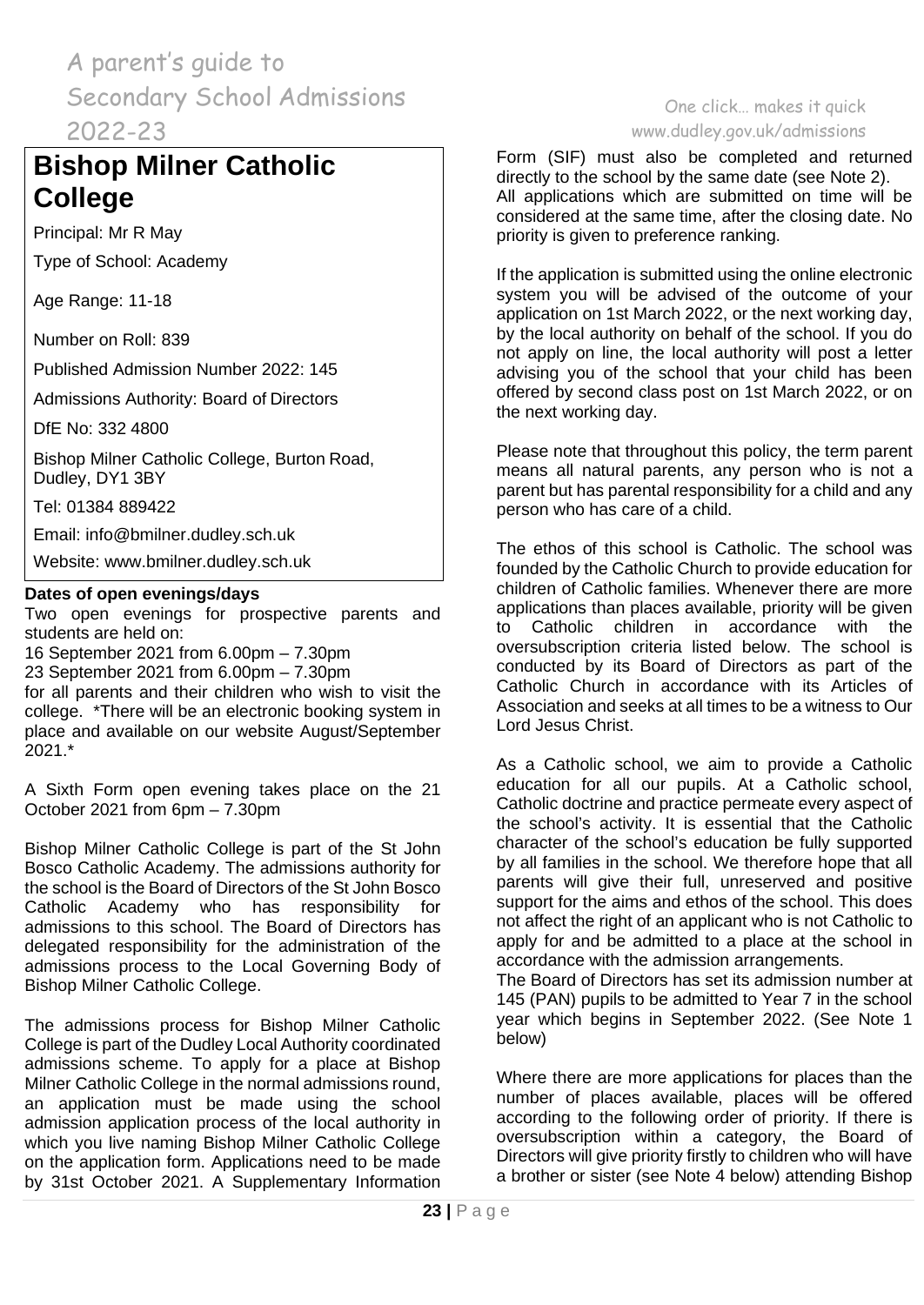# Bishop Milner Catholic College

Principal: Mr R May

Type of School: Academy

Age Range: 11-18

Number on Roll: 839

Published Admission Number 2022: 145

Admissions Authority: Board of Directors

DfE No: 332 4800

Bishop Milner Catholic College, Burton Road, Dudley, DY1 3BY

Tel: 01384 889422

Email: info@bmilner.dudley.sch.uk

Website: www.bmilner.dudley.sch.uk

**Dates of open evenings/days**

Two open evenings for prospective parents and students are held on:

16 September 2021 from 6.00pm – 7.30pm

23 September 2021 from 6.00pm – 7.30pm

for all parents and their children who wish to visit the college. *There will be an electronic booking system in place and available on our website August/September 2021.*

A Sixth Form open evening takes place on the 21 October 2021 from 6pm – 7.30pm

Bishop Milner Catholic College is part of the St John Bosco Catholic Academy. The admissions authority for the school is the Board of Directors of the St John Bosco Catholic Academy who has responsibility for admissions to this school. The Board of Directors has delegated responsibility for the administration of the admissions process to the Local Governing Body of Bishop Milner Catholic College.

The admissions process for Bishop Milner Catholic College is part of the Dudley Local Authority coordinated admissions scheme. To apply for a place at Bishop Milner Catholic College in the normal admissions round, an application must be made using the school admission application process of the local authority in which you live naming Bishop Milner Catholic College on the application form. Applications need to be made by 31st October 2021. A Supplementary Information Form (SIF) must also be completed and returned directly to the school by the same date (see Note 2).

All applications which are submitted on time will be considered at the same time, after the closing date. No priority is given to preference ranking.

If the application is submitted using the online electronic system you will be advised of the outcome of your application on 1st March 2022, or the next working day, by the local authority on behalf of the school. If you do not apply on line, the local authority will post a letter advising you of the school that your child has been offered by second class post on 1st March 2022, or on the next working day.

Please note that throughout this policy, the term parent means all natural parents, any person who is not a parent but has parental responsibility for a child and any person who has care of a child.

The ethos of this school is Catholic. The school was founded by the Catholic Church to provide education for children of Catholic families. Whenever there are more applications than places available, priority will be given to Catholic children in accordance with the oversubscription criteria listed below. The school is conducted by its Board of Directors as part of the Catholic Church in accordance with its Articles of Association and seeks at all times to be a witness to Our Lord Jesus Christ.

As a Catholic school, we aim to provide a Catholic education for all our pupils. At a Catholic school, Catholic doctrine and practice permeate every aspect of the school's activity. It is essential that the Catholic character of the school's education be fully supported by all families in the school. We therefore hope that all parents will give their full, unreserved and positive support for the aims and ethos of the school. This does not affect the right of an applicant who is not Catholic to apply for and be admitted to a place at the school in accordance with the admission arrangements.

The Board of Directors has set its admission number at 145 (PAN) pupils to be admitted to Year 7 in the school year which begins in September 2022. (See Note 1 below)

Where there are more applications for places than the number of places available, places will be offered according to the following order of priority. If there is oversubscription within a category, the Board of Directors will give priority firstly to children who will have a brother or sister (see Note 4 below) attending Bishop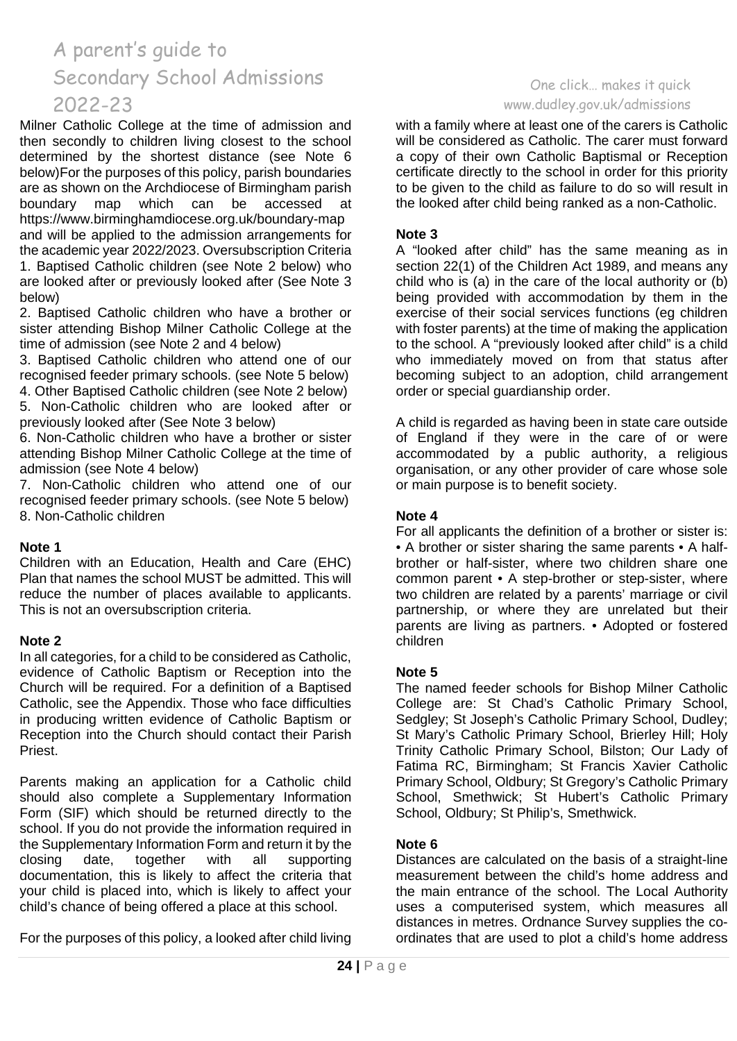Milner Catholic College at the time of admission and then secondly to children living closest to the school determined by the shortest distance (see Note 6 below)For the purposes of this policy, parish boundaries are as shown on the Archdiocese of Birmingham parish boundary map which can be accessed at https://www.birminghamdiocese.org.uk/boundary-map and will be applied to the admission arrangements for the academic year 2022/2023. Oversubscription Criteria

1. Baptised Catholic children (see Note 2 below) who are looked after or previously looked after (See Note 3 below)
2. Baptised Catholic children who have a brother or sister attending Bishop Milner Catholic College at the time of admission (see Note 2 and 4 below)
3. Baptised Catholic children who attend one of our recognised feeder primary schools. (see Note 5 below)
4. Other Baptised Catholic children (see Note 2 below)
5. Non-Catholic children who are looked after or previously looked after (See Note 3 below)
6. Non-Catholic children who have a brother or sister attending Bishop Milner Catholic College at the time of admission (see Note 4 below)
7. Non-Catholic children who attend one of our recognised feeder primary schools. (see Note 5 below)
8. Non-Catholic children

**Note 1**

Children with an Education, Health and Care (EHC) Plan that names the school MUST be admitted. This will reduce the number of places available to applicants. This is not an oversubscription criteria.

**Note 2**

In all categories, for a child to be considered as Catholic, evidence of Catholic Baptism or Reception into the Church will be required. For a definition of a Baptised Catholic, see the Appendix. Those who face difficulties in producing written evidence of Catholic Baptism or Reception into the Church should contact their Parish Priest.

Parents making an application for a Catholic child should also complete a Supplementary Information Form (SIF) which should be returned directly to the school. If you do not provide the information required in the Supplementary Information Form and return it by the closing date, together with all supporting documentation, this is likely to affect the criteria that your child is placed into, which is likely to affect your child's chance of being offered a place at this school.

For the purposes of this policy, a looked after child living with a family where at least one of the carers is Catholic will be considered as Catholic. The carer must forward a copy of their own Catholic Baptismal or Reception certificate directly to the school in order for this priority to be given to the child as failure to do so will result in the looked after child being ranked as a non-Catholic.

**Note 3**

A "looked after child" has the same meaning as in section 22(1) of the Children Act 1989, and means any child who is (a) in the care of the local authority or (b) being provided with accommodation by them in the exercise of their social services functions (eg children with foster parents) at the time of making the application to the school. A "previously looked after child" is a child who immediately moved on from that status after becoming subject to an adoption, child arrangement order or special guardianship order.

A child is regarded as having been in state care outside of England if they were in the care of or were accommodated by a public authority, a religious organisation, or any other provider of care whose sole or main purpose is to benefit society.

**Note 4**

For all applicants the definition of a brother or sister is:
• A brother or sister sharing the same parents • A half-brother or half-sister, where two children share one common parent • A step-brother or step-sister, where two children are related by a parents' marriage or civil partnership, or where they are unrelated but their parents are living as partners. • Adopted or fostered children

**Note 5**

The named feeder schools for Bishop Milner Catholic College are: St Chad's Catholic Primary School, Sedgley; St Joseph's Catholic Primary School, Dudley; St Mary's Catholic Primary School, Brierley Hill; Holy Trinity Catholic Primary School, Bilston; Our Lady of Fatima RC, Birmingham; St Francis Xavier Catholic Primary School, Oldbury; St Gregory's Catholic Primary School, Smethwick; St Hubert's Catholic Primary School, Oldbury; St Philip's, Smethwick.

**Note 6**

Distances are calculated on the basis of a straight-line measurement between the child's home address and the main entrance of the school. The Local Authority uses a computerised system, which measures all distances in metres. Ordnance Survey supplies the co-ordinates that are used to plot a child's home address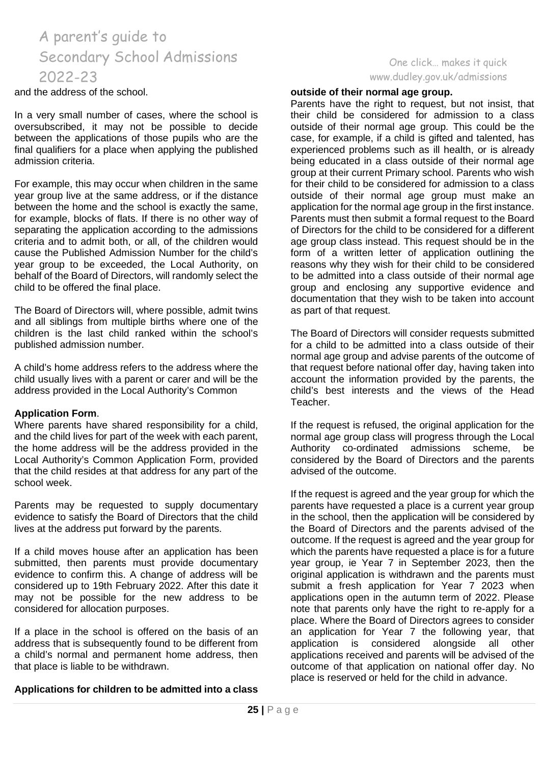and the address of the school.

In a very small number of cases, where the school is oversubscribed, it may not be possible to decide between the applications of those pupils who are the final qualifiers for a place when applying the published admission criteria.

For example, this may occur when children in the same year group live at the same address, or if the distance between the home and the school is exactly the same, for example, blocks of flats. If there is no other way of separating the application according to the admissions criteria and to admit both, or all, of the children would cause the Published Admission Number for the child's year group to be exceeded, the Local Authority, on behalf of the Board of Directors, will randomly select the child to be offered the final place.

The Board of Directors will, where possible, admit twins and all siblings from multiple births where one of the children is the last child ranked within the school's published admission number.

A child's home address refers to the address where the child usually lives with a parent or carer and will be the address provided in the Local Authority's Common **Application Form**.

Where parents have shared responsibility for a child, and the child lives for part of the week with each parent, the home address will be the address provided in the Local Authority's Common Application Form, provided that the child resides at that address for any part of the school week.

Parents may be requested to supply documentary evidence to satisfy the Board of Directors that the child lives at the address put forward by the parents.

If a child moves house after an application has been submitted, then parents must provide documentary evidence to confirm this. A change of address will be considered up to 19th February 2022. After this date it may not be possible for the new address to be considered for allocation purposes.

If a place in the school is offered on the basis of an address that is subsequently found to be different from a child's normal and permanent home address, then that place is liable to be withdrawn.

**Applications for children to be admitted into a class outside of their normal age group.**

Parents have the right to request, but not insist, that their child be considered for admission to a class outside of their normal age group. This could be the case, for example, if a child is gifted and talented, has experienced problems such as ill health, or is already being educated in a class outside of their normal age group at their current Primary school. Parents who wish for their child to be considered for admission to a class outside of their normal age group must make an application for the normal age group in the first instance. Parents must then submit a formal request to the Board of Directors for the child to be considered for a different age group class instead. This request should be in the form of a written letter of application outlining the reasons why they wish for their child to be considered to be admitted into a class outside of their normal age group and enclosing any supportive evidence and documentation that they wish to be taken into account as part of that request.

The Board of Directors will consider requests submitted for a child to be admitted into a class outside of their normal age group and advise parents of the outcome of that request before national offer day, having taken into account the information provided by the parents, the child's best interests and the views of the Head Teacher.

If the request is refused, the original application for the normal age group class will progress through the Local Authority co-ordinated admissions scheme, be considered by the Board of Directors and the parents advised of the outcome.

If the request is agreed and the year group for which the parents have requested a place is a current year group in the school, then the application will be considered by the Board of Directors and the parents advised of the outcome. If the request is agreed and the year group for which the parents have requested a place is for a future year group, ie Year 7 in September 2023, then the original application is withdrawn and the parents must submit a fresh application for Year 7 2023 when applications open in the autumn term of 2022. Please note that parents only have the right to re-apply for a place. Where the Board of Directors agrees to consider an application for Year 7 the following year, that application is considered alongside all other applications received and parents will be advised of the outcome of that application on national offer day. No place is reserved or held for the child in advance.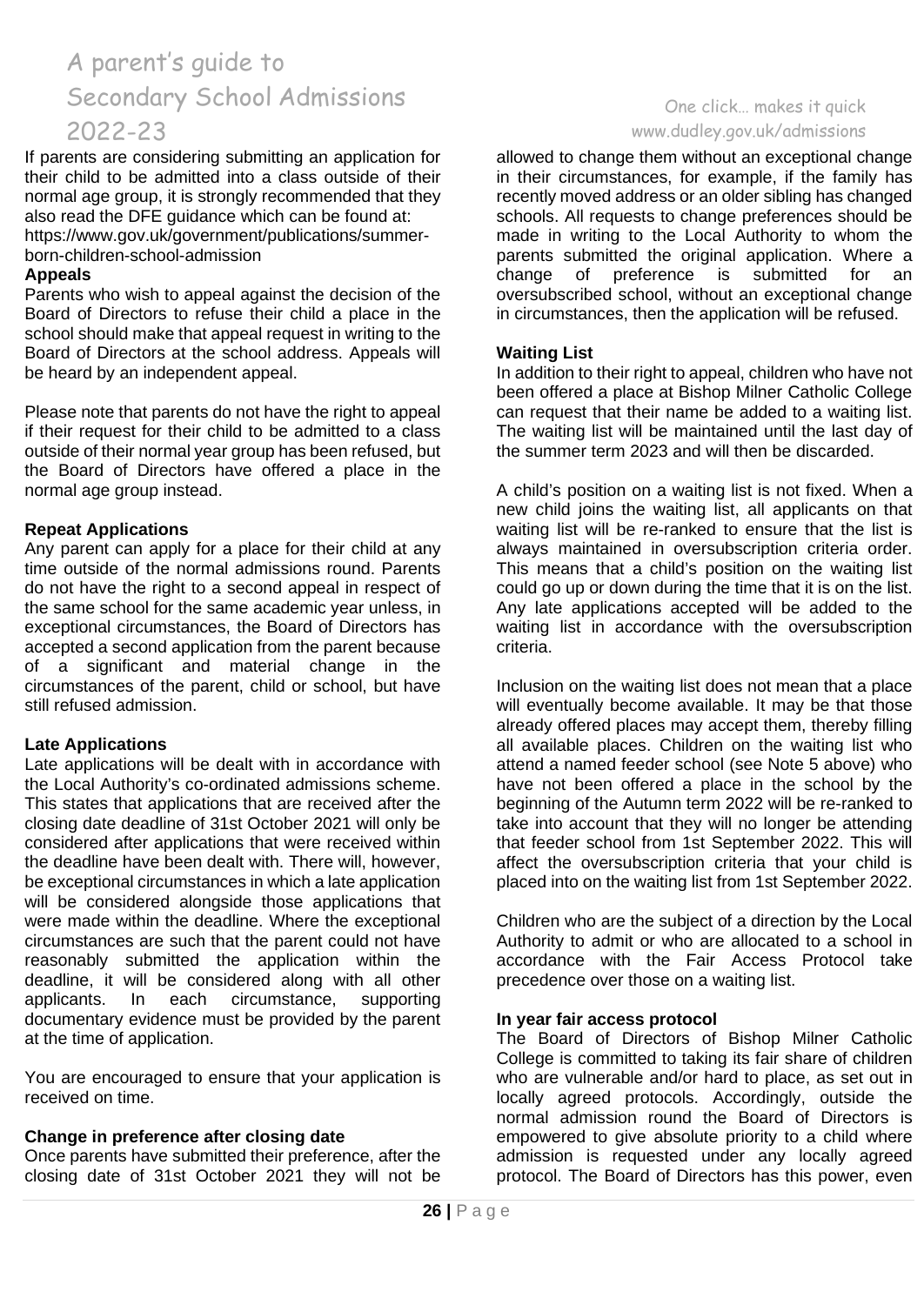If parents are considering submitting an application for their child to be admitted into a class outside of their normal age group, it is strongly recommended that they also read the DFE guidance which can be found at: https://www.gov.uk/government/publications/summer-born-children-school-admission

**Appeals**

Parents who wish to appeal against the decision of the Board of Directors to refuse their child a place in the school should make that appeal request in writing to the Board of Directors at the school address. Appeals will be heard by an independent appeal.

Please note that parents do not have the right to appeal if their request for their child to be admitted to a class outside of their normal year group has been refused, but the Board of Directors have offered a place in the normal age group instead.

**Repeat Applications**

Any parent can apply for a place for their child at any time outside of the normal admissions round. Parents do not have the right to a second appeal in respect of the same school for the same academic year unless, in exceptional circumstances, the Board of Directors has accepted a second application from the parent because of a significant and material change in the circumstances of the parent, child or school, but have still refused admission.

**Late Applications**

Late applications will be dealt with in accordance with the Local Authority's co-ordinated admissions scheme. This states that applications that are received after the closing date deadline of 31st October 2021 will only be considered after applications that were received within the deadline have been dealt with. There will, however, be exceptional circumstances in which a late application will be considered alongside those applications that were made within the deadline. Where the exceptional circumstances are such that the parent could not have reasonably submitted the application within the deadline, it will be considered along with all other applicants. In each circumstance, supporting documentary evidence must be provided by the parent at the time of application.

You are encouraged to ensure that your application is received on time.

**Change in preference after closing date**

Once parents have submitted their preference, after the closing date of 31st October 2021 they will not be allowed to change them without an exceptional change in their circumstances, for example, if the family has recently moved address or an older sibling has changed schools. All requests to change preferences should be made in writing to the Local Authority to whom the parents submitted the original application. Where a change of preference is submitted for an oversubscribed school, without an exceptional change in circumstances, then the application will be refused.

**Waiting List**

In addition to their right to appeal, children who have not been offered a place at Bishop Milner Catholic College can request that their name be added to a waiting list. The waiting list will be maintained until the last day of the summer term 2023 and will then be discarded.

A child's position on a waiting list is not fixed. When a new child joins the waiting list, all applicants on that waiting list will be re-ranked to ensure that the list is always maintained in oversubscription criteria order. This means that a child's position on the waiting list could go up or down during the time that it is on the list. Any late applications accepted will be added to the waiting list in accordance with the oversubscription criteria.

Inclusion on the waiting list does not mean that a place will eventually become available. It may be that those already offered places may accept them, thereby filling all available places. Children on the waiting list who attend a named feeder school (see Note 5 above) who have not been offered a place in the school by the beginning of the Autumn term 2022 will be re-ranked to take into account that they will no longer be attending that feeder school from 1st September 2022. This will affect the oversubscription criteria that your child is placed into on the waiting list from 1st September 2022.

Children who are the subject of a direction by the Local Authority to admit or who are allocated to a school in accordance with the Fair Access Protocol take precedence over those on a waiting list.

**In year fair access protocol**

The Board of Directors of Bishop Milner Catholic College is committed to taking its fair share of children who are vulnerable and/or hard to place, as set out in locally agreed protocols. Accordingly, outside the normal admission round the Board of Directors is empowered to give absolute priority to a child where admission is requested under any locally agreed protocol. The Board of Directors has this power, even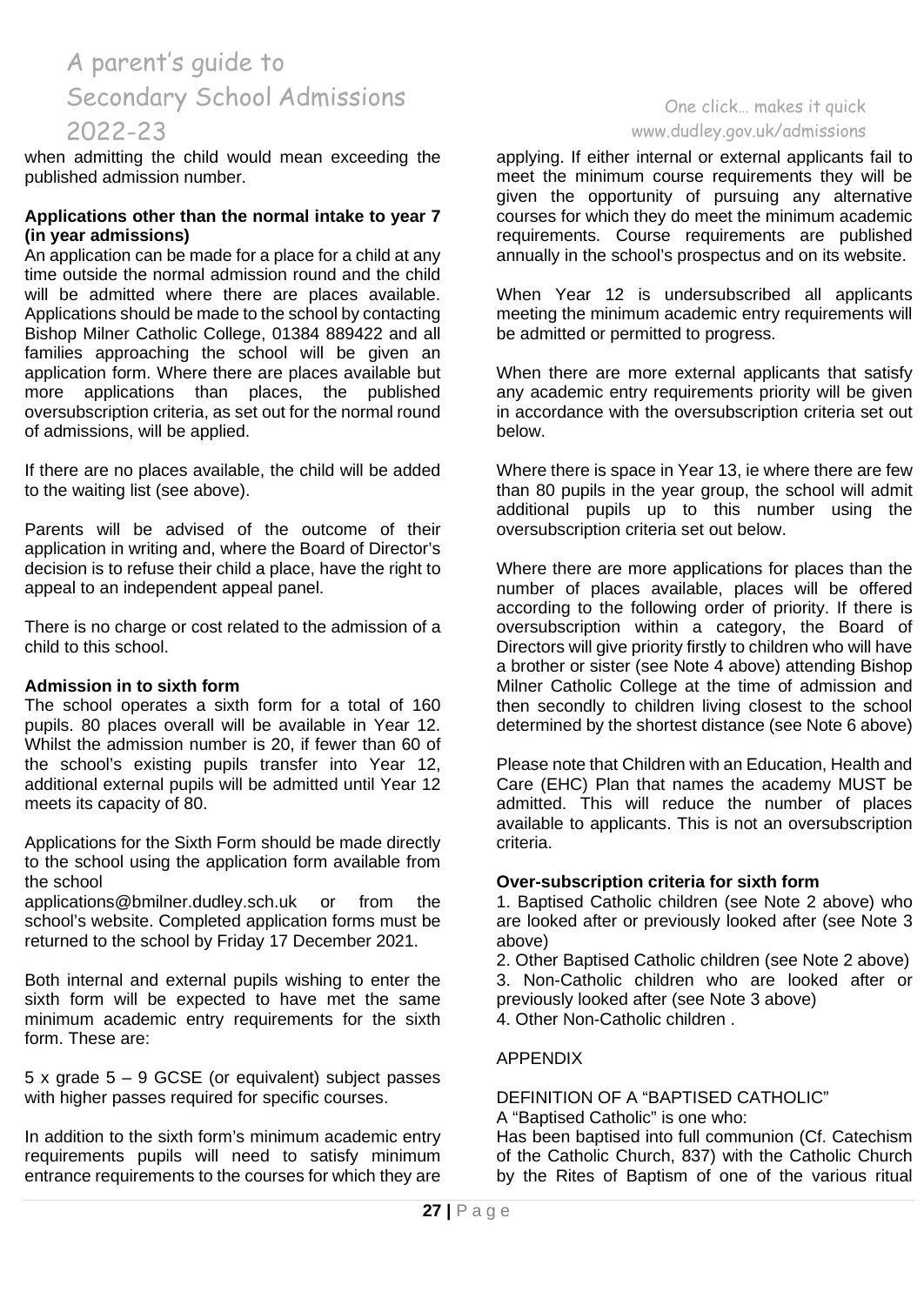when admitting the child would mean exceeding the published admission number.

**Applications other than the normal intake to year 7 (in year admissions)**

An application can be made for a place for a child at any time outside the normal admission round and the child will be admitted where there are places available. Applications should be made to the school by contacting Bishop Milner Catholic College, 01384 889422 and all families approaching the school will be given an application form. Where there are places available but more applications than places, the published oversubscription criteria, as set out for the normal round of admissions, will be applied.

If there are no places available, the child will be added to the waiting list (see above).

Parents will be advised of the outcome of their application in writing and, where the Board of Director's decision is to refuse their child a place, have the right to appeal to an independent appeal panel.

There is no charge or cost related to the admission of a child to this school.

**Admission in to sixth form**

The school operates a sixth form for a total of 160 pupils. 80 places overall will be available in Year 12. Whilst the admission number is 20, if fewer than 60 of the school's existing pupils transfer into Year 12, additional external pupils will be admitted until Year 12 meets its capacity of 80.

Applications for the Sixth Form should be made directly to the school using the application form available from the school applications@bmilner.dudley.sch.uk or from the school's website. Completed application forms must be returned to the school by Friday 17 December 2021.

Both internal and external pupils wishing to enter the sixth form will be expected to have met the same minimum academic entry requirements for the sixth form. These are:

5 x grade 5 – 9 GCSE (or equivalent) subject passes with higher passes required for specific courses.

In addition to the sixth form's minimum academic entry requirements pupils will need to satisfy minimum entrance requirements to the courses for which they are applying. If either internal or external applicants fail to meet the minimum course requirements they will be given the opportunity of pursuing any alternative courses for which they do meet the minimum academic requirements. Course requirements are published annually in the school's prospectus and on its website.

When Year 12 is undersubscribed all applicants meeting the minimum academic entry requirements will be admitted or permitted to progress.

When there are more external applicants that satisfy any academic entry requirements priority will be given in accordance with the oversubscription criteria set out below.

Where there is space in Year 13, ie where there are few than 80 pupils in the year group, the school will admit additional pupils up to this number using the oversubscription criteria set out below.

Where there are more applications for places than the number of places available, places will be offered according to the following order of priority. If there is oversubscription within a category, the Board of Directors will give priority firstly to children who will have a brother or sister (see Note 4 above) attending Bishop Milner Catholic College at the time of admission and then secondly to children living closest to the school determined by the shortest distance (see Note 6 above)

Please note that Children with an Education, Health and Care (EHC) Plan that names the academy MUST be admitted. This will reduce the number of places available to applicants. This is not an oversubscription criteria.

**Over-subscription criteria for sixth form**

1. Baptised Catholic children (see Note 2 above) who are looked after or previously looked after (see Note 3 above)
2. Other Baptised Catholic children (see Note 2 above)
3. Non-Catholic children who are looked after or previously looked after (see Note 3 above)
4. Other Non-Catholic children .

APPENDIX

DEFINITION OF A "BAPTISED CATHOLIC"

A "Baptised Catholic" is one who:

Has been baptised into full communion (Cf. Catechism of the Catholic Church, 837) with the Catholic Church by the Rites of Baptism of one of the various ritual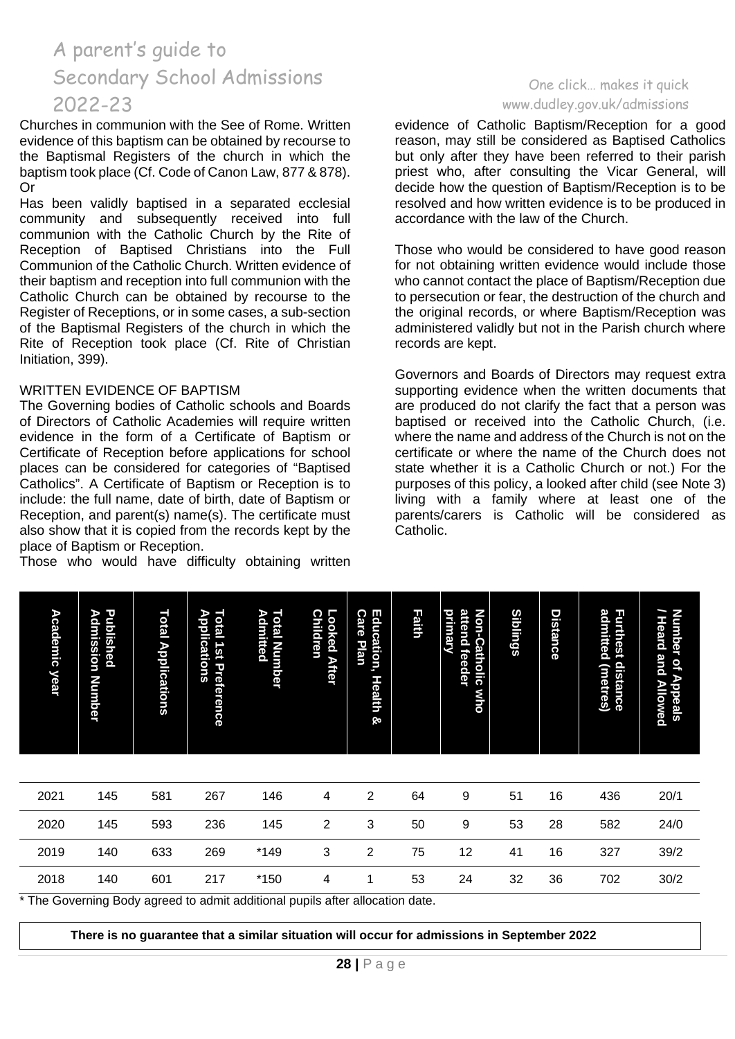Churches in communion with the See of Rome. Written evidence of this baptism can be obtained by recourse to the Baptismal Registers of the church in which the baptism took place (Cf. Code of Canon Law, 877 & 878).
Or
Has been validly baptised in a separated ecclesial community and subsequently received into full communion with the Catholic Church by the Rite of Reception of Baptised Christians into the Full Communion of the Catholic Church. Written evidence of their baptism and reception into full communion with the Catholic Church can be obtained by recourse to the Register of Receptions, or in some cases, a sub-section of the Baptismal Registers of the church in which the Rite of Reception took place (Cf. Rite of Christian Initiation, 399).

WRITTEN EVIDENCE OF BAPTISM
The Governing bodies of Catholic schools and Boards of Directors of Catholic Academies will require written evidence in the form of a Certificate of Baptism or Certificate of Reception before applications for school places can be considered for categories of "Baptised Catholics". A Certificate of Baptism or Reception is to include: the full name, date of birth, date of Baptism or Reception, and parent(s) name(s). The certificate must also show that it is copied from the records kept by the place of Baptism or Reception.
Those who would have difficulty obtaining written evidence of Catholic Baptism/Reception for a good reason, may still be considered as Baptised Catholics but only after they have been referred to their parish priest who, after consulting the Vicar General, will decide how the question of Baptism/Reception is to be resolved and how written evidence is to be produced in accordance with the law of the Church.

Those who would be considered to have good reason for not obtaining written evidence would include those who cannot contact the place of Baptism/Reception due to persecution or fear, the destruction of the church and the original records, or where Baptism/Reception was administered validly but not in the Parish church where records are kept.

Governors and Boards of Directors may request extra supporting evidence when the written documents that are produced do not clarify the fact that a person was baptised or received into the Catholic Church, (i.e. where the name and address of the Church is not on the certificate or where the name of the Church does not state whether it is a Catholic Church or not.) For the purposes of this policy, a looked after child (see Note 3) living with a family where at least one of the parents/carers is Catholic will be considered as Catholic.

| Academic year | Published Admission Number | Total Applications | Total 1st Preference Applications | Total Number Admitted | Looked After Children | Education, Health & Care Plan | Faith | Non-Catholic who attend feeder primary | Siblings | Distance | Furthest distance admitted (metres) | Number of Appeals / Heard and Allowed |
|---|---|---|---|---|---|---|---|---|---|---|---|---|
| 2021 | 145 | 581 | 267 | 146 | 4 | 2 | 64 | 9 | 51 | 16 | 436 | 20/1 |
| 2020 | 145 | 593 | 236 | 145 | 2 | 3 | 50 | 9 | 53 | 28 | 582 | 24/0 |
| 2019 | 140 | 633 | 269 | *149 | 3 | 2 | 75 | 12 | 41 | 16 | 327 | 39/2 |
| 2018 | 140 | 601 | 217 | *150 | 4 | 1 | 53 | 24 | 32 | 36 | 702 | 30/2 |

* The Governing Body agreed to admit additional pupils after allocation date.

**There is no guarantee that a similar situation will occur for admissions in September 2022**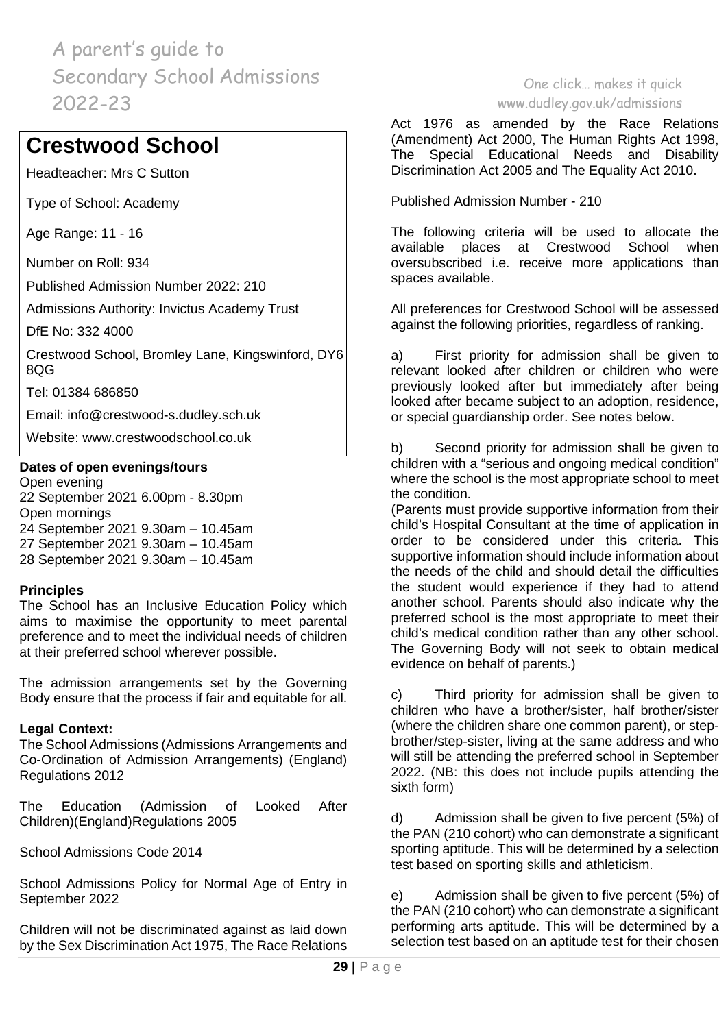# Crestwood School

Headteacher: Mrs C Sutton

Type of School: Academy

Age Range: 11 - 16

Number on Roll: 934

Published Admission Number 2022: 210

Admissions Authority: Invictus Academy Trust

DfE No: 332 4000

Crestwood School, Bromley Lane, Kingswinford, DY6 8QG

Tel: 01384 686850

Email: info@crestwood-s.dudley.sch.uk

Website: www.crestwoodschool.co.uk

**Dates of open evenings/tours**

Open evening
22 September 2021 6.00pm - 8.30pm
Open mornings
24 September 2021 9.30am – 10.45am
27 September 2021 9.30am – 10.45am
28 September 2021 9.30am – 10.45am

**Principles**

The School has an Inclusive Education Policy which aims to maximise the opportunity to meet parental preference and to meet the individual needs of children at their preferred school wherever possible.

The admission arrangements set by the Governing Body ensure that the process if fair and equitable for all.

**Legal Context:**

The School Admissions (Admissions Arrangements and Co-Ordination of Admission Arrangements) (England) Regulations 2012

The Education (Admission of Looked After Children)(England)Regulations 2005

School Admissions Code 2014

School Admissions Policy for Normal Age of Entry in September 2022

Children will not be discriminated against as laid down by the Sex Discrimination Act 1975, The Race Relations Act 1976 as amended by the Race Relations (Amendment) Act 2000, The Human Rights Act 1998, The Special Educational Needs and Disability Discrimination Act 2005 and The Equality Act 2010.

Published Admission Number - 210

The following criteria will be used to allocate the available places at Crestwood School when oversubscribed i.e. receive more applications than spaces available.

All preferences for Crestwood School will be assessed against the following priorities, regardless of ranking.

a) First priority for admission shall be given to relevant looked after children or children who were previously looked after but immediately after being looked after became subject to an adoption, residence, or special guardianship order. See notes below.

b) Second priority for admission shall be given to children with a "serious and ongoing medical condition" where the school is the most appropriate school to meet the condition.
(Parents must provide supportive information from their child's Hospital Consultant at the time of application in order to be considered under this criteria. This supportive information should include information about the needs of the child and should detail the difficulties the student would experience if they had to attend another school. Parents should also indicate why the preferred school is the most appropriate to meet their child's medical condition rather than any other school. The Governing Body will not seek to obtain medical evidence on behalf of parents.)

c) Third priority for admission shall be given to children who have a brother/sister, half brother/sister (where the children share one common parent), or step-brother/step-sister, living at the same address and who will still be attending the preferred school in September 2022. (NB: this does not include pupils attending the sixth form)

d) Admission shall be given to five percent (5%) of the PAN (210 cohort) who can demonstrate a significant sporting aptitude. This will be determined by a selection test based on sporting skills and athleticism.

e) Admission shall be given to five percent (5%) of the PAN (210 cohort) who can demonstrate a significant performing arts aptitude. This will be determined by a selection test based on an aptitude test for their chosen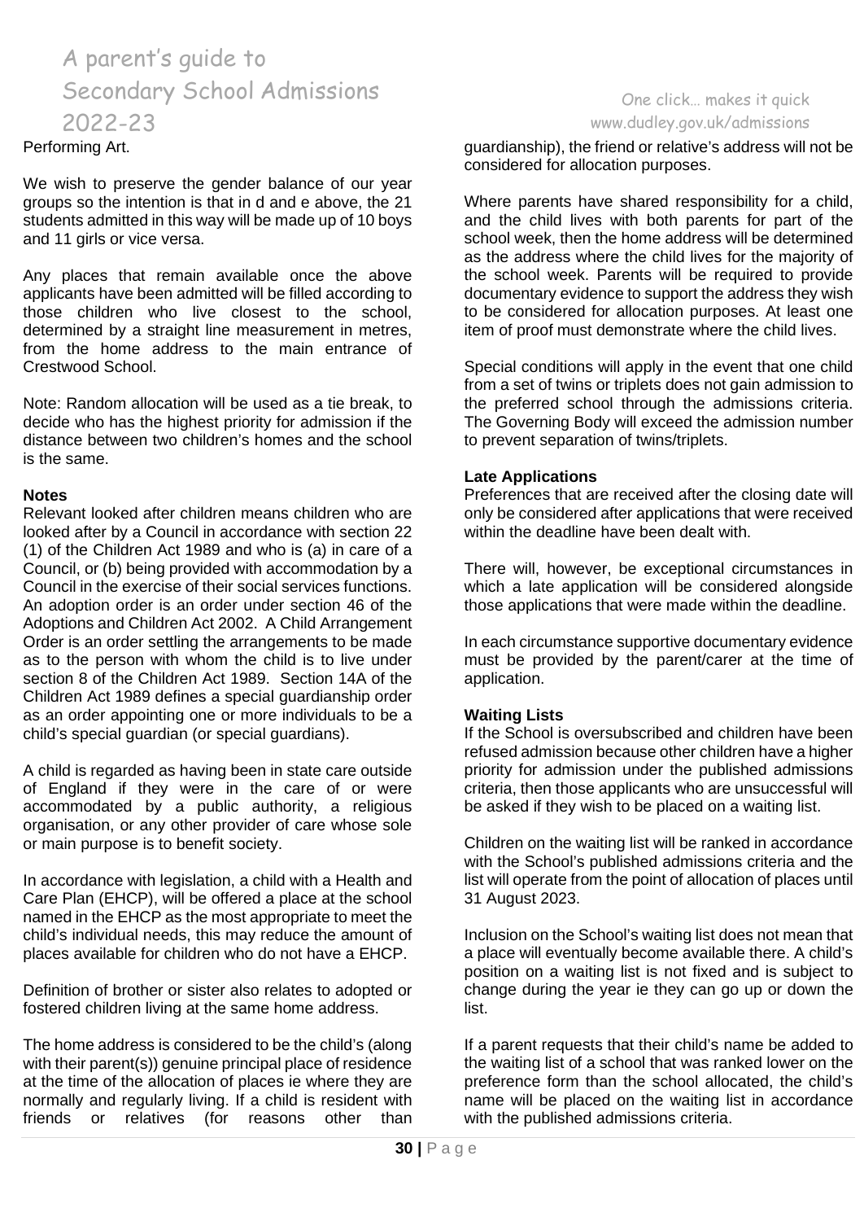Performing Art.

We wish to preserve the gender balance of our year groups so the intention is that in d and e above, the 21 students admitted in this way will be made up of 10 boys and 11 girls or vice versa.

Any places that remain available once the above applicants have been admitted will be filled according to those children who live closest to the school, determined by a straight line measurement in metres, from the home address to the main entrance of Crestwood School.

Note: Random allocation will be used as a tie break, to decide who has the highest priority for admission if the distance between two children's homes and the school is the same.

**Notes**

Relevant looked after children means children who are looked after by a Council in accordance with section 22 (1) of the Children Act 1989 and who is (a) in care of a Council, or (b) being provided with accommodation by a Council in the exercise of their social services functions. An adoption order is an order under section 46 of the Adoptions and Children Act 2002. A Child Arrangement Order is an order settling the arrangements to be made as to the person with whom the child is to live under section 8 of the Children Act 1989. Section 14A of the Children Act 1989 defines a special guardianship order as an order appointing one or more individuals to be a child's special guardian (or special guardians).

A child is regarded as having been in state care outside of England if they were in the care of or were accommodated by a public authority, a religious organisation, or any other provider of care whose sole or main purpose is to benefit society.

In accordance with legislation, a child with a Health and Care Plan (EHCP), will be offered a place at the school named in the EHCP as the most appropriate to meet the child's individual needs, this may reduce the amount of places available for children who do not have a EHCP.

Definition of brother or sister also relates to adopted or fostered children living at the same home address.

The home address is considered to be the child's (along with their parent(s)) genuine principal place of residence at the time of the allocation of places ie where they are normally and regularly living. If a child is resident with friends or relatives (for reasons other than guardianship), the friend or relative's address will not be considered for allocation purposes.

Where parents have shared responsibility for a child, and the child lives with both parents for part of the school week, then the home address will be determined as the address where the child lives for the majority of the school week. Parents will be required to provide documentary evidence to support the address they wish to be considered for allocation purposes. At least one item of proof must demonstrate where the child lives.

Special conditions will apply in the event that one child from a set of twins or triplets does not gain admission to the preferred school through the admissions criteria. The Governing Body will exceed the admission number to prevent separation of twins/triplets.

**Late Applications**

Preferences that are received after the closing date will only be considered after applications that were received within the deadline have been dealt with.

There will, however, be exceptional circumstances in which a late application will be considered alongside those applications that were made within the deadline.

In each circumstance supportive documentary evidence must be provided by the parent/carer at the time of application.

**Waiting Lists**

If the School is oversubscribed and children have been refused admission because other children have a higher priority for admission under the published admissions criteria, then those applicants who are unsuccessful will be asked if they wish to be placed on a waiting list.

Children on the waiting list will be ranked in accordance with the School's published admissions criteria and the list will operate from the point of allocation of places until 31 August 2023.

Inclusion on the School's waiting list does not mean that a place will eventually become available there. A child's position on a waiting list is not fixed and is subject to change during the year ie they can go up or down the list.

If a parent requests that their child's name be added to the waiting list of a school that was ranked lower on the preference form than the school allocated, the child's name will be placed on the waiting list in accordance with the published admissions criteria.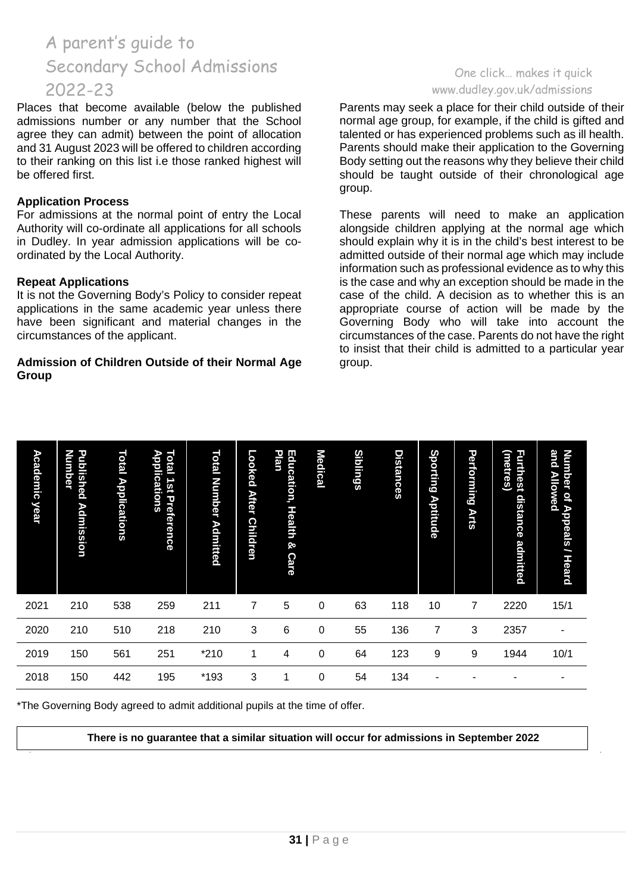Places that become available (below the published admissions number or any number that the School agree they can admit) between the point of allocation and 31 August 2023 will be offered to children according to their ranking on this list i.e those ranked highest will be offered first.

**Application Process**

For admissions at the normal point of entry the Local Authority will co-ordinate all applications for all schools in Dudley. In year admission applications will be co-ordinated by the Local Authority.

**Repeat Applications**

It is not the Governing Body's Policy to consider repeat applications in the same academic year unless there have been significant and material changes in the circumstances of the applicant.

**Admission of Children Outside of their Normal Age Group**

Parents may seek a place for their child outside of their normal age group, for example, if the child is gifted and talented or has experienced problems such as ill health. Parents should make their application to the Governing Body setting out the reasons why they believe their child should be taught outside of their chronological age group.

These parents will need to make an application alongside children applying at the normal age which should explain why it is in the child's best interest to be admitted outside of their normal age which may include information such as professional evidence as to why this is the case and why an exception should be made in the case of the child. A decision as to whether this is an appropriate course of action will be made by the Governing Body who will take into account the circumstances of the case. Parents do not have the right to insist that their child is admitted to a particular year group.

| Academic year | Published Admission Number | Total Applications | Total 1st Preference Applications | Total Number Admitted | Looked After Children | Education, Health & Care Plan | Medical | Siblings | Distances | Sporting Aptitude | Performing Arts | Furthest distance admitted (metres) | Number of Appeals / Heard and Allowed |
|---|---|---|---|---|---|---|---|---|---|---|---|---|---|
| 2021 | 210 | 538 | 259 | 211 | 7 | 5 | 0 | 63 | 118 | 10 | 7 | 2220 | 15/1 |
| 2020 | 210 | 510 | 218 | 210 | 3 | 6 | 0 | 55 | 136 | 7 | 3 | 2357 | - |
| 2019 | 150 | 561 | 251 | *210 | 1 | 4 | 0 | 64 | 123 | 9 | 9 | 1944 | 10/1 |
| 2018 | 150 | 442 | 195 | *193 | 3 | 1 | 0 | 54 | 134 | - | - | - | - |

*The Governing Body agreed to admit additional pupils at the time of offer.

**There is no guarantee that a similar situation will occur for admissions in September 2022**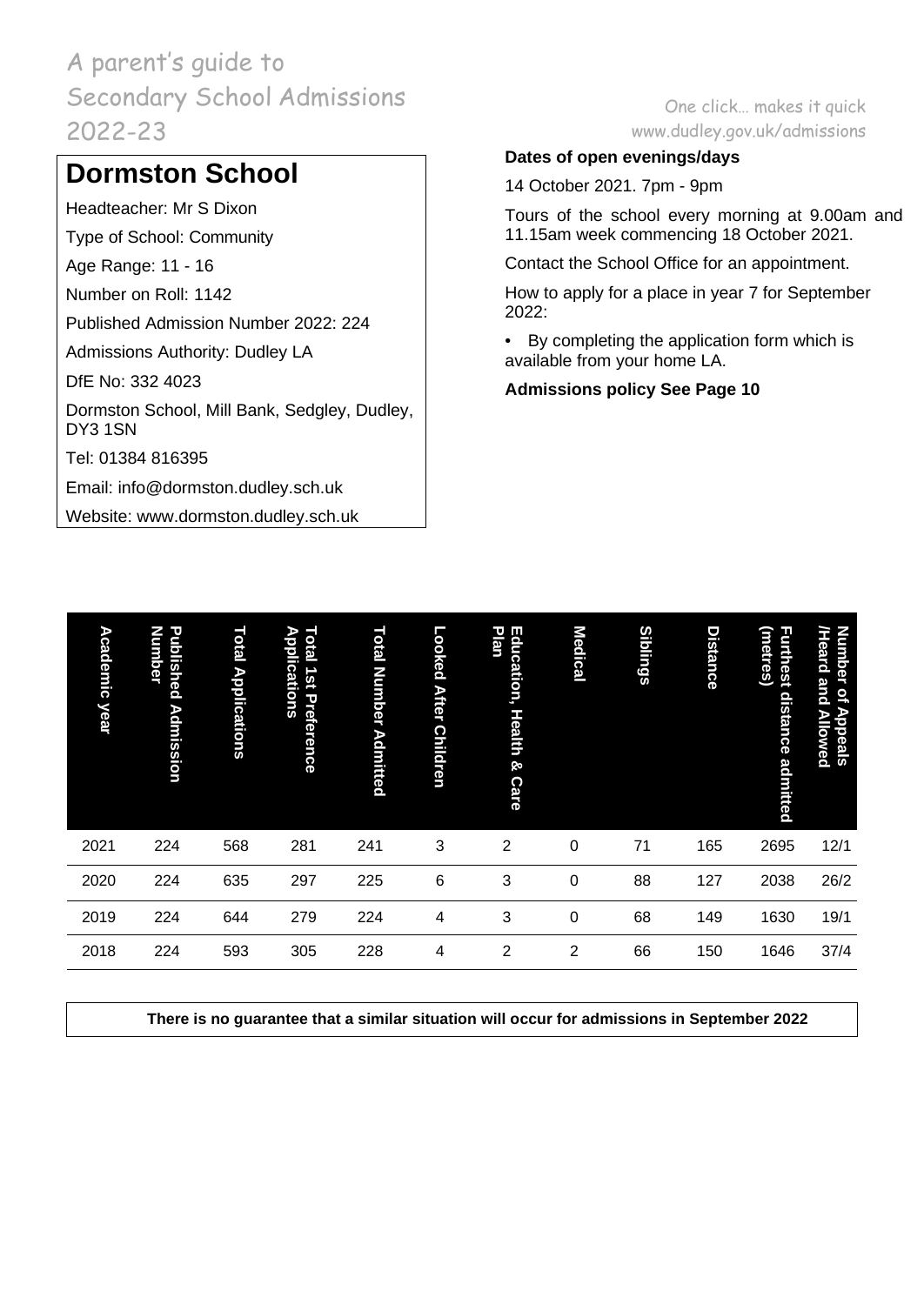A parent's guide to Secondary School Admissions 2022-23

One click… makes it quick
www.dudley.gov.uk/admissions

## Dormston School

Headteacher: Mr S Dixon

Type of School: Community

Age Range: 11 - 16

Number on Roll: 1142

Published Admission Number 2022: 224

Admissions Authority: Dudley LA

DfE No: 332 4023

Dormston School, Mill Bank, Sedgley, Dudley, DY3 1SN

Tel: 01384 816395

Email: info@dormston.dudley.sch.uk

Website: www.dormston.dudley.sch.uk

**Dates of open evenings/days**

14 October 2021. 7pm - 9pm

Tours of the school every morning at 9.00am and 11.15am week commencing 18 October 2021.

Contact the School Office for an appointment.

How to apply for a place in year 7 for September 2022:

- By completing the application form which is available from your home LA.

**Admissions policy See Page 10**

| Academic year | Published Admission Number | Total Applications | Total 1st Preference Applications | Total Number Admitted | Looked After Children | Education, Health & Care Plan | Medical | Siblings | Distance | Furthest distance admitted (metres) | Number of Appeals /Heard and Allowed |
|---|---|---|---|---|---|---|---|---|---|---|---|
| 2021 | 224 | 568 | 281 | 241 | 3 | 2 | 0 | 71 | 165 | 2695 | 12/1 |
| 2020 | 224 | 635 | 297 | 225 | 6 | 3 | 0 | 88 | 127 | 2038 | 26/2 |
| 2019 | 224 | 644 | 279 | 224 | 4 | 3 | 0 | 68 | 149 | 1630 | 19/1 |
| 2018 | 224 | 593 | 305 | 228 | 4 | 2 | 2 | 66 | 150 | 1646 | 37/4 |

**There is no guarantee that a similar situation will occur for admissions in September 2022**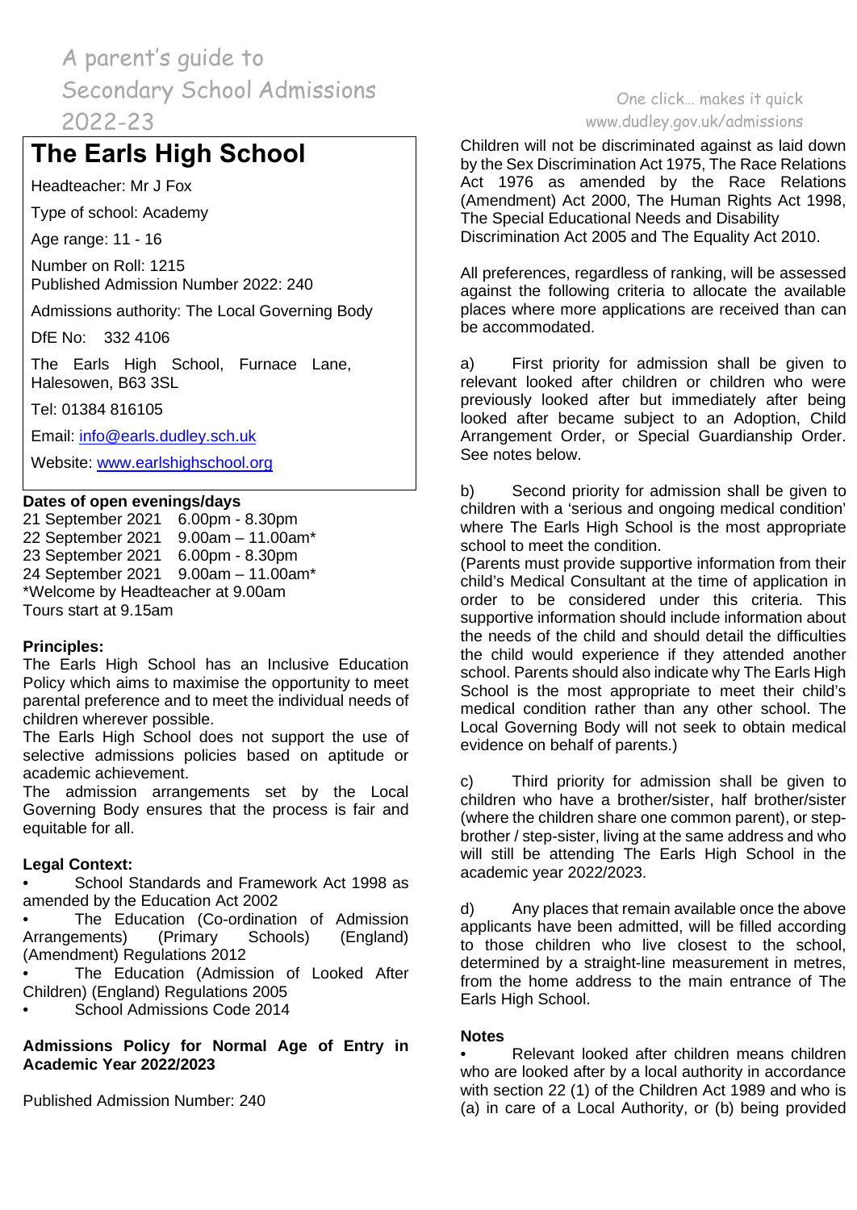# The Earls High School

Headteacher: Mr J Fox

Type of school: Academy

Age range: 11 - 16

Number on Roll: 1215
Published Admission Number 2022: 240

Admissions authority: The Local Governing Body

DfE No: 332 4106

The Earls High School, Furnace Lane, Halesowen, B63 3SL

Tel: 01384 816105

Email: info@earls.dudley.sch.uk

Website: www.earlshighschool.org

**Dates of open evenings/days**

21 September 2021 6.00pm - 8.30pm
22 September 2021 9.00am – 11.00am*
23 September 2021 6.00pm - 8.30pm
24 September 2021 9.00am – 11.00am*
*Welcome by Headteacher at 9.00am
Tours start at 9.15am

**Principles:**

The Earls High School has an Inclusive Education Policy which aims to maximise the opportunity to meet parental preference and to meet the individual needs of children wherever possible.
The Earls High School does not support the use of selective admissions policies based on aptitude or academic achievement.
The admission arrangements set by the Local Governing Body ensures that the process is fair and equitable for all.

**Legal Context:**

- School Standards and Framework Act 1998 as amended by the Education Act 2002
- The Education (Co-ordination of Admission Arrangements) (Primary Schools) (England) (Amendment) Regulations 2012
- The Education (Admission of Looked After Children) (England) Regulations 2005
- School Admissions Code 2014

**Admissions Policy for Normal Age of Entry in Academic Year 2022/2023**

Published Admission Number: 240

Children will not be discriminated against as laid down by the Sex Discrimination Act 1975, The Race Relations Act 1976 as amended by the Race Relations (Amendment) Act 2000, The Human Rights Act 1998, The Special Educational Needs and Disability Discrimination Act 2005 and The Equality Act 2010.

All preferences, regardless of ranking, will be assessed against the following criteria to allocate the available places where more applications are received than can be accommodated.

a) First priority for admission shall be given to relevant looked after children or children who were previously looked after but immediately after being looked after became subject to an Adoption, Child Arrangement Order, or Special Guardianship Order. See notes below.

b) Second priority for admission shall be given to children with a 'serious and ongoing medical condition' where The Earls High School is the most appropriate school to meet the condition.
(Parents must provide supportive information from their child's Medical Consultant at the time of application in order to be considered under this criteria. This supportive information should include information about the needs of the child and should detail the difficulties the child would experience if they attended another school. Parents should also indicate why The Earls High School is the most appropriate to meet their child's medical condition rather than any other school. The Local Governing Body will not seek to obtain medical evidence on behalf of parents.)

c) Third priority for admission shall be given to children who have a brother/sister, half brother/sister (where the children share one common parent), or step-brother / step-sister, living at the same address and who will still be attending The Earls High School in the academic year 2022/2023.

d) Any places that remain available once the above applicants have been admitted, will be filled according to those children who live closest to the school, determined by a straight-line measurement in metres, from the home address to the main entrance of The Earls High School.

**Notes**

- Relevant looked after children means children who are looked after by a local authority in accordance with section 22 (1) of the Children Act 1989 and who is (a) in care of a Local Authority, or (b) being provided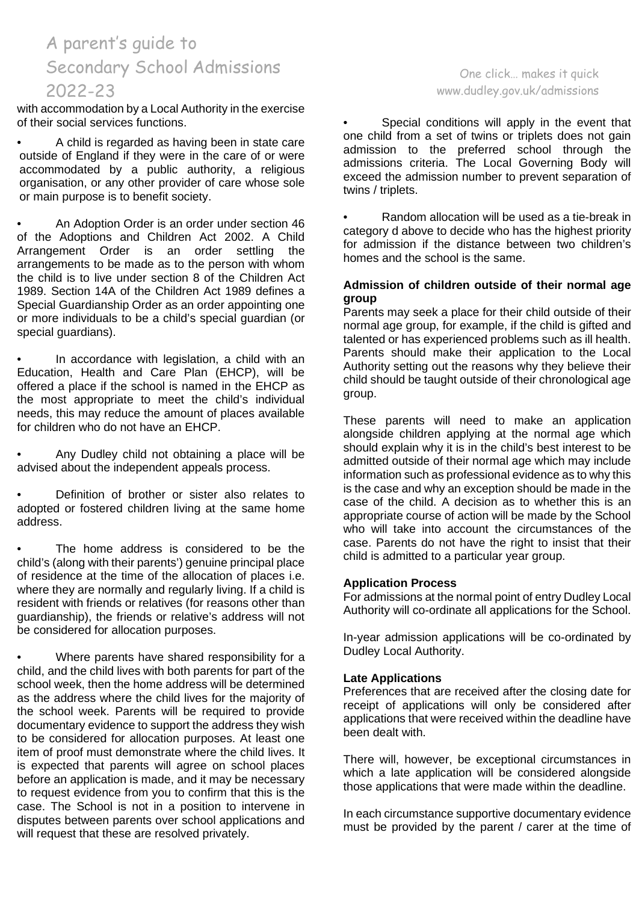with accommodation by a Local Authority in the exercise of their social services functions.

- A child is regarded as having been in state care outside of England if they were in the care of or were accommodated by a public authority, a religious organisation, or any other provider of care whose sole or main purpose is to benefit society.

- An Adoption Order is an order under section 46 of the Adoptions and Children Act 2002. A Child Arrangement Order is an order settling the arrangements to be made as to the person with whom the child is to live under section 8 of the Children Act 1989. Section 14A of the Children Act 1989 defines a Special Guardianship Order as an order appointing one or more individuals to be a child's special guardian (or special guardians).

- In accordance with legislation, a child with an Education, Health and Care Plan (EHCP), will be offered a place if the school is named in the EHCP as the most appropriate to meet the child's individual needs, this may reduce the amount of places available for children who do not have an EHCP.

- Any Dudley child not obtaining a place will be advised about the independent appeals process.

- Definition of brother or sister also relates to adopted or fostered children living at the same home address.

- The home address is considered to be the child's (along with their parents') genuine principal place of residence at the time of the allocation of places i.e. where they are normally and regularly living. If a child is resident with friends or relatives (for reasons other than guardianship), the friends or relative's address will not be considered for allocation purposes.

- Where parents have shared responsibility for a child, and the child lives with both parents for part of the school week, then the home address will be determined as the address where the child lives for the majority of the school week. Parents will be required to provide documentary evidence to support the address they wish to be considered for allocation purposes. At least one item of proof must demonstrate where the child lives. It is expected that parents will agree on school places before an application is made, and it may be necessary to request evidence from you to confirm that this is the case. The School is not in a position to intervene in disputes between parents over school applications and will request that these are resolved privately.

- Special conditions will apply in the event that one child from a set of twins or triplets does not gain admission to the preferred school through the admissions criteria. The Local Governing Body will exceed the admission number to prevent separation of twins / triplets.

- Random allocation will be used as a tie-break in category d above to decide who has the highest priority for admission if the distance between two children's homes and the school is the same.

**Admission of children outside of their normal age group**

Parents may seek a place for their child outside of their normal age group, for example, if the child is gifted and talented or has experienced problems such as ill health. Parents should make their application to the Local Authority setting out the reasons why they believe their child should be taught outside of their chronological age group.

These parents will need to make an application alongside children applying at the normal age which should explain why it is in the child's best interest to be admitted outside of their normal age which may include information such as professional evidence as to why this is the case and why an exception should be made in the case of the child. A decision as to whether this is an appropriate course of action will be made by the School who will take into account the circumstances of the case. Parents do not have the right to insist that their child is admitted to a particular year group.

**Application Process**

For admissions at the normal point of entry Dudley Local Authority will co-ordinate all applications for the School.

In-year admission applications will be co-ordinated by Dudley Local Authority.

**Late Applications**

Preferences that are received after the closing date for receipt of applications will only be considered after applications that were received within the deadline have been dealt with.

There will, however, be exceptional circumstances in which a late application will be considered alongside those applications that were made within the deadline.

In each circumstance supportive documentary evidence must be provided by the parent / carer at the time of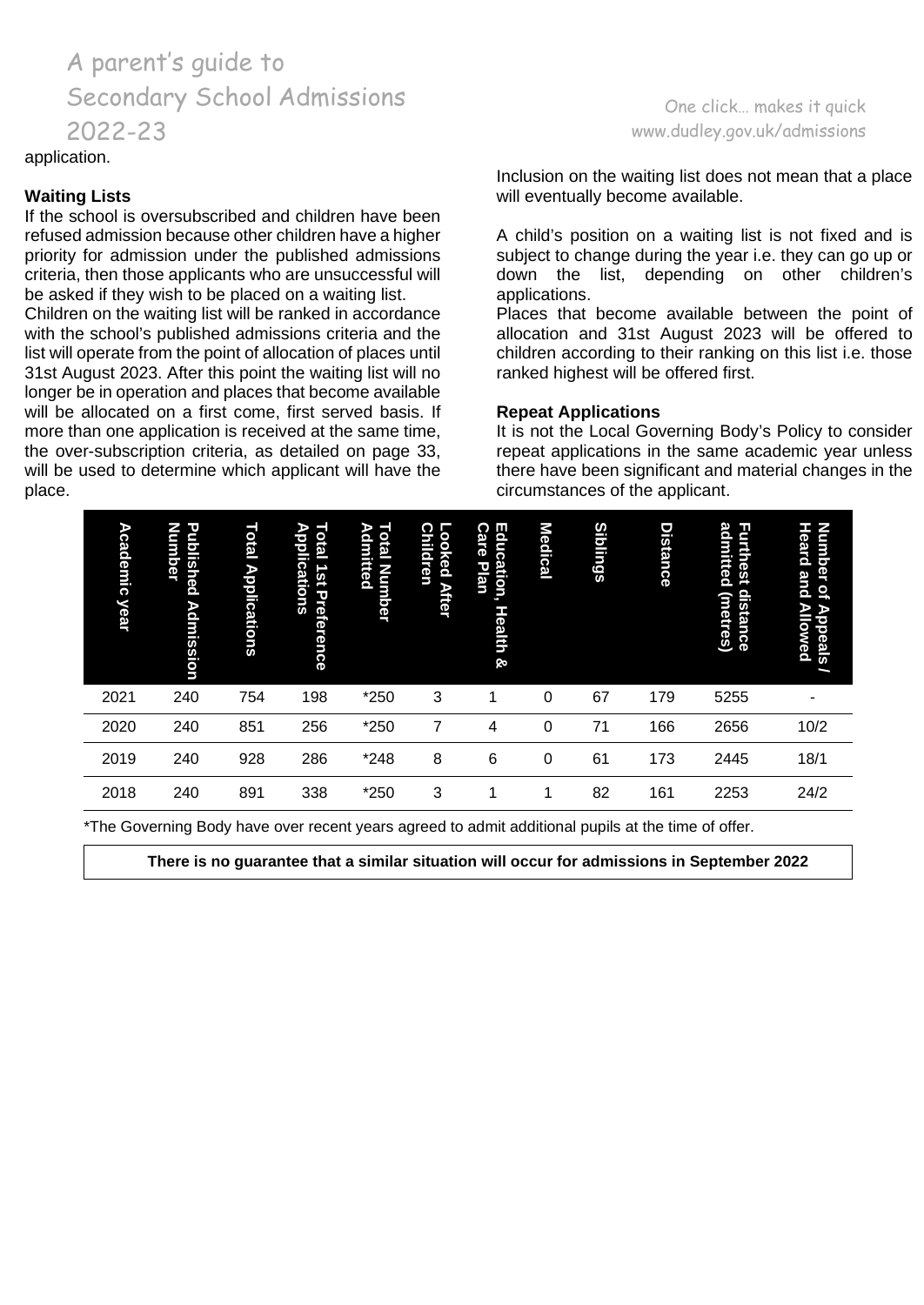application.

**Waiting Lists**

If the school is oversubscribed and children have been refused admission because other children have a higher priority for admission under the published admissions criteria, then those applicants who are unsuccessful will be asked if they wish to be placed on a waiting list.

Children on the waiting list will be ranked in accordance with the school's published admissions criteria and the list will operate from the point of allocation of places until 31st August 2023. After this point the waiting list will no longer be in operation and places that become available will be allocated on a first come, first served basis. If more than one application is received at the same time, the over-subscription criteria, as detailed on page 33, will be used to determine which applicant will have the place.

Inclusion on the waiting list does not mean that a place will eventually become available.

A child's position on a waiting list is not fixed and is subject to change during the year i.e. they can go up or down the list, depending on other children's applications.

Places that become available between the point of allocation and 31st August 2023 will be offered to children according to their ranking on this list i.e. those ranked highest will be offered first.

**Repeat Applications**

It is not the Local Governing Body's Policy to consider repeat applications in the same academic year unless there have been significant and material changes in the circumstances of the applicant.

| Academic year | Published Admission Number | Total Applications | Total 1st Preference Applications | Total Number Admitted | Looked After Children | Education, Health & Care Plan | Medical | Siblings | Distance | Furthest distance admitted (metres) | Number of Appeals / Heard and Allowed |
|---|---|---|---|---|---|---|---|---|---|---|---|
| 2021 | 240 | 754 | 198 | *250 | 3 | 1 | 0 | 67 | 179 | 5255 | - |
| 2020 | 240 | 851 | 256 | *250 | 7 | 4 | 0 | 71 | 166 | 2656 | 10/2 |
| 2019 | 240 | 928 | 286 | *248 | 8 | 6 | 0 | 61 | 173 | 2445 | 18/1 |
| 2018 | 240 | 891 | 338 | *250 | 3 | 1 | 1 | 82 | 161 | 2253 | 24/2 |

*The Governing Body have over recent years agreed to admit additional pupils at the time of offer.

**There is no guarantee that a similar situation will occur for admissions in September 2022**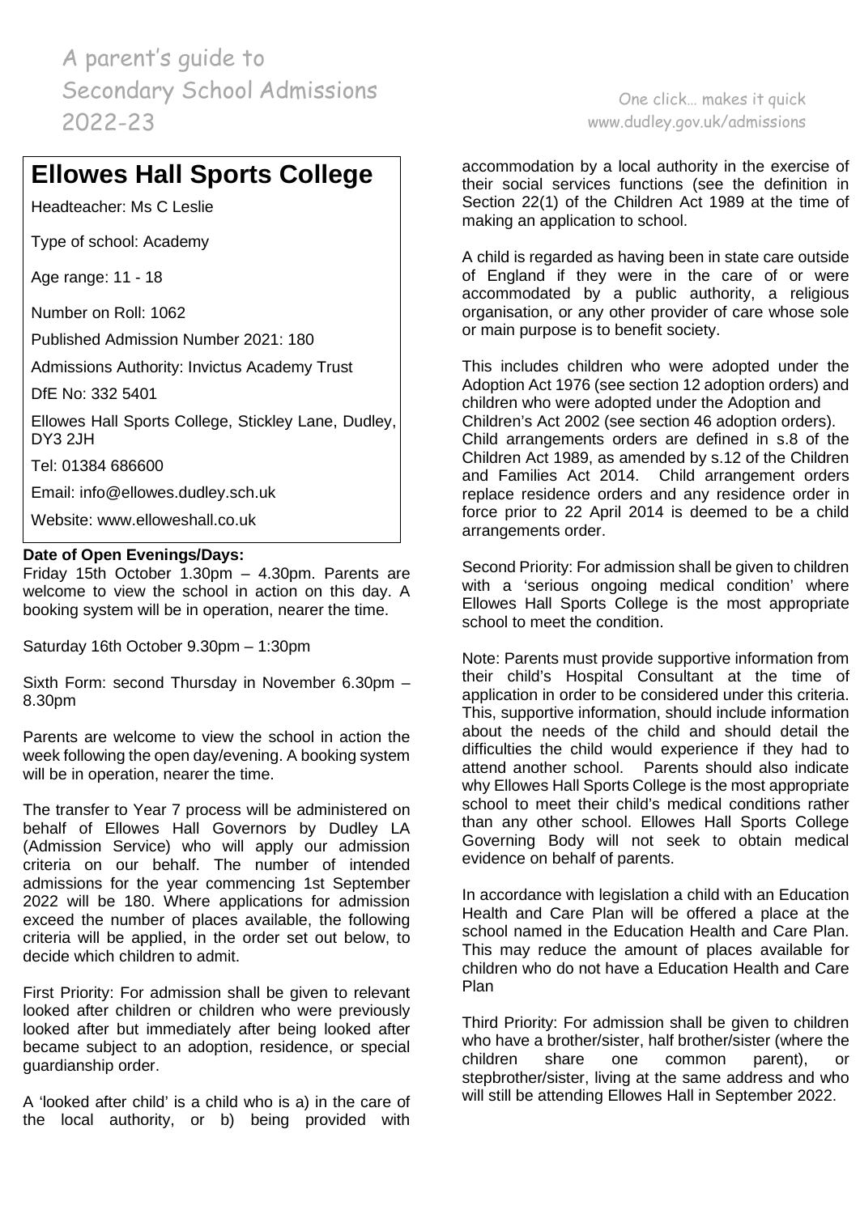# Ellowes Hall Sports College

Headteacher: Ms C Leslie

Type of school: Academy

Age range: 11 - 18

Number on Roll: 1062

Published Admission Number 2021: 180

Admissions Authority: Invictus Academy Trust

DfE No: 332 5401

Ellowes Hall Sports College, Stickley Lane, Dudley, DY3 2JH

Tel: 01384 686600

Email: info@ellowes.dudley.sch.uk

Website: www.elloweshall.co.uk

**Date of Open Evenings/Days:**

Friday 15th October 1.30pm – 4.30pm. Parents are welcome to view the school in action on this day. A booking system will be in operation, nearer the time.

Saturday 16th October 9.30pm – 1:30pm

Sixth Form: second Thursday in November 6.30pm – 8.30pm

Parents are welcome to view the school in action the week following the open day/evening. A booking system will be in operation, nearer the time.

The transfer to Year 7 process will be administered on behalf of Ellowes Hall Governors by Dudley LA (Admission Service) who will apply our admission criteria on our behalf. The number of intended admissions for the year commencing 1st September 2022 will be 180. Where applications for admission exceed the number of places available, the following criteria will be applied, in the order set out below, to decide which children to admit.

First Priority: For admission shall be given to relevant looked after children or children who were previously looked after but immediately after being looked after became subject to an adoption, residence, or special guardianship order.

A 'looked after child' is a child who is a) in the care of the local authority, or b) being provided with accommodation by a local authority in the exercise of their social services functions (see the definition in Section 22(1) of the Children Act 1989 at the time of making an application to school.

A child is regarded as having been in state care outside of England if they were in the care of or were accommodated by a public authority, a religious organisation, or any other provider of care whose sole or main purpose is to benefit society.

This includes children who were adopted under the Adoption Act 1976 (see section 12 adoption orders) and children who were adopted under the Adoption and Children's Act 2002 (see section 46 adoption orders). Child arrangements orders are defined in s.8 of the Children Act 1989, as amended by s.12 of the Children and Families Act 2014. Child arrangement orders replace residence orders and any residence order in force prior to 22 April 2014 is deemed to be a child arrangements order.

Second Priority: For admission shall be given to children with a 'serious ongoing medical condition' where Ellowes Hall Sports College is the most appropriate school to meet the condition.

Note: Parents must provide supportive information from their child's Hospital Consultant at the time of application in order to be considered under this criteria. This, supportive information, should include information about the needs of the child and should detail the difficulties the child would experience if they had to attend another school. Parents should also indicate why Ellowes Hall Sports College is the most appropriate school to meet their child's medical conditions rather than any other school. Ellowes Hall Sports College Governing Body will not seek to obtain medical evidence on behalf of parents.

In accordance with legislation a child with an Education Health and Care Plan will be offered a place at the school named in the Education Health and Care Plan. This may reduce the amount of places available for children who do not have a Education Health and Care Plan

Third Priority: For admission shall be given to children who have a brother/sister, half brother/sister (where the children share one common parent), or stepbrother/sister, living at the same address and who will still be attending Ellowes Hall in September 2022.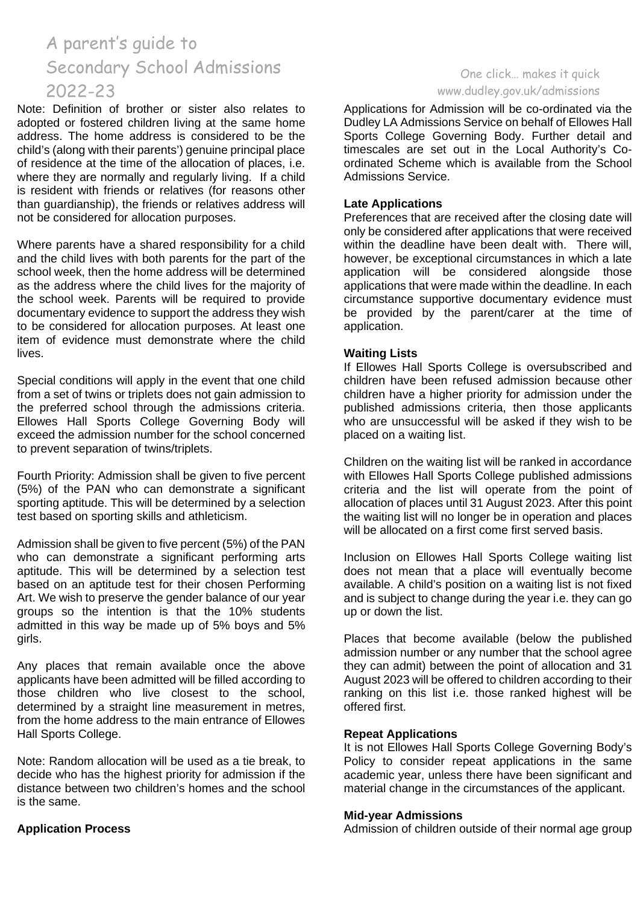Note: Definition of brother or sister also relates to adopted or fostered children living at the same home address. The home address is considered to be the child's (along with their parents') genuine principal place of residence at the time of the allocation of places, i.e. where they are normally and regularly living. If a child is resident with friends or relatives (for reasons other than guardianship), the friends or relatives address will not be considered for allocation purposes.

Where parents have a shared responsibility for a child and the child lives with both parents for the part of the school week, then the home address will be determined as the address where the child lives for the majority of the school week. Parents will be required to provide documentary evidence to support the address they wish to be considered for allocation purposes. At least one item of evidence must demonstrate where the child lives.

Special conditions will apply in the event that one child from a set of twins or triplets does not gain admission to the preferred school through the admissions criteria. Ellowes Hall Sports College Governing Body will exceed the admission number for the school concerned to prevent separation of twins/triplets.

Fourth Priority: Admission shall be given to five percent (5%) of the PAN who can demonstrate a significant sporting aptitude. This will be determined by a selection test based on sporting skills and athleticism.

Admission shall be given to five percent (5%) of the PAN who can demonstrate a significant performing arts aptitude. This will be determined by a selection test based on an aptitude test for their chosen Performing Art. We wish to preserve the gender balance of our year groups so the intention is that the 10% students admitted in this way be made up of 5% boys and 5% girls.

Any places that remain available once the above applicants have been admitted will be filled according to those children who live closest to the school, determined by a straight line measurement in metres, from the home address to the main entrance of Ellowes Hall Sports College.

Note: Random allocation will be used as a tie break, to decide who has the highest priority for admission if the distance between two children's homes and the school is the same.

**Application Process**

Applications for Admission will be co-ordinated via the Dudley LA Admissions Service on behalf of Ellowes Hall Sports College Governing Body. Further detail and timescales are set out in the Local Authority's Co-ordinated Scheme which is available from the School Admissions Service.

**Late Applications**

Preferences that are received after the closing date will only be considered after applications that were received within the deadline have been dealt with. There will, however, be exceptional circumstances in which a late application will be considered alongside those applications that were made within the deadline. In each circumstance supportive documentary evidence must be provided by the parent/carer at the time of application.

**Waiting Lists**

If Ellowes Hall Sports College is oversubscribed and children have been refused admission because other children have a higher priority for admission under the published admissions criteria, then those applicants who are unsuccessful will be asked if they wish to be placed on a waiting list.

Children on the waiting list will be ranked in accordance with Ellowes Hall Sports College published admissions criteria and the list will operate from the point of allocation of places until 31 August 2023. After this point the waiting list will no longer be in operation and places will be allocated on a first come first served basis.

Inclusion on Ellowes Hall Sports College waiting list does not mean that a place will eventually become available. A child's position on a waiting list is not fixed and is subject to change during the year i.e. they can go up or down the list.

Places that become available (below the published admission number or any number that the school agree they can admit) between the point of allocation and 31 August 2023 will be offered to children according to their ranking on this list i.e. those ranked highest will be offered first.

**Repeat Applications**

It is not Ellowes Hall Sports College Governing Body's Policy to consider repeat applications in the same academic year, unless there have been significant and material change in the circumstances of the applicant.

**Mid-year Admissions**

Admission of children outside of their normal age group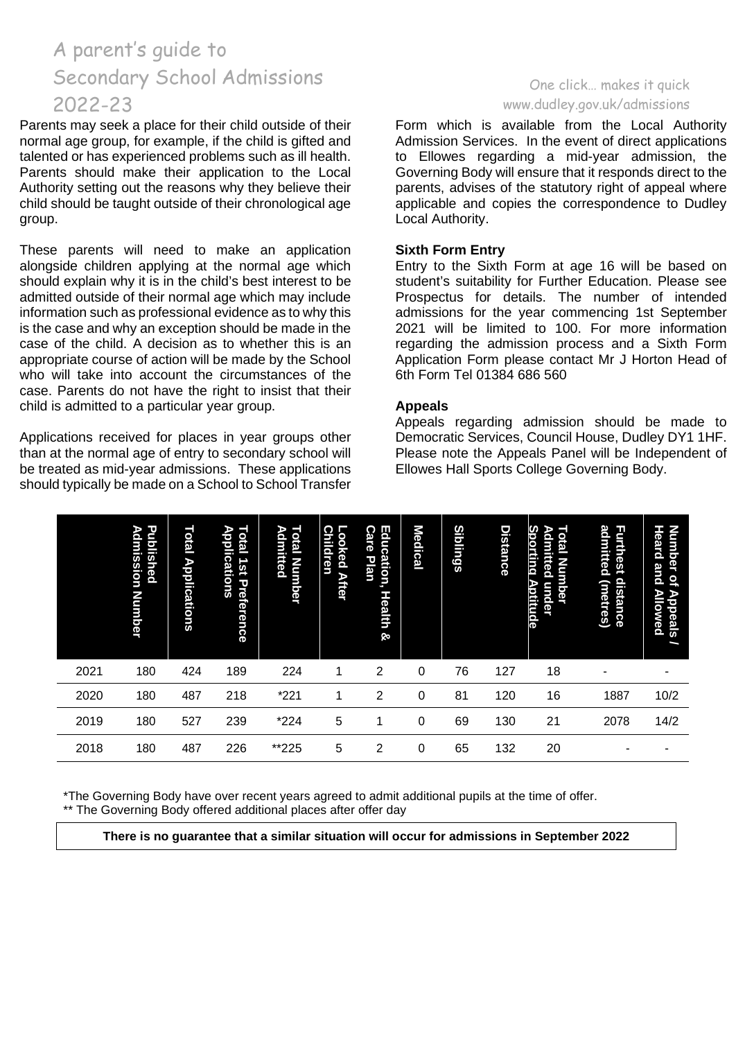Parents may seek a place for their child outside of their normal age group, for example, if the child is gifted and talented or has experienced problems such as ill health. Parents should make their application to the Local Authority setting out the reasons why they believe their child should be taught outside of their chronological age group.

These parents will need to make an application alongside children applying at the normal age which should explain why it is in the child's best interest to be admitted outside of their normal age which may include information such as professional evidence as to why this is the case and why an exception should be made in the case of the child. A decision as to whether this is an appropriate course of action will be made by the School who will take into account the circumstances of the case. Parents do not have the right to insist that their child is admitted to a particular year group.

Applications received for places in year groups other than at the normal age of entry to secondary school will be treated as mid-year admissions. These applications should typically be made on a School to School Transfer Form which is available from the Local Authority Admission Services. In the event of direct applications to Ellowes regarding a mid-year admission, the Governing Body will ensure that it responds direct to the parents, advises of the statutory right of appeal where applicable and copies the correspondence to Dudley Local Authority.

**Sixth Form Entry**

Entry to the Sixth Form at age 16 will be based on student's suitability for Further Education. Please see Prospectus for details. The number of intended admissions for the year commencing 1st September 2021 will be limited to 100. For more information regarding the admission process and a Sixth Form Application Form please contact Mr J Horton Head of 6th Form Tel 01384 686 560

**Appeals**

Appeals regarding admission should be made to Democratic Services, Council House, Dudley DY1 1HF. Please note the Appeals Panel will be Independent of Ellowes Hall Sports College Governing Body.

| | Published Admission Number | Total Applications | Total 1st Preference Applications | Total Number Admitted | Looked After Children | Education, Health & Care Plan | Medical | Siblings | Distance | Total Number Admitted under Sporting Aptitude | Furthest distance admitted (metres) | Number of Appeals / Heard and Allowed |
|---|---|---|---|---|---|---|---|---|---|---|---|---|
| 2021 | 180 | 424 | 189 | 224 | 1 | 2 | 0 | 76 | 127 | 18 | - | - |
| 2020 | 180 | 487 | 218 | *221 | 1 | 2 | 0 | 81 | 120 | 16 | 1887 | 10/2 |
| 2019 | 180 | 527 | 239 | *224 | 5 | 1 | 0 | 69 | 130 | 21 | 2078 | 14/2 |
| 2018 | 180 | 487 | 226 | **225 | 5 | 2 | 0 | 65 | 132 | 20 | - | - |

*The Governing Body have over recent years agreed to admit additional pupils at the time of offer.
** The Governing Body offered additional places after offer day

**There is no guarantee that a similar situation will occur for admissions in September 2022**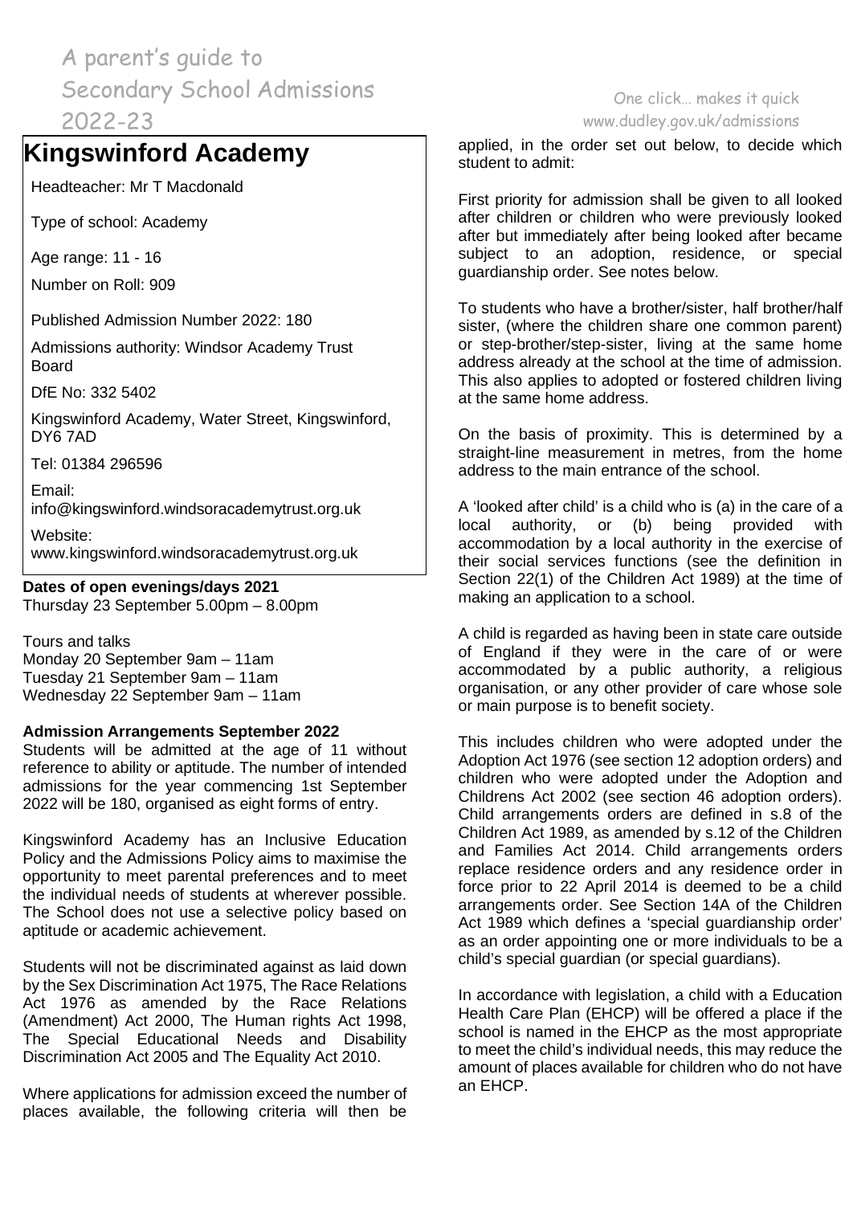# Kingswinford Academy

Headteacher: Mr T Macdonald

Type of school: Academy

Age range: 11 - 16

Number on Roll: 909

Published Admission Number 2022: 180

Admissions authority: Windsor Academy Trust Board

DfE No: 332 5402

Kingswinford Academy, Water Street, Kingswinford, DY6 7AD

Tel: 01384 296596

Email: info@kingswinford.windsoracademytrust.org.uk

Website: www.kingswinford.windsoracademytrust.org.uk

**Dates of open evenings/days 2021**
Thursday 23 September 5.00pm – 8.00pm

Tours and talks
Monday 20 September 9am – 11am
Tuesday 21 September 9am – 11am
Wednesday 22 September 9am – 11am

**Admission Arrangements September 2022**
Students will be admitted at the age of 11 without reference to ability or aptitude. The number of intended admissions for the year commencing 1st September 2022 will be 180, organised as eight forms of entry.

Kingswinford Academy has an Inclusive Education Policy and the Admissions Policy aims to maximise the opportunity to meet parental preferences and to meet the individual needs of students at wherever possible. The School does not use a selective policy based on aptitude or academic achievement.

Students will not be discriminated against as laid down by the Sex Discrimination Act 1975, The Race Relations Act 1976 as amended by the Race Relations (Amendment) Act 2000, The Human rights Act 1998, The Special Educational Needs and Disability Discrimination Act 2005 and The Equality Act 2010.

Where applications for admission exceed the number of places available, the following criteria will then be applied, in the order set out below, to decide which student to admit:

First priority for admission shall be given to all looked after children or children who were previously looked after but immediately after being looked after became subject to an adoption, residence, or special guardianship order. See notes below.

To students who have a brother/sister, half brother/half sister, (where the children share one common parent) or step-brother/step-sister, living at the same home address already at the school at the time of admission. This also applies to adopted or fostered children living at the same home address.

On the basis of proximity. This is determined by a straight-line measurement in metres, from the home address to the main entrance of the school.

A 'looked after child' is a child who is (a) in the care of a local authority, or (b) being provided with accommodation by a local authority in the exercise of their social services functions (see the definition in Section 22(1) of the Children Act 1989) at the time of making an application to a school.

A child is regarded as having been in state care outside of England if they were in the care of or were accommodated by a public authority, a religious organisation, or any other provider of care whose sole or main purpose is to benefit society.

This includes children who were adopted under the Adoption Act 1976 (see section 12 adoption orders) and children who were adopted under the Adoption and Childrens Act 2002 (see section 46 adoption orders). Child arrangements orders are defined in s.8 of the Children Act 1989, as amended by s.12 of the Children and Families Act 2014. Child arrangements orders replace residence orders and any residence order in force prior to 22 April 2014 is deemed to be a child arrangements order. See Section 14A of the Children Act 1989 which defines a 'special guardianship order' as an order appointing one or more individuals to be a child's special guardian (or special guardians).

In accordance with legislation, a child with a Education Health Care Plan (EHCP) will be offered a place if the school is named in the EHCP as the most appropriate to meet the child's individual needs, this may reduce the amount of places available for children who do not have an EHCP.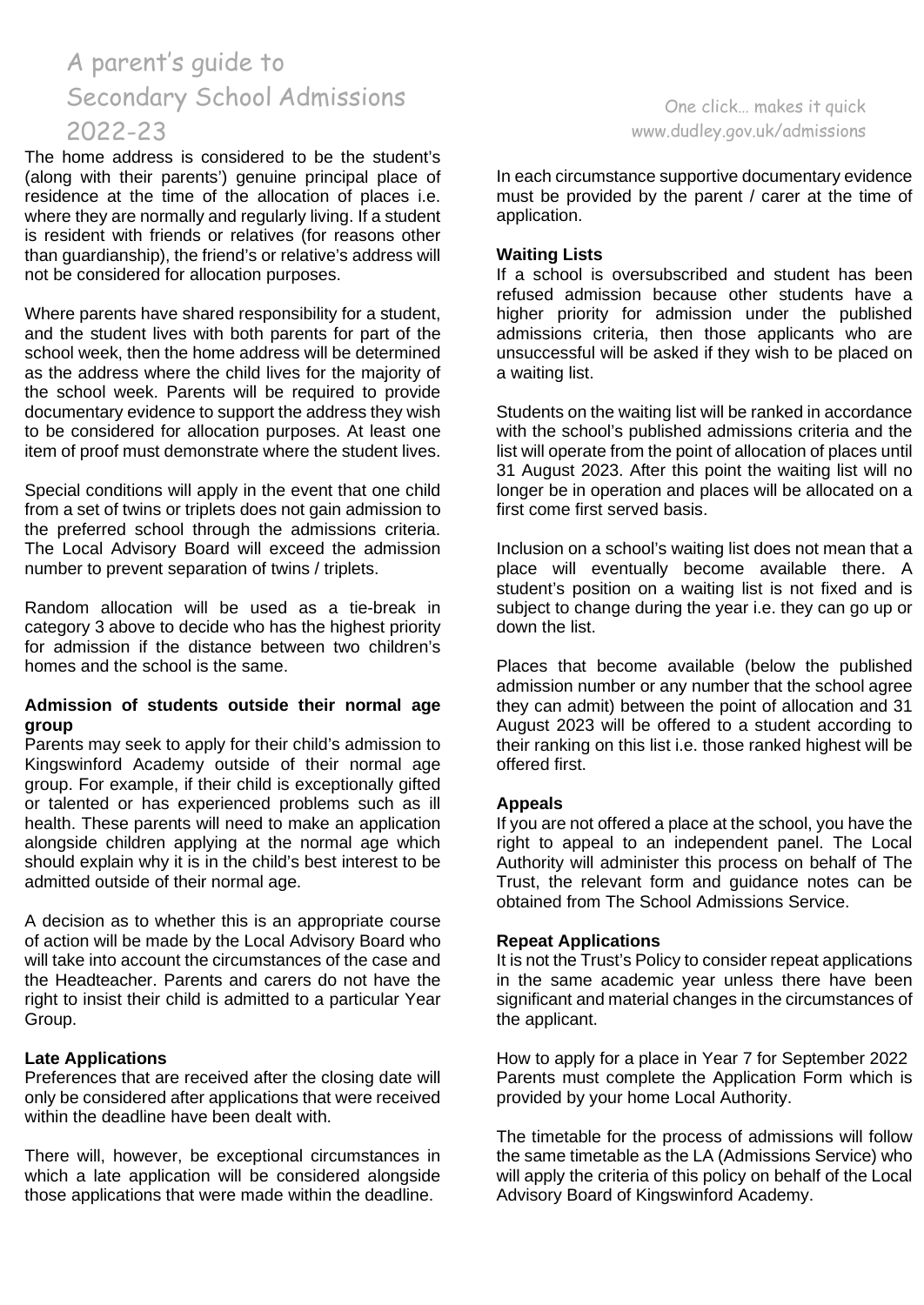The home address is considered to be the student's (along with their parents') genuine principal place of residence at the time of the allocation of places i.e. where they are normally and regularly living. If a student is resident with friends or relatives (for reasons other than guardianship), the friend's or relative's address will not be considered for allocation purposes.

Where parents have shared responsibility for a student, and the student lives with both parents for part of the school week, then the home address will be determined as the address where the child lives for the majority of the school week. Parents will be required to provide documentary evidence to support the address they wish to be considered for allocation purposes. At least one item of proof must demonstrate where the student lives.

Special conditions will apply in the event that one child from a set of twins or triplets does not gain admission to the preferred school through the admissions criteria. The Local Advisory Board will exceed the admission number to prevent separation of twins / triplets.

Random allocation will be used as a tie-break in category 3 above to decide who has the highest priority for admission if the distance between two children's homes and the school is the same.

**Admission of students outside their normal age group**

Parents may seek to apply for their child's admission to Kingswinford Academy outside of their normal age group. For example, if their child is exceptionally gifted or talented or has experienced problems such as ill health. These parents will need to make an application alongside children applying at the normal age which should explain why it is in the child's best interest to be admitted outside of their normal age.

A decision as to whether this is an appropriate course of action will be made by the Local Advisory Board who will take into account the circumstances of the case and the Headteacher. Parents and carers do not have the right to insist their child is admitted to a particular Year Group.

**Late Applications**

Preferences that are received after the closing date will only be considered after applications that were received within the deadline have been dealt with.

There will, however, be exceptional circumstances in which a late application will be considered alongside those applications that were made within the deadline.

In each circumstance supportive documentary evidence must be provided by the parent / carer at the time of application.

**Waiting Lists**

If a school is oversubscribed and student has been refused admission because other students have a higher priority for admission under the published admissions criteria, then those applicants who are unsuccessful will be asked if they wish to be placed on a waiting list.

Students on the waiting list will be ranked in accordance with the school's published admissions criteria and the list will operate from the point of allocation of places until 31 August 2023. After this point the waiting list will no longer be in operation and places will be allocated on a first come first served basis.

Inclusion on a school's waiting list does not mean that a place will eventually become available there. A student's position on a waiting list is not fixed and is subject to change during the year i.e. they can go up or down the list.

Places that become available (below the published admission number or any number that the school agree they can admit) between the point of allocation and 31 August 2023 will be offered to a student according to their ranking on this list i.e. those ranked highest will be offered first.

**Appeals**

If you are not offered a place at the school, you have the right to appeal to an independent panel. The Local Authority will administer this process on behalf of The Trust, the relevant form and guidance notes can be obtained from The School Admissions Service.

**Repeat Applications**

It is not the Trust's Policy to consider repeat applications in the same academic year unless there have been significant and material changes in the circumstances of the applicant.

How to apply for a place in Year 7 for September 2022
Parents must complete the Application Form which is provided by your home Local Authority.

The timetable for the process of admissions will follow the same timetable as the LA (Admissions Service) who will apply the criteria of this policy on behalf of the Local Advisory Board of Kingswinford Academy.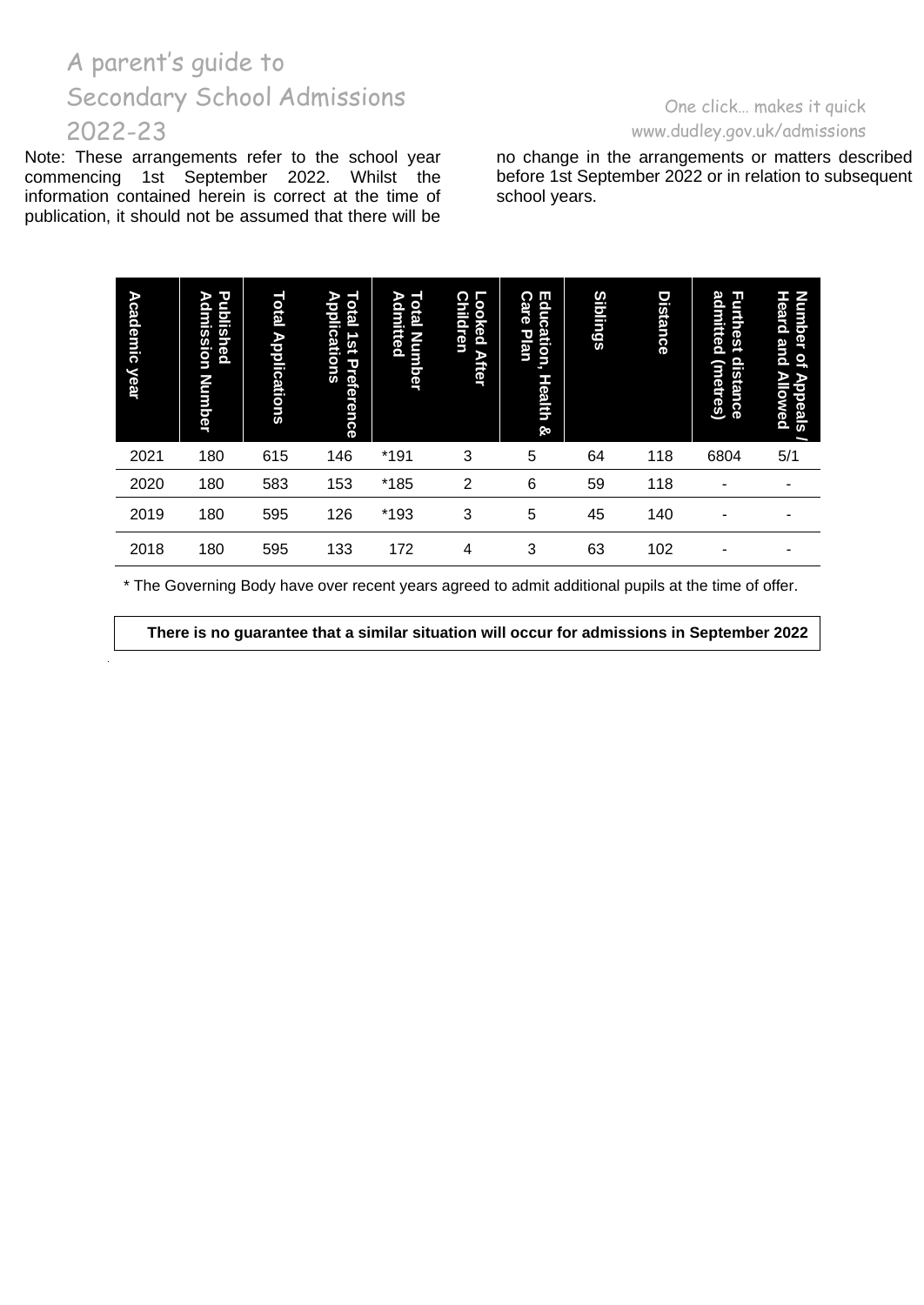Note: These arrangements refer to the school year commencing 1st September 2022. Whilst the information contained herein is correct at the time of publication, it should not be assumed that there will be no change in the arrangements or matters described before 1st September 2022 or in relation to subsequent school years.

| Academic year | Published Admission Number | Total Applications | Total 1st Preference Applications | Total Number Admitted | Looked After Children | Education, Health & Care Plan | Siblings | Distance | Furthest distance admitted (metres) | Number of Appeals / Heard and Allowed |
|---|---|---|---|---|---|---|---|---|---|---|
| 2021 | 180 | 615 | 146 | *191 | 3 | 5 | 64 | 118 | 6804 | 5/1 |
| 2020 | 180 | 583 | 153 | *185 | 2 | 6 | 59 | 118 | - | - |
| 2019 | 180 | 595 | 126 | *193 | 3 | 5 | 45 | 140 | - | - |
| 2018 | 180 | 595 | 133 | 172 | 4 | 3 | 63 | 102 | - | - |

* The Governing Body have over recent years agreed to admit additional pupils at the time of offer.

**There is no guarantee that a similar situation will occur for admissions in September 2022**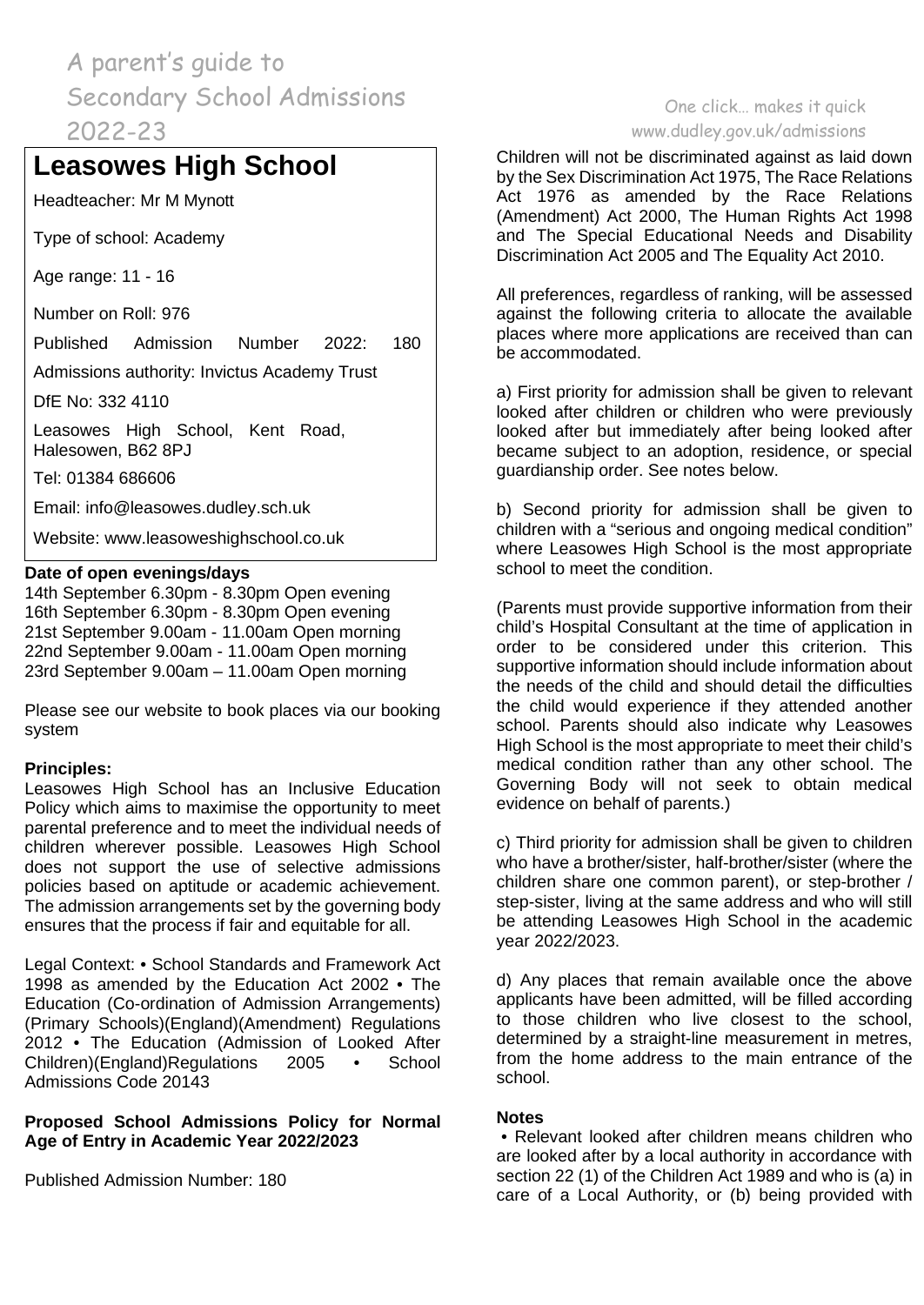# Leasowes High School

Headteacher: Mr M Mynott

Type of school: Academy

Age range: 11 - 16

Number on Roll: 976

Published Admission Number 2022: 180

Admissions authority: Invictus Academy Trust

DfE No: 332 4110

Leasowes High School, Kent Road, Halesowen, B62 8PJ

Tel: 01384 686606

Email: info@leasowes.dudley.sch.uk

Website: www.leasoweshighschool.co.uk

**Date of open evenings/days**

14th September 6.30pm - 8.30pm Open evening
16th September 6.30pm - 8.30pm Open evening
21st September 9.00am - 11.00am Open morning
22nd September 9.00am - 11.00am Open morning
23rd September 9.00am – 11.00am Open morning

Please see our website to book places via our booking system

**Principles:**

Leasowes High School has an Inclusive Education Policy which aims to maximise the opportunity to meet parental preference and to meet the individual needs of children wherever possible. Leasowes High School does not support the use of selective admissions policies based on aptitude or academic achievement. The admission arrangements set by the governing body ensures that the process if fair and equitable for all.

Legal Context: • School Standards and Framework Act 1998 as amended by the Education Act 2002 • The Education (Co-ordination of Admission Arrangements) (Primary Schools)(England)(Amendment) Regulations 2012 • The Education (Admission of Looked After Children)(England)Regulations 2005 • School Admissions Code 20143

**Proposed School Admissions Policy for Normal Age of Entry in Academic Year 2022/2023**

Published Admission Number: 180

Children will not be discriminated against as laid down by the Sex Discrimination Act 1975, The Race Relations Act 1976 as amended by the Race Relations (Amendment) Act 2000, The Human Rights Act 1998 and The Special Educational Needs and Disability Discrimination Act 2005 and The Equality Act 2010.

All preferences, regardless of ranking, will be assessed against the following criteria to allocate the available places where more applications are received than can be accommodated.

a) First priority for admission shall be given to relevant looked after children or children who were previously looked after but immediately after being looked after became subject to an adoption, residence, or special guardianship order. See notes below.

b) Second priority for admission shall be given to children with a "serious and ongoing medical condition" where Leasowes High School is the most appropriate school to meet the condition.

(Parents must provide supportive information from their child's Hospital Consultant at the time of application in order to be considered under this criterion. This supportive information should include information about the needs of the child and should detail the difficulties the child would experience if they attended another school. Parents should also indicate why Leasowes High School is the most appropriate to meet their child's medical condition rather than any other school. The Governing Body will not seek to obtain medical evidence on behalf of parents.)

c) Third priority for admission shall be given to children who have a brother/sister, half-brother/sister (where the children share one common parent), or step-brother / step-sister, living at the same address and who will still be attending Leasowes High School in the academic year 2022/2023.

d) Any places that remain available once the above applicants have been admitted, will be filled according to those children who live closest to the school, determined by a straight-line measurement in metres, from the home address to the main entrance of the school.

**Notes**

• Relevant looked after children means children who are looked after by a local authority in accordance with section 22 (1) of the Children Act 1989 and who is (a) in care of a Local Authority, or (b) being provided with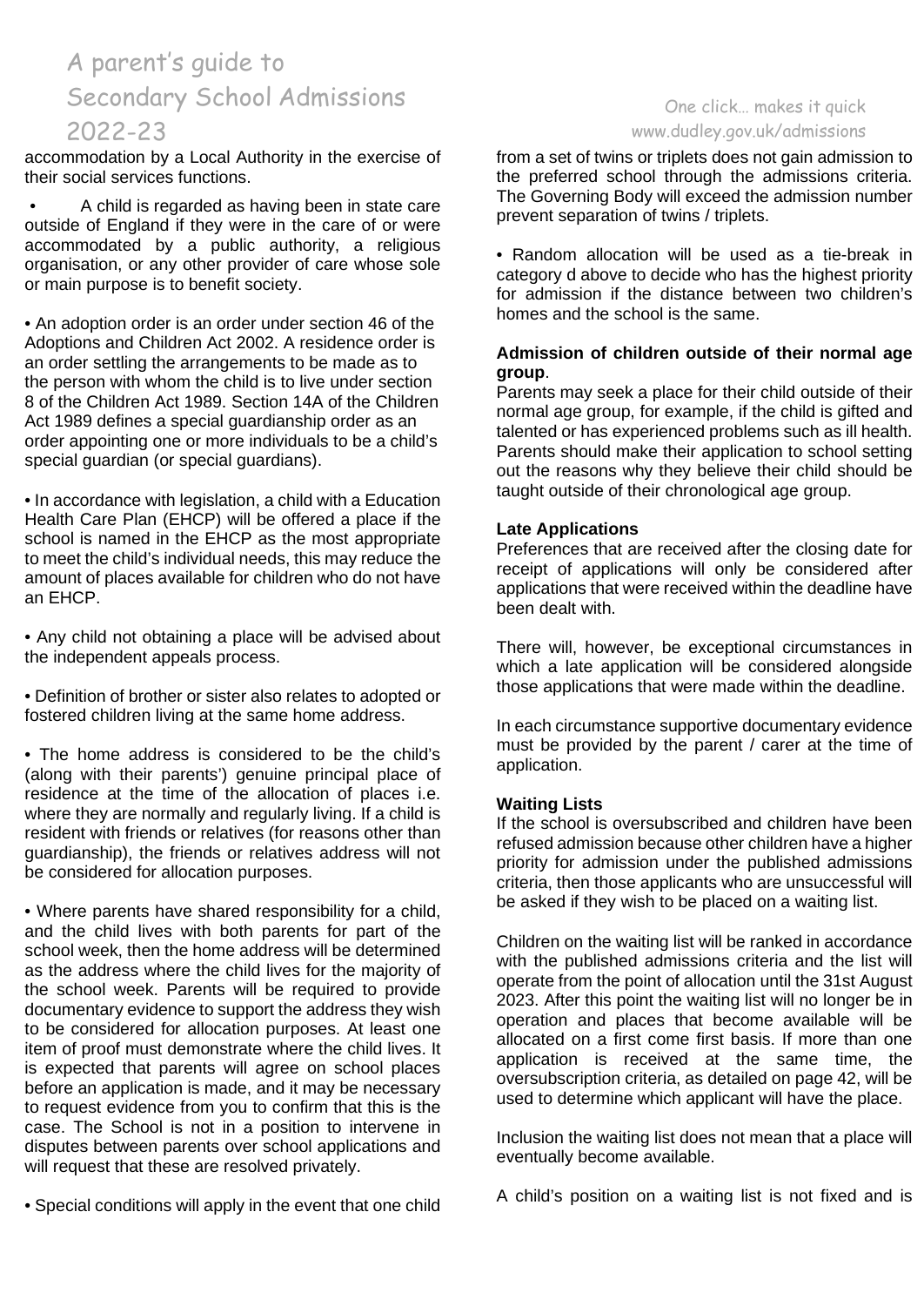accommodation by a Local Authority in the exercise of their social services functions.

- A child is regarded as having been in state care outside of England if they were in the care of or were accommodated by a public authority, a religious organisation, or any other provider of care whose sole or main purpose is to benefit society.

- An adoption order is an order under section 46 of the Adoptions and Children Act 2002. A residence order is an order settling the arrangements to be made as to the person with whom the child is to live under section 8 of the Children Act 1989. Section 14A of the Children Act 1989 defines a special guardianship order as an order appointing one or more individuals to be a child's special guardian (or special guardians).

- In accordance with legislation, a child with a Education Health Care Plan (EHCP) will be offered a place if the school is named in the EHCP as the most appropriate to meet the child's individual needs, this may reduce the amount of places available for children who do not have an EHCP.

- Any child not obtaining a place will be advised about the independent appeals process.

- Definition of brother or sister also relates to adopted or fostered children living at the same home address.

- The home address is considered to be the child's (along with their parents') genuine principal place of residence at the time of the allocation of places i.e. where they are normally and regularly living. If a child is resident with friends or relatives (for reasons other than guardianship), the friends or relatives address will not be considered for allocation purposes.

- Where parents have shared responsibility for a child, and the child lives with both parents for part of the school week, then the home address will be determined as the address where the child lives for the majority of the school week. Parents will be required to provide documentary evidence to support the address they wish to be considered for allocation purposes. At least one item of proof must demonstrate where the child lives. It is expected that parents will agree on school places before an application is made, and it may be necessary to request evidence from you to confirm that this is the case. The School is not in a position to intervene in disputes between parents over school applications and will request that these are resolved privately.

- Special conditions will apply in the event that one child from a set of twins or triplets does not gain admission to the preferred school through the admissions criteria. The Governing Body will exceed the admission number prevent separation of twins / triplets.

- Random allocation will be used as a tie-break in category d above to decide who has the highest priority for admission if the distance between two children's homes and the school is the same.

**Admission of children outside of their normal age group**.

Parents may seek a place for their child outside of their normal age group, for example, if the child is gifted and talented or has experienced problems such as ill health. Parents should make their application to school setting out the reasons why they believe their child should be taught outside of their chronological age group.

**Late Applications**

Preferences that are received after the closing date for receipt of applications will only be considered after applications that were received within the deadline have been dealt with.

There will, however, be exceptional circumstances in which a late application will be considered alongside those applications that were made within the deadline.

In each circumstance supportive documentary evidence must be provided by the parent / carer at the time of application.

**Waiting Lists**

If the school is oversubscribed and children have been refused admission because other children have a higher priority for admission under the published admissions criteria, then those applicants who are unsuccessful will be asked if they wish to be placed on a waiting list.

Children on the waiting list will be ranked in accordance with the published admissions criteria and the list will operate from the point of allocation until the 31st August 2023. After this point the waiting list will no longer be in operation and places that become available will be allocated on a first come first basis. If more than one application is received at the same time, the oversubscription criteria, as detailed on page 42, will be used to determine which applicant will have the place.

Inclusion the waiting list does not mean that a place will eventually become available.

A child's position on a waiting list is not fixed and is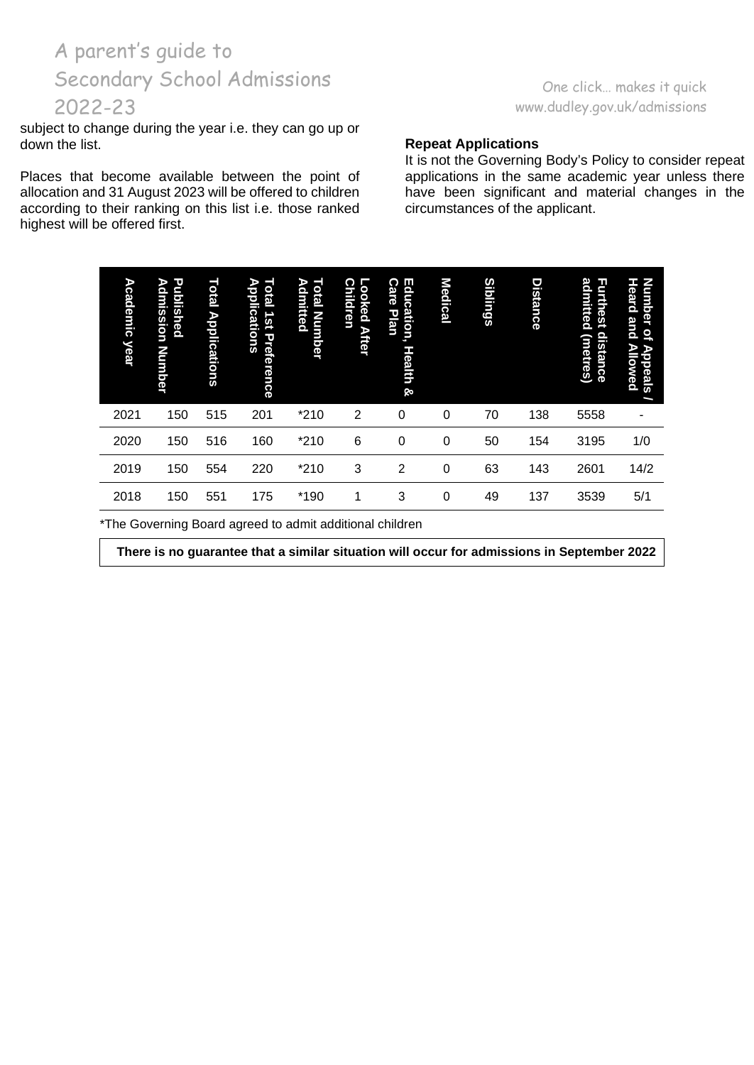subject to change during the year i.e. they can go up or down the list.

Places that become available between the point of allocation and 31 August 2023 will be offered to children according to their ranking on this list i.e. those ranked highest will be offered first.

**Repeat Applications**

It is not the Governing Body's Policy to consider repeat applications in the same academic year unless there have been significant and material changes in the circumstances of the applicant.

| Academic year | Published Admission Number | Total Applications | Total 1st Preference Applications | Total Number Admitted | Looked After Children | Education, Health & Care Plan | Medical | Siblings | Distance | Furthest distance admitted (metres) | Number of Appeals / Heard and Allowed |
|---|---|---|---|---|---|---|---|---|---|---|---|
| 2021 | 150 | 515 | 201 | *210 | 2 | 0 | 0 | 70 | 138 | 5558 | - |
| 2020 | 150 | 516 | 160 | *210 | 6 | 0 | 0 | 50 | 154 | 3195 | 1/0 |
| 2019 | 150 | 554 | 220 | *210 | 3 | 2 | 0 | 63 | 143 | 2601 | 14/2 |
| 2018 | 150 | 551 | 175 | *190 | 1 | 3 | 0 | 49 | 137 | 3539 | 5/1 |

*The Governing Board agreed to admit additional children

**There is no guarantee that a similar situation will occur for admissions in September 2022**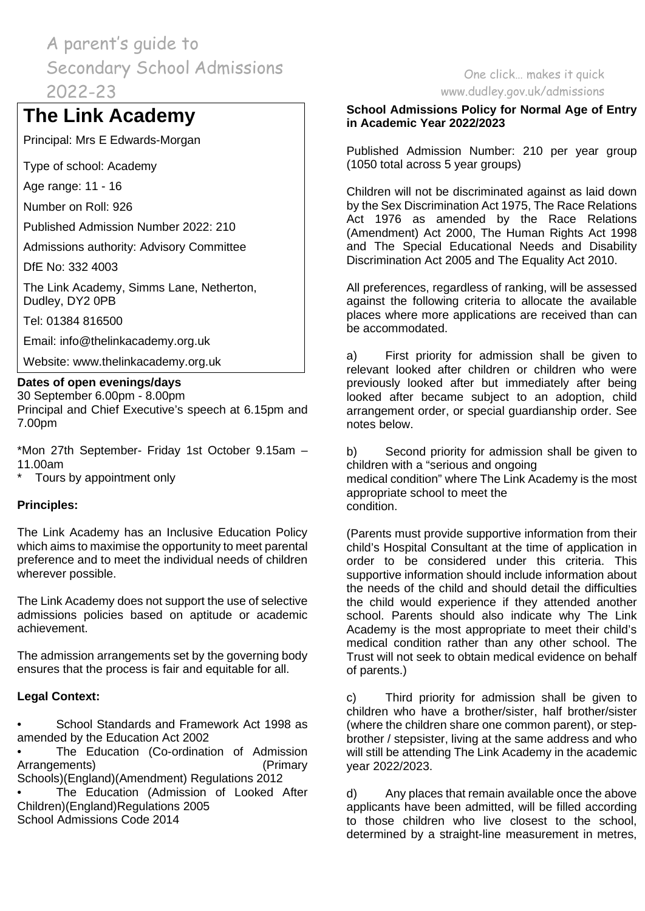A parent's guide to Secondary School Admissions 2022-23

One click… makes it quick
www.dudley.gov.uk/admissions

# The Link Academy

Principal: Mrs E Edwards-Morgan

Type of school: Academy

Age range: 11 - 16

Number on Roll: 926

Published Admission Number 2022: 210

Admissions authority: Advisory Committee

DfE No: 332 4003

The Link Academy, Simms Lane, Netherton, Dudley, DY2 0PB

Tel: 01384 816500

Email: info@thelinkacademy.org.uk

Website: www.thelinkacademy.org.uk

**Dates of open evenings/days**

30 September 6.00pm - 8.00pm
Principal and Chief Executive's speech at 6.15pm and 7.00pm

*Mon 27th September- Friday 1st October 9.15am – 11.00am

\* Tours by appointment only

**Principles:**

The Link Academy has an Inclusive Education Policy which aims to maximise the opportunity to meet parental preference and to meet the individual needs of children wherever possible.

The Link Academy does not support the use of selective admissions policies based on aptitude or academic achievement.

The admission arrangements set by the governing body ensures that the process is fair and equitable for all.

**Legal Context:**

- School Standards and Framework Act 1998 as amended by the Education Act 2002
- The Education (Co-ordination of Admission Arrangements) (Primary Schools)(England)(Amendment) Regulations 2012
- The Education (Admission of Looked After Children)(England)Regulations 2005

School Admissions Code 2014

**School Admissions Policy for Normal Age of Entry in Academic Year 2022/2023**

Published Admission Number: 210 per year group (1050 total across 5 year groups)

Children will not be discriminated against as laid down by the Sex Discrimination Act 1975, The Race Relations Act 1976 as amended by the Race Relations (Amendment) Act 2000, The Human Rights Act 1998 and The Special Educational Needs and Disability Discrimination Act 2005 and The Equality Act 2010.

All preferences, regardless of ranking, will be assessed against the following criteria to allocate the available places where more applications are received than can be accommodated.

a) First priority for admission shall be given to relevant looked after children or children who were previously looked after but immediately after being looked after became subject to an adoption, child arrangement order, or special guardianship order. See notes below.

b) Second priority for admission shall be given to children with a "serious and ongoing medical condition" where The Link Academy is the most appropriate school to meet the condition.

(Parents must provide supportive information from their child's Hospital Consultant at the time of application in order to be considered under this criteria. This supportive information should include information about the needs of the child and should detail the difficulties the child would experience if they attended another school. Parents should also indicate why The Link Academy is the most appropriate to meet their child's medical condition rather than any other school. The Trust will not seek to obtain medical evidence on behalf of parents.)

c) Third priority for admission shall be given to children who have a brother/sister, half brother/sister (where the children share one common parent), or step-brother / stepsister, living at the same address and who will still be attending The Link Academy in the academic year 2022/2023.

d) Any places that remain available once the above applicants have been admitted, will be filled according to those children who live closest to the school, determined by a straight-line measurement in metres,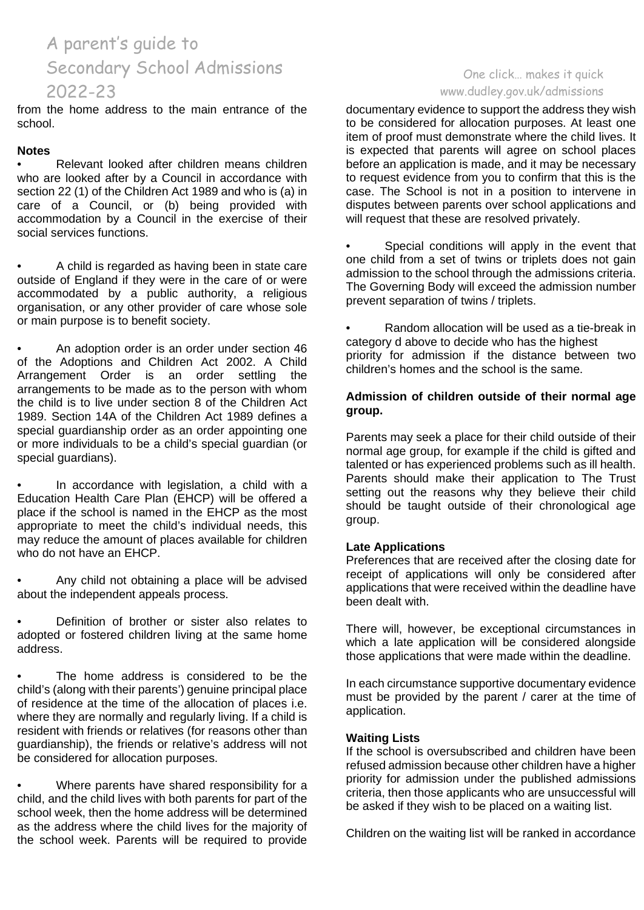from the home address to the main entrance of the school.

**Notes**

- Relevant looked after children means children who are looked after by a Council in accordance with section 22 (1) of the Children Act 1989 and who is (a) in care of a Council, or (b) being provided with accommodation by a Council in the exercise of their social services functions.

- A child is regarded as having been in state care outside of England if they were in the care of or were accommodated by a public authority, a religious organisation, or any other provider of care whose sole or main purpose is to benefit society.

- An adoption order is an order under section 46 of the Adoptions and Children Act 2002. A Child Arrangement Order is an order settling the arrangements to be made as to the person with whom the child is to live under section 8 of the Children Act 1989. Section 14A of the Children Act 1989 defines a special guardianship order as an order appointing one or more individuals to be a child's special guardian (or special guardians).

- In accordance with legislation, a child with a Education Health Care Plan (EHCP) will be offered a place if the school is named in the EHCP as the most appropriate to meet the child's individual needs, this may reduce the amount of places available for children who do not have an EHCP.

- Any child not obtaining a place will be advised about the independent appeals process.

- Definition of brother or sister also relates to adopted or fostered children living at the same home address.

- The home address is considered to be the child's (along with their parents') genuine principal place of residence at the time of the allocation of places i.e. where they are normally and regularly living. If a child is resident with friends or relatives (for reasons other than guardianship), the friends or relative's address will not be considered for allocation purposes.

- Where parents have shared responsibility for a child, and the child lives with both parents for part of the school week, then the home address will be determined as the address where the child lives for the majority of the school week. Parents will be required to provide documentary evidence to support the address they wish to be considered for allocation purposes. At least one item of proof must demonstrate where the child lives. It is expected that parents will agree on school places before an application is made, and it may be necessary to request evidence from you to confirm that this is the case. The School is not in a position to intervene in disputes between parents over school applications and will request that these are resolved privately.

- Special conditions will apply in the event that one child from a set of twins or triplets does not gain admission to the school through the admissions criteria. The Governing Body will exceed the admission number prevent separation of twins / triplets.

- Random allocation will be used as a tie-break in category d above to decide who has the highest priority for admission if the distance between two children's homes and the school is the same.

**Admission of children outside of their normal age group.**

Parents may seek a place for their child outside of their normal age group, for example if the child is gifted and talented or has experienced problems such as ill health. Parents should make their application to The Trust setting out the reasons why they believe their child should be taught outside of their chronological age group.

**Late Applications**

Preferences that are received after the closing date for receipt of applications will only be considered after applications that were received within the deadline have been dealt with.

There will, however, be exceptional circumstances in which a late application will be considered alongside those applications that were made within the deadline.

In each circumstance supportive documentary evidence must be provided by the parent / carer at the time of application.

**Waiting Lists**

If the school is oversubscribed and children have been refused admission because other children have a higher priority for admission under the published admissions criteria, then those applicants who are unsuccessful will be asked if they wish to be placed on a waiting list.

Children on the waiting list will be ranked in accordance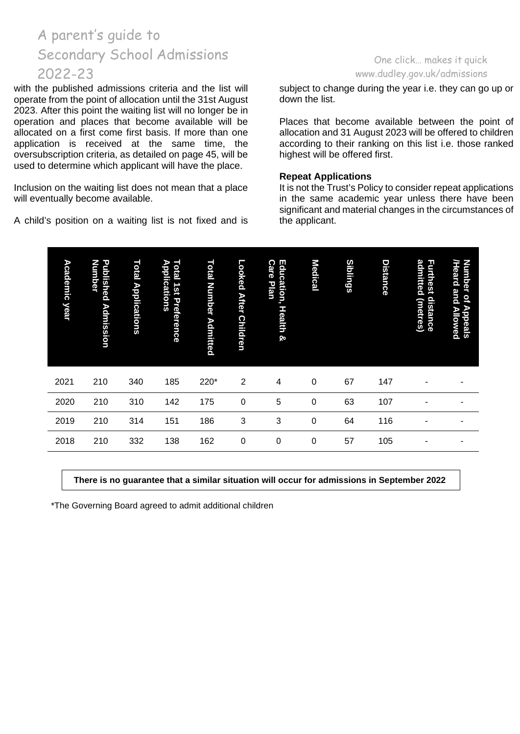with the published admissions criteria and the list will operate from the point of allocation until the 31st August 2023. After this point the waiting list will no longer be in operation and places that become available will be allocated on a first come first basis. If more than one application is received at the same time, the oversubscription criteria, as detailed on page 45, will be used to determine which applicant will have the place.

Inclusion on the waiting list does not mean that a place will eventually become available.

A child's position on a waiting list is not fixed and is subject to change during the year i.e. they can go up or down the list.

Places that become available between the point of allocation and 31 August 2023 will be offered to children according to their ranking on this list i.e. those ranked highest will be offered first.

**Repeat Applications**

It is not the Trust's Policy to consider repeat applications in the same academic year unless there have been significant and material changes in the circumstances of the applicant.

| Academic year | Published Admission Number | Total Applications | Total 1st Preference Applications | Total Number Admitted | Looked After Children | Education, Health & Care Plan | Medical | Siblings | Distance | Furthest distance admitted (metres) | Number of Appeals /Heard and Allowed |
|---|---|---|---|---|---|---|---|---|---|---|---|
| 2021 | 210 | 340 | 185 | 220* | 2 | 4 | 0 | 67 | 147 | - | - |
| 2020 | 210 | 310 | 142 | 175 | 0 | 5 | 0 | 63 | 107 | - | - |
| 2019 | 210 | 314 | 151 | 186 | 3 | 3 | 0 | 64 | 116 | - | - |
| 2018 | 210 | 332 | 138 | 162 | 0 | 0 | 0 | 57 | 105 | - | - |

**There is no guarantee that a similar situation will occur for admissions in September 2022**

*The Governing Board agreed to admit additional children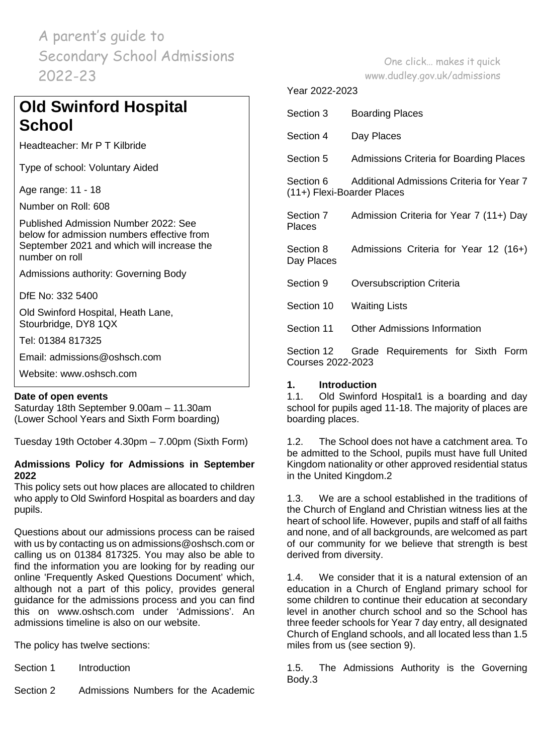# Old Swinford Hospital School

Headteacher: Mr P T Kilbride

Type of school: Voluntary Aided

Age range: 11 - 18

Number on Roll: 608

Published Admission Number 2022: See below for admission numbers effective from September 2021 and which will increase the number on roll

Admissions authority: Governing Body

DfE No: 332 5400

Old Swinford Hospital, Heath Lane, Stourbridge, DY8 1QX

Tel: 01384 817325

Email: admissions@oshsch.com

Website: www.oshsch.com

**Date of open events**

Saturday 18th September 9.00am – 11.30am (Lower School Years and Sixth Form boarding)

Tuesday 19th October 4.30pm – 7.00pm (Sixth Form)

**Admissions Policy for Admissions in September 2022**

This policy sets out how places are allocated to children who apply to Old Swinford Hospital as boarders and day pupils.

Questions about our admissions process can be raised with us by contacting us on admissions@oshsch.com or calling us on 01384 817325. You may also be able to find the information you are looking for by reading our online 'Frequently Asked Questions Document' which, although not a part of this policy, provides general guidance for the admissions process and you can find this on www.oshsch.com under 'Admissions'. An admissions timeline is also on our website.

The policy has twelve sections:

- Section 1 Introduction
- Section 2 Admissions Numbers for the Academic Year 2022-2023
- Section 3 Boarding Places
- Section 4 Day Places
- Section 5 Admissions Criteria for Boarding Places
- Section 6 Additional Admissions Criteria for Year 7 (11+) Flexi-Boarder Places
- Section 7 Admission Criteria for Year 7 (11+) Day Places
- Section 8 Admissions Criteria for Year 12 (16+) Day Places
- Section 9 Oversubscription Criteria
- Section 10 Waiting Lists
- Section 11 Other Admissions Information
- Section 12 Grade Requirements for Sixth Form Courses 2022-2023

## 1. Introduction

1.1. Old Swinford Hospital[1] is a boarding and day school for pupils aged 11-18. The majority of places are boarding places.

1.2. The School does not have a catchment area. To be admitted to the School, pupils must have full United Kingdom nationality or other approved residential status in the United Kingdom.[2]

1.3. We are a school established in the traditions of the Church of England and Christian witness lies at the heart of school life. However, pupils and staff of all faiths and none, and of all backgrounds, are welcomed as part of our community for we believe that strength is best derived from diversity.

1.4. We consider that it is a natural extension of an education in a Church of England primary school for some children to continue their education at secondary level in another church school and so the School has three feeder schools for Year 7 day entry, all designated Church of England schools, and all located less than 1.5 miles from us (see section 9).

1.5. The Admissions Authority is the Governing Body.[3]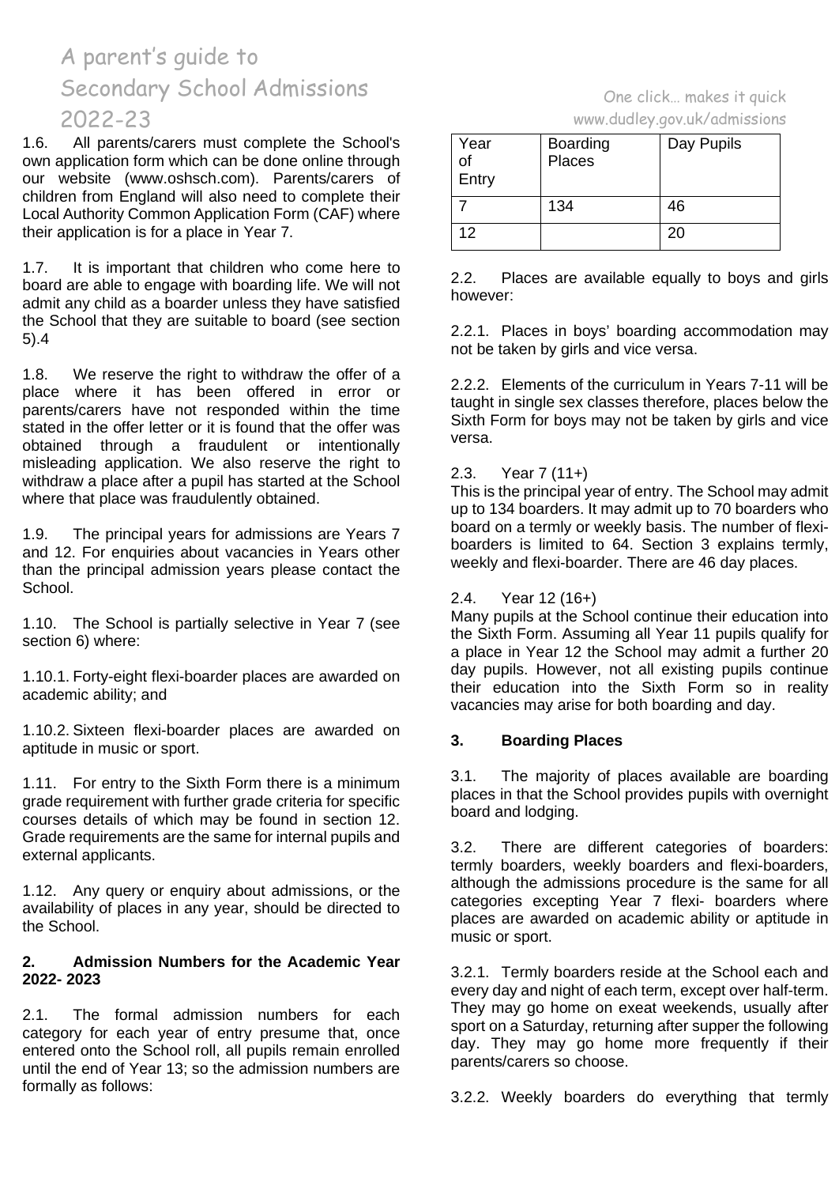1.6. All parents/carers must complete the School's own application form which can be done online through our website (www.oshsch.com). Parents/carers of children from England will also need to complete their Local Authority Common Application Form (CAF) where their application is for a place in Year 7.

1.7. It is important that children who come here to board are able to engage with boarding life. We will not admit any child as a boarder unless they have satisfied the School that they are suitable to board (see section 5).4

1.8. We reserve the right to withdraw the offer of a place where it has been offered in error or parents/carers have not responded within the time stated in the offer letter or it is found that the offer was obtained through a fraudulent or intentionally misleading application. We also reserve the right to withdraw a place after a pupil has started at the School where that place was fraudulently obtained.

1.9. The principal years for admissions are Years 7 and 12. For enquiries about vacancies in Years other than the principal admission years please contact the School.

1.10. The School is partially selective in Year 7 (see section 6) where:

1.10.1. Forty-eight flexi-boarder places are awarded on academic ability; and

1.10.2. Sixteen flexi-boarder places are awarded on aptitude in music or sport.

1.11. For entry to the Sixth Form there is a minimum grade requirement with further grade criteria for specific courses details of which may be found in section 12. Grade requirements are the same for internal pupils and external applicants.

1.12. Any query or enquiry about admissions, or the availability of places in any year, should be directed to the School.

## 2. Admission Numbers for the Academic Year 2022- 2023

2.1. The formal admission numbers for each category for each year of entry presume that, once entered onto the School roll, all pupils remain enrolled until the end of Year 13; so the admission numbers are formally as follows:

| Year of Entry | Boarding Places | Day Pupils |
|---|---|---|
| 7 | 134 | 46 |
| 12 | | 20 |

2.2. Places are available equally to boys and girls however:

2.2.1. Places in boys' boarding accommodation may not be taken by girls and vice versa.

2.2.2. Elements of the curriculum in Years 7-11 will be taught in single sex classes therefore, places below the Sixth Form for boys may not be taken by girls and vice versa.

2.3. Year 7 (11+)
This is the principal year of entry. The School may admit up to 134 boarders. It may admit up to 70 boarders who board on a termly or weekly basis. The number of flexi-boarders is limited to 64. Section 3 explains termly, weekly and flexi-boarder. There are 46 day places.

2.4. Year 12 (16+)
Many pupils at the School continue their education into the Sixth Form. Assuming all Year 11 pupils qualify for a place in Year 12 the School may admit a further 20 day pupils. However, not all existing pupils continue their education into the Sixth Form so in reality vacancies may arise for both boarding and day.

## 3. Boarding Places

3.1. The majority of places available are boarding places in that the School provides pupils with overnight board and lodging.

3.2. There are different categories of boarders: termly boarders, weekly boarders and flexi-boarders, although the admissions procedure is the same for all categories excepting Year 7 flexi- boarders where places are awarded on academic ability or aptitude in music or sport.

3.2.1. Termly boarders reside at the School each and every day and night of each term, except over half-term. They may go home on exeat weekends, usually after sport on a Saturday, returning after supper the following day. They may go home more frequently if their parents/carers so choose.

3.2.2. Weekly boarders do everything that termly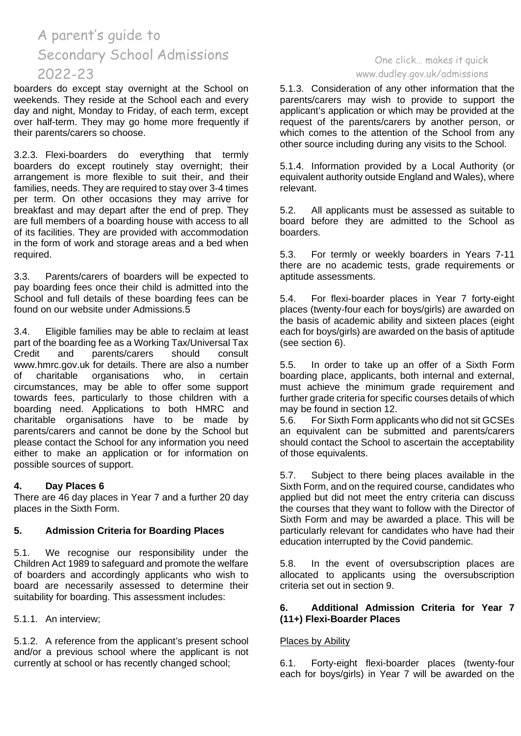boarders do except stay overnight at the School on weekends. They reside at the School each and every day and night, Monday to Friday, of each term, except over half-term. They may go home more frequently if their parents/carers so choose.

3.2.3. Flexi-boarders do everything that termly boarders do except routinely stay overnight; their arrangement is more flexible to suit their, and their families, needs. They are required to stay over 3-4 times per term. On other occasions they may arrive for breakfast and may depart after the end of prep. They are full members of a boarding house with access to all of its facilities. They are provided with accommodation in the form of work and storage areas and a bed when required.

3.3. Parents/carers of boarders will be expected to pay boarding fees once their child is admitted into the School and full details of these boarding fees can be found on our website under Admissions.5

3.4. Eligible families may be able to reclaim at least part of the boarding fee as a Working Tax/Universal Tax Credit and parents/carers should consult www.hmrc.gov.uk for details. There are also a number of charitable organisations who, in certain circumstances, may be able to offer some support towards fees, particularly to those children with a boarding need. Applications to both HMRC and charitable organisations have to be made by parents/carers and cannot be done by the School but please contact the School for any information you need either to make an application or for information on possible sources of support.

**4. Day Places 6**

There are 46 day places in Year 7 and a further 20 day places in the Sixth Form.

**5. Admission Criteria for Boarding Places**

5.1. We recognise our responsibility under the Children Act 1989 to safeguard and promote the welfare of boarders and accordingly applicants who wish to board are necessarily assessed to determine their suitability for boarding. This assessment includes:

5.1.1. An interview;

5.1.2. A reference from the applicant's present school and/or a previous school where the applicant is not currently at school or has recently changed school;

5.1.3. Consideration of any other information that the parents/carers may wish to provide to support the applicant's application or which may be provided at the request of the parents/carers by another person, or which comes to the attention of the School from any other source including during any visits to the School.

5.1.4. Information provided by a Local Authority (or equivalent authority outside England and Wales), where relevant.

5.2. All applicants must be assessed as suitable to board before they are admitted to the School as boarders.

5.3. For termly or weekly boarders in Years 7-11 there are no academic tests, grade requirements or aptitude assessments.

5.4. For flexi-boarder places in Year 7 forty-eight places (twenty-four each for boys/girls) are awarded on the basis of academic ability and sixteen places (eight each for boys/girls) are awarded on the basis of aptitude (see section 6).

5.5. In order to take up an offer of a Sixth Form boarding place, applicants, both internal and external, must achieve the minimum grade requirement and further grade criteria for specific courses details of which may be found in section 12.

5.6. For Sixth Form applicants who did not sit GCSEs an equivalent can be submitted and parents/carers should contact the School to ascertain the acceptability of those equivalents.

5.7. Subject to there being places available in the Sixth Form, and on the required course, candidates who applied but did not meet the entry criteria can discuss the courses that they want to follow with the Director of Sixth Form and may be awarded a place. This will be particularly relevant for candidates who have had their education interrupted by the Covid pandemic.

5.8. In the event of oversubscription places are allocated to applicants using the oversubscription criteria set out in section 9.

**6. Additional Admission Criteria for Year 7 (11+) Flexi-Boarder Places**

Places by Ability

6.1. Forty-eight flexi-boarder places (twenty-four each for boys/girls) in Year 7 will be awarded on the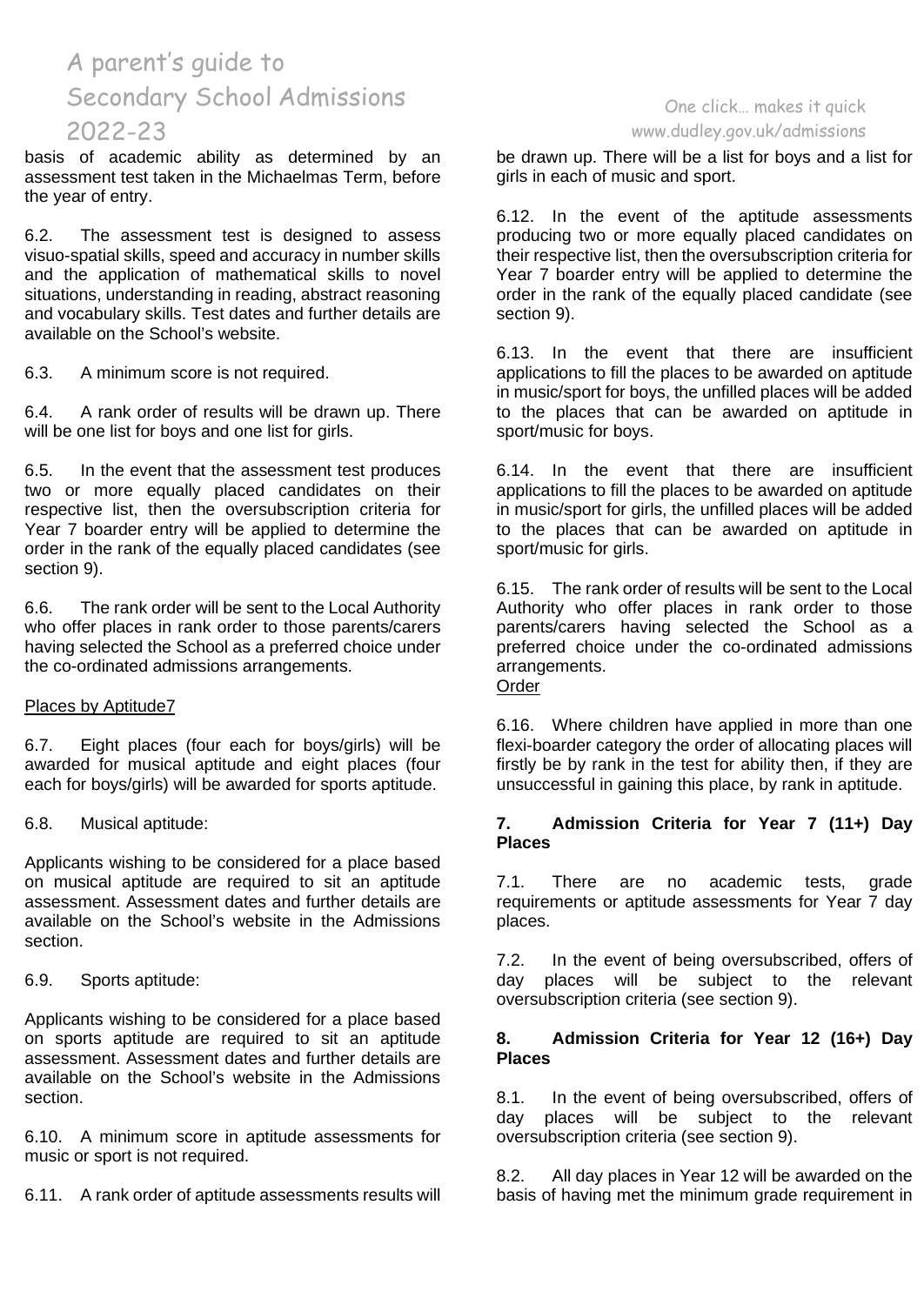basis of academic ability as determined by an assessment test taken in the Michaelmas Term, before the year of entry.

6.2. The assessment test is designed to assess visuo-spatial skills, speed and accuracy in number skills and the application of mathematical skills to novel situations, understanding in reading, abstract reasoning and vocabulary skills. Test dates and further details are available on the School's website.

6.3. A minimum score is not required.

6.4. A rank order of results will be drawn up. There will be one list for boys and one list for girls.

6.5. In the event that the assessment test produces two or more equally placed candidates on their respective list, then the oversubscription criteria for Year 7 boarder entry will be applied to determine the order in the rank of the equally placed candidates (see section 9).

6.6. The rank order will be sent to the Local Authority who offer places in rank order to those parents/carers having selected the School as a preferred choice under the co-ordinated admissions arrangements.

Places by Aptitude7

6.7. Eight places (four each for boys/girls) will be awarded for musical aptitude and eight places (four each for boys/girls) will be awarded for sports aptitude.

6.8. Musical aptitude:

Applicants wishing to be considered for a place based on musical aptitude are required to sit an aptitude assessment. Assessment dates and further details are available on the School's website in the Admissions section.

6.9. Sports aptitude:

Applicants wishing to be considered for a place based on sports aptitude are required to sit an aptitude assessment. Assessment dates and further details are available on the School's website in the Admissions section.

6.10. A minimum score in aptitude assessments for music or sport is not required.

6.11. A rank order of aptitude assessments results will be drawn up. There will be a list for boys and a list for girls in each of music and sport.

6.12. In the event of the aptitude assessments producing two or more equally placed candidates on their respective list, then the oversubscription criteria for Year 7 boarder entry will be applied to determine the order in the rank of the equally placed candidate (see section 9).

6.13. In the event that there are insufficient applications to fill the places to be awarded on aptitude in music/sport for boys, the unfilled places will be added to the places that can be awarded on aptitude in sport/music for boys.

6.14. In the event that there are insufficient applications to fill the places to be awarded on aptitude in music/sport for girls, the unfilled places will be added to the places that can be awarded on aptitude in sport/music for girls.

6.15. The rank order of results will be sent to the Local Authority who offer places in rank order to those parents/carers having selected the School as a preferred choice under the co-ordinated admissions arrangements.

Order

6.16. Where children have applied in more than one flexi-boarder category the order of allocating places will firstly be by rank in the test for ability then, if they are unsuccessful in gaining this place, by rank in aptitude.

**7. Admission Criteria for Year 7 (11+) Day Places**

7.1. There are no academic tests, grade requirements or aptitude assessments for Year 7 day places.

7.2. In the event of being oversubscribed, offers of day places will be subject to the relevant oversubscription criteria (see section 9).

**8. Admission Criteria for Year 12 (16+) Day Places**

8.1. In the event of being oversubscribed, offers of day places will be subject to the relevant oversubscription criteria (see section 9).

8.2. All day places in Year 12 will be awarded on the basis of having met the minimum grade requirement in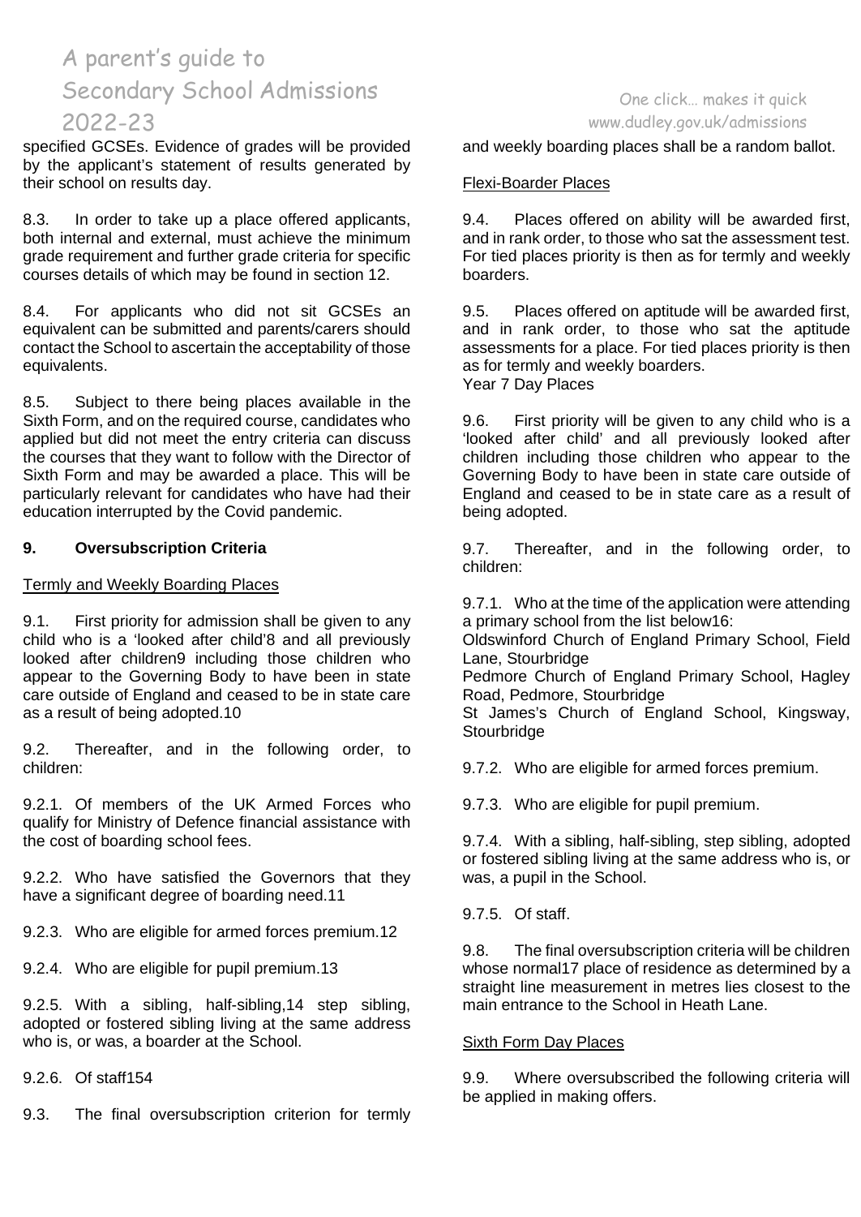specified GCSEs. Evidence of grades will be provided by the applicant's statement of results generated by their school on results day.

8.3. In order to take up a place offered applicants, both internal and external, must achieve the minimum grade requirement and further grade criteria for specific courses details of which may be found in section 12.

8.4. For applicants who did not sit GCSEs an equivalent can be submitted and parents/carers should contact the School to ascertain the acceptability of those equivalents.

8.5. Subject to there being places available in the Sixth Form, and on the required course, candidates who applied but did not meet the entry criteria can discuss the courses that they want to follow with the Director of Sixth Form and may be awarded a place. This will be particularly relevant for candidates who have had their education interrupted by the Covid pandemic.

## 9. Oversubscription Criteria

Termly and Weekly Boarding Places

9.1. First priority for admission shall be given to any child who is a 'looked after child'[8] and all previously looked after children[9] including those children who appear to the Governing Body to have been in state care outside of England and ceased to be in state care as a result of being adopted.[10]

9.2. Thereafter, and in the following order, to children:

9.2.1. Of members of the UK Armed Forces who qualify for Ministry of Defence financial assistance with the cost of boarding school fees.

9.2.2. Who have satisfied the Governors that they have a significant degree of boarding need.[11]

9.2.3. Who are eligible for armed forces premium.[12]

9.2.4. Who are eligible for pupil premium.[13]

9.2.5. With a sibling, half-sibling,[14] step sibling, adopted or fostered sibling living at the same address who is, or was, a boarder at the School.

9.2.6. Of staff[154]

9.3. The final oversubscription criterion for termly and weekly boarding places shall be a random ballot.

Flexi-Boarder Places

9.4. Places offered on ability will be awarded first, and in rank order, to those who sat the assessment test. For tied places priority is then as for termly and weekly boarders.

9.5. Places offered on aptitude will be awarded first, and in rank order, to those who sat the aptitude assessments for a place. For tied places priority is then as for termly and weekly boarders.

Year 7 Day Places

9.6. First priority will be given to any child who is a 'looked after child' and all previously looked after children including those children who appear to the Governing Body to have been in state care outside of England and ceased to be in state care as a result of being adopted.

9.7. Thereafter, and in the following order, to children:

9.7.1. Who at the time of the application were attending a primary school from the list below[16]:
Oldswinford Church of England Primary School, Field Lane, Stourbridge
Pedmore Church of England Primary School, Hagley Road, Pedmore, Stourbridge
St James's Church of England School, Kingsway, Stourbridge

9.7.2. Who are eligible for armed forces premium.

9.7.3. Who are eligible for pupil premium.

9.7.4. With a sibling, half-sibling, step sibling, adopted or fostered sibling living at the same address who is, or was, a pupil in the School.

9.7.5. Of staff.

9.8. The final oversubscription criteria will be children whose normal[17] place of residence as determined by a straight line measurement in metres lies closest to the main entrance to the School in Heath Lane.

Sixth Form Day Places

9.9. Where oversubscribed the following criteria will be applied in making offers.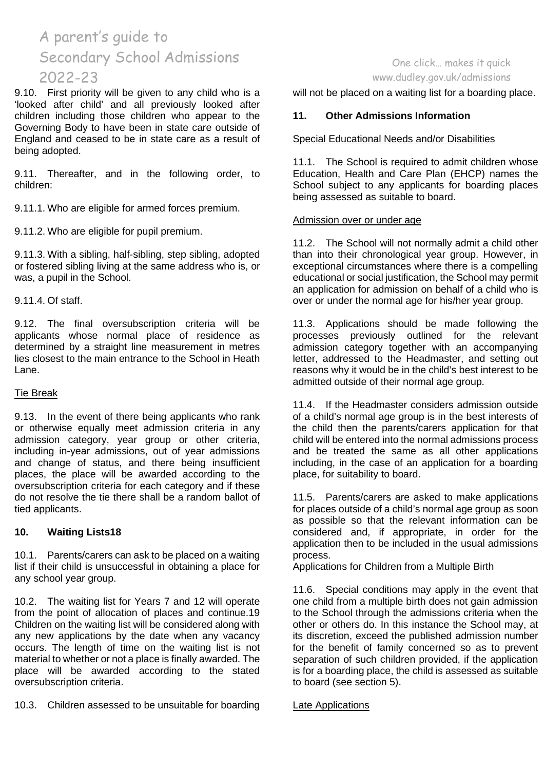9.10. First priority will be given to any child who is a 'looked after child' and all previously looked after children including those children who appear to the Governing Body to have been in state care outside of England and ceased to be in state care as a result of being adopted.

9.11. Thereafter, and in the following order, to children:

9.11.1. Who are eligible for armed forces premium.

9.11.2. Who are eligible for pupil premium.

9.11.3. With a sibling, half-sibling, step sibling, adopted or fostered sibling living at the same address who is, or was, a pupil in the School.

9.11.4. Of staff.

9.12. The final oversubscription criteria will be applicants whose normal place of residence as determined by a straight line measurement in metres lies closest to the main entrance to the School in Heath Lane.

Tie Break

9.13. In the event of there being applicants who rank or otherwise equally meet admission criteria in any admission category, year group or other criteria, including in-year admissions, out of year admissions and change of status, and there being insufficient places, the place will be awarded according to the oversubscription criteria for each category and if these do not resolve the tie there shall be a random ballot of tied applicants.

## 10. Waiting Lists18

10.1. Parents/carers can ask to be placed on a waiting list if their child is unsuccessful in obtaining a place for any school year group.

10.2. The waiting list for Years 7 and 12 will operate from the point of allocation of places and continue.19 Children on the waiting list will be considered along with any new applications by the date when any vacancy occurs. The length of time on the waiting list is not material to whether or not a place is finally awarded. The place will be awarded according to the stated oversubscription criteria.

10.3. Children assessed to be unsuitable for boarding will not be placed on a waiting list for a boarding place.

## 11. Other Admissions Information

Special Educational Needs and/or Disabilities

11.1. The School is required to admit children whose Education, Health and Care Plan (EHCP) names the School subject to any applicants for boarding places being assessed as suitable to board.

Admission over or under age

11.2. The School will not normally admit a child other than into their chronological year group. However, in exceptional circumstances where there is a compelling educational or social justification, the School may permit an application for admission on behalf of a child who is over or under the normal age for his/her year group.

11.3. Applications should be made following the processes previously outlined for the relevant admission category together with an accompanying letter, addressed to the Headmaster, and setting out reasons why it would be in the child's best interest to be admitted outside of their normal age group.

11.4. If the Headmaster considers admission outside of a child's normal age group is in the best interests of the child then the parents/carers application for that child will be entered into the normal admissions process and be treated the same as all other applications including, in the case of an application for a boarding place, for suitability to board.

11.5. Parents/carers are asked to make applications for places outside of a child's normal age group as soon as possible so that the relevant information can be considered and, if appropriate, in order for the application then to be included in the usual admissions process.

Applications for Children from a Multiple Birth

11.6. Special conditions may apply in the event that one child from a multiple birth does not gain admission to the School through the admissions criteria when the other or others do. In this instance the School may, at its discretion, exceed the published admission number for the benefit of family concerned so as to prevent separation of such children provided, if the application is for a boarding place, the child is assessed as suitable to board (see section 5).

Late Applications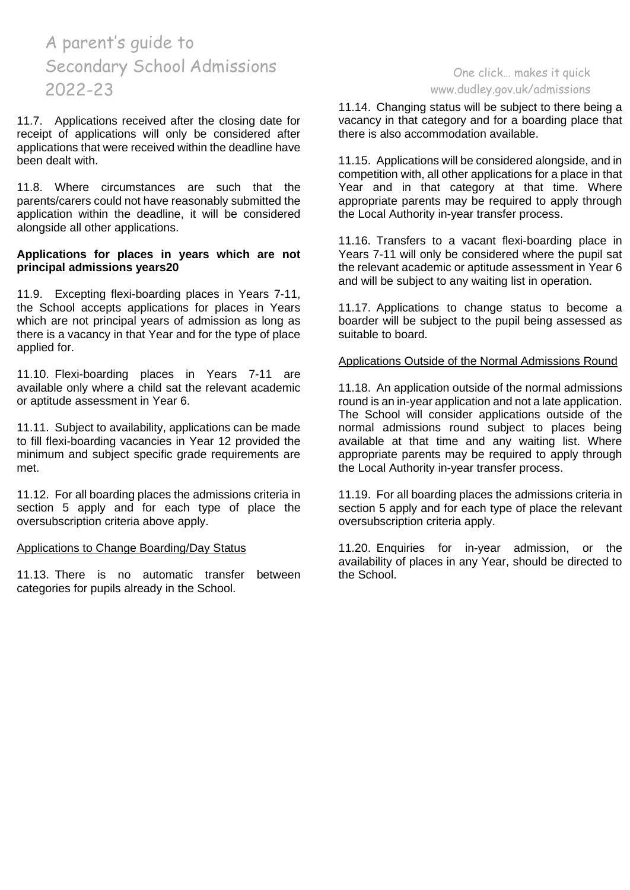11.7. Applications received after the closing date for receipt of applications will only be considered after applications that were received within the deadline have been dealt with.

11.8. Where circumstances are such that the parents/carers could not have reasonably submitted the application within the deadline, it will be considered alongside all other applications.

**Applications for places in years which are not principal admissions years20**

11.9. Excepting flexi-boarding places in Years 7-11, the School accepts applications for places in Years which are not principal years of admission as long as there is a vacancy in that Year and for the type of place applied for.

11.10. Flexi-boarding places in Years 7-11 are available only where a child sat the relevant academic or aptitude assessment in Year 6.

11.11. Subject to availability, applications can be made to fill flexi-boarding vacancies in Year 12 provided the minimum and subject specific grade requirements are met.

11.12. For all boarding places the admissions criteria in section 5 apply and for each type of place the oversubscription criteria above apply.

Applications to Change Boarding/Day Status

11.13. There is no automatic transfer between categories for pupils already in the School.

11.14. Changing status will be subject to there being a vacancy in that category and for a boarding place that there is also accommodation available.

11.15. Applications will be considered alongside, and in competition with, all other applications for a place in that Year and in that category at that time. Where appropriate parents may be required to apply through the Local Authority in-year transfer process.

11.16. Transfers to a vacant flexi-boarding place in Years 7-11 will only be considered where the pupil sat the relevant academic or aptitude assessment in Year 6 and will be subject to any waiting list in operation.

11.17. Applications to change status to become a boarder will be subject to the pupil being assessed as suitable to board.

Applications Outside of the Normal Admissions Round

11.18. An application outside of the normal admissions round is an in-year application and not a late application. The School will consider applications outside of the normal admissions round subject to places being available at that time and any waiting list. Where appropriate parents may be required to apply through the Local Authority in-year transfer process.

11.19. For all boarding places the admissions criteria in section 5 apply and for each type of place the relevant oversubscription criteria apply.

11.20. Enquiries for in-year admission, or the availability of places in any Year, should be directed to the School.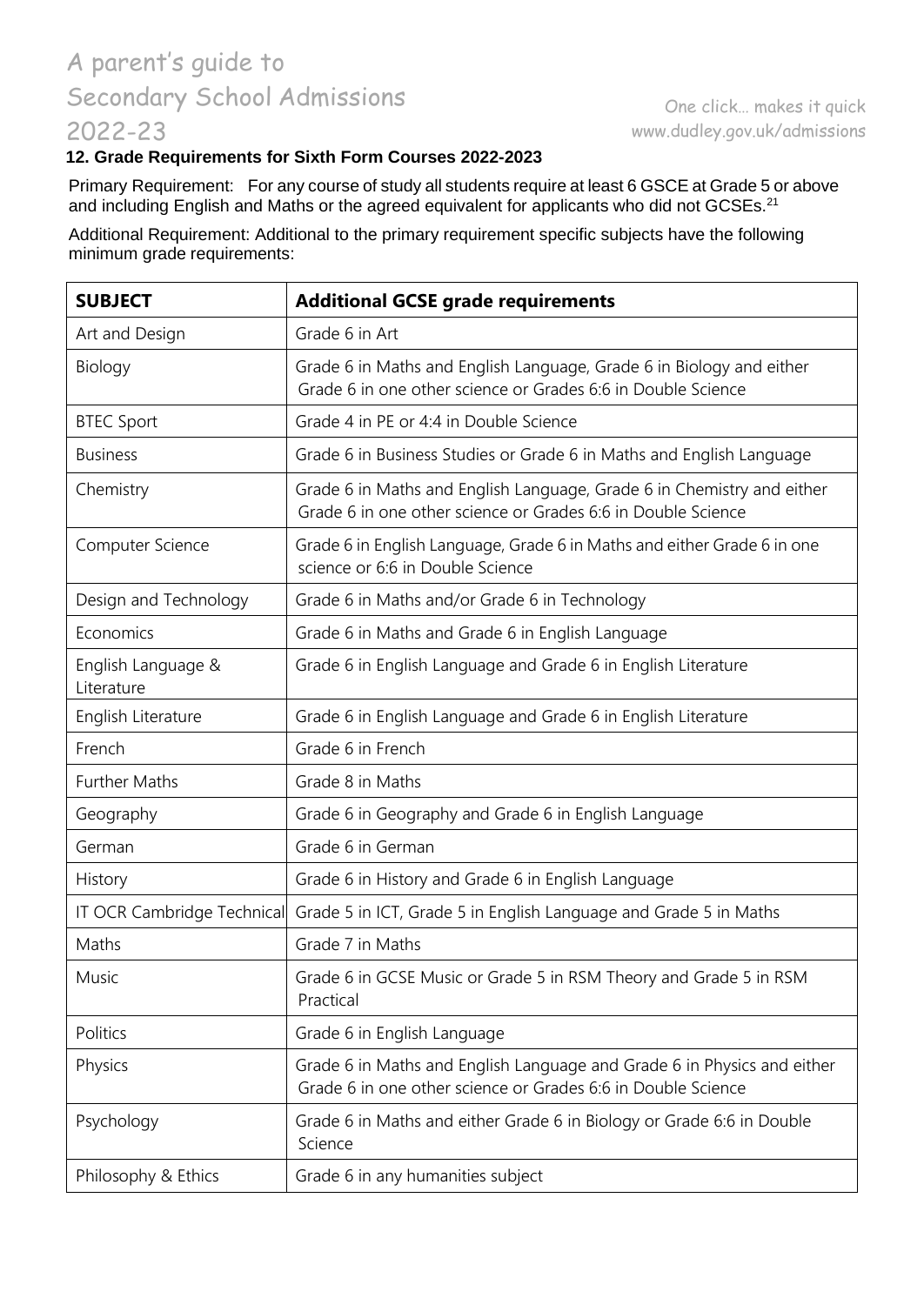## 12. Grade Requirements for Sixth Form Courses 2022-2023

Primary Requirement: For any course of study all students require at least 6 GSCE at Grade 5 or above and including English and Maths or the agreed equivalent for applicants who did not GCSEs.[21]

Additional Requirement: Additional to the primary requirement specific subjects have the following minimum grade requirements:

| SUBJECT | Additional GCSE grade requirements |
|---|---|
| Art and Design | Grade 6 in Art |
| Biology | Grade 6 in Maths and English Language, Grade 6 in Biology and either Grade 6 in one other science or Grades 6:6 in Double Science |
| BTEC Sport | Grade 4 in PE or 4:4 in Double Science |
| Business | Grade 6 in Business Studies or Grade 6 in Maths and English Language |
| Chemistry | Grade 6 in Maths and English Language, Grade 6 in Chemistry and either Grade 6 in one other science or Grades 6:6 in Double Science |
| Computer Science | Grade 6 in English Language, Grade 6 in Maths and either Grade 6 in one science or 6:6 in Double Science |
| Design and Technology | Grade 6 in Maths and/or Grade 6 in Technology |
| Economics | Grade 6 in Maths and Grade 6 in English Language |
| English Language & Literature | Grade 6 in English Language and Grade 6 in English Literature |
| English Literature | Grade 6 in English Language and Grade 6 in English Literature |
| French | Grade 6 in French |
| Further Maths | Grade 8 in Maths |
| Geography | Grade 6 in Geography and Grade 6 in English Language |
| German | Grade 6 in German |
| History | Grade 6 in History and Grade 6 in English Language |
| IT OCR Cambridge Technical | Grade 5 in ICT, Grade 5 in English Language and Grade 5 in Maths |
| Maths | Grade 7 in Maths |
| Music | Grade 6 in GCSE Music or Grade 5 in RSM Theory and Grade 5 in RSM Practical |
| Politics | Grade 6 in English Language |
| Physics | Grade 6 in Maths and English Language and Grade 6 in Physics and either Grade 6 in one other science or Grades 6:6 in Double Science |
| Psychology | Grade 6 in Maths and either Grade 6 in Biology or Grade 6:6 in Double Science |
| Philosophy & Ethics | Grade 6 in any humanities subject |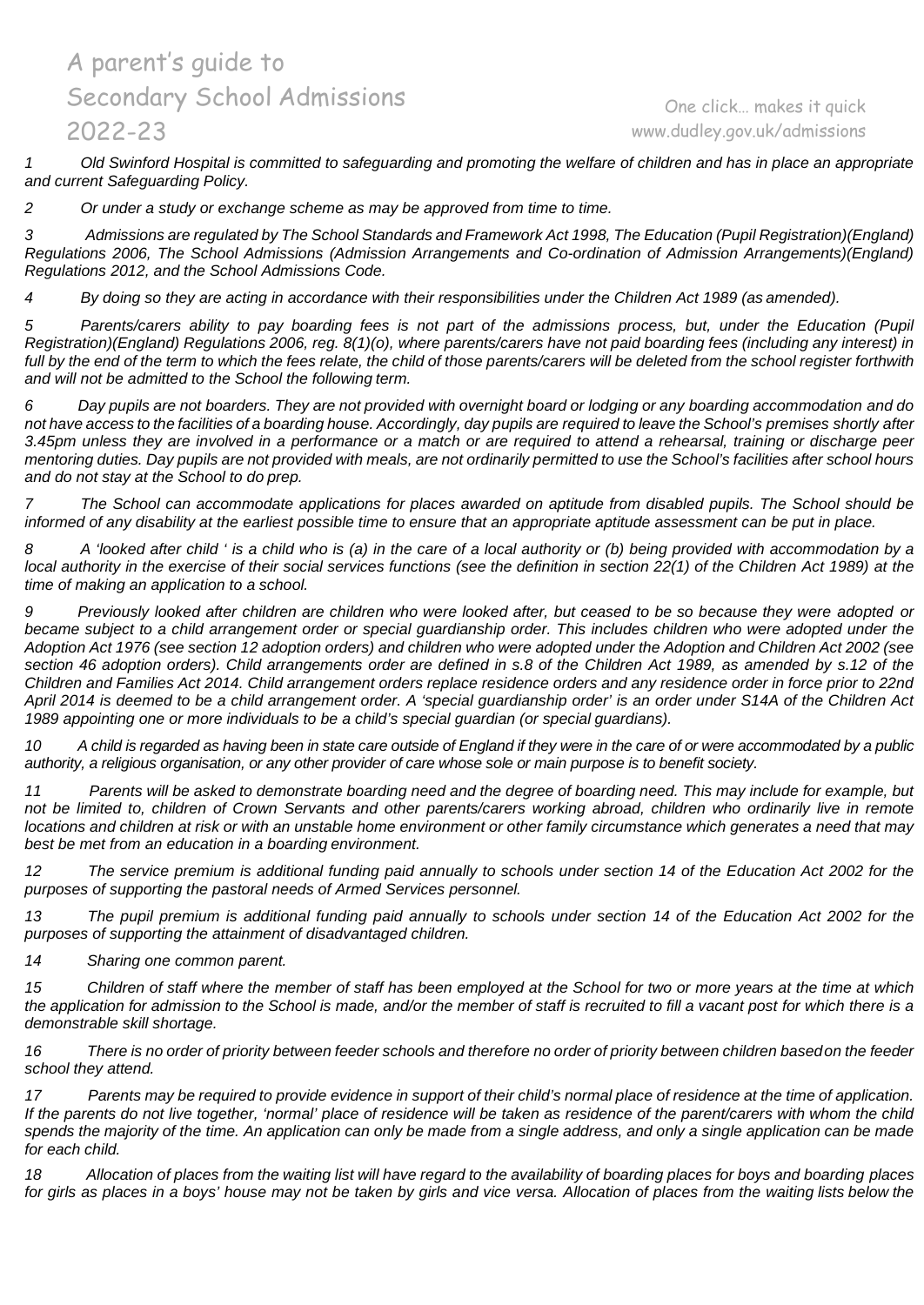*1 Old Swinford Hospital is committed to safeguarding and promoting the welfare of children and has in place an appropriate and current Safeguarding Policy.*

*2 Or under a study or exchange scheme as may be approved from time to time.*

*3 Admissions are regulated by The School Standards and Framework Act 1998, The Education (Pupil Registration)(England) Regulations 2006, The School Admissions (Admission Arrangements and Co-ordination of Admission Arrangements)(England) Regulations 2012, and the School Admissions Code.*

*4 By doing so they are acting in accordance with their responsibilities under the Children Act 1989 (as amended).*

*5 Parents/carers ability to pay boarding fees is not part of the admissions process, but, under the Education (Pupil Registration)(England) Regulations 2006, reg. 8(1)(o), where parents/carers have not paid boarding fees (including any interest) in full by the end of the term to which the fees relate, the child of those parents/carers will be deleted from the school register forthwith and will not be admitted to the School the following term.*

*6 Day pupils are not boarders. They are not provided with overnight board or lodging or any boarding accommodation and do not have access to the facilities of a boarding house. Accordingly, day pupils are required to leave the School's premises shortly after 3.45pm unless they are involved in a performance or a match or are required to attend a rehearsal, training or discharge peer mentoring duties. Day pupils are not provided with meals, are not ordinarily permitted to use the School's facilities after school hours and do not stay at the School to do prep.*

*7 The School can accommodate applications for places awarded on aptitude from disabled pupils. The School should be informed of any disability at the earliest possible time to ensure that an appropriate aptitude assessment can be put in place.*

*8 A 'looked after child ' is a child who is (a) in the care of a local authority or (b) being provided with accommodation by a local authority in the exercise of their social services functions (see the definition in section 22(1) of the Children Act 1989) at the time of making an application to a school.*

*9 Previously looked after children are children who were looked after, but ceased to be so because they were adopted or became subject to a child arrangement order or special guardianship order. This includes children who were adopted under the Adoption Act 1976 (see section 12 adoption orders) and children who were adopted under the Adoption and Children Act 2002 (see section 46 adoption orders). Child arrangements order are defined in s.8 of the Children Act 1989, as amended by s.12 of the Children and Families Act 2014. Child arrangement orders replace residence orders and any residence order in force prior to 22nd April 2014 is deemed to be a child arrangement order. A 'special guardianship order' is an order under S14A of the Children Act 1989 appointing one or more individuals to be a child's special guardian (or special guardians).*

*10 A child is regarded as having been in state care outside of England if they were in the care of or were accommodated by a public authority, a religious organisation, or any other provider of care whose sole or main purpose is to benefit society.*

*11 Parents will be asked to demonstrate boarding need and the degree of boarding need. This may include for example, but not be limited to, children of Crown Servants and other parents/carers working abroad, children who ordinarily live in remote locations and children at risk or with an unstable home environment or other family circumstance which generates a need that may best be met from an education in a boarding environment.*

*12 The service premium is additional funding paid annually to schools under section 14 of the Education Act 2002 for the purposes of supporting the pastoral needs of Armed Services personnel.*

*13 The pupil premium is additional funding paid annually to schools under section 14 of the Education Act 2002 for the purposes of supporting the attainment of disadvantaged children.*

*14 Sharing one common parent.*

*15 Children of staff where the member of staff has been employed at the School for two or more years at the time at which the application for admission to the School is made, and/or the member of staff is recruited to fill a vacant post for which there is a demonstrable skill shortage.*

*16 There is no order of priority between feeder schools and therefore no order of priority between children based on the feeder school they attend.*

*17 Parents may be required to provide evidence in support of their child's normal place of residence at the time of application. If the parents do not live together, 'normal' place of residence will be taken as residence of the parent/carers with whom the child spends the majority of the time. An application can only be made from a single address, and only a single application can be made for each child.*

*18 Allocation of places from the waiting list will have regard to the availability of boarding places for boys and boarding places for girls as places in a boys' house may not be taken by girls and vice versa. Allocation of places from the waiting lists below the*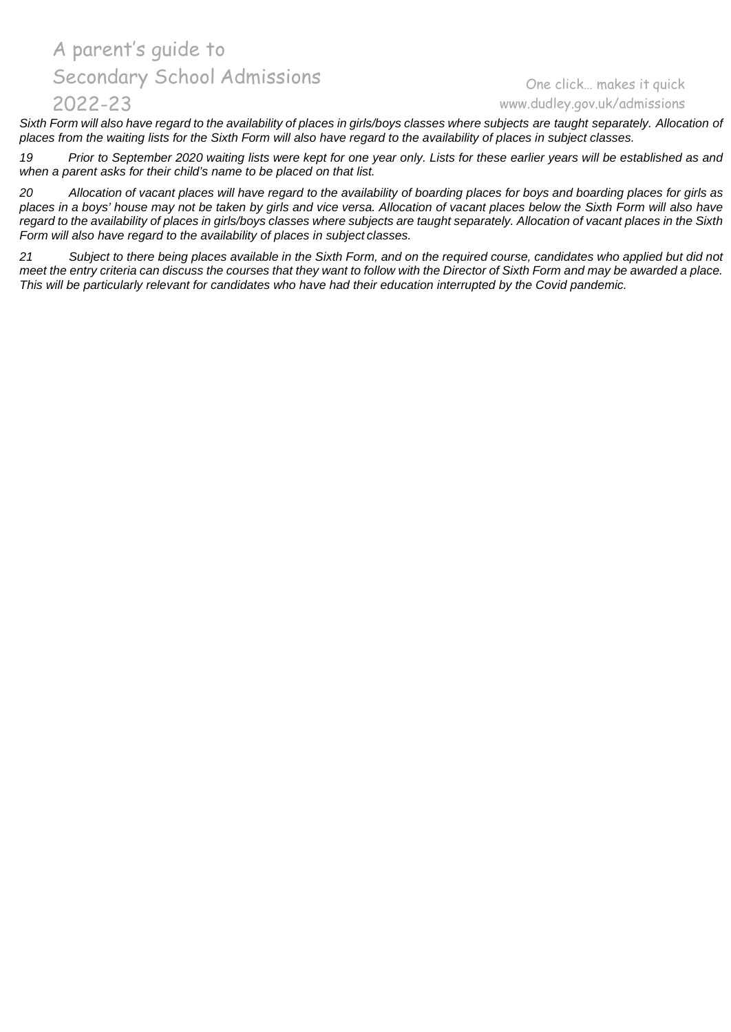*Sixth Form will also have regard to the availability of places in girls/boys classes where subjects are taught separately. Allocation of places from the waiting lists for the Sixth Form will also have regard to the availability of places in subject classes.*

*19 Prior to September 2020 waiting lists were kept for one year only. Lists for these earlier years will be established as and when a parent asks for their child's name to be placed on that list.*

*20 Allocation of vacant places will have regard to the availability of boarding places for boys and boarding places for girls as places in a boys' house may not be taken by girls and vice versa. Allocation of vacant places below the Sixth Form will also have regard to the availability of places in girls/boys classes where subjects are taught separately. Allocation of vacant places in the Sixth Form will also have regard to the availability of places in subject classes.*

*21 Subject to there being places available in the Sixth Form, and on the required course, candidates who applied but did not meet the entry criteria can discuss the courses that they want to follow with the Director of Sixth Form and may be awarded a place. This will be particularly relevant for candidates who have had their education interrupted by the Covid pandemic.*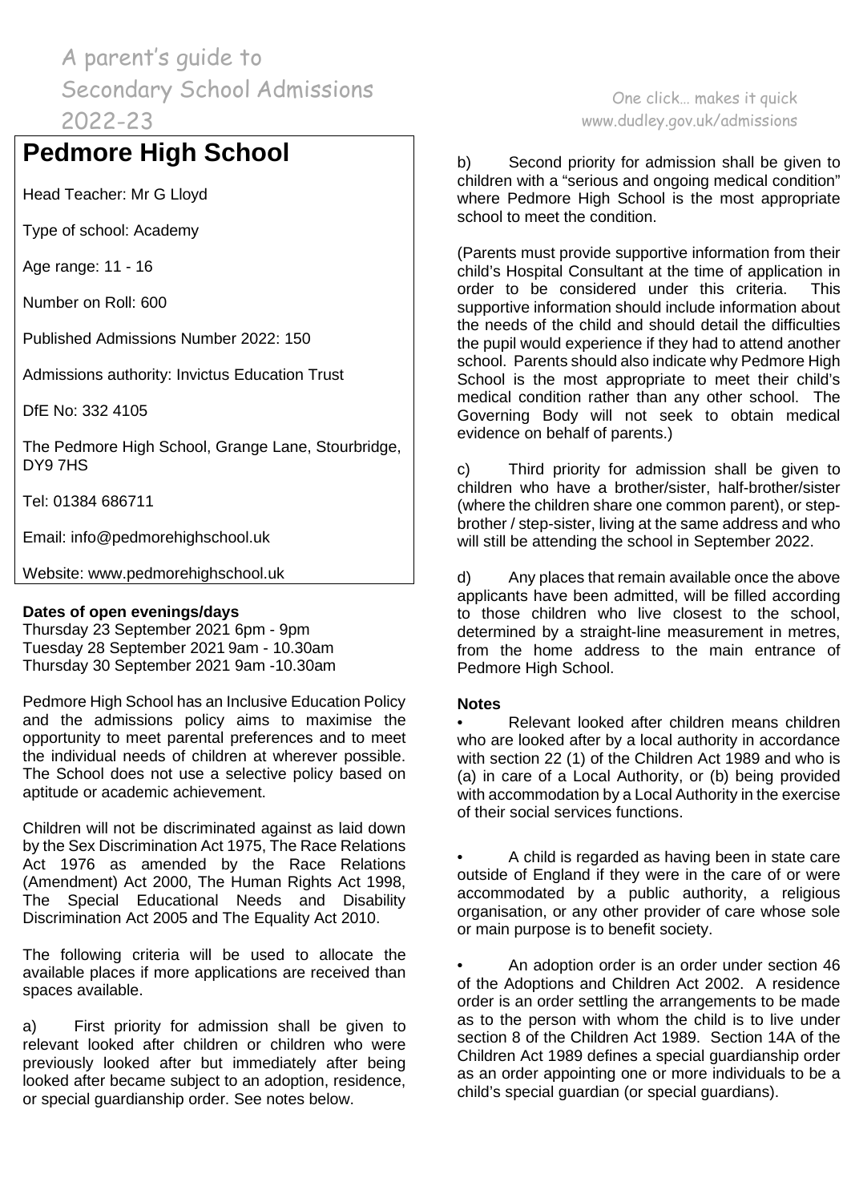# Pedmore High School

Head Teacher: Mr G Lloyd

Type of school: Academy

Age range: 11 - 16

Number on Roll: 600

Published Admissions Number 2022: 150

Admissions authority: Invictus Education Trust

DfE No: 332 4105

The Pedmore High School, Grange Lane, Stourbridge, DY9 7HS

Tel: 01384 686711

Email: info@pedmorehighschool.uk

Website: www.pedmorehighschool.uk

**Dates of open evenings/days**

Thursday 23 September 2021 6pm - 9pm
Tuesday 28 September 2021 9am - 10.30am
Thursday 30 September 2021 9am -10.30am

Pedmore High School has an Inclusive Education Policy and the admissions policy aims to maximise the opportunity to meet parental preferences and to meet the individual needs of children at wherever possible. The School does not use a selective policy based on aptitude or academic achievement.

Children will not be discriminated against as laid down by the Sex Discrimination Act 1975, The Race Relations Act 1976 as amended by the Race Relations (Amendment) Act 2000, The Human Rights Act 1998, The Special Educational Needs and Disability Discrimination Act 2005 and The Equality Act 2010.

The following criteria will be used to allocate the available places if more applications are received than spaces available.

a) First priority for admission shall be given to relevant looked after children or children who were previously looked after but immediately after being looked after became subject to an adoption, residence, or special guardianship order. See notes below.

b) Second priority for admission shall be given to children with a "serious and ongoing medical condition" where Pedmore High School is the most appropriate school to meet the condition.

(Parents must provide supportive information from their child's Hospital Consultant at the time of application in order to be considered under this criteria. This supportive information should include information about the needs of the child and should detail the difficulties the pupil would experience if they had to attend another school. Parents should also indicate why Pedmore High School is the most appropriate to meet their child's medical condition rather than any other school. The Governing Body will not seek to obtain medical evidence on behalf of parents.)

c) Third priority for admission shall be given to children who have a brother/sister, half-brother/sister (where the children share one common parent), or step-brother / step-sister, living at the same address and who will still be attending the school in September 2022.

d) Any places that remain available once the above applicants have been admitted, will be filled according to those children who live closest to the school, determined by a straight-line measurement in metres, from the home address to the main entrance of Pedmore High School.

**Notes**

- Relevant looked after children means children who are looked after by a local authority in accordance with section 22 (1) of the Children Act 1989 and who is (a) in care of a Local Authority, or (b) being provided with accommodation by a Local Authority in the exercise of their social services functions.

- A child is regarded as having been in state care outside of England if they were in the care of or were accommodated by a public authority, a religious organisation, or any other provider of care whose sole or main purpose is to benefit society.

- An adoption order is an order under section 46 of the Adoptions and Children Act 2002. A residence order is an order settling the arrangements to be made as to the person with whom the child is to live under section 8 of the Children Act 1989. Section 14A of the Children Act 1989 defines a special guardianship order as an order appointing one or more individuals to be a child's special guardian (or special guardians).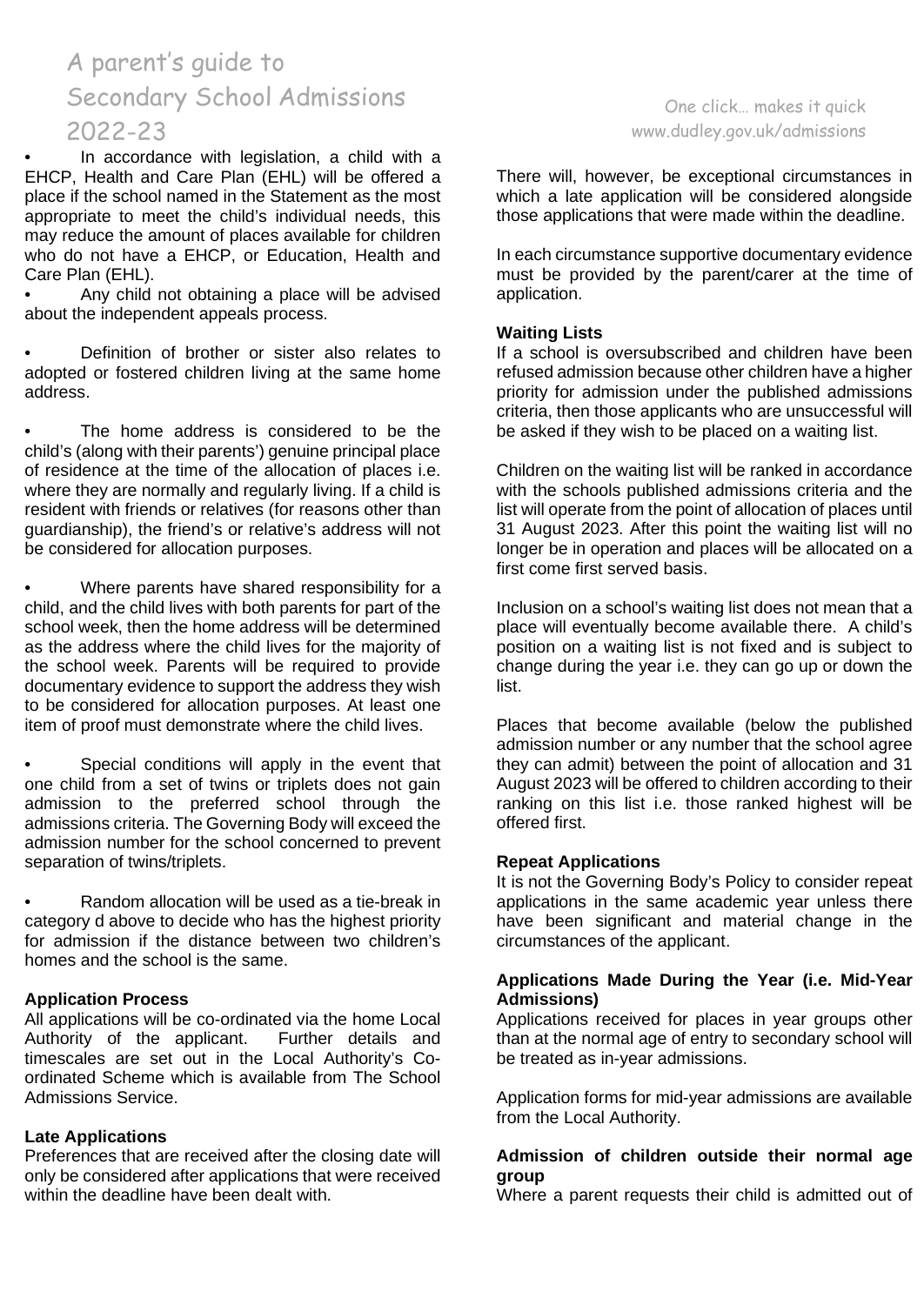- In accordance with legislation, a child with a EHCP, Health and Care Plan (EHL) will be offered a place if the school named in the Statement as the most appropriate to meet the child's individual needs, this may reduce the amount of places available for children who do not have a EHCP, or Education, Health and Care Plan (EHL).
- Any child not obtaining a place will be advised about the independent appeals process.

- Definition of brother or sister also relates to adopted or fostered children living at the same home address.

- The home address is considered to be the child's (along with their parents') genuine principal place of residence at the time of the allocation of places i.e. where they are normally and regularly living. If a child is resident with friends or relatives (for reasons other than guardianship), the friend's or relative's address will not be considered for allocation purposes.

- Where parents have shared responsibility for a child, and the child lives with both parents for part of the school week, then the home address will be determined as the address where the child lives for the majority of the school week. Parents will be required to provide documentary evidence to support the address they wish to be considered for allocation purposes. At least one item of proof must demonstrate where the child lives.

- Special conditions will apply in the event that one child from a set of twins or triplets does not gain admission to the preferred school through the admissions criteria. The Governing Body will exceed the admission number for the school concerned to prevent separation of twins/triplets.

- Random allocation will be used as a tie-break in category d above to decide who has the highest priority for admission if the distance between two children's homes and the school is the same.

**Application Process**

All applications will be co-ordinated via the home Local Authority of the applicant. Further details and timescales are set out in the Local Authority's Co-ordinated Scheme which is available from The School Admissions Service.

**Late Applications**

Preferences that are received after the closing date will only be considered after applications that were received within the deadline have been dealt with.

There will, however, be exceptional circumstances in which a late application will be considered alongside those applications that were made within the deadline.

In each circumstance supportive documentary evidence must be provided by the parent/carer at the time of application.

**Waiting Lists**

If a school is oversubscribed and children have been refused admission because other children have a higher priority for admission under the published admissions criteria, then those applicants who are unsuccessful will be asked if they wish to be placed on a waiting list.

Children on the waiting list will be ranked in accordance with the schools published admissions criteria and the list will operate from the point of allocation of places until 31 August 2023. After this point the waiting list will no longer be in operation and places will be allocated on a first come first served basis.

Inclusion on a school's waiting list does not mean that a place will eventually become available there. A child's position on a waiting list is not fixed and is subject to change during the year i.e. they can go up or down the list.

Places that become available (below the published admission number or any number that the school agree they can admit) between the point of allocation and 31 August 2023 will be offered to children according to their ranking on this list i.e. those ranked highest will be offered first.

**Repeat Applications**

It is not the Governing Body's Policy to consider repeat applications in the same academic year unless there have been significant and material change in the circumstances of the applicant.

**Applications Made During the Year (i.e. Mid-Year Admissions)**

Applications received for places in year groups other than at the normal age of entry to secondary school will be treated as in-year admissions.

Application forms for mid-year admissions are available from the Local Authority.

**Admission of children outside their normal age group**

Where a parent requests their child is admitted out of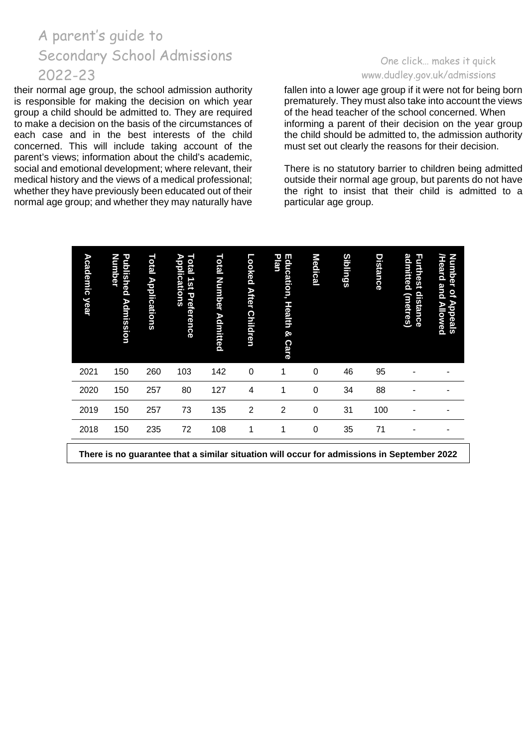their normal age group, the school admission authority is responsible for making the decision on which year group a child should be admitted to. They are required to make a decision on the basis of the circumstances of each case and in the best interests of the child concerned. This will include taking account of the parent's views; information about the child's academic, social and emotional development; where relevant, their medical history and the views of a medical professional; whether they have previously been educated out of their normal age group; and whether they may naturally have fallen into a lower age group if it were not for being born prematurely. They must also take into account the views of the head teacher of the school concerned. When informing a parent of their decision on the year group the child should be admitted to, the admission authority must set out clearly the reasons for their decision.

There is no statutory barrier to children being admitted outside their normal age group, but parents do not have the right to insist that their child is admitted to a particular age group.

| Academic year | Published Admission Number | Total Applications | Total 1st Preference Applications | Total Number Admitted | Looked After Children | Education, Health & Care Plan | Medical | Siblings | Distance | Furthest distance admitted (metres) | Number of Appeals /Heard and Allowed |
|---|---|---|---|---|---|---|---|---|---|---|---|
| 2021 | 150 | 260 | 103 | 142 | 0 | 1 | 0 | 46 | 95 | - | - |
| 2020 | 150 | 257 | 80 | 127 | 4 | 1 | 0 | 34 | 88 | - | - |
| 2019 | 150 | 257 | 73 | 135 | 2 | 2 | 0 | 31 | 100 | - | - |
| 2018 | 150 | 235 | 72 | 108 | 1 | 1 | 0 | 35 | 71 | - | - |

**There is no guarantee that a similar situation will occur for admissions in September 2022**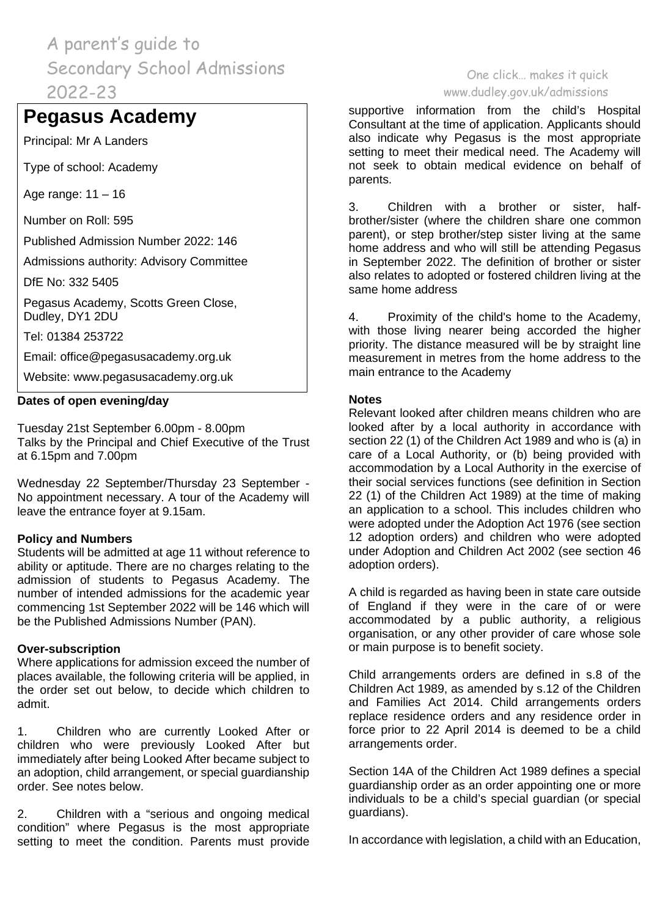# Pegasus Academy

Principal: Mr A Landers

Type of school: Academy

Age range: 11 – 16

Number on Roll: 595

Published Admission Number 2022: 146

Admissions authority: Advisory Committee

DfE No: 332 5405

Pegasus Academy, Scotts Green Close, Dudley, DY1 2DU

Tel: 01384 253722

Email: office@pegasusacademy.org.uk

Website: www.pegasusacademy.org.uk

**Dates of open evening/day**

Tuesday 21st September 6.00pm - 8.00pm
Talks by the Principal and Chief Executive of the Trust at 6.15pm and 7.00pm

Wednesday 22 September/Thursday 23 September - No appointment necessary. A tour of the Academy will leave the entrance foyer at 9.15am.

**Policy and Numbers**

Students will be admitted at age 11 without reference to ability or aptitude. There are no charges relating to the admission of students to Pegasus Academy. The number of intended admissions for the academic year commencing 1st September 2022 will be 146 which will be the Published Admissions Number (PAN).

**Over-subscription**

Where applications for admission exceed the number of places available, the following criteria will be applied, in the order set out below, to decide which children to admit.

1. Children who are currently Looked After or children who were previously Looked After but immediately after being Looked After became subject to an adoption, child arrangement, or special guardianship order. See notes below.

2. Children with a "serious and ongoing medical condition" where Pegasus is the most appropriate setting to meet the condition. Parents must provide supportive information from the child's Hospital Consultant at the time of application. Applicants should also indicate why Pegasus is the most appropriate setting to meet their medical need. The Academy will not seek to obtain medical evidence on behalf of parents.

3. Children with a brother or sister, half-brother/sister (where the children share one common parent), or step brother/step sister living at the same home address and who will still be attending Pegasus in September 2022. The definition of brother or sister also relates to adopted or fostered children living at the same home address

4. Proximity of the child's home to the Academy, with those living nearer being accorded the higher priority. The distance measured will be by straight line measurement in metres from the home address to the main entrance to the Academy

**Notes**

Relevant looked after children means children who are looked after by a local authority in accordance with section 22 (1) of the Children Act 1989 and who is (a) in care of a Local Authority, or (b) being provided with accommodation by a Local Authority in the exercise of their social services functions (see definition in Section 22 (1) of the Children Act 1989) at the time of making an application to a school. This includes children who were adopted under the Adoption Act 1976 (see section 12 adoption orders) and children who were adopted under Adoption and Children Act 2002 (see section 46 adoption orders).

A child is regarded as having been in state care outside of England if they were in the care of or were accommodated by a public authority, a religious organisation, or any other provider of care whose sole or main purpose is to benefit society.

Child arrangements orders are defined in s.8 of the Children Act 1989, as amended by s.12 of the Children and Families Act 2014. Child arrangements orders replace residence orders and any residence order in force prior to 22 April 2014 is deemed to be a child arrangements order.

Section 14A of the Children Act 1989 defines a special guardianship order as an order appointing one or more individuals to be a child's special guardian (or special guardians).

In accordance with legislation, a child with an Education,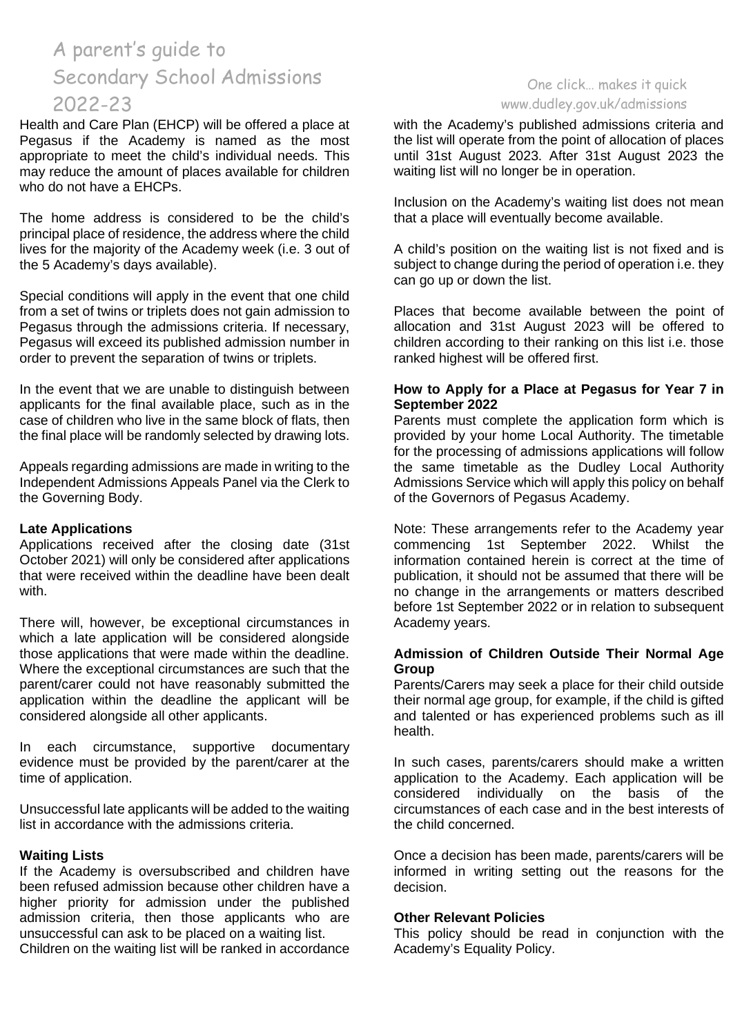Health and Care Plan (EHCP) will be offered a place at Pegasus if the Academy is named as the most appropriate to meet the child's individual needs. This may reduce the amount of places available for children who do not have a EHCPs.

The home address is considered to be the child's principal place of residence, the address where the child lives for the majority of the Academy week (i.e. 3 out of the 5 Academy's days available).

Special conditions will apply in the event that one child from a set of twins or triplets does not gain admission to Pegasus through the admissions criteria. If necessary, Pegasus will exceed its published admission number in order to prevent the separation of twins or triplets.

In the event that we are unable to distinguish between applicants for the final available place, such as in the case of children who live in the same block of flats, then the final place will be randomly selected by drawing lots.

Appeals regarding admissions are made in writing to the Independent Admissions Appeals Panel via the Clerk to the Governing Body.

**Late Applications**
Applications received after the closing date (31st October 2021) will only be considered after applications that were received within the deadline have been dealt with.

There will, however, be exceptional circumstances in which a late application will be considered alongside those applications that were made within the deadline. Where the exceptional circumstances are such that the parent/carer could not have reasonably submitted the application within the deadline the applicant will be considered alongside all other applicants.

In each circumstance, supportive documentary evidence must be provided by the parent/carer at the time of application.

Unsuccessful late applicants will be added to the waiting list in accordance with the admissions criteria.

**Waiting Lists**
If the Academy is oversubscribed and children have been refused admission because other children have a higher priority for admission under the published admission criteria, then those applicants who are unsuccessful can ask to be placed on a waiting list.
Children on the waiting list will be ranked in accordance with the Academy's published admissions criteria and the list will operate from the point of allocation of places until 31st August 2023. After 31st August 2023 the waiting list will no longer be in operation.

Inclusion on the Academy's waiting list does not mean that a place will eventually become available.

A child's position on the waiting list is not fixed and is subject to change during the period of operation i.e. they can go up or down the list.

Places that become available between the point of allocation and 31st August 2023 will be offered to children according to their ranking on this list i.e. those ranked highest will be offered first.

**How to Apply for a Place at Pegasus for Year 7 in September 2022**
Parents must complete the application form which is provided by your home Local Authority. The timetable for the processing of admissions applications will follow the same timetable as the Dudley Local Authority Admissions Service which will apply this policy on behalf of the Governors of Pegasus Academy.

Note: These arrangements refer to the Academy year commencing 1st September 2022. Whilst the information contained herein is correct at the time of publication, it should not be assumed that there will be no change in the arrangements or matters described before 1st September 2022 or in relation to subsequent Academy years.

**Admission of Children Outside Their Normal Age Group**
Parents/Carers may seek a place for their child outside their normal age group, for example, if the child is gifted and talented or has experienced problems such as ill health.

In such cases, parents/carers should make a written application to the Academy. Each application will be considered individually on the basis of the circumstances of each case and in the best interests of the child concerned.

Once a decision has been made, parents/carers will be informed in writing setting out the reasons for the decision.

**Other Relevant Policies**
This policy should be read in conjunction with the Academy's Equality Policy.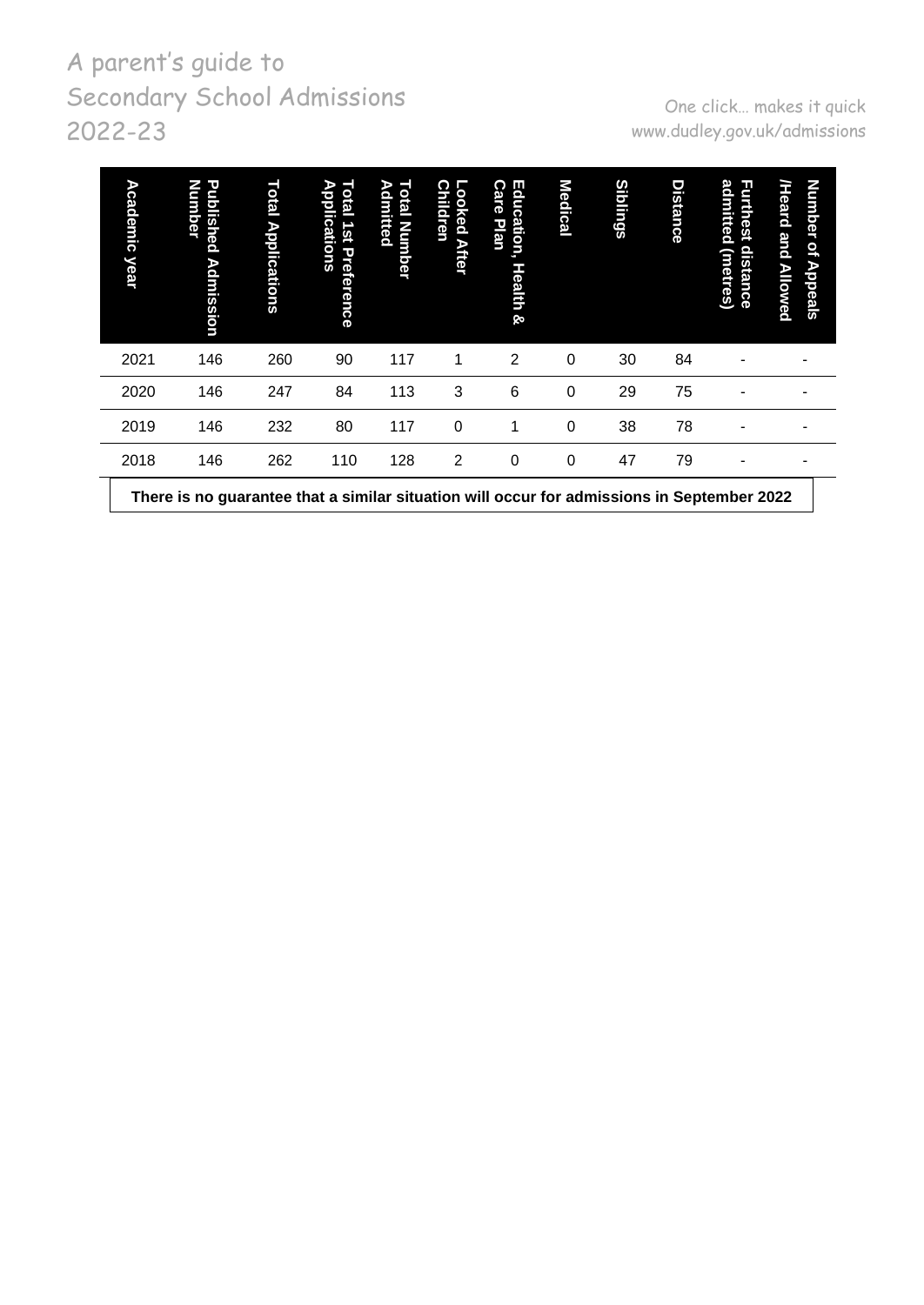| Academic year | Published Admission Number | Total Applications | Total 1st Preference Applications | Total Number Admitted | Looked After Children | Education, Health & Care Plan | Medical | Siblings | Distance | Furthest distance admitted (metres) | Number of Appeals /Heard and Allowed |
|---|---|---|---|---|---|---|---|---|---|---|---|
| 2021 | 146 | 260 | 90 | 117 | 1 | 2 | 0 | 30 | 84 | - | - |
| 2020 | 146 | 247 | 84 | 113 | 3 | 6 | 0 | 29 | 75 | - | - |
| 2019 | 146 | 232 | 80 | 117 | 0 | 1 | 0 | 38 | 78 | - | - |
| 2018 | 146 | 262 | 110 | 128 | 2 | 0 | 0 | 47 | 79 | - | - |

**There is no guarantee that a similar situation will occur for admissions in September 2022**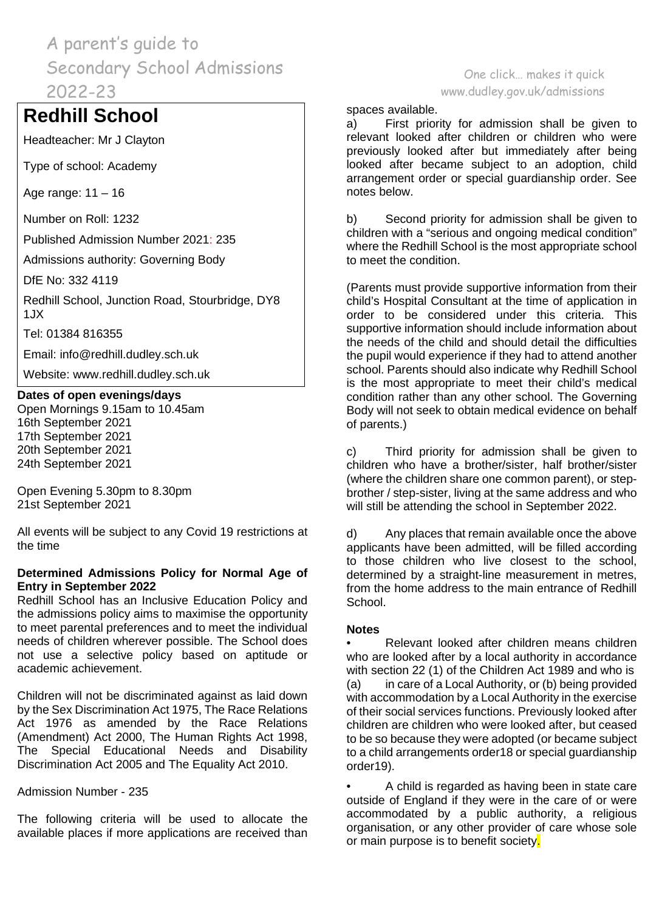# Redhill School

Headteacher: Mr J Clayton

Type of school: Academy

Age range: 11 – 16

Number on Roll: 1232

Published Admission Number 2021: 235

Admissions authority: Governing Body

DfE No: 332 4119

Redhill School, Junction Road, Stourbridge, DY8 1JX

Tel: 01384 816355

Email: info@redhill.dudley.sch.uk

Website: www.redhill.dudley.sch.uk

**Dates of open evenings/days**

Open Mornings 9.15am to 10.45am
16th September 2021
17th September 2021
20th September 2021
24th September 2021

Open Evening 5.30pm to 8.30pm
21st September 2021

All events will be subject to any Covid 19 restrictions at the time

**Determined Admissions Policy for Normal Age of Entry in September 2022**

Redhill School has an Inclusive Education Policy and the admissions policy aims to maximise the opportunity to meet parental preferences and to meet the individual needs of children wherever possible. The School does not use a selective policy based on aptitude or academic achievement.

Children will not be discriminated against as laid down by the Sex Discrimination Act 1975, The Race Relations Act 1976 as amended by the Race Relations (Amendment) Act 2000, The Human Rights Act 1998, The Special Educational Needs and Disability Discrimination Act 2005 and The Equality Act 2010.

Admission Number - 235

The following criteria will be used to allocate the available places if more applications are received than spaces available.

a) First priority for admission shall be given to relevant looked after children or children who were previously looked after but immediately after being looked after became subject to an adoption, child arrangement order or special guardianship order. See notes below.

b) Second priority for admission shall be given to children with a "serious and ongoing medical condition" where the Redhill School is the most appropriate school to meet the condition.

(Parents must provide supportive information from their child's Hospital Consultant at the time of application in order to be considered under this criteria. This supportive information should include information about the needs of the child and should detail the difficulties the pupil would experience if they had to attend another school. Parents should also indicate why Redhill School is the most appropriate to meet their child's medical condition rather than any other school. The Governing Body will not seek to obtain medical evidence on behalf of parents.)

c) Third priority for admission shall be given to children who have a brother/sister, half brother/sister (where the children share one common parent), or step-brother / step-sister, living at the same address and who will still be attending the school in September 2022.

d) Any places that remain available once the above applicants have been admitted, will be filled according to those children who live closest to the school, determined by a straight-line measurement in metres, from the home address to the main entrance of Redhill School.

**Notes**

- Relevant looked after children means children who are looked after by a local authority in accordance with section 22 (1) of the Children Act 1989 and who is (a) in care of a Local Authority, or (b) being provided with accommodation by a Local Authority in the exercise of their social services functions. Previously looked after children are children who were looked after, but ceased to be so because they were adopted (or became subject to a child arrangements order18 or special guardianship order19).

- A child is regarded as having been in state care outside of England if they were in the care of or were accommodated by a public authority, a religious organisation, or any other provider of care whose sole or main purpose is to benefit society.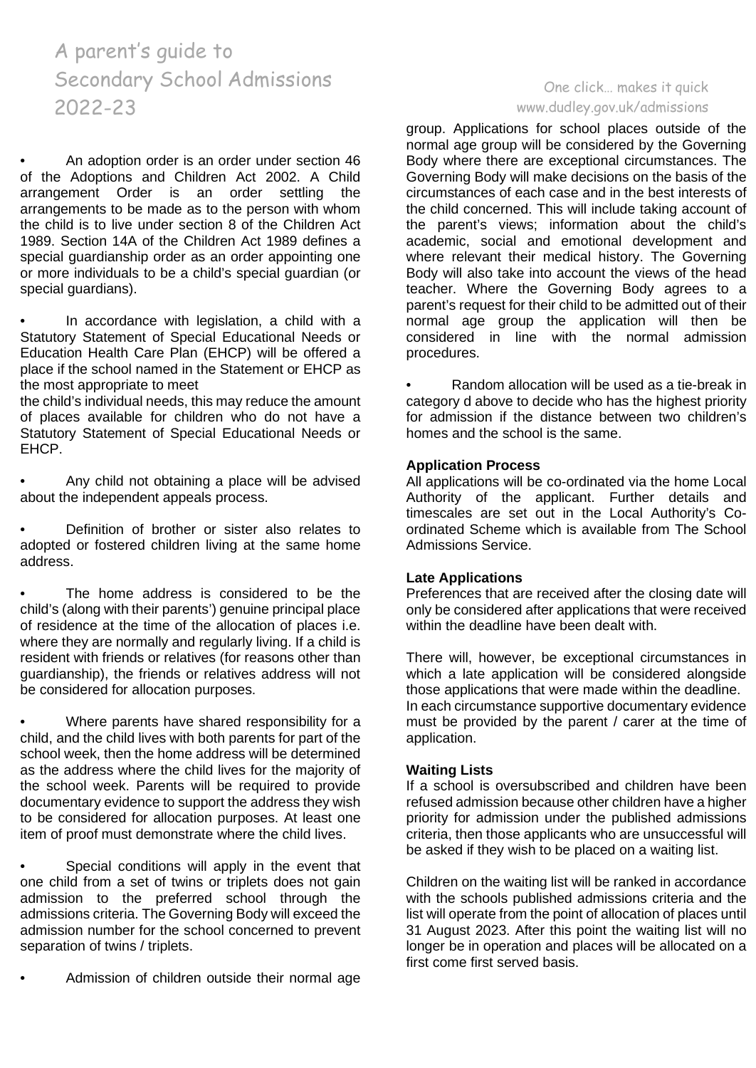- An adoption order is an order under section 46 of the Adoptions and Children Act 2002. A Child arrangement Order is an order settling the arrangements to be made as to the person with whom the child is to live under section 8 of the Children Act 1989. Section 14A of the Children Act 1989 defines a special guardianship order as an order appointing one or more individuals to be a child's special guardian (or special guardians).

- In accordance with legislation, a child with a Statutory Statement of Special Educational Needs or Education Health Care Plan (EHCP) will be offered a place if the school named in the Statement or EHCP as the most appropriate to meet
the child's individual needs, this may reduce the amount of places available for children who do not have a Statutory Statement of Special Educational Needs or EHCP.

- Any child not obtaining a place will be advised about the independent appeals process.

- Definition of brother or sister also relates to adopted or fostered children living at the same home address.

- The home address is considered to be the child's (along with their parents') genuine principal place of residence at the time of the allocation of places i.e. where they are normally and regularly living. If a child is resident with friends or relatives (for reasons other than guardianship), the friends or relatives address will not be considered for allocation purposes.

- Where parents have shared responsibility for a child, and the child lives with both parents for part of the school week, then the home address will be determined as the address where the child lives for the majority of the school week. Parents will be required to provide documentary evidence to support the address they wish to be considered for allocation purposes. At least one item of proof must demonstrate where the child lives.

- Special conditions will apply in the event that one child from a set of twins or triplets does not gain admission to the preferred school through the admissions criteria. The Governing Body will exceed the admission number for the school concerned to prevent separation of twins / triplets.

- Admission of children outside their normal age group. Applications for school places outside of the normal age group will be considered by the Governing Body where there are exceptional circumstances. The Governing Body will make decisions on the basis of the circumstances of each case and in the best interests of the child concerned. This will include taking account of the parent's views; information about the child's academic, social and emotional development and where relevant their medical history. The Governing Body will also take into account the views of the head teacher. Where the Governing Body agrees to a parent's request for their child to be admitted out of their normal age group the application will then be considered in line with the normal admission procedures.

- Random allocation will be used as a tie-break in category d above to decide who has the highest priority for admission if the distance between two children's homes and the school is the same.

**Application Process**

All applications will be co-ordinated via the home Local Authority of the applicant. Further details and timescales are set out in the Local Authority's Co-ordinated Scheme which is available from The School Admissions Service.

**Late Applications**

Preferences that are received after the closing date will only be considered after applications that were received within the deadline have been dealt with.

There will, however, be exceptional circumstances in which a late application will be considered alongside those applications that were made within the deadline. In each circumstance supportive documentary evidence must be provided by the parent / carer at the time of application.

**Waiting Lists**

If a school is oversubscribed and children have been refused admission because other children have a higher priority for admission under the published admissions criteria, then those applicants who are unsuccessful will be asked if they wish to be placed on a waiting list.

Children on the waiting list will be ranked in accordance with the schools published admissions criteria and the list will operate from the point of allocation of places until 31 August 2023. After this point the waiting list will no longer be in operation and places will be allocated on a first come first served basis.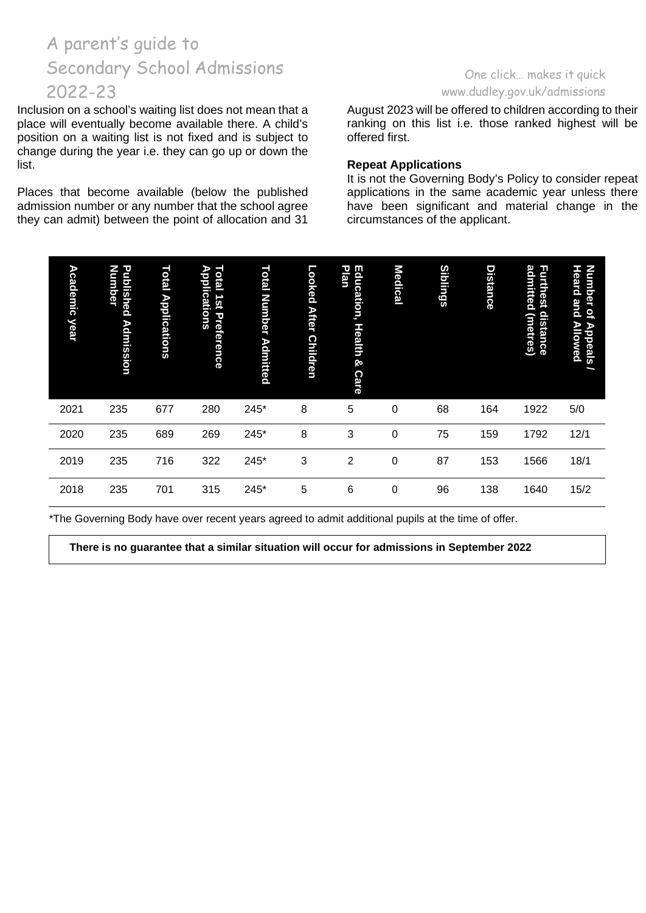Inclusion on a school's waiting list does not mean that a place will eventually become available there. A child's position on a waiting list is not fixed and is subject to change during the year i.e. they can go up or down the list.

Places that become available (below the published admission number or any number that the school agree they can admit) between the point of allocation and 31 August 2023 will be offered to children according to their ranking on this list i.e. those ranked highest will be offered first.

**Repeat Applications**

It is not the Governing Body's Policy to consider repeat applications in the same academic year unless there have been significant and material change in the circumstances of the applicant.

| Academic year | Published Admission Number | Total Applications | Total 1st Preference Applications | Total Number Admitted | Looked After Children | Education, Health & Care Plan | Medical | Siblings | Distance | Furthest distance admitted (metres) | Number of Appeals / Heard and Allowed |
|---|---|---|---|---|---|---|---|---|---|---|---|
| 2021 | 235 | 677 | 280 | 245* | 8 | 5 | 0 | 68 | 164 | 1922 | 5/0 |
| 2020 | 235 | 689 | 269 | 245* | 8 | 3 | 0 | 75 | 159 | 1792 | 12/1 |
| 2019 | 235 | 716 | 322 | 245* | 3 | 2 | 0 | 87 | 153 | 1566 | 18/1 |
| 2018 | 235 | 701 | 315 | 245* | 5 | 6 | 0 | 96 | 138 | 1640 | 15/2 |

*The Governing Body have over recent years agreed to admit additional pupils at the time of offer.

**There is no guarantee that a similar situation will occur for admissions in September 2022**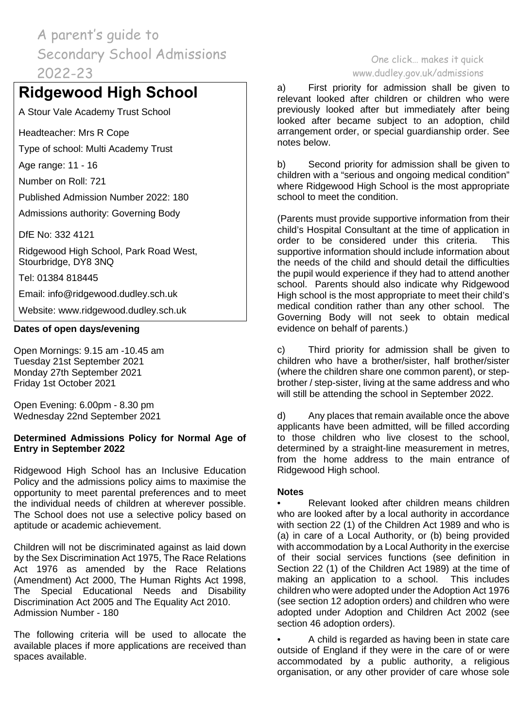A parent's guide to Secondary School Admissions 2022-23

One click… makes it quick
www.dudley.gov.uk/admissions

# Ridgewood High School

A Stour Vale Academy Trust School

Headteacher: Mrs R Cope

Type of school: Multi Academy Trust

Age range: 11 - 16

Number on Roll: 721

Published Admission Number 2022: 180

Admissions authority: Governing Body

DfE No: 332 4121

Ridgewood High School, Park Road West, Stourbridge, DY8 3NQ

Tel: 01384 818445

Email: info@ridgewood.dudley.sch.uk

Website: www.ridgewood.dudley.sch.uk

**Dates of open days/evening**

Open Mornings: 9.15 am -10.45 am
Tuesday 21st September 2021
Monday 27th September 2021
Friday 1st October 2021

Open Evening: 6.00pm - 8.30 pm
Wednesday 22nd September 2021

**Determined Admissions Policy for Normal Age of Entry in September 2022**

Ridgewood High School has an Inclusive Education Policy and the admissions policy aims to maximise the opportunity to meet parental preferences and to meet the individual needs of children at wherever possible. The School does not use a selective policy based on aptitude or academic achievement.

Children will not be discriminated against as laid down by the Sex Discrimination Act 1975, The Race Relations Act 1976 as amended by the Race Relations (Amendment) Act 2000, The Human Rights Act 1998, The Special Educational Needs and Disability Discrimination Act 2005 and The Equality Act 2010.
Admission Number - 180

The following criteria will be used to allocate the available places if more applications are received than spaces available.

a) First priority for admission shall be given to relevant looked after children or children who were previously looked after but immediately after being looked after became subject to an adoption, child arrangement order, or special guardianship order. See notes below.

b) Second priority for admission shall be given to children with a "serious and ongoing medical condition" where Ridgewood High School is the most appropriate school to meet the condition.

(Parents must provide supportive information from their child's Hospital Consultant at the time of application in order to be considered under this criteria. This supportive information should include information about the needs of the child and should detail the difficulties the pupil would experience if they had to attend another school. Parents should also indicate why Ridgewood High school is the most appropriate to meet their child's medical condition rather than any other school. The Governing Body will not seek to obtain medical evidence on behalf of parents.)

c) Third priority for admission shall be given to children who have a brother/sister, half brother/sister (where the children share one common parent), or step-brother / step-sister, living at the same address and who will still be attending the school in September 2022.

d) Any places that remain available once the above applicants have been admitted, will be filled according to those children who live closest to the school, determined by a straight-line measurement in metres, from the home address to the main entrance of Ridgewood High school.

**Notes**

- Relevant looked after children means children who are looked after by a local authority in accordance with section 22 (1) of the Children Act 1989 and who is (a) in care of a Local Authority, or (b) being provided with accommodation by a Local Authority in the exercise of their social services functions (see definition in Section 22 (1) of the Children Act 1989) at the time of making an application to a school. This includes children who were adopted under the Adoption Act 1976 (see section 12 adoption orders) and children who were adopted under Adoption and Children Act 2002 (see section 46 adoption orders).

- A child is regarded as having been in state care outside of England if they were in the care of or were accommodated by a public authority, a religious organisation, or any other provider of care whose sole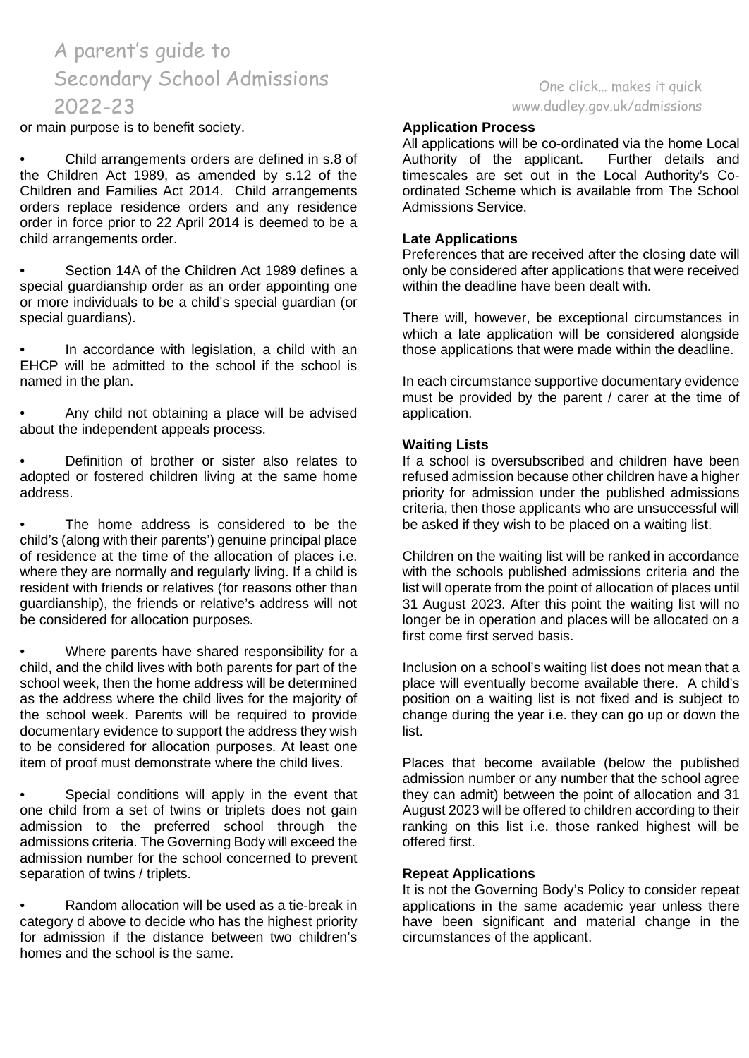or main purpose is to benefit society.

- Child arrangements orders are defined in s.8 of the Children Act 1989, as amended by s.12 of the Children and Families Act 2014. Child arrangements orders replace residence orders and any residence order in force prior to 22 April 2014 is deemed to be a child arrangements order.
- Section 14A of the Children Act 1989 defines a special guardianship order as an order appointing one or more individuals to be a child's special guardian (or special guardians).
- In accordance with legislation, a child with an EHCP will be admitted to the school if the school is named in the plan.
- Any child not obtaining a place will be advised about the independent appeals process.
- Definition of brother or sister also relates to adopted or fostered children living at the same home address.
- The home address is considered to be the child's (along with their parents') genuine principal place of residence at the time of the allocation of places i.e. where they are normally and regularly living. If a child is resident with friends or relatives (for reasons other than guardianship), the friends or relative's address will not be considered for allocation purposes.
- Where parents have shared responsibility for a child, and the child lives with both parents for part of the school week, then the home address will be determined as the address where the child lives for the majority of the school week. Parents will be required to provide documentary evidence to support the address they wish to be considered for allocation purposes. At least one item of proof must demonstrate where the child lives.
- Special conditions will apply in the event that one child from a set of twins or triplets does not gain admission to the preferred school through the admissions criteria. The Governing Body will exceed the admission number for the school concerned to prevent separation of twins / triplets.
- Random allocation will be used as a tie-break in category d above to decide who has the highest priority for admission if the distance between two children's homes and the school is the same.

**Application Process**

All applications will be co-ordinated via the home Local Authority of the applicant. Further details and timescales are set out in the Local Authority's Co-ordinated Scheme which is available from The School Admissions Service.

**Late Applications**

Preferences that are received after the closing date will only be considered after applications that were received within the deadline have been dealt with.

There will, however, be exceptional circumstances in which a late application will be considered alongside those applications that were made within the deadline.

In each circumstance supportive documentary evidence must be provided by the parent / carer at the time of application.

**Waiting Lists**

If a school is oversubscribed and children have been refused admission because other children have a higher priority for admission under the published admissions criteria, then those applicants who are unsuccessful will be asked if they wish to be placed on a waiting list.

Children on the waiting list will be ranked in accordance with the schools published admissions criteria and the list will operate from the point of allocation of places until 31 August 2023. After this point the waiting list will no longer be in operation and places will be allocated on a first come first served basis.

Inclusion on a school's waiting list does not mean that a place will eventually become available there. A child's position on a waiting list is not fixed and is subject to change during the year i.e. they can go up or down the list.

Places that become available (below the published admission number or any number that the school agree they can admit) between the point of allocation and 31 August 2023 will be offered to children according to their ranking on this list i.e. those ranked highest will be offered first.

**Repeat Applications**

It is not the Governing Body's Policy to consider repeat applications in the same academic year unless there have been significant and material change in the circumstances of the applicant.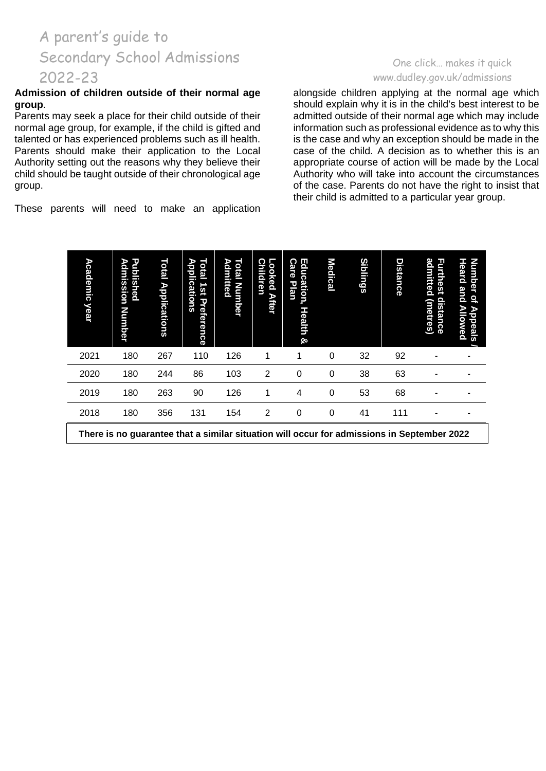**Admission of children outside of their normal age group**.

Parents may seek a place for their child outside of their normal age group, for example, if the child is gifted and talented or has experienced problems such as ill health. Parents should make their application to the Local Authority setting out the reasons why they believe their child should be taught outside of their chronological age group.

These parents will need to make an application alongside children applying at the normal age which should explain why it is in the child's best interest to be admitted outside of their normal age which may include information such as professional evidence as to why this is the case and why an exception should be made in the case of the child. A decision as to whether this is an appropriate course of action will be made by the Local Authority who will take into account the circumstances of the case. Parents do not have the right to insist that their child is admitted to a particular year group.

| Academic year | Published Admission Number | Total Applications | Total 1st Preference Applications | Total Number Admitted | Looked After Children | Education, Health & Care Plan | Medical | Siblings | Distance | Furthest distance admitted (metres) | Number of Appeals / Heard and Allowed |
|---|---|---|---|---|---|---|---|---|---|---|---|
| 2021 | 180 | 267 | 110 | 126 | 1 | 1 | 0 | 32 | 92 | - | - |
| 2020 | 180 | 244 | 86 | 103 | 2 | 0 | 0 | 38 | 63 | - | - |
| 2019 | 180 | 263 | 90 | 126 | 1 | 4 | 0 | 53 | 68 | - | - |
| 2018 | 180 | 356 | 131 | 154 | 2 | 0 | 0 | 41 | 111 | - | - |

**There is no guarantee that a similar situation will occur for admissions in September 2022**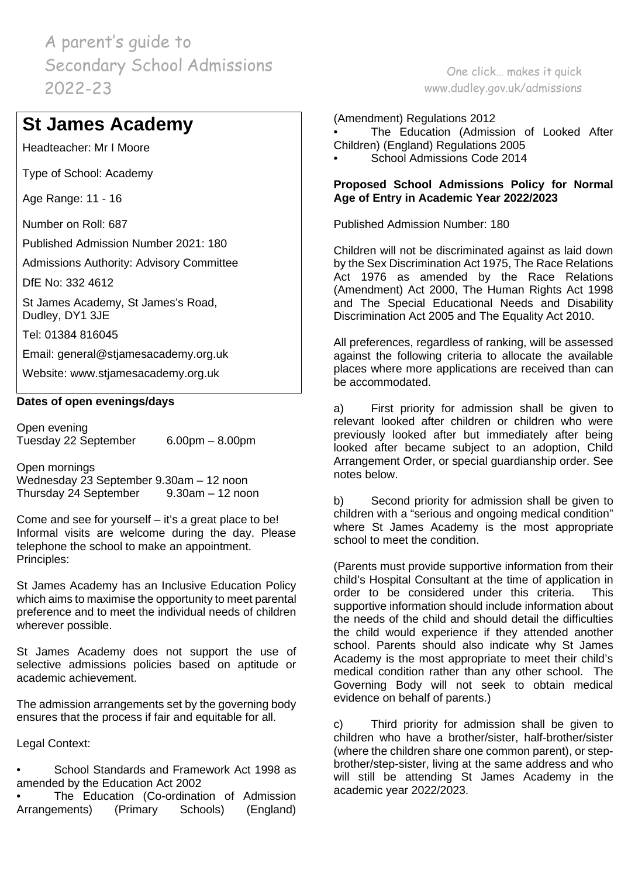# St James Academy

Headteacher: Mr I Moore

Type of School: Academy

Age Range: 11 - 16

Number on Roll: 687

Published Admission Number 2021: 180

Admissions Authority: Advisory Committee

DfE No: 332 4612

St James Academy, St James's Road, Dudley, DY1 3JE

Tel: 01384 816045

Email: general@stjamesacademy.org.uk

Website: www.stjamesacademy.org.uk

**Dates of open evenings/days**

Open evening
Tuesday 22 September 6.00pm – 8.00pm

Open mornings
Wednesday 23 September 9.30am – 12 noon
Thursday 24 September 9.30am – 12 noon

Come and see for yourself – it's a great place to be! Informal visits are welcome during the day. Please telephone the school to make an appointment.
Principles:

St James Academy has an Inclusive Education Policy which aims to maximise the opportunity to meet parental preference and to meet the individual needs of children wherever possible.

St James Academy does not support the use of selective admissions policies based on aptitude or academic achievement.

The admission arrangements set by the governing body ensures that the process if fair and equitable for all.

Legal Context:

- School Standards and Framework Act 1998 as amended by the Education Act 2002
- The Education (Co-ordination of Admission Arrangements) (Primary Schools) (England) (Amendment) Regulations 2012
- The Education (Admission of Looked After Children) (England) Regulations 2005
- School Admissions Code 2014

**Proposed School Admissions Policy for Normal Age of Entry in Academic Year 2022/2023**

Published Admission Number: 180

Children will not be discriminated against as laid down by the Sex Discrimination Act 1975, The Race Relations Act 1976 as amended by the Race Relations (Amendment) Act 2000, The Human Rights Act 1998 and The Special Educational Needs and Disability Discrimination Act 2005 and The Equality Act 2010.

All preferences, regardless of ranking, will be assessed against the following criteria to allocate the available places where more applications are received than can be accommodated.

a) First priority for admission shall be given to relevant looked after children or children who were previously looked after but immediately after being looked after became subject to an adoption, Child Arrangement Order, or special guardianship order. See notes below.

b) Second priority for admission shall be given to children with a "serious and ongoing medical condition" where St James Academy is the most appropriate school to meet the condition.

(Parents must provide supportive information from their child's Hospital Consultant at the time of application in order to be considered under this criteria. This supportive information should include information about the needs of the child and should detail the difficulties the child would experience if they attended another school. Parents should also indicate why St James Academy is the most appropriate to meet their child's medical condition rather than any other school. The Governing Body will not seek to obtain medical evidence on behalf of parents.)

c) Third priority for admission shall be given to children who have a brother/sister, half-brother/sister (where the children share one common parent), or step-brother/step-sister, living at the same address and who will still be attending St James Academy in the academic year 2022/2023.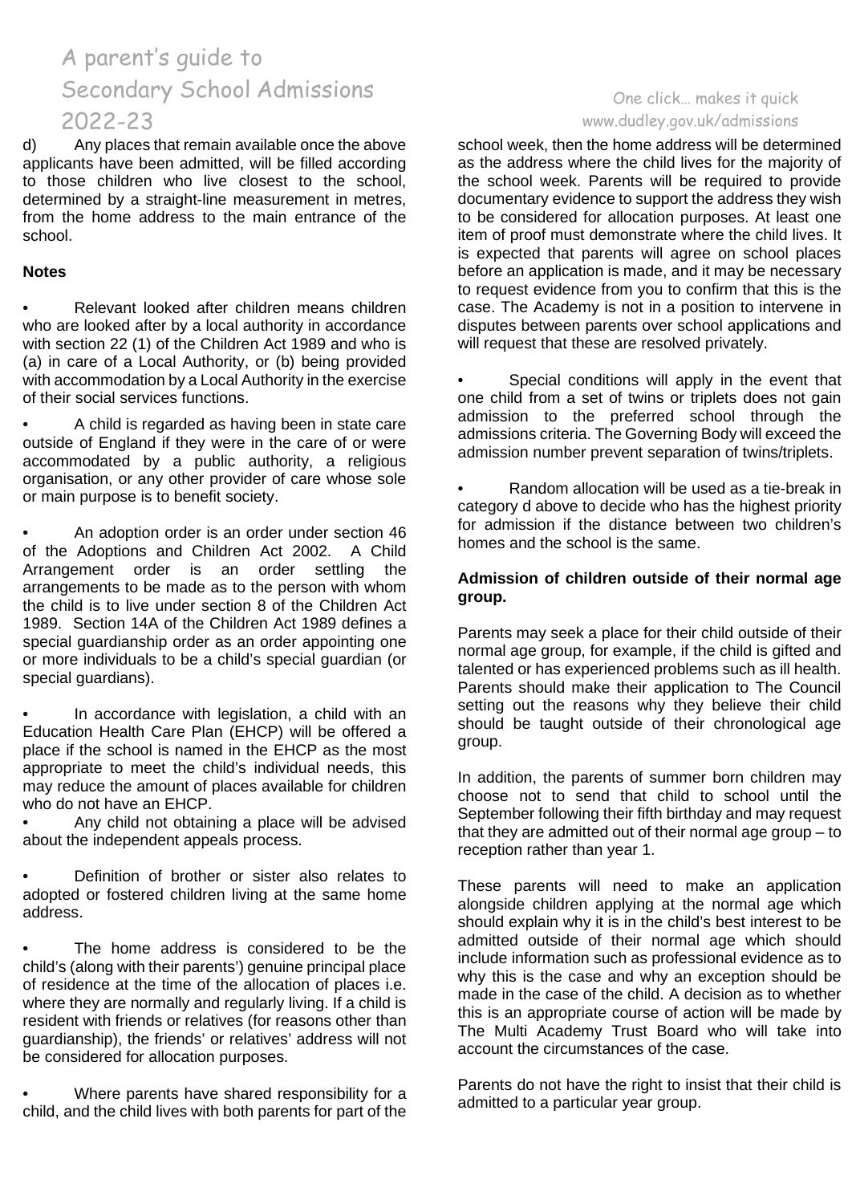d) Any places that remain available once the above applicants have been admitted, will be filled according to those children who live closest to the school, determined by a straight-line measurement in metres, from the home address to the main entrance of the school.

**Notes**

- Relevant looked after children means children who are looked after by a local authority in accordance with section 22 (1) of the Children Act 1989 and who is (a) in care of a Local Authority, or (b) being provided with accommodation by a Local Authority in the exercise of their social services functions.
- A child is regarded as having been in state care outside of England if they were in the care of or were accommodated by a public authority, a religious organisation, or any other provider of care whose sole or main purpose is to benefit society.
- An adoption order is an order under section 46 of the Adoptions and Children Act 2002. A Child Arrangement order is an order settling the arrangements to be made as to the person with whom the child is to live under section 8 of the Children Act 1989. Section 14A of the Children Act 1989 defines a special guardianship order as an order appointing one or more individuals to be a child's special guardian (or special guardians).
- In accordance with legislation, a child with an Education Health Care Plan (EHCP) will be offered a place if the school is named in the EHCP as the most appropriate to meet the child's individual needs, this may reduce the amount of places available for children who do not have an EHCP.
- Any child not obtaining a place will be advised about the independent appeals process.
- Definition of brother or sister also relates to adopted or fostered children living at the same home address.
- The home address is considered to be the child's (along with their parents') genuine principal place of residence at the time of the allocation of places i.e. where they are normally and regularly living. If a child is resident with friends or relatives (for reasons other than guardianship), the friends' or relatives' address will not be considered for allocation purposes.
- Where parents have shared responsibility for a child, and the child lives with both parents for part of the school week, then the home address will be determined as the address where the child lives for the majority of the school week. Parents will be required to provide documentary evidence to support the address they wish to be considered for allocation purposes. At least one item of proof must demonstrate where the child lives. It is expected that parents will agree on school places before an application is made, and it may be necessary to request evidence from you to confirm that this is the case. The Academy is not in a position to intervene in disputes between parents over school applications and will request that these are resolved privately.
- Special conditions will apply in the event that one child from a set of twins or triplets does not gain admission to the preferred school through the admissions criteria. The Governing Body will exceed the admission number prevent separation of twins/triplets.
- Random allocation will be used as a tie-break in category d above to decide who has the highest priority for admission if the distance between two children's homes and the school is the same.

**Admission of children outside of their normal age group.**

Parents may seek a place for their child outside of their normal age group, for example, if the child is gifted and talented or has experienced problems such as ill health. Parents should make their application to The Council setting out the reasons why they believe their child should be taught outside of their chronological age group.

In addition, the parents of summer born children may choose not to send that child to school until the September following their fifth birthday and may request that they are admitted out of their normal age group – to reception rather than year 1.

These parents will need to make an application alongside children applying at the normal age which should explain why it is in the child's best interest to be admitted outside of their normal age which should include information such as professional evidence as to why this is the case and why an exception should be made in the case of the child. A decision as to whether this is an appropriate course of action will be made by The Multi Academy Trust Board who will take into account the circumstances of the case.

Parents do not have the right to insist that their child is admitted to a particular year group.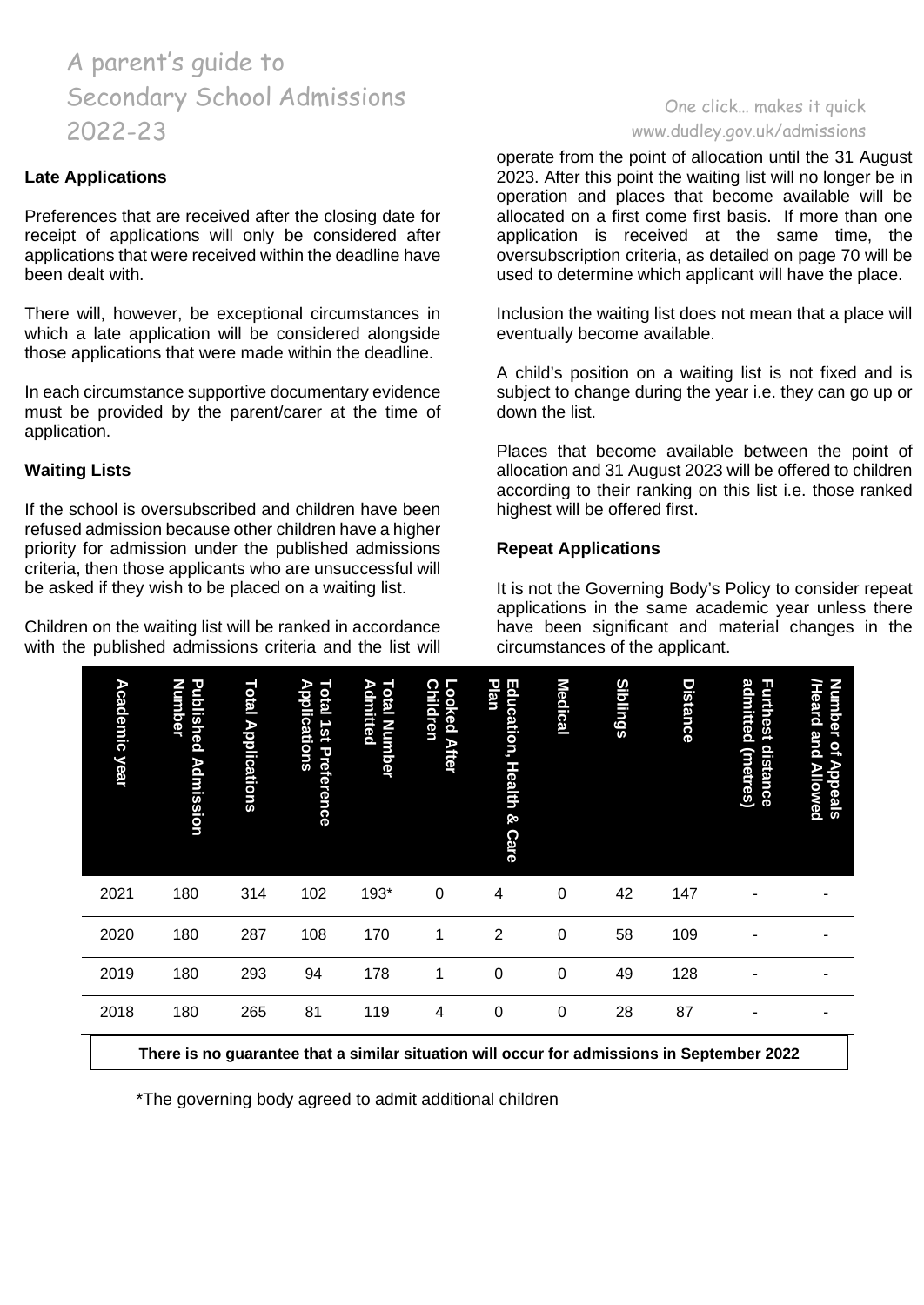## Late Applications

Preferences that are received after the closing date for receipt of applications will only be considered after applications that were received within the deadline have been dealt with.

There will, however, be exceptional circumstances in which a late application will be considered alongside those applications that were made within the deadline.

In each circumstance supportive documentary evidence must be provided by the parent/carer at the time of application.

## Waiting Lists

If the school is oversubscribed and children have been refused admission because other children have a higher priority for admission under the published admissions criteria, then those applicants who are unsuccessful will be asked if they wish to be placed on a waiting list.

Children on the waiting list will be ranked in accordance with the published admissions criteria and the list will operate from the point of allocation until the 31 August 2023. After this point the waiting list will no longer be in operation and places that become available will be allocated on a first come first basis. If more than one application is received at the same time, the oversubscription criteria, as detailed on page 70 will be used to determine which applicant will have the place.

Inclusion the waiting list does not mean that a place will eventually become available.

A child's position on a waiting list is not fixed and is subject to change during the year i.e. they can go up or down the list.

Places that become available between the point of allocation and 31 August 2023 will be offered to children according to their ranking on this list i.e. those ranked highest will be offered first.

## Repeat Applications

It is not the Governing Body's Policy to consider repeat applications in the same academic year unless there have been significant and material changes in the circumstances of the applicant.

| Academic year | Published Admission Number | Total Applications | Total 1st Preference Applications | Total Number Admitted | Looked After Children | Education, Health & Care Plan | Medical | Siblings | Distance | Furthest distance admitted (metres) | Number of Appeals /Heard and Allowed |
|---|---|---|---|---|---|---|---|---|---|---|---|
| 2021 | 180 | 314 | 102 | 193* | 0 | 4 | 0 | 42 | 147 | - | - |
| 2020 | 180 | 287 | 108 | 170 | 1 | 2 | 0 | 58 | 109 | - | - |
| 2019 | 180 | 293 | 94 | 178 | 1 | 0 | 0 | 49 | 128 | - | - |
| 2018 | 180 | 265 | 81 | 119 | 4 | 0 | 0 | 28 | 87 | - | - |

**There is no guarantee that a similar situation will occur for admissions in September 2022**

*The governing body agreed to admit additional children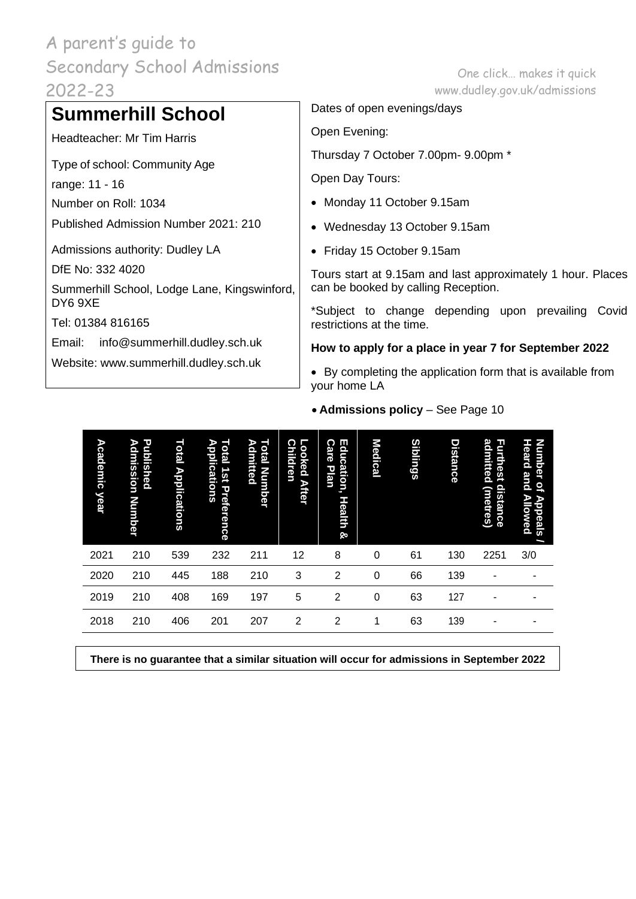# Summerhill School

Headteacher: Mr Tim Harris

Type of school: Community Age range: 11 - 16

Number on Roll: 1034

Published Admission Number 2021: 210

Admissions authority: Dudley LA

DfE No: 332 4020

Summerhill School, Lodge Lane, Kingswinford, DY6 9XE

Tel: 01384 816165

Email: info@summerhill.dudley.sch.uk

Website: www.summerhill.dudley.sch.uk

Dates of open evenings/days

Open Evening:

Thursday 7 October 7.00pm- 9.00pm *

Open Day Tours:

- Monday 11 October 9.15am
- Wednesday 13 October 9.15am
- Friday 15 October 9.15am

Tours start at 9.15am and last approximately 1 hour. Places can be booked by calling Reception.

*Subject to change depending upon prevailing Covid restrictions at the time.

**How to apply for a place in year 7 for September 2022**

- By completing the application form that is available from your home LA
- **Admissions policy** – See Page 10

| Academic year | Published Admission Number | Total Applications | Total 1st Preference Applications | Total Number Admitted | Looked After Children | Education, Health & Care Plan | Medical | Siblings | Distance | Furthest distance admitted (metres) | Number of Appeals / Heard and Allowed |
|---|---|---|---|---|---|---|---|---|---|---|---|
| 2021 | 210 | 539 | 232 | 211 | 12 | 8 | 0 | 61 | 130 | 2251 | 3/0 |
| 2020 | 210 | 445 | 188 | 210 | 3 | 2 | 0 | 66 | 139 | - | - |
| 2019 | 210 | 408 | 169 | 197 | 5 | 2 | 0 | 63 | 127 | - | - |
| 2018 | 210 | 406 | 201 | 207 | 2 | 2 | 1 | 63 | 139 | - | - |

**There is no guarantee that a similar situation will occur for admissions in September 2022**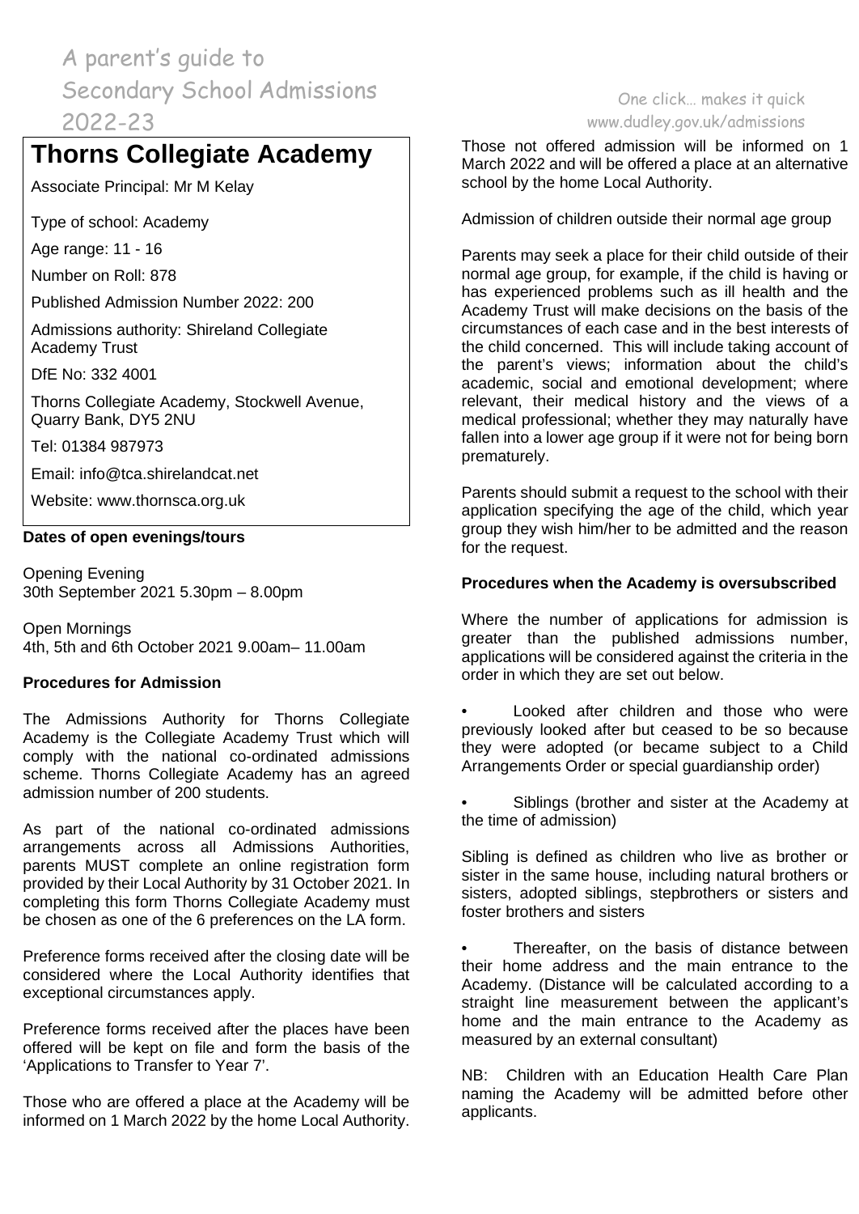# Thorns Collegiate Academy

Associate Principal: Mr M Kelay

Type of school: Academy

Age range: 11 - 16

Number on Roll: 878

Published Admission Number 2022: 200

Admissions authority: Shireland Collegiate Academy Trust

DfE No: 332 4001

Thorns Collegiate Academy, Stockwell Avenue, Quarry Bank, DY5 2NU

Tel: 01384 987973

Email: info@tca.shirelandcat.net

Website: www.thornsca.org.uk

**Dates of open evenings/tours**

Opening Evening
30th September 2021 5.30pm – 8.00pm

Open Mornings
4th, 5th and 6th October 2021 9.00am– 11.00am

**Procedures for Admission**

The Admissions Authority for Thorns Collegiate Academy is the Collegiate Academy Trust which will comply with the national co-ordinated admissions scheme. Thorns Collegiate Academy has an agreed admission number of 200 students.

As part of the national co-ordinated admissions arrangements across all Admissions Authorities, parents MUST complete an online registration form provided by their Local Authority by 31 October 2021. In completing this form Thorns Collegiate Academy must be chosen as one of the 6 preferences on the LA form.

Preference forms received after the closing date will be considered where the Local Authority identifies that exceptional circumstances apply.

Preference forms received after the places have been offered will be kept on file and form the basis of the 'Applications to Transfer to Year 7'.

Those who are offered a place at the Academy will be informed on 1 March 2022 by the home Local Authority.

Those not offered admission will be informed on 1 March 2022 and will be offered a place at an alternative school by the home Local Authority.

Admission of children outside their normal age group

Parents may seek a place for their child outside of their normal age group, for example, if the child is having or has experienced problems such as ill health and the Academy Trust will make decisions on the basis of the circumstances of each case and in the best interests of the child concerned. This will include taking account of the parent's views; information about the child's academic, social and emotional development; where relevant, their medical history and the views of a medical professional; whether they may naturally have fallen into a lower age group if it were not for being born prematurely.

Parents should submit a request to the school with their application specifying the age of the child, which year group they wish him/her to be admitted and the reason for the request.

**Procedures when the Academy is oversubscribed**

Where the number of applications for admission is greater than the published admissions number, applications will be considered against the criteria in the order in which they are set out below.

- Looked after children and those who were previously looked after but ceased to be so because they were adopted (or became subject to a Child Arrangements Order or special guardianship order)
- Siblings (brother and sister at the Academy at the time of admission)

Sibling is defined as children who live as brother or sister in the same house, including natural brothers or sisters, adopted siblings, stepbrothers or sisters and foster brothers and sisters

- Thereafter, on the basis of distance between their home address and the main entrance to the Academy. (Distance will be calculated according to a straight line measurement between the applicant's home and the main entrance to the Academy as measured by an external consultant)

NB: Children with an Education Health Care Plan naming the Academy will be admitted before other applicants.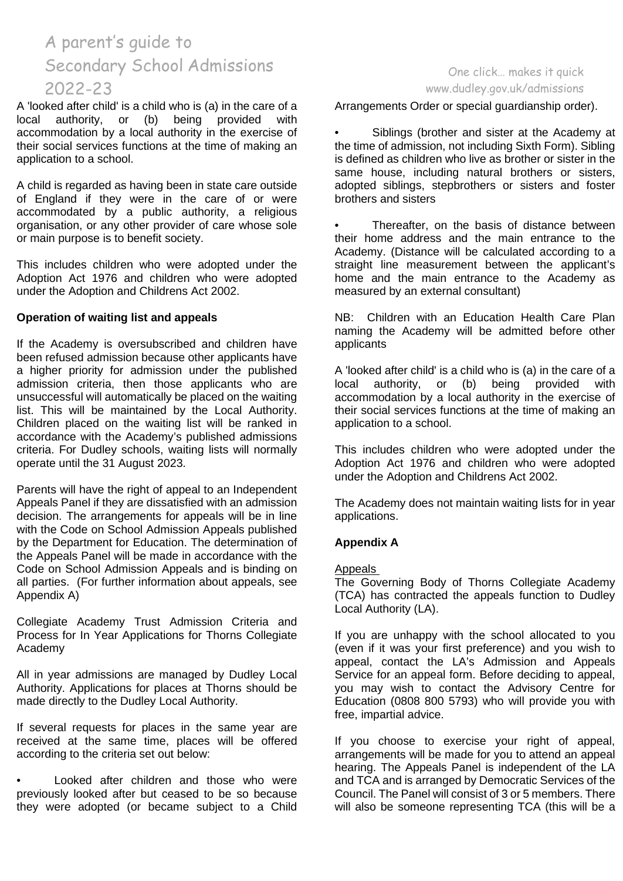A 'looked after child' is a child who is (a) in the care of a local authority, or (b) being provided with accommodation by a local authority in the exercise of their social services functions at the time of making an application to a school.

A child is regarded as having been in state care outside of England if they were in the care of or were accommodated by a public authority, a religious organisation, or any other provider of care whose sole or main purpose is to benefit society.

This includes children who were adopted under the Adoption Act 1976 and children who were adopted under the Adoption and Childrens Act 2002.

**Operation of waiting list and appeals**

If the Academy is oversubscribed and children have been refused admission because other applicants have a higher priority for admission under the published admission criteria, then those applicants who are unsuccessful will automatically be placed on the waiting list. This will be maintained by the Local Authority. Children placed on the waiting list will be ranked in accordance with the Academy's published admissions criteria. For Dudley schools, waiting lists will normally operate until the 31 August 2023.

Parents will have the right of appeal to an Independent Appeals Panel if they are dissatisfied with an admission decision. The arrangements for appeals will be in line with the Code on School Admission Appeals published by the Department for Education. The determination of the Appeals Panel will be made in accordance with the Code on School Admission Appeals and is binding on all parties. (For further information about appeals, see Appendix A)

Collegiate Academy Trust Admission Criteria and Process for In Year Applications for Thorns Collegiate Academy

All in year admissions are managed by Dudley Local Authority. Applications for places at Thorns should be made directly to the Dudley Local Authority.

If several requests for places in the same year are received at the same time, places will be offered according to the criteria set out below:

- Looked after children and those who were previously looked after but ceased to be so because they were adopted (or became subject to a Child Arrangements Order or special guardianship order).
- Siblings (brother and sister at the Academy at the time of admission, not including Sixth Form). Sibling is defined as children who live as brother or sister in the same house, including natural brothers or sisters, adopted siblings, stepbrothers or sisters and foster brothers and sisters
- Thereafter, on the basis of distance between their home address and the main entrance to the Academy. (Distance will be calculated according to a straight line measurement between the applicant's home and the main entrance to the Academy as measured by an external consultant)

NB: Children with an Education Health Care Plan naming the Academy will be admitted before other applicants

A 'looked after child' is a child who is (a) in the care of a local authority, or (b) being provided with accommodation by a local authority in the exercise of their social services functions at the time of making an application to a school.

This includes children who were adopted under the Adoption Act 1976 and children who were adopted under the Adoption and Childrens Act 2002.

The Academy does not maintain waiting lists for in year applications.

**Appendix A**

Appeals

The Governing Body of Thorns Collegiate Academy (TCA) has contracted the appeals function to Dudley Local Authority (LA).

If you are unhappy with the school allocated to you (even if it was your first preference) and you wish to appeal, contact the LA's Admission and Appeals Service for an appeal form. Before deciding to appeal, you may wish to contact the Advisory Centre for Education (0808 800 5793) who will provide you with free, impartial advice.

If you choose to exercise your right of appeal, arrangements will be made for you to attend an appeal hearing. The Appeals Panel is independent of the LA and TCA and is arranged by Democratic Services of the Council. The Panel will consist of 3 or 5 members. There will also be someone representing TCA (this will be a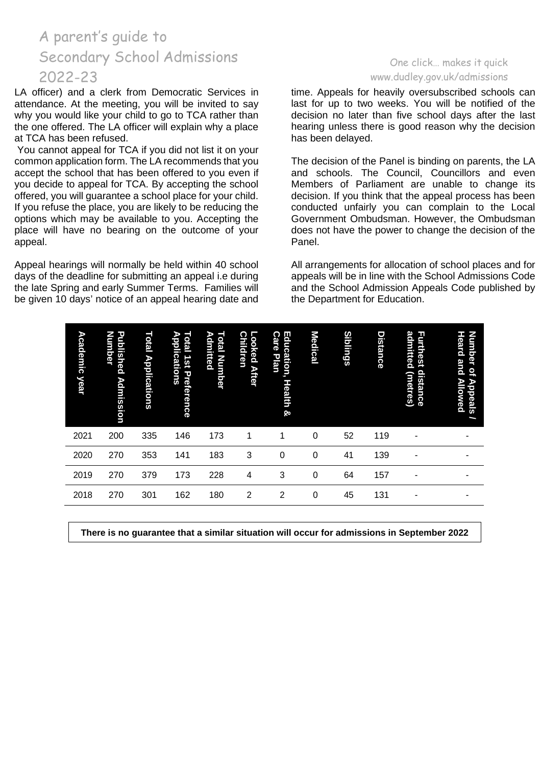LA officer) and a clerk from Democratic Services in attendance. At the meeting, you will be invited to say why you would like your child to go to TCA rather than the one offered. The LA officer will explain why a place at TCA has been refused.

You cannot appeal for TCA if you did not list it on your common application form. The LA recommends that you accept the school that has been offered to you even if you decide to appeal for TCA. By accepting the school offered, you will guarantee a school place for your child. If you refuse the place, you are likely to be reducing the options which may be available to you. Accepting the place will have no bearing on the outcome of your appeal.

Appeal hearings will normally be held within 40 school days of the deadline for submitting an appeal i.e during the late Spring and early Summer Terms. Families will be given 10 days' notice of an appeal hearing date and time. Appeals for heavily oversubscribed schools can last for up to two weeks. You will be notified of the decision no later than five school days after the last hearing unless there is good reason why the decision has been delayed.

The decision of the Panel is binding on parents, the LA and schools. The Council, Councillors and even Members of Parliament are unable to change its decision. If you think that the appeal process has been conducted unfairly you can complain to the Local Government Ombudsman. However, the Ombudsman does not have the power to change the decision of the Panel.

All arrangements for allocation of school places and for appeals will be in line with the School Admissions Code and the School Admission Appeals Code published by the Department for Education.

| Academic year | Published Admission Number | Total Applications | Total 1st Preference Applications | Total Number Admitted | Looked After Children | Education, Health & Care Plan | Medical | Siblings | Distance | Furthest distance admitted (metres) | Number of Appeals / Heard and Allowed |
|---|---|---|---|---|---|---|---|---|---|---|---|
| 2021 | 200 | 335 | 146 | 173 | 1 | 1 | 0 | 52 | 119 | - | - |
| 2020 | 270 | 353 | 141 | 183 | 3 | 0 | 0 | 41 | 139 | - | - |
| 2019 | 270 | 379 | 173 | 228 | 4 | 3 | 0 | 64 | 157 | - | - |
| 2018 | 270 | 301 | 162 | 180 | 2 | 2 | 0 | 45 | 131 | - | - |

**There is no guarantee that a similar situation will occur for admissions in September 2022**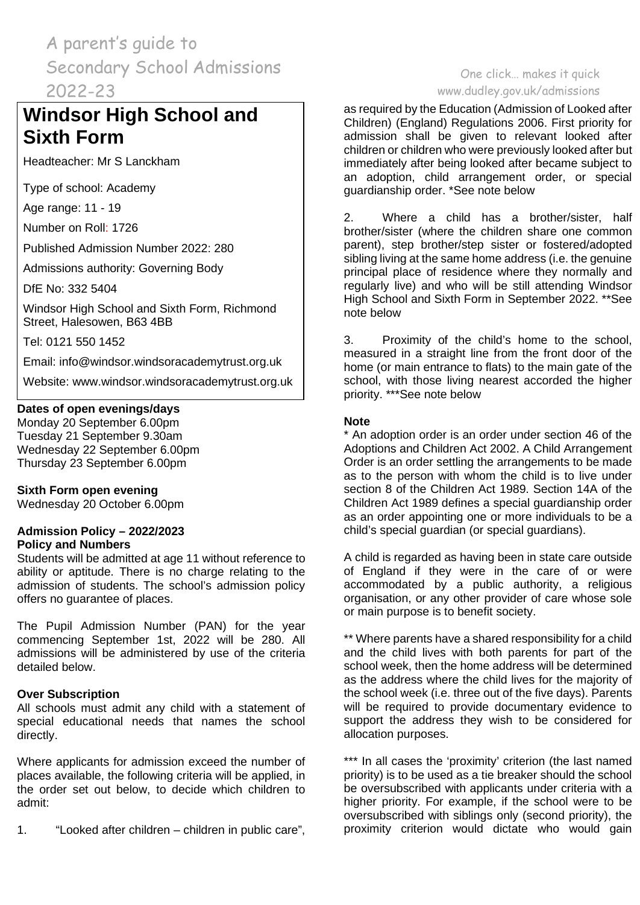# Windsor High School and Sixth Form

Headteacher: Mr S Lanckham

Type of school: Academy

Age range: 11 - 19

Number on Roll: 1726

Published Admission Number 2022: 280

Admissions authority: Governing Body

DfE No: 332 5404

Windsor High School and Sixth Form, Richmond Street, Halesowen, B63 4BB

Tel: 0121 550 1452

Email: info@windsor.windsoracademytrust.org.uk

Website: www.windsor.windsoracademytrust.org.uk

**Dates of open evenings/days**

Monday 20 September 6.00pm
Tuesday 21 September 9.30am
Wednesday 22 September 6.00pm
Thursday 23 September 6.00pm

**Sixth Form open evening**

Wednesday 20 October 6.00pm

**Admission Policy – 2022/2023**
**Policy and Numbers**

Students will be admitted at age 11 without reference to ability or aptitude. There is no charge relating to the admission of students. The school's admission policy offers no guarantee of places.

The Pupil Admission Number (PAN) for the year commencing September 1st, 2022 will be 280. All admissions will be administered by use of the criteria detailed below.

**Over Subscription**

All schools must admit any child with a statement of special educational needs that names the school directly.

Where applicants for admission exceed the number of places available, the following criteria will be applied, in the order set out below, to decide which children to admit:

1. "Looked after children – children in public care", as required by the Education (Admission of Looked after Children) (England) Regulations 2006. First priority for admission shall be given to relevant looked after children or children who were previously looked after but immediately after being looked after became subject to an adoption, child arrangement order, or special guardianship order. *See note below

2. Where a child has a brother/sister, half brother/sister (where the children share one common parent), step brother/step sister or fostered/adopted sibling living at the same home address (i.e. the genuine principal place of residence where they normally and regularly live) and who will be still attending Windsor High School and Sixth Form in September 2022. **See note below

3. Proximity of the child's home to the school, measured in a straight line from the front door of the home (or main entrance to flats) to the main gate of the school, with those living nearest accorded the higher priority. ***See note below

**Note**

* An adoption order is an order under section 46 of the Adoptions and Children Act 2002. A Child Arrangement Order is an order settling the arrangements to be made as to the person with whom the child is to live under section 8 of the Children Act 1989. Section 14A of the Children Act 1989 defines a special guardianship order as an order appointing one or more individuals to be a child's special guardian (or special guardians).

A child is regarded as having been in state care outside of England if they were in the care of or were accommodated by a public authority, a religious organisation, or any other provider of care whose sole or main purpose is to benefit society.

** Where parents have a shared responsibility for a child and the child lives with both parents for part of the school week, then the home address will be determined as the address where the child lives for the majority of the school week (i.e. three out of the five days). Parents will be required to provide documentary evidence to support the address they wish to be considered for allocation purposes.

*** In all cases the 'proximity' criterion (the last named priority) is to be used as a tie breaker should the school be oversubscribed with applicants under criteria with a higher priority. For example, if the school were to be oversubscribed with siblings only (second priority), the proximity criterion would dictate who would gain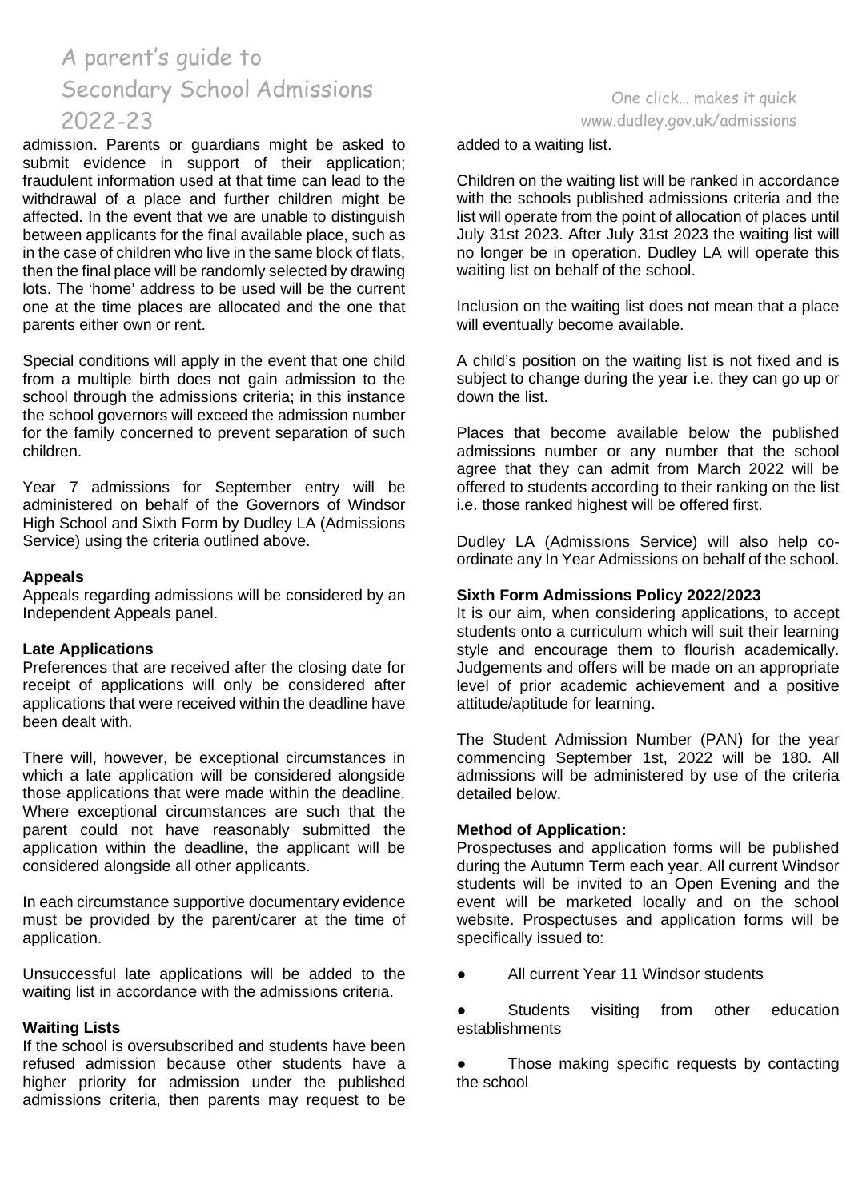admission. Parents or guardians might be asked to submit evidence in support of their application; fraudulent information used at that time can lead to the withdrawal of a place and further children might be affected. In the event that we are unable to distinguish between applicants for the final available place, such as in the case of children who live in the same block of flats, then the final place will be randomly selected by drawing lots. The 'home' address to be used will be the current one at the time places are allocated and the one that parents either own or rent.

Special conditions will apply in the event that one child from a multiple birth does not gain admission to the school through the admissions criteria; in this instance the school governors will exceed the admission number for the family concerned to prevent separation of such children.

Year 7 admissions for September entry will be administered on behalf of the Governors of Windsor High School and Sixth Form by Dudley LA (Admissions Service) using the criteria outlined above.

**Appeals**

Appeals regarding admissions will be considered by an Independent Appeals panel.

**Late Applications**

Preferences that are received after the closing date for receipt of applications will only be considered after applications that were received within the deadline have been dealt with.

There will, however, be exceptional circumstances in which a late application will be considered alongside those applications that were made within the deadline. Where exceptional circumstances are such that the parent could not have reasonably submitted the application within the deadline, the applicant will be considered alongside all other applicants.

In each circumstance supportive documentary evidence must be provided by the parent/carer at the time of application.

Unsuccessful late applications will be added to the waiting list in accordance with the admissions criteria.

**Waiting Lists**

If the school is oversubscribed and students have been refused admission because other students have a higher priority for admission under the published admissions criteria, then parents may request to be added to a waiting list.

Children on the waiting list will be ranked in accordance with the schools published admissions criteria and the list will operate from the point of allocation of places until July 31st 2023. After July 31st 2023 the waiting list will no longer be in operation. Dudley LA will operate this waiting list on behalf of the school.

Inclusion on the waiting list does not mean that a place will eventually become available.

A child's position on the waiting list is not fixed and is subject to change during the year i.e. they can go up or down the list.

Places that become available below the published admissions number or any number that the school agree that they can admit from March 2022 will be offered to students according to their ranking on the list i.e. those ranked highest will be offered first.

Dudley LA (Admissions Service) will also help co-ordinate any In Year Admissions on behalf of the school.

**Sixth Form Admissions Policy 2022/2023**

It is our aim, when considering applications, to accept students onto a curriculum which will suit their learning style and encourage them to flourish academically. Judgements and offers will be made on an appropriate level of prior academic achievement and a positive attitude/aptitude for learning.

The Student Admission Number (PAN) for the year commencing September 1st, 2022 will be 180. All admissions will be administered by use of the criteria detailed below.

**Method of Application:**

Prospectuses and application forms will be published during the Autumn Term each year. All current Windsor students will be invited to an Open Evening and the event will be marketed locally and on the school website. Prospectuses and application forms will be specifically issued to:

- All current Year 11 Windsor students
- Students visiting from other education establishments
- Those making specific requests by contacting the school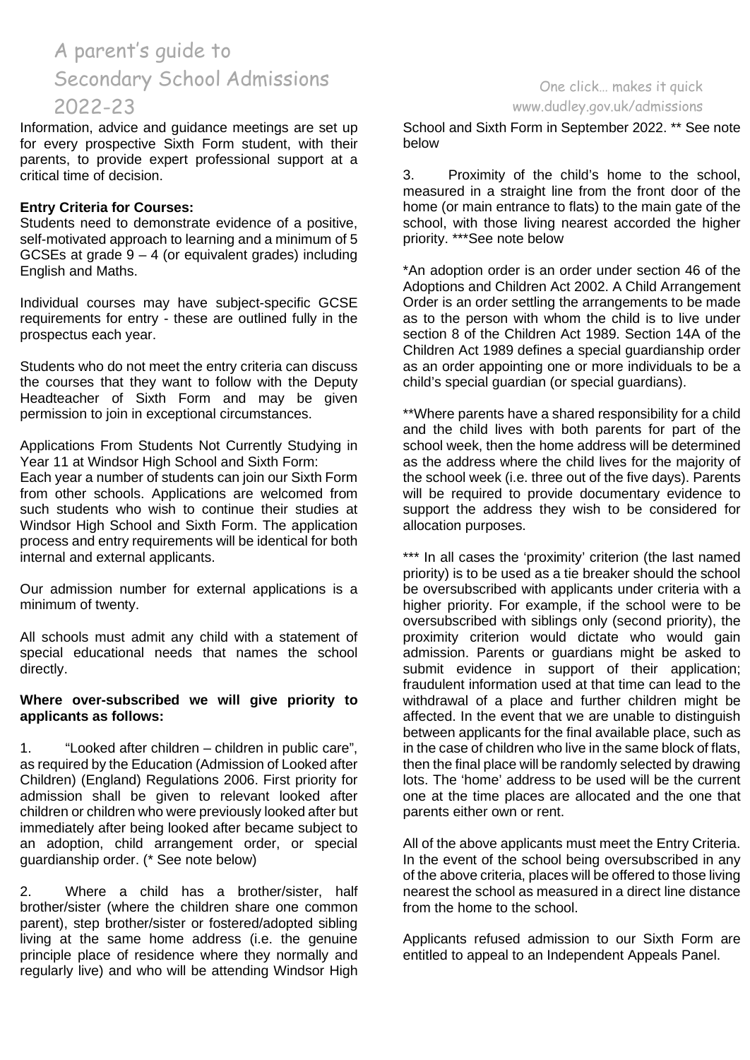Information, advice and guidance meetings are set up for every prospective Sixth Form student, with their parents, to provide expert professional support at a critical time of decision.

**Entry Criteria for Courses:**
Students need to demonstrate evidence of a positive, self-motivated approach to learning and a minimum of 5 GCSEs at grade 9 – 4 (or equivalent grades) including English and Maths.

Individual courses may have subject-specific GCSE requirements for entry - these are outlined fully in the prospectus each year.

Students who do not meet the entry criteria can discuss the courses that they want to follow with the Deputy Headteacher of Sixth Form and may be given permission to join in exceptional circumstances.

Applications From Students Not Currently Studying in Year 11 at Windsor High School and Sixth Form:
Each year a number of students can join our Sixth Form from other schools. Applications are welcomed from such students who wish to continue their studies at Windsor High School and Sixth Form. The application process and entry requirements will be identical for both internal and external applicants.

Our admission number for external applications is a minimum of twenty.

All schools must admit any child with a statement of special educational needs that names the school directly.

**Where over-subscribed we will give priority to applicants as follows:**

1. "Looked after children – children in public care", as required by the Education (Admission of Looked after Children) (England) Regulations 2006. First priority for admission shall be given to relevant looked after children or children who were previously looked after but immediately after being looked after became subject to an adoption, child arrangement order, or special guardianship order. (* See note below)

2. Where a child has a brother/sister, half brother/sister (where the children share one common parent), step brother/sister or fostered/adopted sibling living at the same home address (i.e. the genuine principle place of residence where they normally and regularly live) and who will be attending Windsor High School and Sixth Form in September 2022. ** See note below

3. Proximity of the child's home to the school, measured in a straight line from the front door of the home (or main entrance to flats) to the main gate of the school, with those living nearest accorded the higher priority. ***See note below

*An adoption order is an order under section 46 of the Adoptions and Children Act 2002. A Child Arrangement Order is an order settling the arrangements to be made as to the person with whom the child is to live under section 8 of the Children Act 1989. Section 14A of the Children Act 1989 defines a special guardianship order as an order appointing one or more individuals to be a child's special guardian (or special guardians).

**Where parents have a shared responsibility for a child and the child lives with both parents for part of the school week, then the home address will be determined as the address where the child lives for the majority of the school week (i.e. three out of the five days). Parents will be required to provide documentary evidence to support the address they wish to be considered for allocation purposes.

*** In all cases the 'proximity' criterion (the last named priority) is to be used as a tie breaker should the school be oversubscribed with applicants under criteria with a higher priority. For example, if the school were to be oversubscribed with siblings only (second priority), the proximity criterion would dictate who would gain admission. Parents or guardians might be asked to submit evidence in support of their application; fraudulent information used at that time can lead to the withdrawal of a place and further children might be affected. In the event that we are unable to distinguish between applicants for the final available place, such as in the case of children who live in the same block of flats, then the final place will be randomly selected by drawing lots. The 'home' address to be used will be the current one at the time places are allocated and the one that parents either own or rent.

All of the above applicants must meet the Entry Criteria. In the event of the school being oversubscribed in any of the above criteria, places will be offered to those living nearest the school as measured in a direct line distance from the home to the school.

Applicants refused admission to our Sixth Form are entitled to appeal to an Independent Appeals Panel.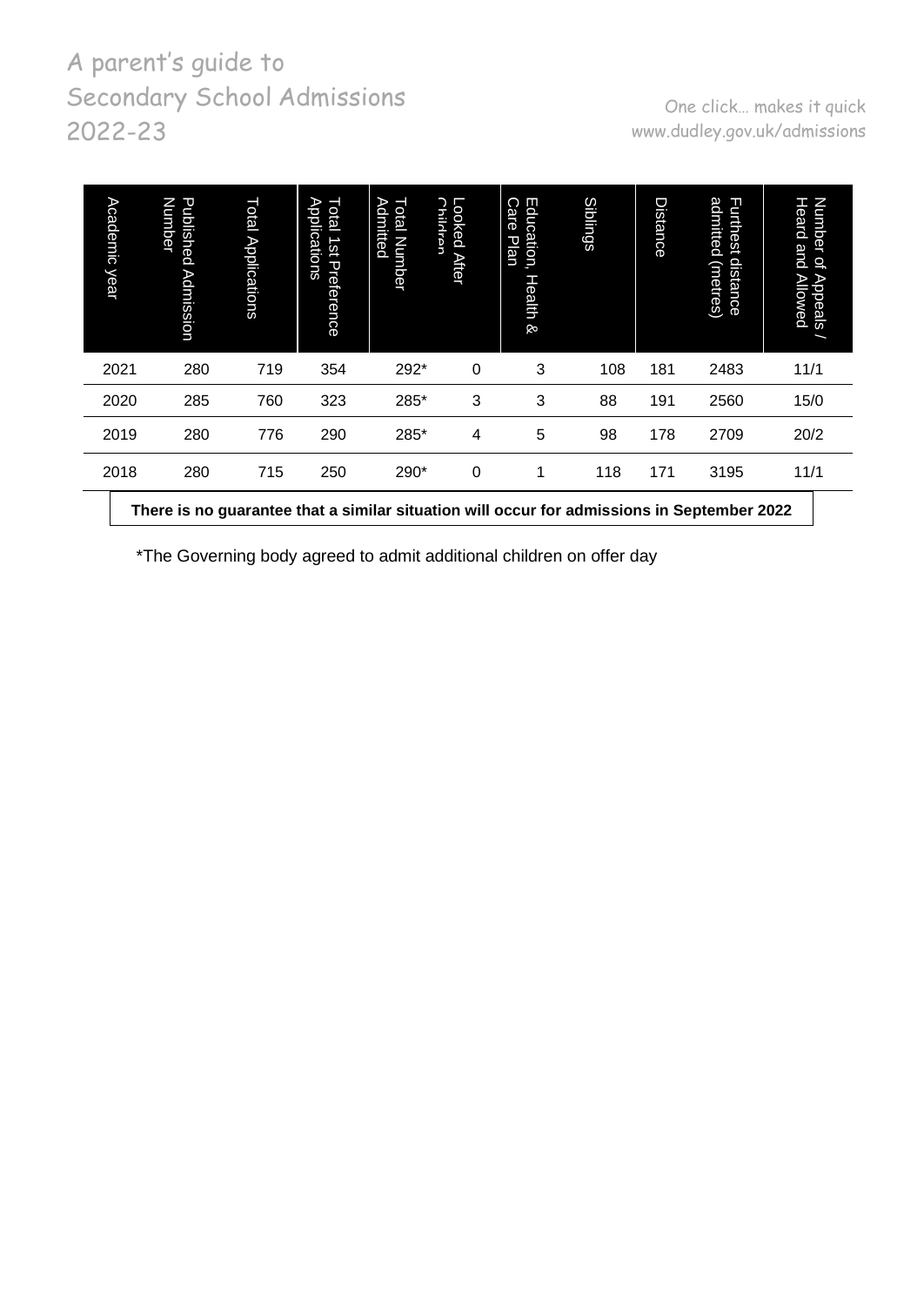| Academic year | Published Admission Number | Total Applications | Total 1st Preference Applications | Total Number Admitted | Looked After Children | Education, Health & Care Plan | Siblings | Distance | Furthest distance admitted (metres) | Number of Appeals / Heard and Allowed |
|---|---|---|---|---|---|---|---|---|---|---|
| 2021 | 280 | 719 | 354 | 292* | 0 | 3 | 108 | 181 | 2483 | 11/1 |
| 2020 | 285 | 760 | 323 | 285* | 3 | 3 | 88 | 191 | 2560 | 15/0 |
| 2019 | 280 | 776 | 290 | 285* | 4 | 5 | 98 | 178 | 2709 | 20/2 |
| 2018 | 280 | 715 | 250 | 290* | 0 | 1 | 118 | 171 | 3195 | 11/1 |

**There is no guarantee that a similar situation will occur for admissions in September 2022**

*The Governing body agreed to admit additional children on offer day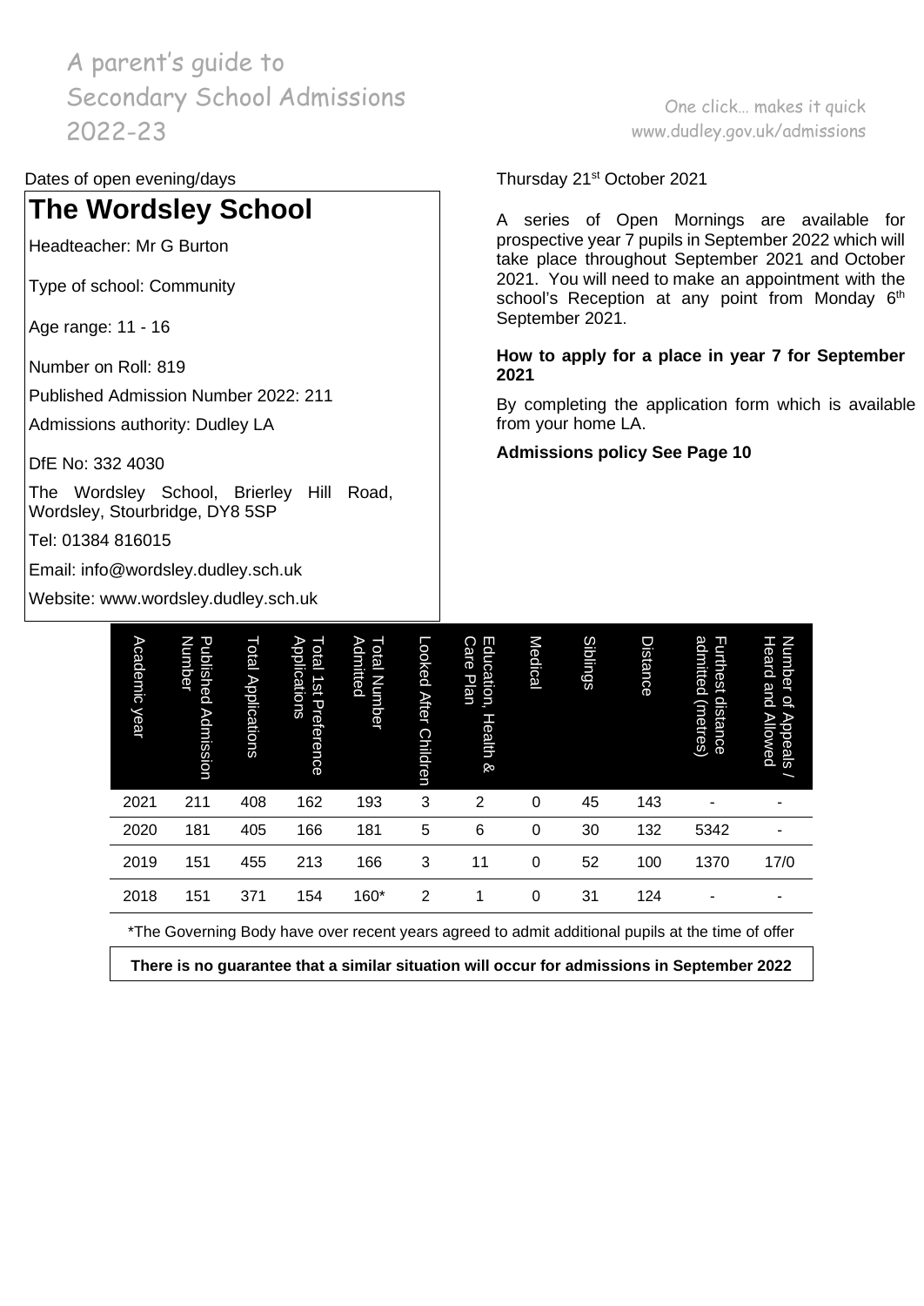A parent's guide to Secondary School Admissions 2022-23

One click… makes it quick www.dudley.gov.uk/admissions

Dates of open evening/days

# The Wordsley School

Headteacher: Mr G Burton

Type of school: Community

Age range: 11 - 16

Number on Roll: 819

Published Admission Number 2022: 211

Admissions authority: Dudley LA

DfE No: 332 4030

The Wordsley School, Brierley Hill Road, Wordsley, Stourbridge, DY8 5SP

Tel: 01384 816015

Email: info@wordsley.dudley.sch.uk

Website: www.wordsley.dudley.sch.uk

Thursday 21st October 2021

A series of Open Mornings are available for prospective year 7 pupils in September 2022 which will take place throughout September 2021 and October 2021. You will need to make an appointment with the school's Reception at any point from Monday 6th September 2021.

**How to apply for a place in year 7 for September 2021**

By completing the application form which is available from your home LA.

**Admissions policy See Page 10**

| Academic year | Published Admission Number | Total Applications | Total 1st Preference Applications | Total Number Admitted | Looked After Children | Education, Health & Care Plan | Medical | Siblings | Distance | Furthest distance admitted (metres) | Number of Appeals / Heard and Allowed |
|---|---|---|---|---|---|---|---|---|---|---|---|
| 2021 | 211 | 408 | 162 | 193 | 3 | 2 | 0 | 45 | 143 | - | - |
| 2020 | 181 | 405 | 166 | 181 | 5 | 6 | 0 | 30 | 132 | 5342 | - |
| 2019 | 151 | 455 | 213 | 166 | 3 | 11 | 0 | 52 | 100 | 1370 | 17/0 |
| 2018 | 151 | 371 | 154 | 160* | 2 | 1 | 0 | 31 | 124 | - | - |

*The Governing Body have over recent years agreed to admit additional pupils at the time of offer

**There is no guarantee that a similar situation will occur for admissions in September 2022**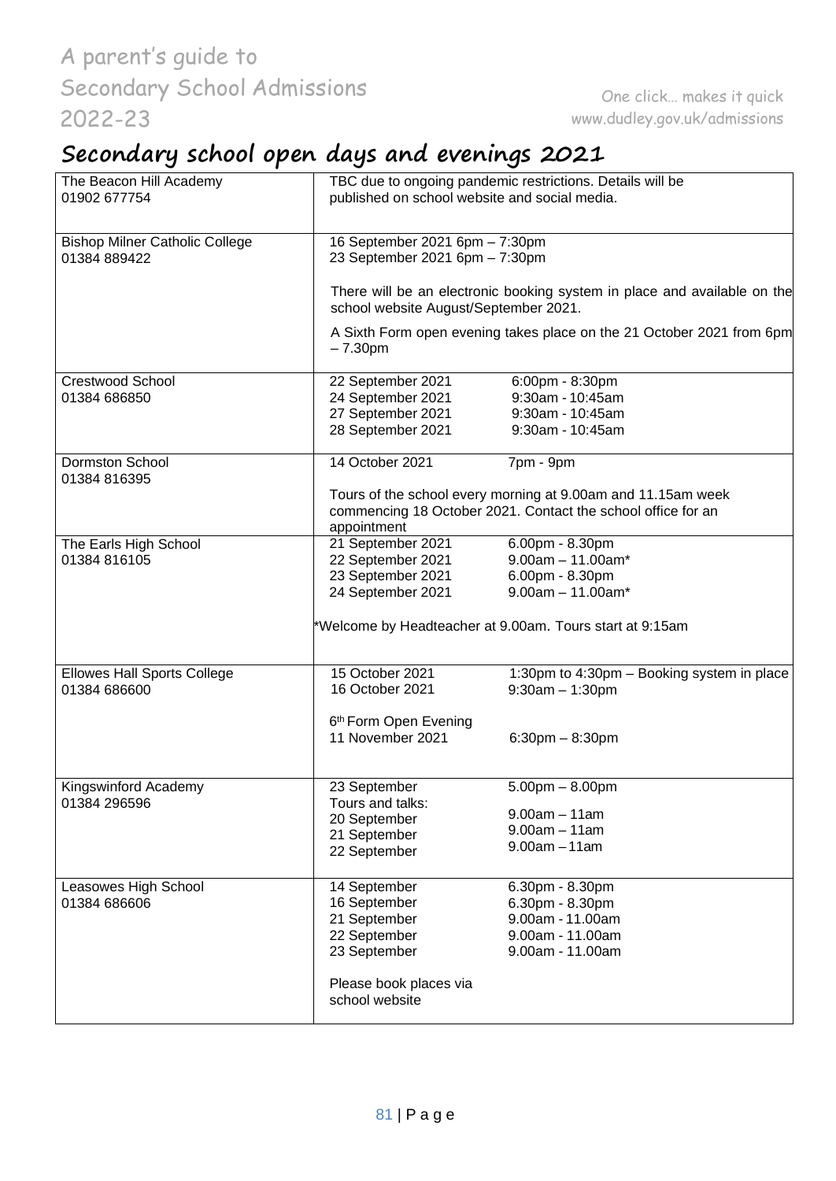# Secondary school open days and evenings 2021

| School | Dates and times | |
|---|---|---|
| The Beacon Hill Academy<br>01902 677754 | TBC due to ongoing pandemic restrictions. Details will be published on school website and social media. | |
| Bishop Milner Catholic College<br>01384 889422 | 16 September 2021 6pm – 7:30pm<br>23 September 2021 6pm – 7:30pm<br><br>There will be an electronic booking system in place and available on the school website August/September 2021.<br><br>A Sixth Form open evening takes place on the 21 October 2021 from 6pm – 7.30pm | |
| Crestwood School<br>01384 686850 | 22 September 2021<br>24 September 2021<br>27 September 2021<br>28 September 2021 | 6:00pm - 8:30pm<br>9:30am - 10:45am<br>9:30am - 10:45am<br>9:30am - 10:45am |
| Dormston School<br>01384 816395 | 14 October 2021<br><br>Tours of the school every morning at 9.00am and 11.15am week commencing 18 October 2021. Contact the school office for an appointment | 7pm - 9pm |
| The Earls High School<br>01384 816105 | 21 September 2021<br>22 September 2021<br>23 September 2021<br>24 September 2021<br><br>*Welcome by Headteacher at 9.00am. Tours start at 9:15am | 6.00pm - 8.30pm<br>9.00am – 11.00am*<br>6.00pm - 8.30pm<br>9.00am – 11.00am* |
| Ellowes Hall Sports College<br>01384 686600 | 15 October 2021<br>16 October 2021<br><br>6th Form Open Evening<br>11 November 2021 | 1:30pm to 4:30pm – Booking system in place<br>9:30am – 1:30pm<br><br><br>6:30pm – 8:30pm |
| Kingswinford Academy<br>01384 296596 | 23 September<br>Tours and talks:<br>20 September<br>21 September<br>22 September | 5.00pm – 8.00pm<br><br>9.00am – 11am<br>9.00am – 11am<br>9.00am – 11am |
| Leasowes High School<br>01384 686606 | 14 September<br>16 September<br>21 September<br>22 September<br>23 September<br><br>Please book places via school website | 6.30pm - 8.30pm<br>6.30pm - 8.30pm<br>9.00am - 11.00am<br>9.00am - 11.00am<br>9.00am - 11.00am |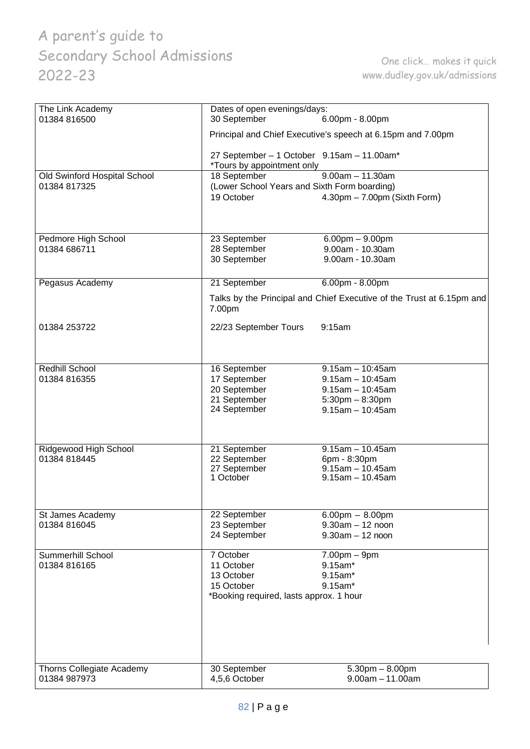| School | Dates of open evenings/days |
|---|---|
| The Link Academy<br>01384 816500 | Dates of open evenings/days:<br>30 September 6.00pm - 8.00pm<br>Principal and Chief Executive's speech at 6.15pm and 7.00pm<br>27 September – 1 October 9.15am – 11.00am*<br>*Tours by appointment only |
| Old Swinford Hospital School<br>01384 817325 | 18 September 9.00am – 11.30am<br>(Lower School Years and Sixth Form boarding)<br>19 October 4.30pm – 7.00pm (Sixth Form) |
| Pedmore High School<br>01384 686711 | 23 September 6.00pm – 9.00pm<br>28 September 9.00am - 10.30am<br>30 September 9.00am - 10.30am |
| Pegasus Academy<br>01384 253722 | 21 September 6.00pm - 8.00pm<br>Talks by the Principal and Chief Executive of the Trust at 6.15pm and 7.00pm<br>22/23 September Tours 9:15am |
| Redhill School<br>01384 816355 | 16 September 9.15am – 10:45am<br>17 September 9.15am – 10:45am<br>20 September 9.15am – 10:45am<br>21 September 5:30pm – 8:30pm<br>24 September 9.15am – 10:45am |
| Ridgewood High School<br>01384 818445 | 21 September 9.15am – 10.45am<br>22 September 6pm - 8:30pm<br>27 September 9.15am – 10.45am<br>1 October 9.15am – 10.45am |
| St James Academy<br>01384 816045 | 22 September 6.00pm – 8.00pm<br>23 September 9.30am – 12 noon<br>24 September 9.30am – 12 noon |
| Summerhill School<br>01384 816165 | 7 October 7.00pm – 9pm<br>11 October 9.15am*<br>13 October 9.15am*<br>15 October 9.15am*<br>*Booking required, lasts approx. 1 hour |
| Thorns Collegiate Academy<br>01384 987973 | 30 September 5.30pm – 8.00pm<br>4,5,6 October 9.00am – 11.00am |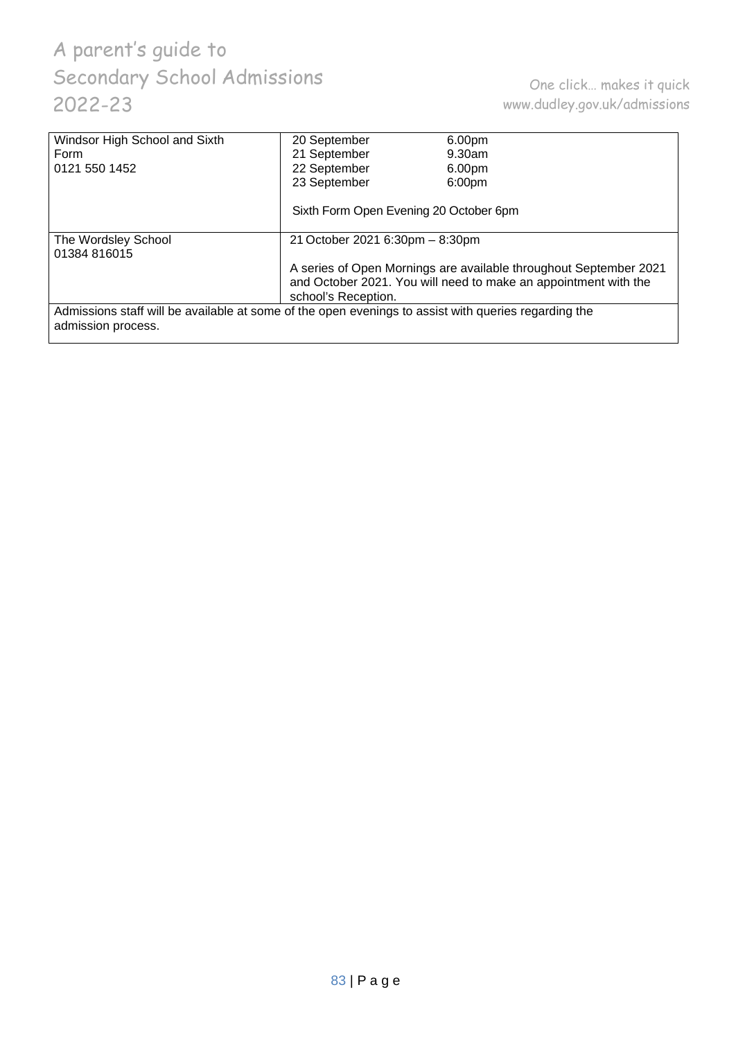| | |
|---|---|
| Windsor High School and Sixth Form<br>0121 550 1452 | 20 September 6.00pm<br>21 September 9.30am<br>22 September 6.00pm<br>23 September 6:00pm<br><br>Sixth Form Open Evening 20 October 6pm |
| The Wordsley School<br>01384 816015 | 21 October 2021 6:30pm – 8:30pm<br><br>A series of Open Mornings are available throughout September 2021 and October 2021. You will need to make an appointment with the school's Reception. |
| Admissions staff will be available at some of the open evenings to assist with queries regarding the admission process. | |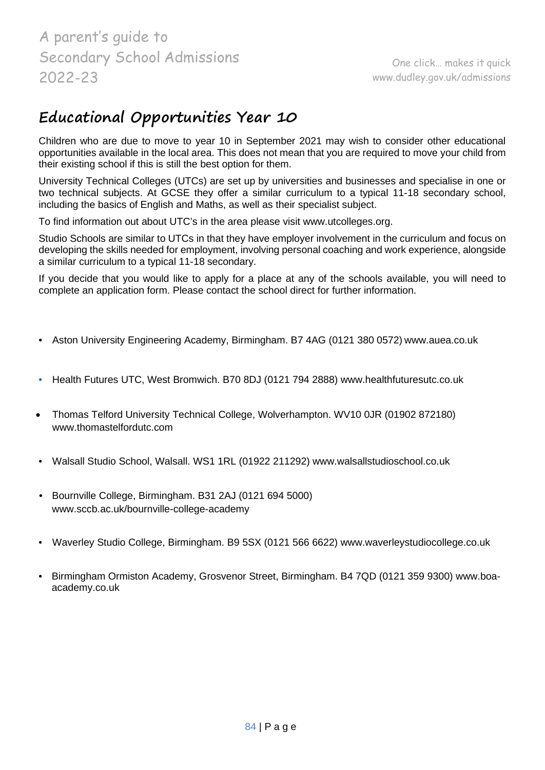## Educational Opportunities Year 10

Children who are due to move to year 10 in September 2021 may wish to consider other educational opportunities available in the local area. This does not mean that you are required to move your child from their existing school if this is still the best option for them.

University Technical Colleges (UTCs) are set up by universities and businesses and specialise in one or two technical subjects. At GCSE they offer a similar curriculum to a typical 11-18 secondary school, including the basics of English and Maths, as well as their specialist subject.

To find information out about UTC's in the area please visit www.utcolleges.org.

Studio Schools are similar to UTCs in that they have employer involvement in the curriculum and focus on developing the skills needed for employment, involving personal coaching and work experience, alongside a similar curriculum to a typical 11-18 secondary.

If you decide that you would like to apply for a place at any of the schools available, you will need to complete an application form. Please contact the school direct for further information.

- Aston University Engineering Academy, Birmingham. B7 4AG (0121 380 0572) www.auea.co.uk
- Health Futures UTC, West Bromwich. B70 8DJ (0121 794 2888) www.healthfuturesutc.co.uk
- Thomas Telford University Technical College, Wolverhampton. WV10 0JR (01902 872180) www.thomastelfordutc.com
- Walsall Studio School, Walsall. WS1 1RL (01922 211292) www.walsallstudioschool.co.uk
- Bournville College, Birmingham. B31 2AJ (0121 694 5000) www.sccb.ac.uk/bournville-college-academy
- Waverley Studio College, Birmingham. B9 5SX (0121 566 6622) www.waverleystudiocollege.co.uk
- Birmingham Ormiston Academy, Grosvenor Street, Birmingham. B4 7QD (0121 359 9300) www.boa-academy.co.uk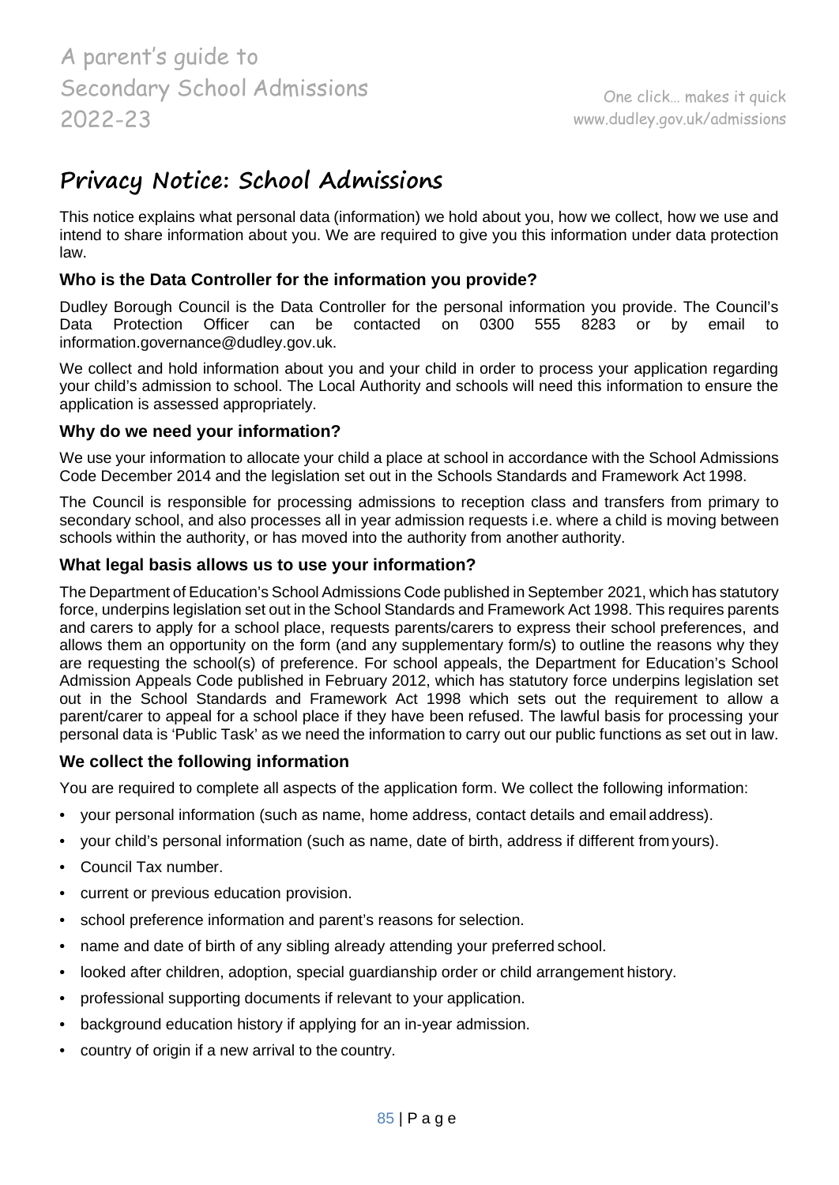# Privacy Notice: School Admissions

This notice explains what personal data (information) we hold about you, how we collect, how we use and intend to share information about you. We are required to give you this information under data protection law.

### Who is the Data Controller for the information you provide?

Dudley Borough Council is the Data Controller for the personal information you provide. The Council's Data Protection Officer can be contacted on 0300 555 8283 or by email to information.governance@dudley.gov.uk.

We collect and hold information about you and your child in order to process your application regarding your child's admission to school. The Local Authority and schools will need this information to ensure the application is assessed appropriately.

### Why do we need your information?

We use your information to allocate your child a place at school in accordance with the School Admissions Code December 2014 and the legislation set out in the Schools Standards and Framework Act 1998.

The Council is responsible for processing admissions to reception class and transfers from primary to secondary school, and also processes all in year admission requests i.e. where a child is moving between schools within the authority, or has moved into the authority from another authority.

### What legal basis allows us to use your information?

The Department of Education's School Admissions Code published in September 2021, which has statutory force, underpins legislation set out in the School Standards and Framework Act 1998. This requires parents and carers to apply for a school place, requests parents/carers to express their school preferences, and allows them an opportunity on the form (and any supplementary form/s) to outline the reasons why they are requesting the school(s) of preference. For school appeals, the Department for Education's School Admission Appeals Code published in February 2012, which has statutory force underpins legislation set out in the School Standards and Framework Act 1998 which sets out the requirement to allow a parent/carer to appeal for a school place if they have been refused. The lawful basis for processing your personal data is 'Public Task' as we need the information to carry out our public functions as set out in law.

### We collect the following information

You are required to complete all aspects of the application form. We collect the following information:

- your personal information (such as name, home address, contact details and email address).
- your child's personal information (such as name, date of birth, address if different from yours).
- Council Tax number.
- current or previous education provision.
- school preference information and parent's reasons for selection.
- name and date of birth of any sibling already attending your preferred school.
- looked after children, adoption, special guardianship order or child arrangement history.
- professional supporting documents if relevant to your application.
- background education history if applying for an in-year admission.
- country of origin if a new arrival to the country.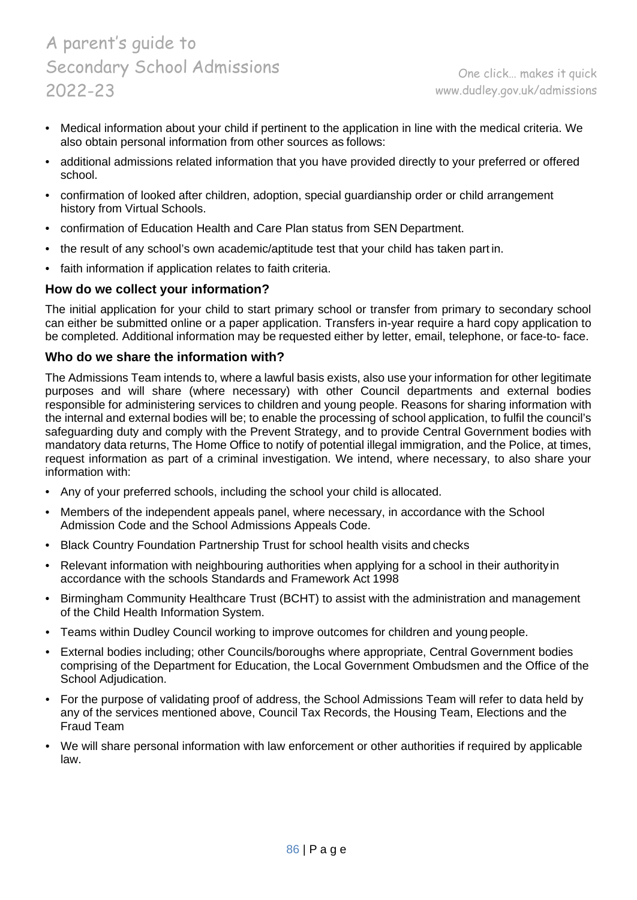- Medical information about your child if pertinent to the application in line with the medical criteria. We also obtain personal information from other sources as follows:
- additional admissions related information that you have provided directly to your preferred or offered school.
- confirmation of looked after children, adoption, special guardianship order or child arrangement history from Virtual Schools.
- confirmation of Education Health and Care Plan status from SEN Department.
- the result of any school's own academic/aptitude test that your child has taken part in.
- faith information if application relates to faith criteria.

### How do we collect your information?

The initial application for your child to start primary school or transfer from primary to secondary school can either be submitted online or a paper application. Transfers in-year require a hard copy application to be completed. Additional information may be requested either by letter, email, telephone, or face-to- face.

### Who do we share the information with?

The Admissions Team intends to, where a lawful basis exists, also use your information for other legitimate purposes and will share (where necessary) with other Council departments and external bodies responsible for administering services to children and young people. Reasons for sharing information with the internal and external bodies will be; to enable the processing of school application, to fulfil the council's safeguarding duty and comply with the Prevent Strategy, and to provide Central Government bodies with mandatory data returns, The Home Office to notify of potential illegal immigration, and the Police, at times, request information as part of a criminal investigation. We intend, where necessary, to also share your information with:

- Any of your preferred schools, including the school your child is allocated.
- Members of the independent appeals panel, where necessary, in accordance with the School Admission Code and the School Admissions Appeals Code.
- Black Country Foundation Partnership Trust for school health visits and checks
- Relevant information with neighbouring authorities when applying for a school in their authority in accordance with the schools Standards and Framework Act 1998
- Birmingham Community Healthcare Trust (BCHT) to assist with the administration and management of the Child Health Information System.
- Teams within Dudley Council working to improve outcomes for children and young people.
- External bodies including; other Councils/boroughs where appropriate, Central Government bodies comprising of the Department for Education, the Local Government Ombudsmen and the Office of the School Adjudication.
- For the purpose of validating proof of address, the School Admissions Team will refer to data held by any of the services mentioned above, Council Tax Records, the Housing Team, Elections and the Fraud Team
- We will share personal information with law enforcement or other authorities if required by applicable law.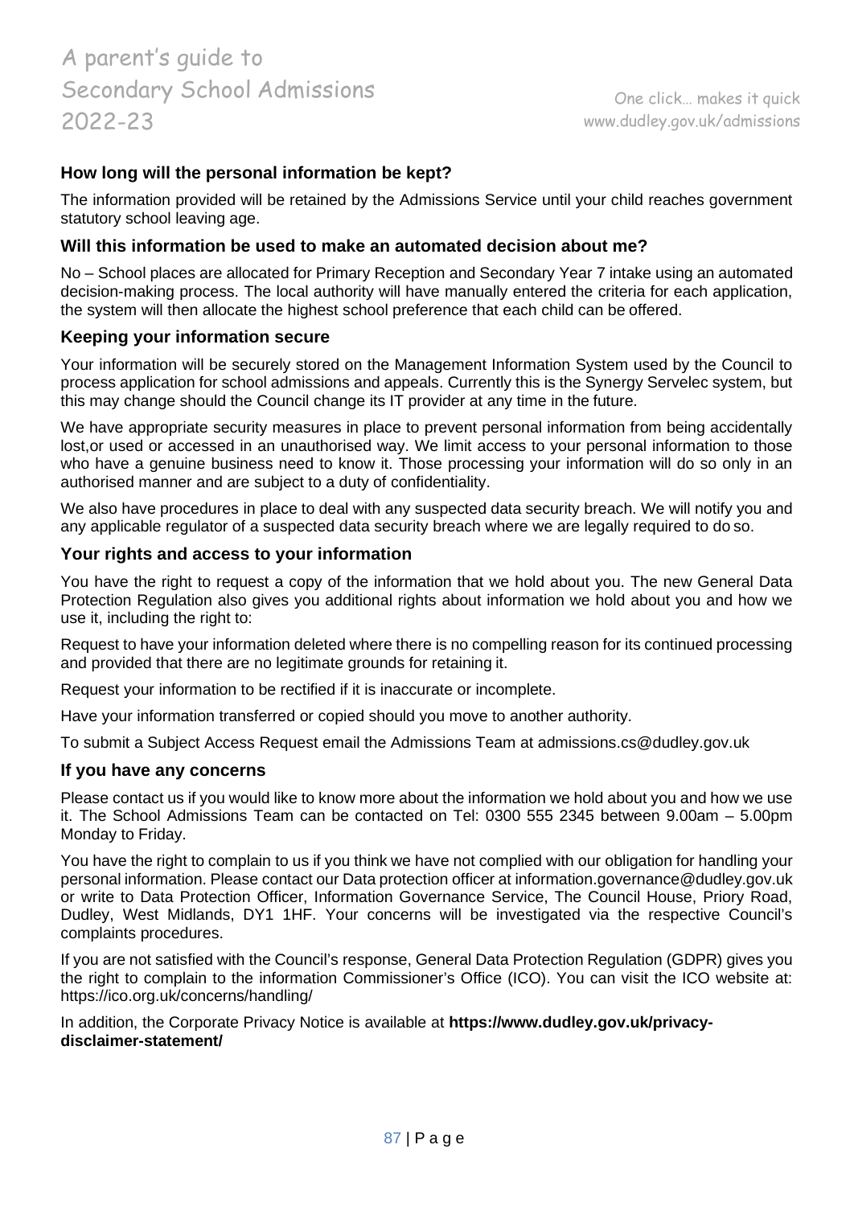### How long will the personal information be kept?

The information provided will be retained by the Admissions Service until your child reaches government statutory school leaving age.

### Will this information be used to make an automated decision about me?

No – School places are allocated for Primary Reception and Secondary Year 7 intake using an automated decision-making process. The local authority will have manually entered the criteria for each application, the system will then allocate the highest school preference that each child can be offered.

### Keeping your information secure

Your information will be securely stored on the Management Information System used by the Council to process application for school admissions and appeals. Currently this is the Synergy Servelec system, but this may change should the Council change its IT provider at any time in the future.

We have appropriate security measures in place to prevent personal information from being accidentally lost,or used or accessed in an unauthorised way. We limit access to your personal information to those who have a genuine business need to know it. Those processing your information will do so only in an authorised manner and are subject to a duty of confidentiality.

We also have procedures in place to deal with any suspected data security breach. We will notify you and any applicable regulator of a suspected data security breach where we are legally required to do so.

### Your rights and access to your information

You have the right to request a copy of the information that we hold about you. The new General Data Protection Regulation also gives you additional rights about information we hold about you and how we use it, including the right to:

Request to have your information deleted where there is no compelling reason for its continued processing and provided that there are no legitimate grounds for retaining it.

Request your information to be rectified if it is inaccurate or incomplete.

Have your information transferred or copied should you move to another authority.

To submit a Subject Access Request email the Admissions Team at admissions.cs@dudley.gov.uk

### If you have any concerns

Please contact us if you would like to know more about the information we hold about you and how we use it. The School Admissions Team can be contacted on Tel: 0300 555 2345 between 9.00am – 5.00pm Monday to Friday.

You have the right to complain to us if you think we have not complied with our obligation for handling your personal information. Please contact our Data protection officer at information.governance@dudley.gov.uk or write to Data Protection Officer, Information Governance Service, The Council House, Priory Road, Dudley, West Midlands, DY1 1HF. Your concerns will be investigated via the respective Council's complaints procedures.

If you are not satisfied with the Council's response, General Data Protection Regulation (GDPR) gives you the right to complain to the information Commissioner's Office (ICO). You can visit the ICO website at: https://ico.org.uk/concerns/handling/

In addition, the Corporate Privacy Notice is available at **https://www.dudley.gov.uk/privacy-disclaimer-statement/**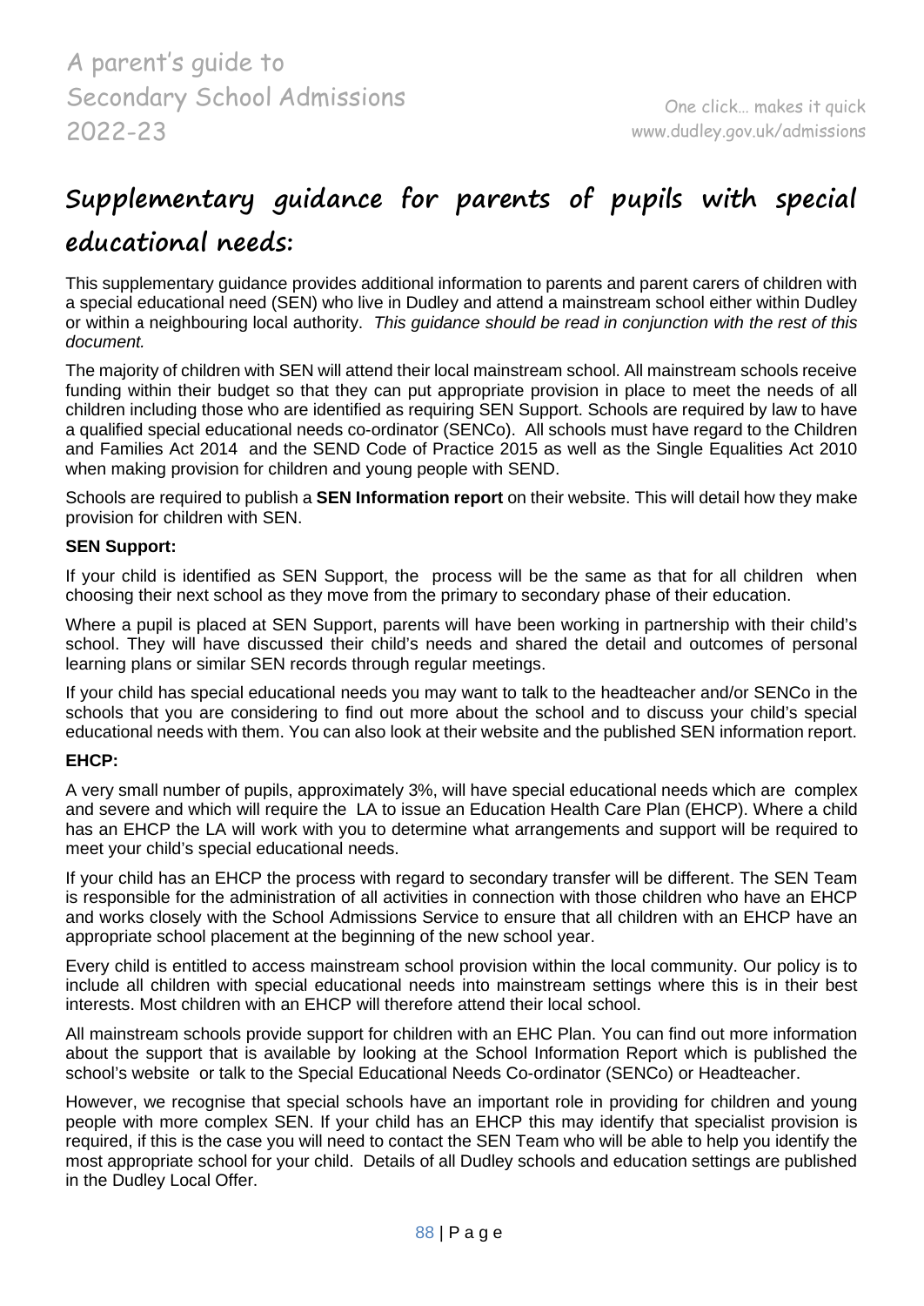## Supplementary guidance for parents of pupils with special educational needs:

This supplementary guidance provides additional information to parents and parent carers of children with a special educational need (SEN) who live in Dudley and attend a mainstream school either within Dudley or within a neighbouring local authority. *This guidance should be read in conjunction with the rest of this document.*

The majority of children with SEN will attend their local mainstream school. All mainstream schools receive funding within their budget so that they can put appropriate provision in place to meet the needs of all children including those who are identified as requiring SEN Support. Schools are required by law to have a qualified special educational needs co-ordinator (SENCo). All schools must have regard to the Children and Families Act 2014 and the SEND Code of Practice 2015 as well as the Single Equalities Act 2010 when making provision for children and young people with SEND.

Schools are required to publish a **SEN Information report** on their website. This will detail how they make provision for children with SEN.

**SEN Support:**

If your child is identified as SEN Support, the process will be the same as that for all children when choosing their next school as they move from the primary to secondary phase of their education.

Where a pupil is placed at SEN Support, parents will have been working in partnership with their child's school. They will have discussed their child's needs and shared the detail and outcomes of personal learning plans or similar SEN records through regular meetings.

If your child has special educational needs you may want to talk to the headteacher and/or SENCo in the schools that you are considering to find out more about the school and to discuss your child's special educational needs with them. You can also look at their website and the published SEN information report.

**EHCP:**

A very small number of pupils, approximately 3%, will have special educational needs which are complex and severe and which will require the LA to issue an Education Health Care Plan (EHCP). Where a child has an EHCP the LA will work with you to determine what arrangements and support will be required to meet your child's special educational needs.

If your child has an EHCP the process with regard to secondary transfer will be different. The SEN Team is responsible for the administration of all activities in connection with those children who have an EHCP and works closely with the School Admissions Service to ensure that all children with an EHCP have an appropriate school placement at the beginning of the new school year.

Every child is entitled to access mainstream school provision within the local community. Our policy is to include all children with special educational needs into mainstream settings where this is in their best interests. Most children with an EHCP will therefore attend their local school.

All mainstream schools provide support for children with an EHC Plan. You can find out more information about the support that is available by looking at the School Information Report which is published the school's website or talk to the Special Educational Needs Co-ordinator (SENCo) or Headteacher.

However, we recognise that special schools have an important role in providing for children and young people with more complex SEN. If your child has an EHCP this may identify that specialist provision is required, if this is the case you will need to contact the SEN Team who will be able to help you identify the most appropriate school for your child. Details of all Dudley schools and education settings are published in the Dudley Local Offer.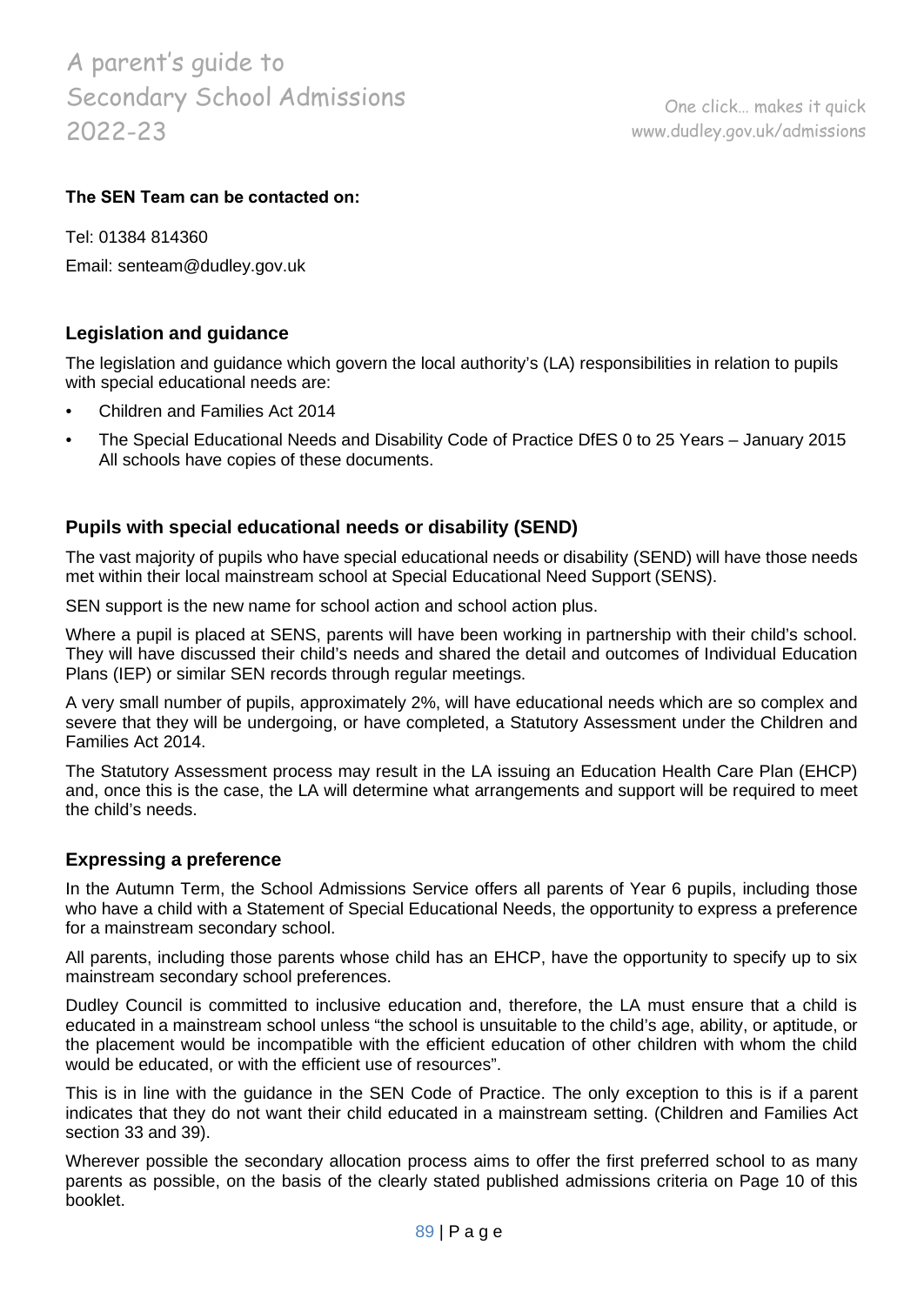**The SEN Team can be contacted on:**

Tel: 01384 814360

Email: senteam@dudley.gov.uk

## Legislation and guidance

The legislation and guidance which govern the local authority's (LA) responsibilities in relation to pupils with special educational needs are:

- Children and Families Act 2014
- The Special Educational Needs and Disability Code of Practice DfES 0 to 25 Years – January 2015 All schools have copies of these documents.

## Pupils with special educational needs or disability (SEND)

The vast majority of pupils who have special educational needs or disability (SEND) will have those needs met within their local mainstream school at Special Educational Need Support (SENS).

SEN support is the new name for school action and school action plus.

Where a pupil is placed at SENS, parents will have been working in partnership with their child's school. They will have discussed their child's needs and shared the detail and outcomes of Individual Education Plans (IEP) or similar SEN records through regular meetings.

A very small number of pupils, approximately 2%, will have educational needs which are so complex and severe that they will be undergoing, or have completed, a Statutory Assessment under the Children and Families Act 2014.

The Statutory Assessment process may result in the LA issuing an Education Health Care Plan (EHCP) and, once this is the case, the LA will determine what arrangements and support will be required to meet the child's needs.

## Expressing a preference

In the Autumn Term, the School Admissions Service offers all parents of Year 6 pupils, including those who have a child with a Statement of Special Educational Needs, the opportunity to express a preference for a mainstream secondary school.

All parents, including those parents whose child has an EHCP, have the opportunity to specify up to six mainstream secondary school preferences.

Dudley Council is committed to inclusive education and, therefore, the LA must ensure that a child is educated in a mainstream school unless "the school is unsuitable to the child's age, ability, or aptitude, or the placement would be incompatible with the efficient education of other children with whom the child would be educated, or with the efficient use of resources".

This is in line with the guidance in the SEN Code of Practice. The only exception to this is if a parent indicates that they do not want their child educated in a mainstream setting. (Children and Families Act section 33 and 39).

Wherever possible the secondary allocation process aims to offer the first preferred school to as many parents as possible, on the basis of the clearly stated published admissions criteria on Page 10 of this booklet.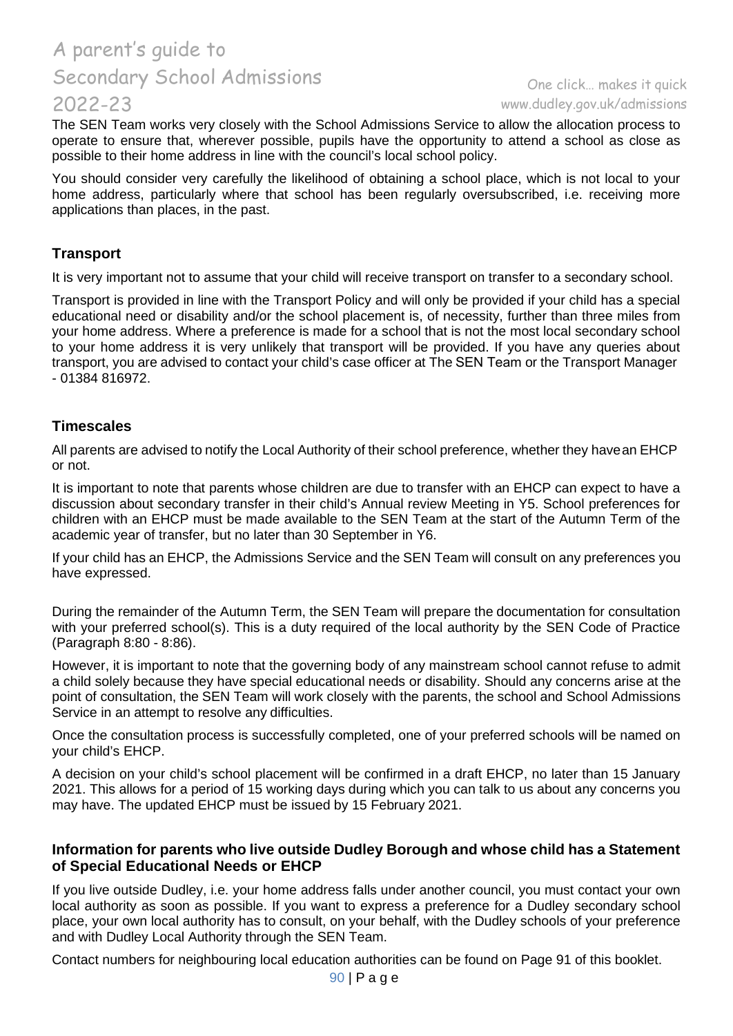The SEN Team works very closely with the School Admissions Service to allow the allocation process to operate to ensure that, wherever possible, pupils have the opportunity to attend a school as close as possible to their home address in line with the council's local school policy.

You should consider very carefully the likelihood of obtaining a school place, which is not local to your home address, particularly where that school has been regularly oversubscribed, i.e. receiving more applications than places, in the past.

### Transport

It is very important not to assume that your child will receive transport on transfer to a secondary school.

Transport is provided in line with the Transport Policy and will only be provided if your child has a special educational need or disability and/or the school placement is, of necessity, further than three miles from your home address. Where a preference is made for a school that is not the most local secondary school to your home address it is very unlikely that transport will be provided. If you have any queries about transport, you are advised to contact your child's case officer at The SEN Team or the Transport Manager - 01384 816972.

### Timescales

All parents are advised to notify the Local Authority of their school preference, whether they havean EHCP or not.

It is important to note that parents whose children are due to transfer with an EHCP can expect to have a discussion about secondary transfer in their child's Annual review Meeting in Y5. School preferences for children with an EHCP must be made available to the SEN Team at the start of the Autumn Term of the academic year of transfer, but no later than 30 September in Y6.

If your child has an EHCP, the Admissions Service and the SEN Team will consult on any preferences you have expressed.

During the remainder of the Autumn Term, the SEN Team will prepare the documentation for consultation with your preferred school(s). This is a duty required of the local authority by the SEN Code of Practice (Paragraph 8:80 - 8:86).

However, it is important to note that the governing body of any mainstream school cannot refuse to admit a child solely because they have special educational needs or disability. Should any concerns arise at the point of consultation, the SEN Team will work closely with the parents, the school and School Admissions Service in an attempt to resolve any difficulties.

Once the consultation process is successfully completed, one of your preferred schools will be named on your child's EHCP.

A decision on your child's school placement will be confirmed in a draft EHCP, no later than 15 January 2021. This allows for a period of 15 working days during which you can talk to us about any concerns you may have. The updated EHCP must be issued by 15 February 2021.

### Information for parents who live outside Dudley Borough and whose child has a Statement of Special Educational Needs or EHCP

If you live outside Dudley, i.e. your home address falls under another council, you must contact your own local authority as soon as possible. If you want to express a preference for a Dudley secondary school place, your own local authority has to consult, on your behalf, with the Dudley schools of your preference and with Dudley Local Authority through the SEN Team.

Contact numbers for neighbouring local education authorities can be found on Page 91 of this booklet.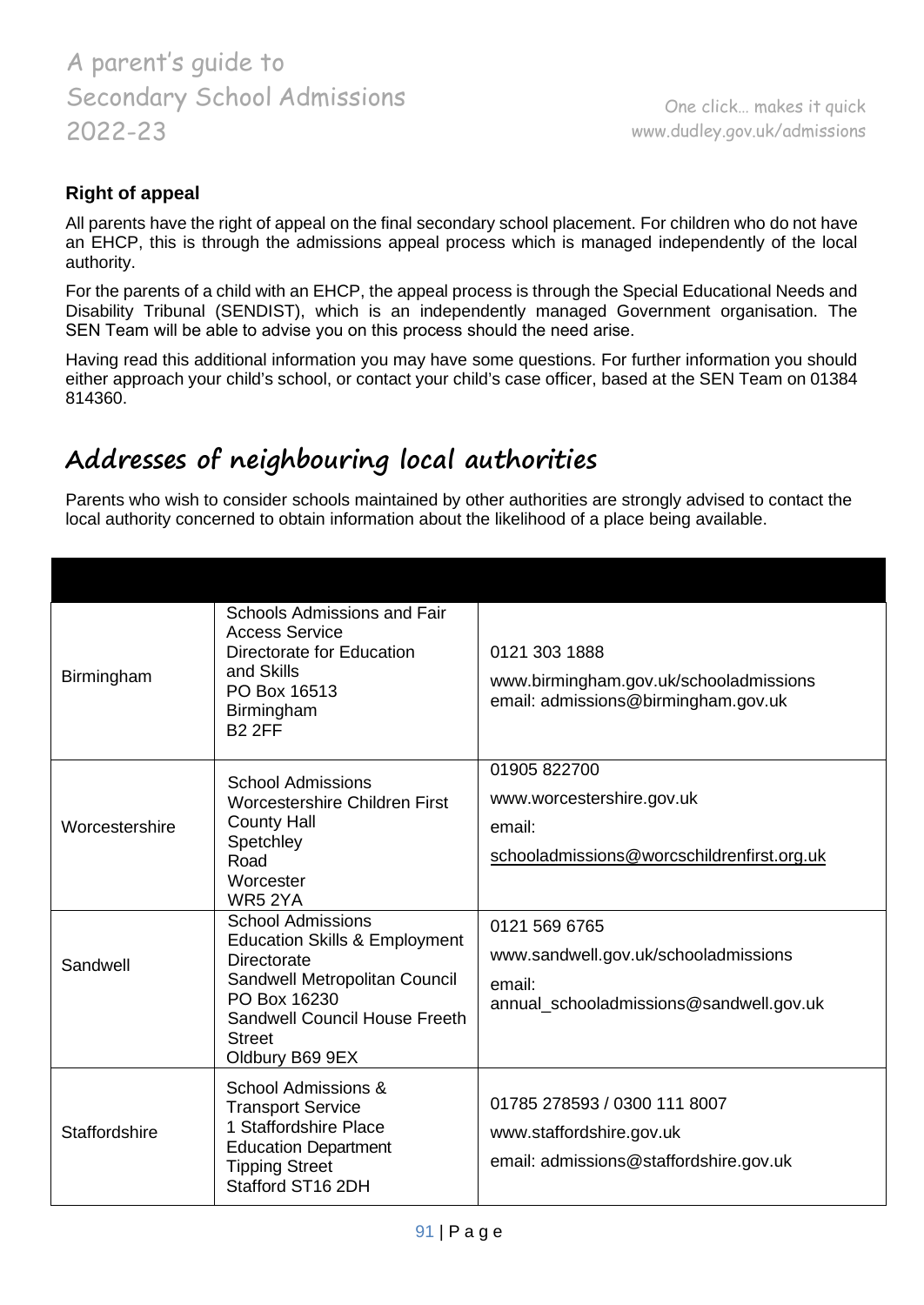## Right of appeal

All parents have the right of appeal on the final secondary school placement. For children who do not have an EHCP, this is through the admissions appeal process which is managed independently of the local authority.

For the parents of a child with an EHCP, the appeal process is through the Special Educational Needs and Disability Tribunal (SENDIST), which is an independently managed Government organisation. The SEN Team will be able to advise you on this process should the need arise.

Having read this additional information you may have some questions. For further information you should either approach your child's school, or contact your child's case officer, based at the SEN Team on 01384 814360.

# Addresses of neighbouring local authorities

Parents who wish to consider schools maintained by other authorities are strongly advised to contact the local authority concerned to obtain information about the likelihood of a place being available.

| | | |
|---|---|---|
| Birmingham | Schools Admissions and Fair Access Service<br>Directorate for Education and Skills<br>PO Box 16513<br>Birmingham<br>B2 2FF | 0121 303 1888<br>www.birmingham.gov.uk/schooladmissions<br>email: admissions@birmingham.gov.uk |
| Worcestershire | School Admissions<br>Worcestershire Children First<br>County Hall<br>Spetchley<br>Road<br>Worcester<br>WR5 2YA | 01905 822700<br>www.worcestershire.gov.uk<br>email:<br>schooladmissions@worcschildrenfirst.org.uk |
| Sandwell | School Admissions<br>Education Skills & Employment Directorate<br>Sandwell Metropolitan Council<br>PO Box 16230<br>Sandwell Council House Freeth Street<br>Oldbury B69 9EX | 0121 569 6765<br>www.sandwell.gov.uk/schooladmissions<br>email:<br>annual_schooladmissions@sandwell.gov.uk |
| Staffordshire | School Admissions & Transport Service<br>1 Staffordshire Place<br>Education Department<br>Tipping Street<br>Stafford ST16 2DH | 01785 278593 / 0300 111 8007<br>www.staffordshire.gov.uk<br>email: admissions@staffordshire.gov.uk |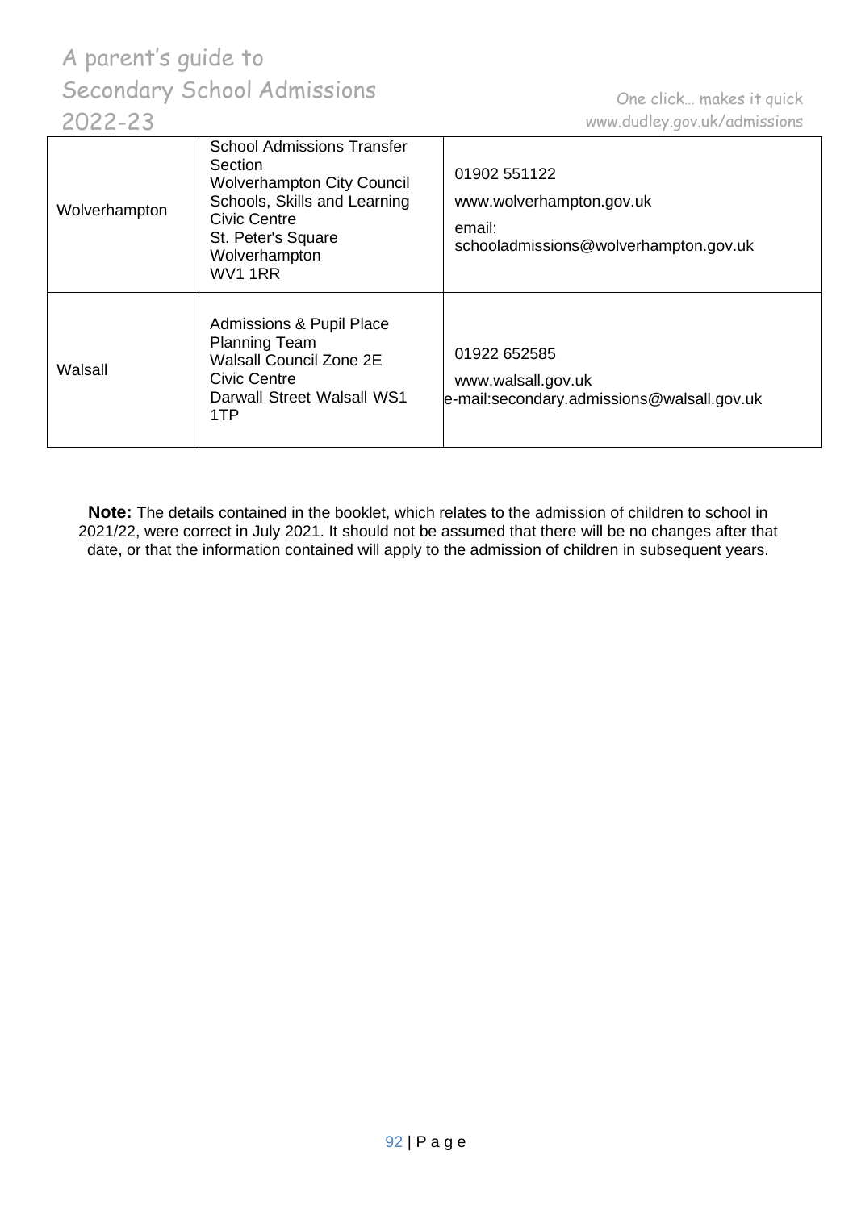| | | |
|---|---|---|
| Wolverhampton | School Admissions Transfer Section<br>Wolverhampton City Council<br>Schools, Skills and Learning<br>Civic Centre<br>St. Peter's Square<br>Wolverhampton<br>WV1 1RR | 01902 551122<br>www.wolverhampton.gov.uk<br>email:<br>schooladmissions@wolverhampton.gov.uk |
| Walsall | Admissions & Pupil Place Planning Team<br>Walsall Council Zone 2E<br>Civic Centre<br>Darwall Street Walsall WS1 1TP | 01922 652585<br>www.walsall.gov.uk<br>e-mail:secondary.admissions@walsall.gov.uk |

**Note:** The details contained in the booklet, which relates to the admission of children to school in 2021/22, were correct in July 2021. It should not be assumed that there will be no changes after that date, or that the information contained will apply to the admission of children in subsequent years.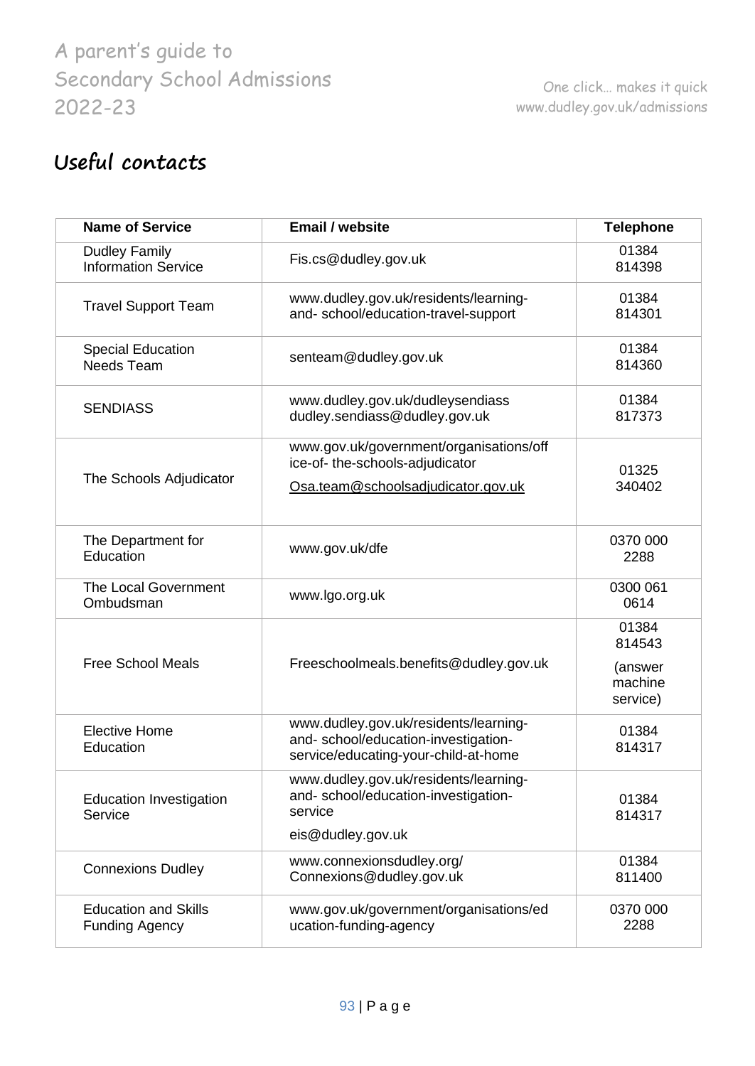## Useful contacts

| Name of Service | Email / website | Telephone |
|---|---|---|
| Dudley Family Information Service | Fis.cs@dudley.gov.uk | 01384 814398 |
| Travel Support Team | www.dudley.gov.uk/residents/learning-and- school/education-travel-support | 01384 814301 |
| Special Education Needs Team | senteam@dudley.gov.uk | 01384 814360 |
| SENDIASS | www.dudley.gov.uk/dudleysendiass dudley.sendiass@dudley.gov.uk | 01384 817373 |
| The Schools Adjudicator | www.gov.uk/government/organisations/office-of- the-schools-adjudicator Osa.team@schoolsadjudicator.gov.uk | 01325 340402 |
| The Department for Education | www.gov.uk/dfe | 0370 000 2288 |
| The Local Government Ombudsman | www.lgo.org.uk | 0300 061 0614 |
| Free School Meals | Freeschoolmeals.benefits@dudley.gov.uk | 01384 814543 (answer machine service) |
| Elective Home Education | www.dudley.gov.uk/residents/learning-and- school/education-investigation-service/educating-your-child-at-home | 01384 814317 |
| Education Investigation Service | www.dudley.gov.uk/residents/learning-and- school/education-investigation-service eis@dudley.gov.uk | 01384 814317 |
| Connexions Dudley | www.connexionsdudley.org/ Connexions@dudley.gov.uk | 01384 811400 |
| Education and Skills Funding Agency | www.gov.uk/government/organisations/education-funding-agency | 0370 000 2288 |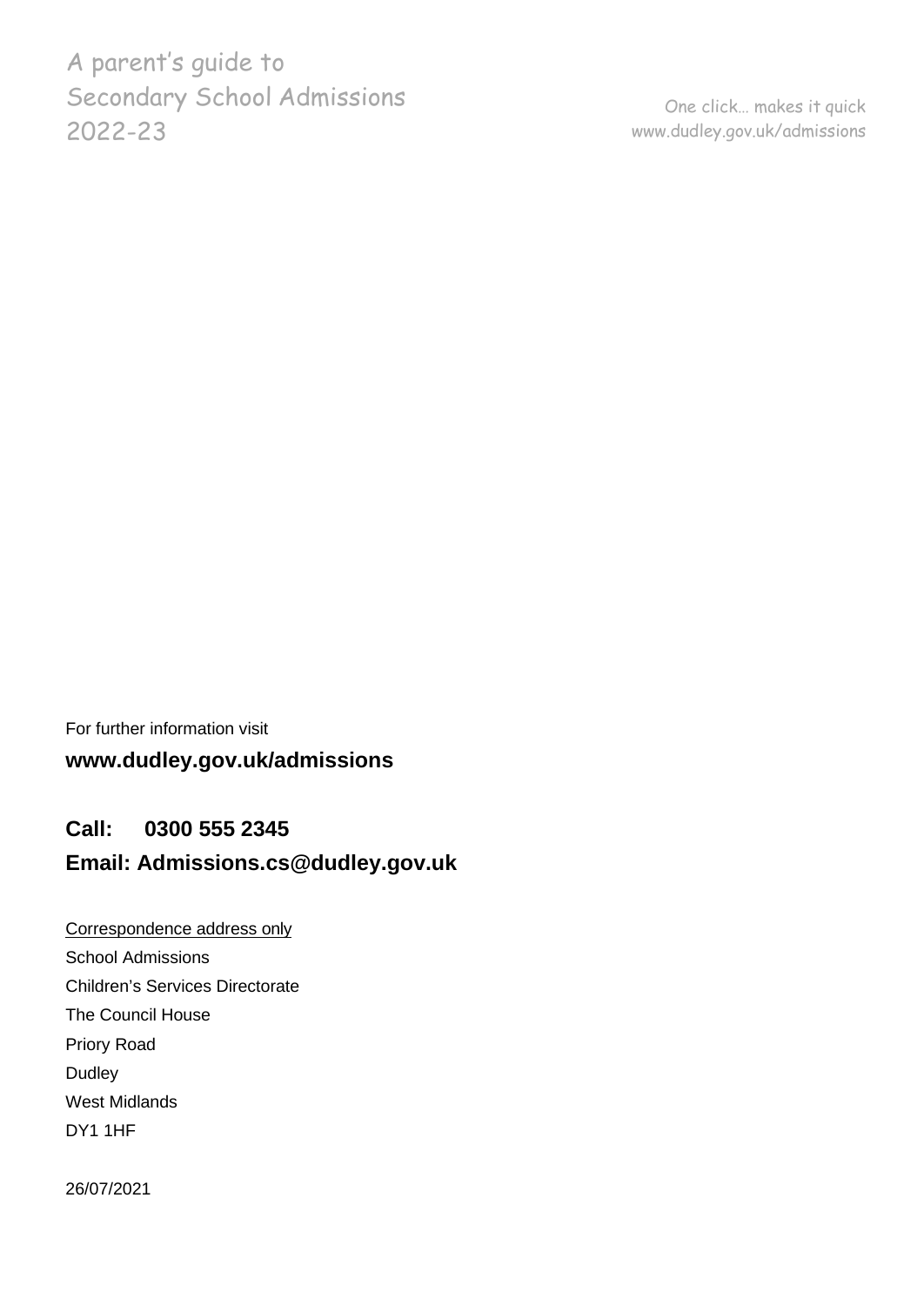A parent's guide to
Secondary School Admissions
2022-23

One click… makes it quick
www.dudley.gov.uk/admissions

For further information visit

**www.dudley.gov.uk/admissions**

**Call: 0300 555 2345**

**Email: Admissions.cs@dudley.gov.uk**

Correspondence address only

School Admissions
Children's Services Directorate
The Council House
Priory Road
Dudley
West Midlands
DY1 1HF

26/07/2021